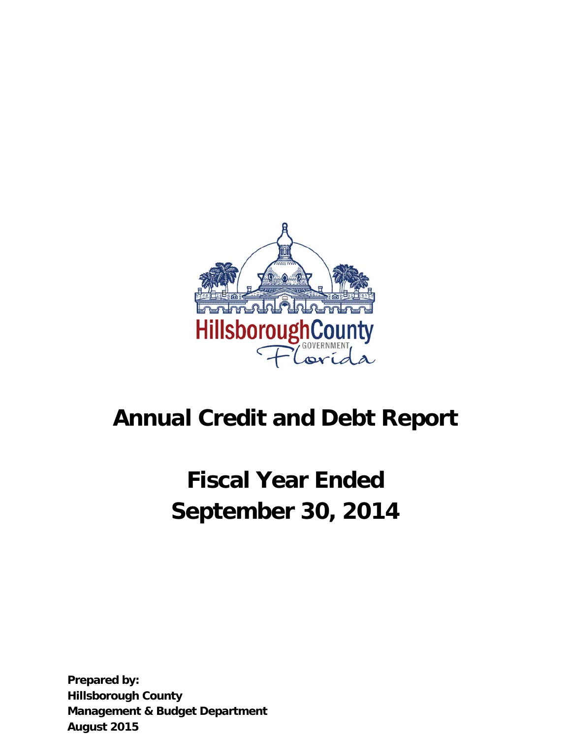# Annual Credit and Debt Report

# Fiscal Year Ended September 30, 2014

**Prepared by:**
**Hillsborough County**
**Management & Budget Department**
**August 2015**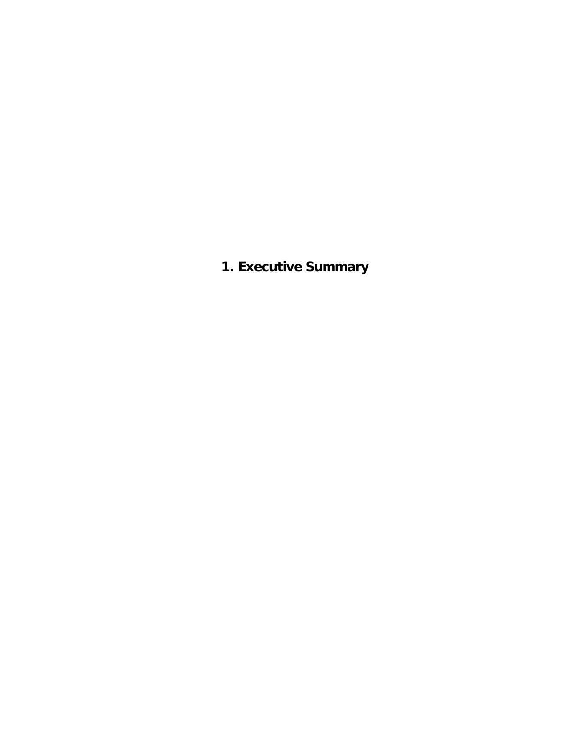# 1. Executive Summary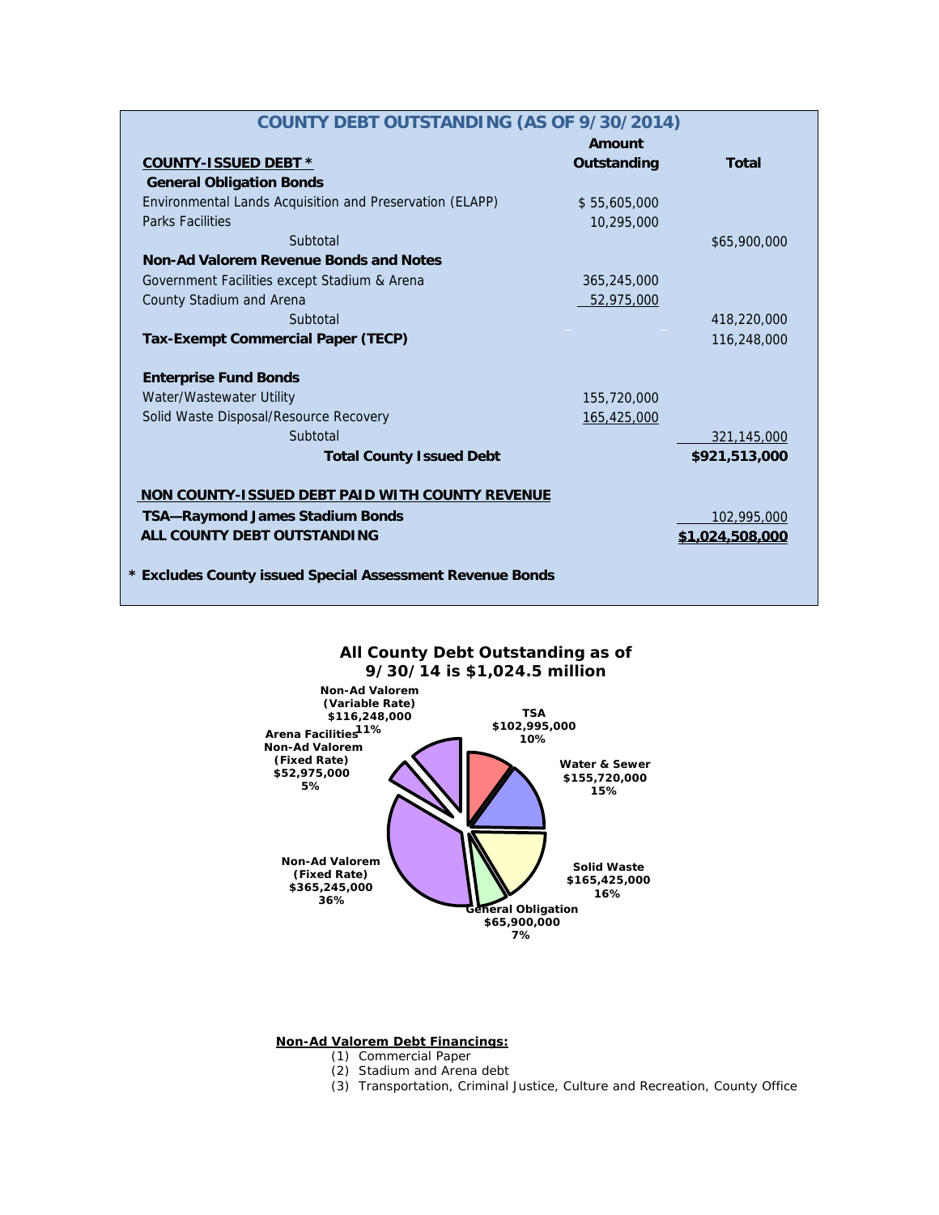## COUNTY DEBT OUTSTANDING (AS OF 9/30/2014)

| COUNTY-ISSUED DEBT * | Amount Outstanding | Total |
|---|---|---|
| **General Obligation Bonds** | | |
| Environmental Lands Acquisition and Preservation (ELAPP) | $ 55,605,000 | |
| Parks Facilities | 10,295,000 | |
| Subtotal | | $65,900,000 |
| **Non-Ad Valorem Revenue Bonds and Notes** | | |
| Government Facilities except Stadium & Arena | 365,245,000 | |
| County Stadium and Arena | 52,975,000 | |
| Subtotal | | 418,220,000 |
| **Tax-Exempt Commercial Paper (TECP)** | | 116,248,000 |
| **Enterprise Fund Bonds** | | |
| Water/Wastewater Utility | 155,720,000 | |
| Solid Waste Disposal/Resource Recovery | 165,425,000 | |
| Subtotal | | 321,145,000 |
| **Total County Issued Debt** | | **$921,513,000** |
| **NON COUNTY-ISSUED DEBT PAID WITH COUNTY REVENUE** | | |
| **TSA—Raymond James Stadium Bonds** | | 102,995,000 |
| **ALL COUNTY DEBT OUTSTANDING** | | **$1,024,508,000** |

**\* Excludes County issued Special Assessment Revenue Bonds**

**All County Debt Outstanding as of 9/30/14 is $1,024.5 million**

| Category | Amount | Percent |
|---|---|---|
| Non-Ad Valorem (Variable Rate) | $116,248,000 | 11% |
| TSA | $102,995,000 | 10% |
| Water & Sewer | $155,720,000 | 15% |
| Solid Waste | $165,425,000 | 16% |
| General Obligation | $65,900,000 | 7% |
| Non-Ad Valorem (Fixed Rate) | $365,245,000 | 36% |
| Arena Facilities Non-Ad Valorem (Fixed Rate) | $52,975,000 | 5% |

**Non-Ad Valorem Debt Financings:**

(1) Commercial Paper
(2) Stadium and Arena debt
(3) Transportation, Criminal Justice, Culture and Recreation, County Office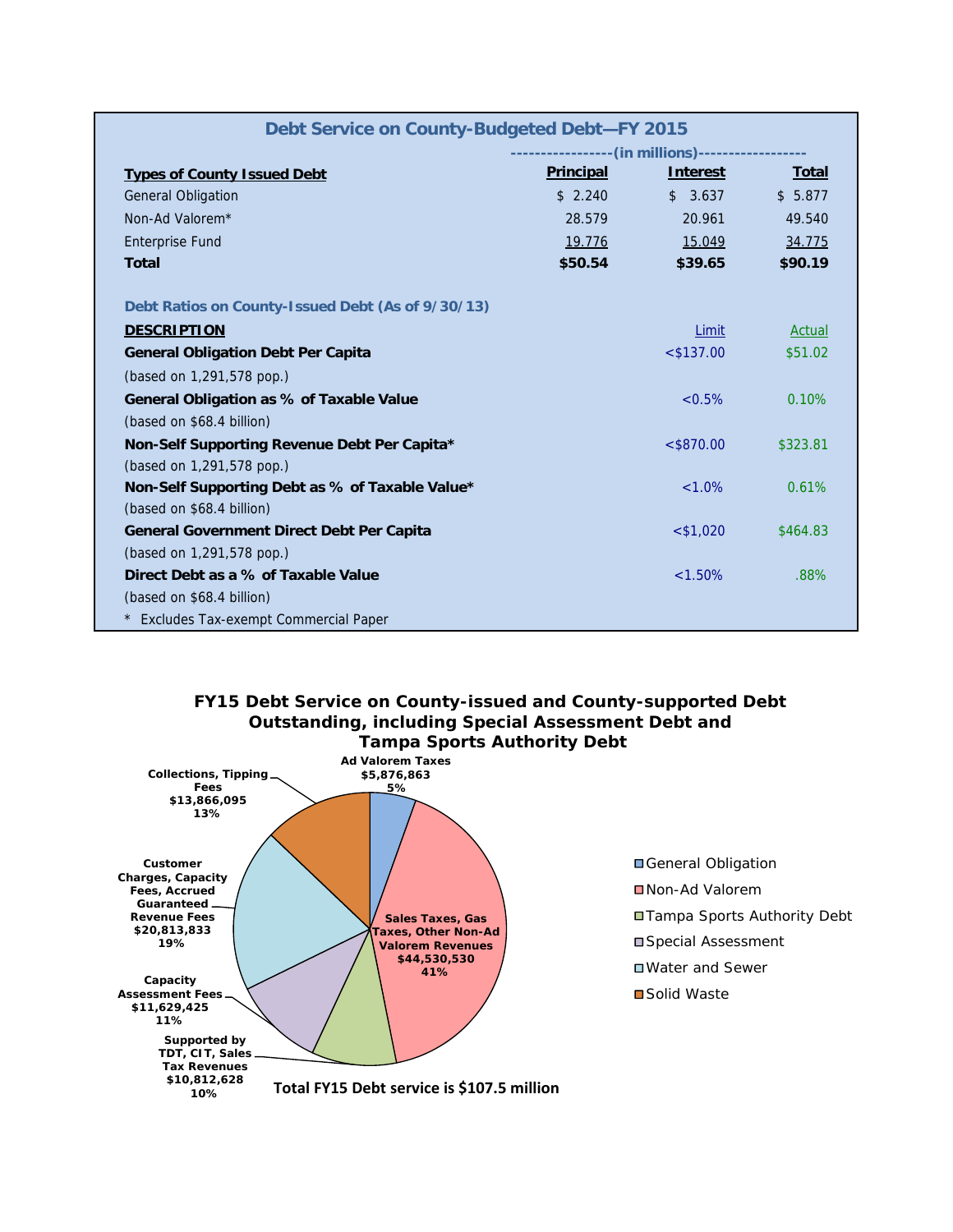## Debt Service on County-Budgeted Debt—FY 2015

| Types of County Issued Debt | Principal | Interest | Total |
|---|---|---|---|
| | ----------------(in millions) | ---------------- | ---------------- |
| General Obligation | $ 2.240 | $ 3.637 | $ 5.877 |
| Non-Ad Valorem* | 28.579 | 20.961 | 49.540 |
| Enterprise Fund | 19.776 | 15.049 | 34.775 |
| **Total** | **$50.54** | **$39.65** | **$90.19** |

### Debt Ratios on County-Issued Debt (As of 9/30/13)

| DESCRIPTION | Limit | Actual |
|---|---|---|
| **General Obligation Debt Per Capita** (based on 1,291,578 pop.) | <$137.00 | $51.02 |
| **General Obligation as % of Taxable Value** (based on $68.4 billion) | <0.5% | 0.10% |
| **Non-Self Supporting Revenue Debt Per Capita*** (based on 1,291,578 pop.) | <$870.00 | $323.81 |
| **Non-Self Supporting Debt as % of Taxable Value*** (based on $68.4 billion) | <1.0% | 0.61% |
| **General Government Direct Debt Per Capita** (based on 1,291,578 pop.) | <$1,020 | $464.83 |
| **Direct Debt as a % of Taxable Value** (based on $68.4 billion) | <1.50% | .88% |

* Excludes Tax-exempt Commercial Paper

## FY15 Debt Service on County-issued and County-supported Debt Outstanding, including Special Assessment Debt and Tampa Sports Authority Debt

| Category | Revenue Source | Amount | Percent |
|---|---|---|---|
| General Obligation | Ad Valorem Taxes | $5,876,863 | 5% |
| Non-Ad Valorem | Sales Taxes, Gas Taxes, Other Non-Ad Valorem Revenues | $44,530,530 | 41% |
| Tampa Sports Authority Debt | Supported by TDT, CIT, Sales Tax Revenues | $10,812,628 | 10% |
| Special Assessment | Capacity Assessment Fees | $11,629,425 | 11% |
| Water and Sewer | Customer Charges, Capacity Fees, Accrued Guaranteed Revenue Fees | $20,813,833 | 19% |
| Solid Waste | Collections, Tipping Fees | $13,866,095 | 13% |

**Total FY15 Debt service is $107.5 million**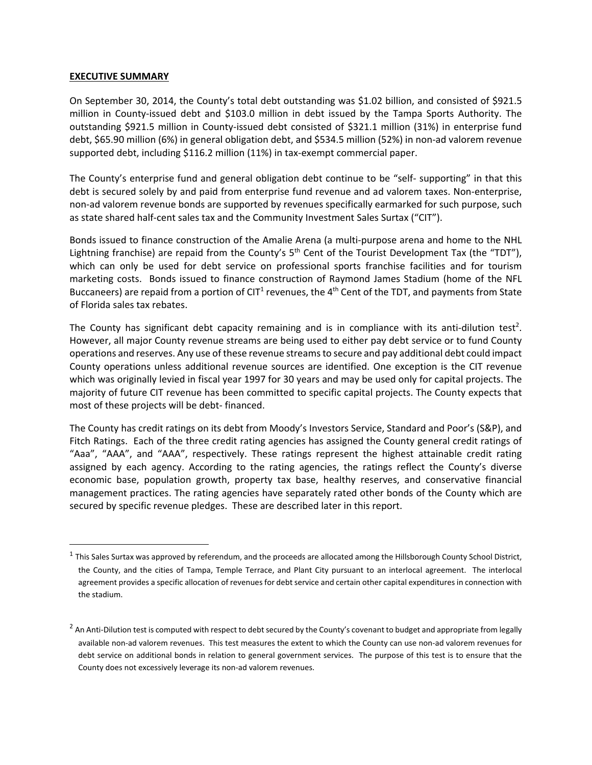**EXECUTIVE SUMMARY**

On September 30, 2014, the County's total debt outstanding was $1.02 billion, and consisted of $921.5 million in County-issued debt and $103.0 million in debt issued by the Tampa Sports Authority. The outstanding $921.5 million in County-issued debt consisted of $321.1 million (31%) in enterprise fund debt, $65.90 million (6%) in general obligation debt, and $534.5 million (52%) in non-ad valorem revenue supported debt, including $116.2 million (11%) in tax-exempt commercial paper.

The County's enterprise fund and general obligation debt continue to be "self- supporting" in that this debt is secured solely by and paid from enterprise fund revenue and ad valorem taxes. Non-enterprise, non-ad valorem revenue bonds are supported by revenues specifically earmarked for such purpose, such as state shared half-cent sales tax and the Community Investment Sales Surtax ("CIT").

Bonds issued to finance construction of the Amalie Arena (a multi-purpose arena and home to the NHL Lightning franchise) are repaid from the County's 5th Cent of the Tourist Development Tax (the "TDT"), which can only be used for debt service on professional sports franchise facilities and for tourism marketing costs. Bonds issued to finance construction of Raymond James Stadium (home of the NFL Buccaneers) are repaid from a portion of CIT[1] revenues, the 4th Cent of the TDT, and payments from State of Florida sales tax rebates.

The County has significant debt capacity remaining and is in compliance with its anti-dilution test[2]. However, all major County revenue streams are being used to either pay debt service or to fund County operations and reserves. Any use of these revenue streams to secure and pay additional debt could impact County operations unless additional revenue sources are identified. One exception is the CIT revenue which was originally levied in fiscal year 1997 for 30 years and may be used only for capital projects. The majority of future CIT revenue has been committed to specific capital projects. The County expects that most of these projects will be debt- financed.

The County has credit ratings on its debt from Moody's Investors Service, Standard and Poor's (S&P), and Fitch Ratings. Each of the three credit rating agencies has assigned the County general credit ratings of "Aaa", "AAA", and "AAA", respectively. These ratings represent the highest attainable credit rating assigned by each agency. According to the rating agencies, the ratings reflect the County's diverse economic base, population growth, property tax base, healthy reserves, and conservative financial management practices. The rating agencies have separately rated other bonds of the County which are secured by specific revenue pledges. These are described later in this report.

---

[1] This Sales Surtax was approved by referendum, and the proceeds are allocated among the Hillsborough County School District, the County, and the cities of Tampa, Temple Terrace, and Plant City pursuant to an interlocal agreement. The interlocal agreement provides a specific allocation of revenues for debt service and certain other capital expenditures in connection with the stadium.

[2] An Anti-Dilution test is computed with respect to debt secured by the County's covenant to budget and appropriate from legally available non-ad valorem revenues. This test measures the extent to which the County can use non-ad valorem revenues for debt service on additional bonds in relation to general government services. The purpose of this test is to ensure that the County does not excessively leverage its non-ad valorem revenues.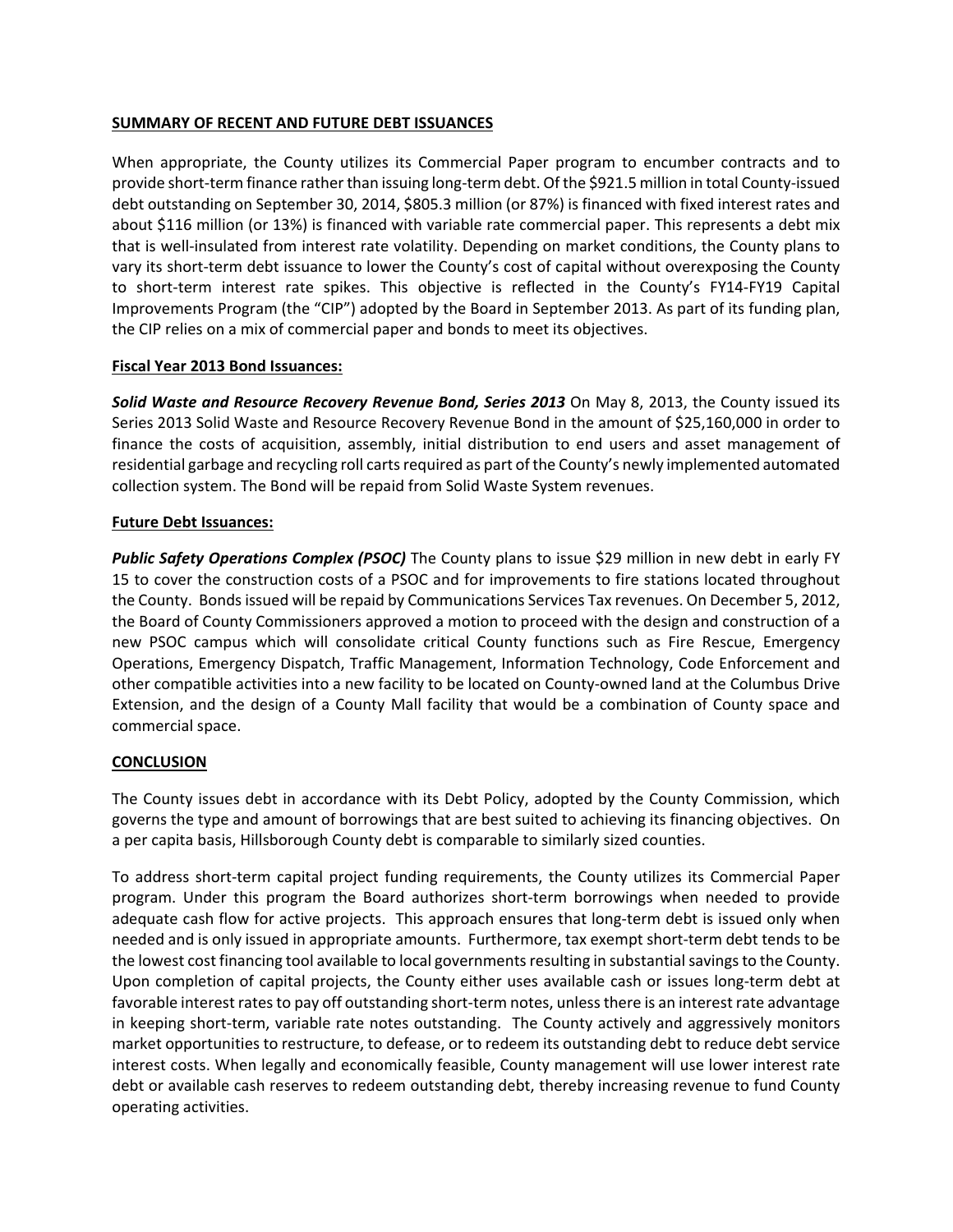## SUMMARY OF RECENT AND FUTURE DEBT ISSUANCES

When appropriate, the County utilizes its Commercial Paper program to encumber contracts and to provide short-term finance rather than issuing long-term debt. Of the $921.5 million in total County-issued debt outstanding on September 30, 2014, $805.3 million (or 87%) is financed with fixed interest rates and about $116 million (or 13%) is financed with variable rate commercial paper. This represents a debt mix that is well-insulated from interest rate volatility. Depending on market conditions, the County plans to vary its short-term debt issuance to lower the County's cost of capital without overexposing the County to short-term interest rate spikes. This objective is reflected in the County's FY14-FY19 Capital Improvements Program (the "CIP") adopted by the Board in September 2013. As part of its funding plan, the CIP relies on a mix of commercial paper and bonds to meet its objectives.

### Fiscal Year 2013 Bond Issuances:

***Solid Waste and Resource Recovery Revenue Bond, Series 2013*** On May 8, 2013, the County issued its Series 2013 Solid Waste and Resource Recovery Revenue Bond in the amount of $25,160,000 in order to finance the costs of acquisition, assembly, initial distribution to end users and asset management of residential garbage and recycling roll carts required as part of the County's newly implemented automated collection system. The Bond will be repaid from Solid Waste System revenues.

### Future Debt Issuances:

***Public Safety Operations Complex (PSOC)*** The County plans to issue $29 million in new debt in early FY 15 to cover the construction costs of a PSOC and for improvements to fire stations located throughout the County. Bonds issued will be repaid by Communications Services Tax revenues. On December 5, 2012, the Board of County Commissioners approved a motion to proceed with the design and construction of a new PSOC campus which will consolidate critical County functions such as Fire Rescue, Emergency Operations, Emergency Dispatch, Traffic Management, Information Technology, Code Enforcement and other compatible activities into a new facility to be located on County-owned land at the Columbus Drive Extension, and the design of a County Mall facility that would be a combination of County space and commercial space.

## CONCLUSION

The County issues debt in accordance with its Debt Policy, adopted by the County Commission, which governs the type and amount of borrowings that are best suited to achieving its financing objectives. On a per capita basis, Hillsborough County debt is comparable to similarly sized counties.

To address short-term capital project funding requirements, the County utilizes its Commercial Paper program. Under this program the Board authorizes short-term borrowings when needed to provide adequate cash flow for active projects. This approach ensures that long-term debt is issued only when needed and is only issued in appropriate amounts. Furthermore, tax exempt short-term debt tends to be the lowest cost financing tool available to local governments resulting in substantial savings to the County. Upon completion of capital projects, the County either uses available cash or issues long-term debt at favorable interest rates to pay off outstanding short-term notes, unless there is an interest rate advantage in keeping short-term, variable rate notes outstanding. The County actively and aggressively monitors market opportunities to restructure, to defease, or to redeem its outstanding debt to reduce debt service interest costs. When legally and economically feasible, County management will use lower interest rate debt or available cash reserves to redeem outstanding debt, thereby increasing revenue to fund County operating activities.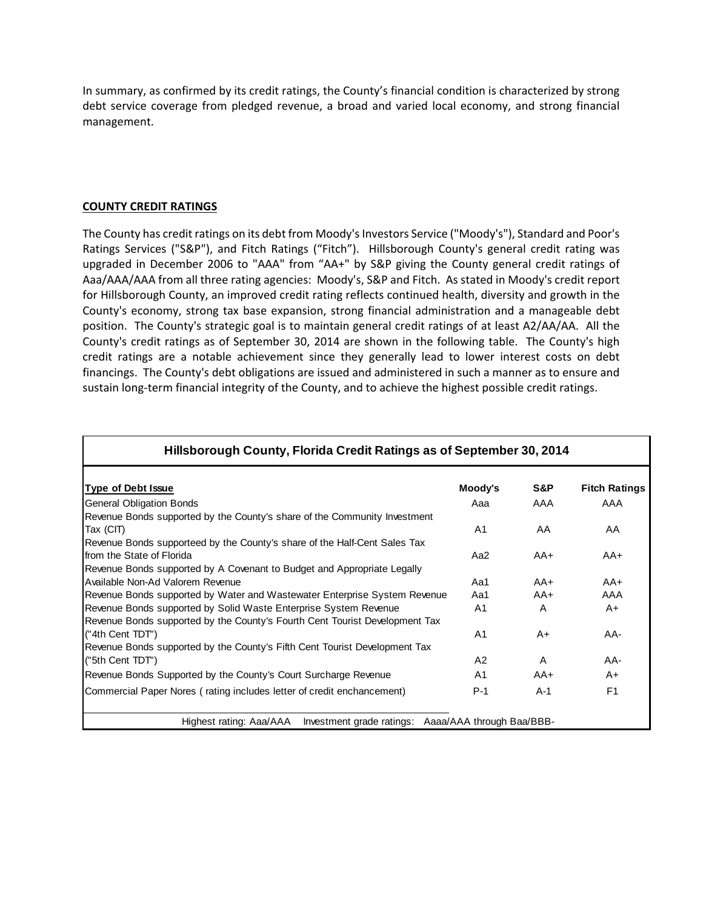In summary, as confirmed by its credit ratings, the County's financial condition is characterized by strong debt service coverage from pledged revenue, a broad and varied local economy, and strong financial management.

## COUNTY CREDIT RATINGS

The County has credit ratings on its debt from Moody's Investors Service ("Moody's"), Standard and Poor's Ratings Services ("S&P"), and Fitch Ratings ("Fitch"). Hillsborough County's general credit rating was upgraded in December 2006 to "AAA" from "AA+" by S&P giving the County general credit ratings of Aaa/AAA/AAA from all three rating agencies: Moody's, S&P and Fitch. As stated in Moody's credit report for Hillsborough County, an improved credit rating reflects continued health, diversity and growth in the County's economy, strong tax base expansion, strong financial administration and a manageable debt position. The County's strategic goal is to maintain general credit ratings of at least A2/AA/AA. All the County's credit ratings as of September 30, 2014 are shown in the following table. The County's high credit ratings are a notable achievement since they generally lead to lower interest costs on debt financings. The County's debt obligations are issued and administered in such a manner as to ensure and sustain long-term financial integrity of the County, and to achieve the highest possible credit ratings.

**Hillsborough County, Florida Credit Ratings as of September 30, 2014**

| Type of Debt Issue | Moody's | S&P | Fitch Ratings |
|---|---|---|---|
| General Obligation Bonds | Aaa | AAA | AAA |
| Revenue Bonds supported by the County's share of the Community Investment Tax (CIT) | A1 | AA | AA |
| Revenue Bonds supporteed by the County's share of the Half-Cent Sales Tax from the State of Florida | Aa2 | AA+ | AA+ |
| Revenue Bonds supported by A Covenant to Budget and Appropriate Legally Available Non-Ad Valorem Revenue | Aa1 | AA+ | AA+ |
| Revenue Bonds supported by Water and Wastewater Enterprise System Revenue | Aa1 | AA+ | AAA |
| Revenue Bonds supported by Solid Waste Enterprise System Revenue | A1 | A | A+ |
| Revenue Bonds supported by the County's Fourth Cent Tourist Development Tax ("4th Cent TDT") | A1 | A+ | AA- |
| Revenue Bonds supported by the County's Fifth Cent Tourist Development Tax ("5th Cent TDT") | A2 | A | AA- |
| Revenue Bonds Supported by the County's Court Surcharge Revenue | A1 | AA+ | A+ |
| Commercial Paper Nores ( rating includes letter of credit enchancement) | P-1 | A-1 | F1 |

Highest rating: Aaa/AAA  Investment grade ratings: Aaaa/AAA through Baa/BBB-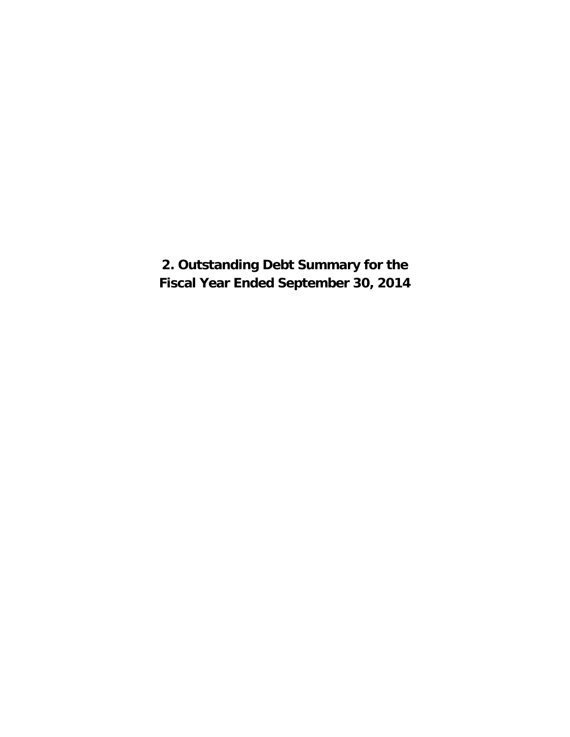# 2. Outstanding Debt Summary for the Fiscal Year Ended September 30, 2014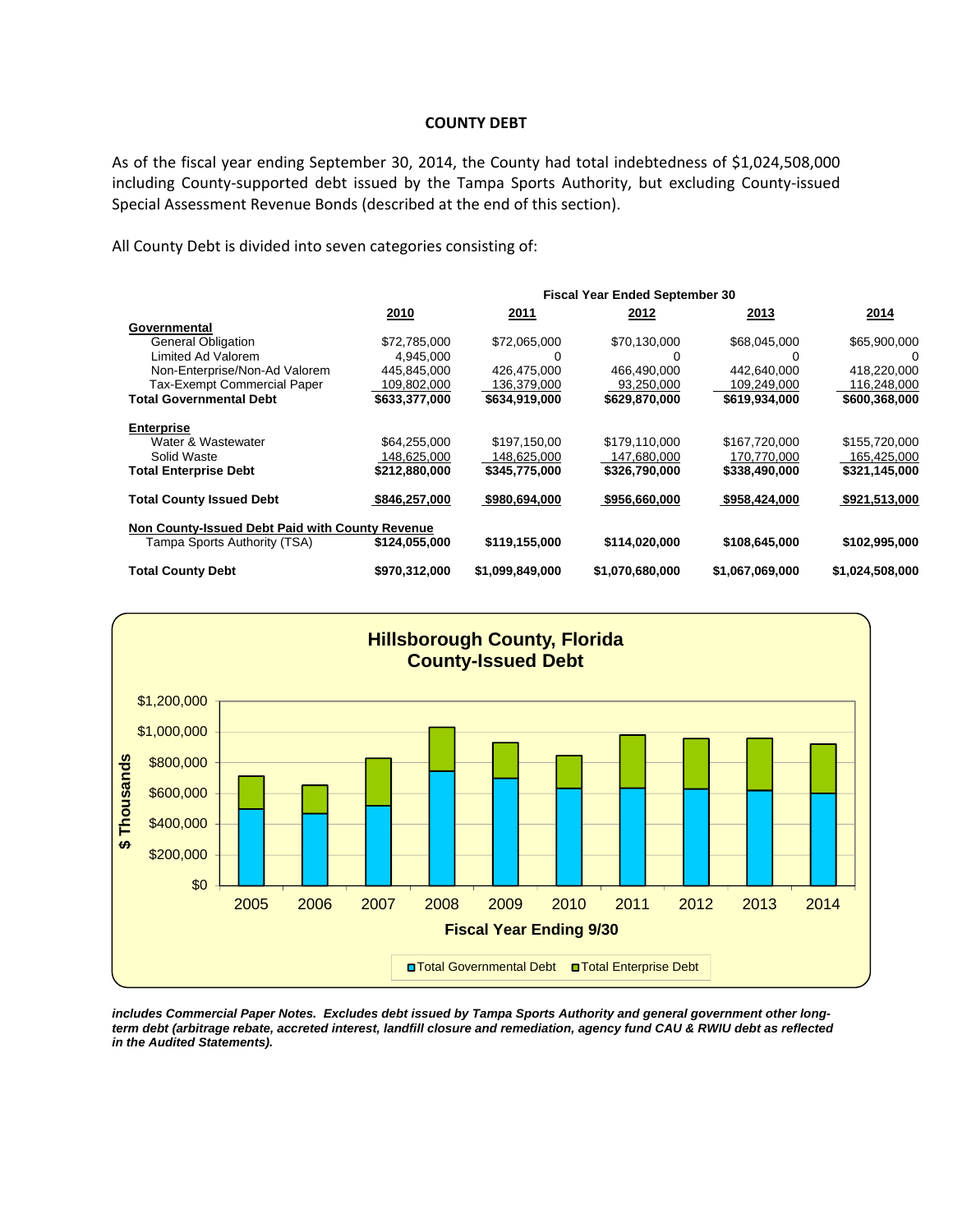## COUNTY DEBT

As of the fiscal year ending September 30, 2014, the County had total indebtedness of $1,024,508,000 including County-supported debt issued by the Tampa Sports Authority, but excluding County-issued Special Assessment Revenue Bonds (described at the end of this section).

All County Debt is divided into seven categories consisting of:

| | Fiscal Year Ended September 30 | | | | |
|---|---|---|---|---|---|
| | 2010 | 2011 | 2012 | 2013 | 2014 |
| **Governmental** | | | | | |
| General Obligation | $72,785,000 | $72,065,000 | $70,130,000 | $68,045,000 | $65,900,000 |
| Limited Ad Valorem | 4,945,000 | 0 | 0 | 0 | 0 |
| Non-Enterprise/Non-Ad Valorem | 445,845,000 | 426,475,000 | 466,490,000 | 442,640,000 | 418,220,000 |
| Tax-Exempt Commercial Paper | 109,802,000 | 136,379,000 | 93,250,000 | 109,249,000 | 116,248,000 |
| **Total Governmental Debt** | **$633,377,000** | **$634,919,000** | **$629,870,000** | **$619,934,000** | **$600,368,000** |
| **Enterprise** | | | | | |
| Water & Wastewater | $64,255,000 | $197,150,00 | $179,110,000 | $167,720,000 | $155,720,000 |
| Solid Waste | 148,625,000 | 148,625,000 | 147,680,000 | 170,770,000 | 165,425,000 |
| **Total Enterprise Debt** | **$212,880,000** | **$345,775,000** | **$326,790,000** | **$338,490,000** | **$321,145,000** |
| **Total County Issued Debt** | **$846,257,000** | **$980,694,000** | **$956,660,000** | **$958,424,000** | **$921,513,000** |
| **Non County-Issued Debt Paid with County Revenue** | | | | | |
| Tampa Sports Authority (TSA) | **$124,055,000** | **$119,155,000** | **$114,020,000** | **$108,645,000** | **$102,995,000** |
| **Total County Debt** | **$970,312,000** | **$1,099,849,000** | **$1,070,680,000** | **$1,067,069,000** | **$1,024,508,000** |

**Hillsborough County, Florida**
**County-Issued Debt**

***includes Commercial Paper Notes. Excludes debt issued by Tampa Sports Authority and general government other long-term debt (arbitrage rebate, accreted interest, landfill closure and remediation, agency fund CAU & RWIU debt as reflected in the Audited Statements).***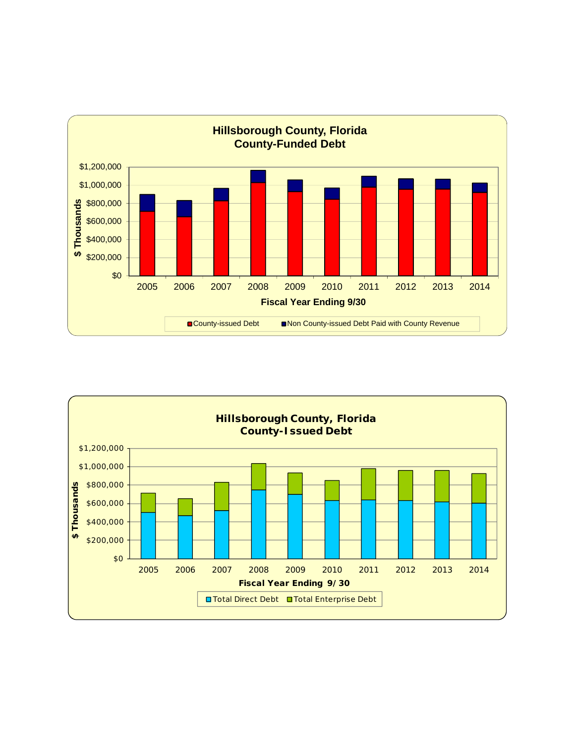**Hillsborough County, Florida**
**County-Funded Debt**

$ Thousands: $0, $200,000, $400,000, $600,000, $800,000, $1,000,000, $1,200,000

Fiscal Year Ending 9/30: 2005, 2006, 2007, 2008, 2009, 2010, 2011, 2012, 2013, 2014

County-issued Debt | Non County-issued Debt Paid with County Revenue

**Hillsborough County, Florida**
**County-Issued Debt**

$ Thousands: $0, $200,000, $400,000, $600,000, $800,000, $1,000,000, $1,200,000

Fiscal Year Ending 9/30: 2005, 2006, 2007, 2008, 2009, 2010, 2011, 2012, 2013, 2014

Total Direct Debt | Total Enterprise Debt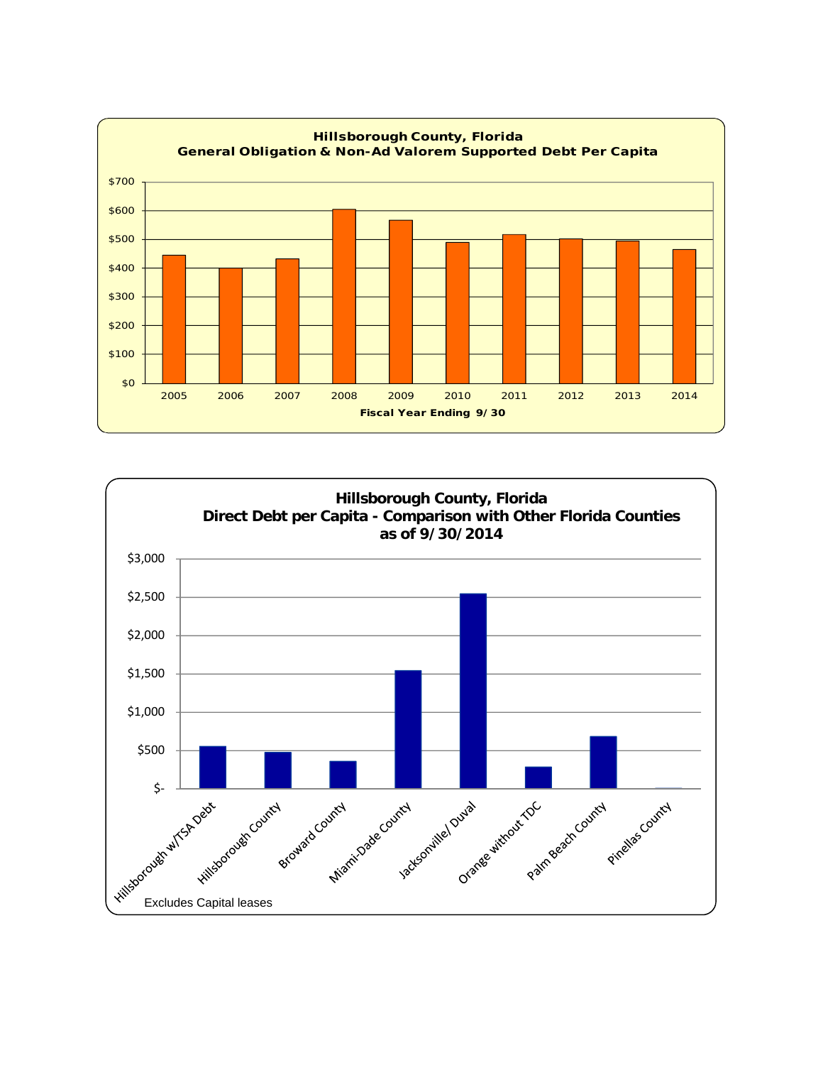**Hillsborough County, Florida**
**General Obligation & Non-Ad Valorem Supported Debt Per Capita**

$700
$600
$500
$400
$300
$200
$100
$0

2005 2006 2007 2008 2009 2010 2011 2012 2013 2014

**Fiscal Year Ending 9/30**

**Hillsborough County, Florida**
**Direct Debt per Capita - Comparison with Other Florida Counties**
**as of 9/30/2014**

$3,000
$2,500
$2,000
$1,500
$1,000
$500
$-

Hillsborough w/TSA Debt
Hillsborough County
Broward County
Miami-Dade County
Jacksonville/ Duval
Orange without TDC
Palm Beach County
Pinellas County

Excludes Capital leases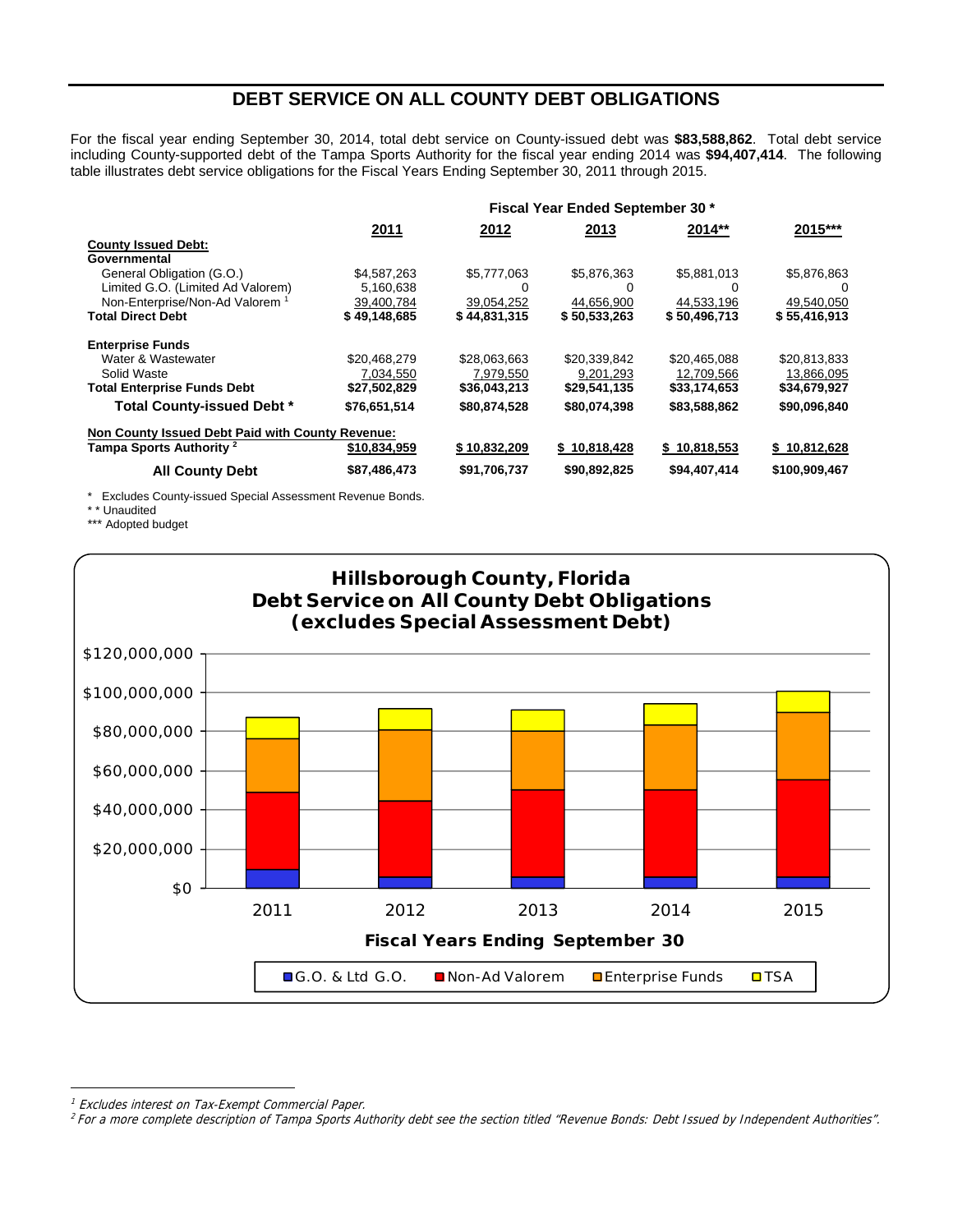## DEBT SERVICE ON ALL COUNTY DEBT OBLIGATIONS

For the fiscal year ending September 30, 2014, total debt service on County-issued debt was **$83,588,862**. Total debt service including County-supported debt of the Tampa Sports Authority for the fiscal year ending 2014 was **$94,407,414**. The following table illustrates debt service obligations for the Fiscal Years Ending September 30, 2011 through 2015.

| | Fiscal Year Ended September 30 * | | | | |
|---|---|---|---|---|---|
| | **2011** | **2012** | **2013** | **2014**** | **2015***** |
| **County Issued Debt:** | | | | | |
| **Governmental** | | | | | |
| General Obligation (G.O.) | $4,587,263 | $5,777,063 | $5,876,363 | $5,881,013 | $5,876,863 |
| Limited G.O. (Limited Ad Valorem) | 5,160,638 | 0 | 0 | 0 | 0 |
| Non-Enterprise/Non-Ad Valorem [1] | 39,400,784 | 39,054,252 | 44,656,900 | 44,533,196 | 49,540,050 |
| **Total Direct Debt** | **$ 49,148,685** | **$ 44,831,315** | **$ 50,533,263** | **$ 50,496,713** | **$ 55,416,913** |
| **Enterprise Funds** | | | | | |
| Water & Wastewater | $20,468,279 | $28,063,663 | $20,339,842 | $20,465,088 | $20,813,833 |
| Solid Waste | 7,034,550 | 7,979,550 | 9,201,293 | 12,709,566 | 13,866,095 |
| **Total Enterprise Funds Debt** | **$27,502,829** | **$36,043,213** | **$29,541,135** | **$33,174,653** | **$34,679,927** |
| **Total County-issued Debt *** | **$76,651,514** | **$80,874,528** | **$80,074,398** | **$83,588,862** | **$90,096,840** |
| **Non County Issued Debt Paid with County Revenue:** | | | | | |
| **Tampa Sports Authority [2]** | **$10,834,959** | **$ 10,832,209** | **$ 10,818,428** | **$ 10,818,553** | **$ 10,812,628** |
| **All County Debt** | **$87,486,473** | **$91,706,737** | **$90,892,825** | **$94,407,414** | **$100,909,467** |

\* Excludes County-issued Special Assessment Revenue Bonds.

\*\* Unaudited

\*\*\* Adopted budget

**Hillsborough County, Florida**
**Debt Service on All County Debt Obligations**
**(excludes Special Assessment Debt)**

[1] Excludes interest on Tax-Exempt Commercial Paper.

[2] For a more complete description of Tampa Sports Authority debt see the section titled "Revenue Bonds: Debt Issued by Independent Authorities".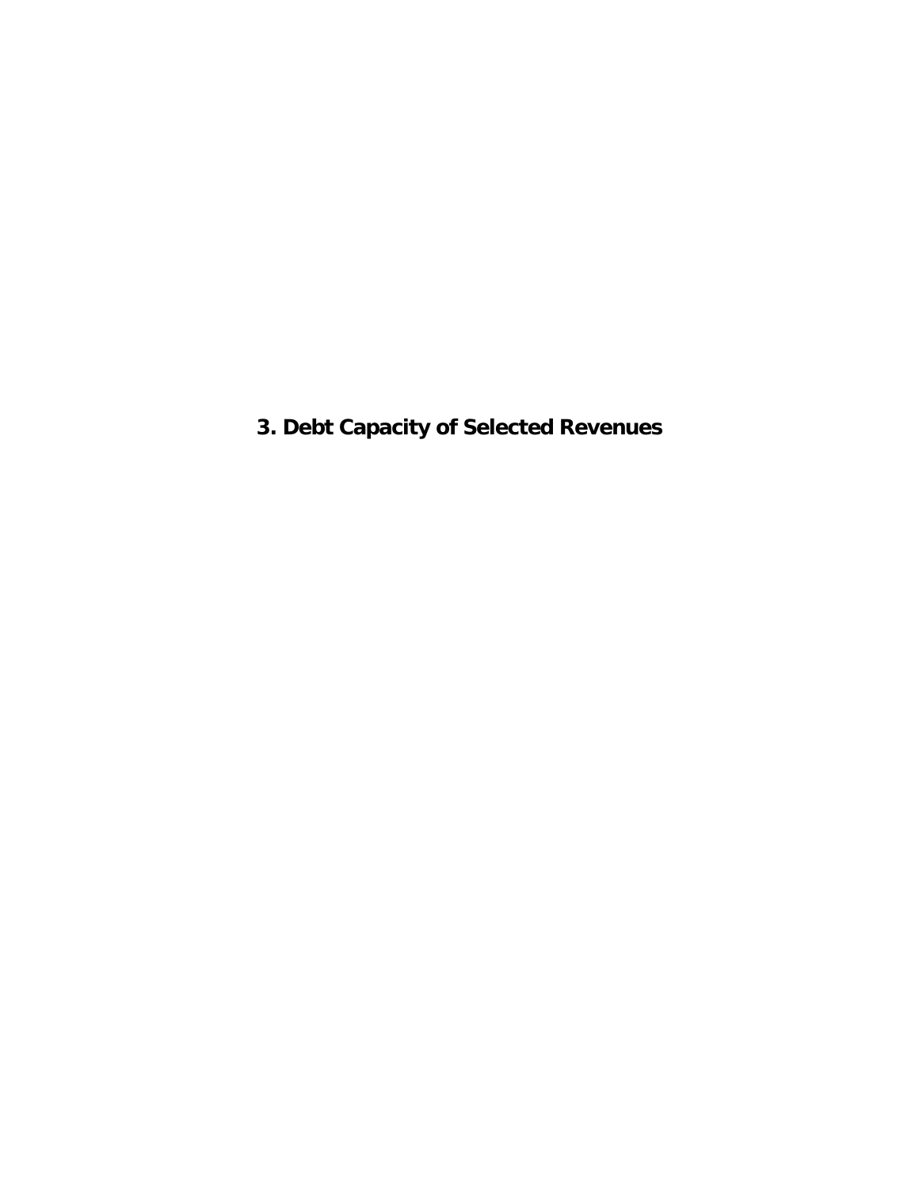# 3. Debt Capacity of Selected Revenues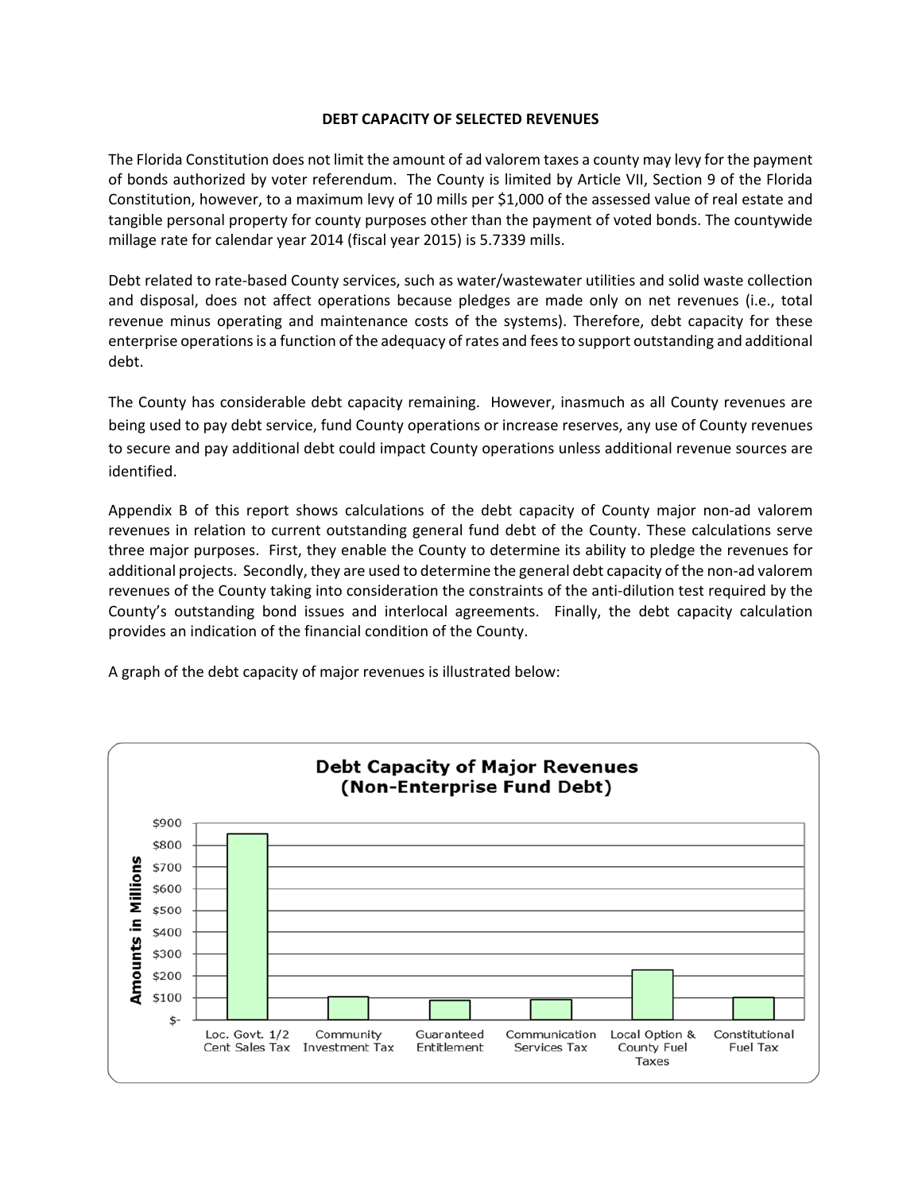**DEBT CAPACITY OF SELECTED REVENUES**

The Florida Constitution does not limit the amount of ad valorem taxes a county may levy for the payment of bonds authorized by voter referendum. The County is limited by Article VII, Section 9 of the Florida Constitution, however, to a maximum levy of 10 mills per $1,000 of the assessed value of real estate and tangible personal property for county purposes other than the payment of voted bonds. The countywide millage rate for calendar year 2014 (fiscal year 2015) is 5.7339 mills.

Debt related to rate-based County services, such as water/wastewater utilities and solid waste collection and disposal, does not affect operations because pledges are made only on net revenues (i.e., total revenue minus operating and maintenance costs of the systems). Therefore, debt capacity for these enterprise operations is a function of the adequacy of rates and fees to support outstanding and additional debt.

The County has considerable debt capacity remaining. However, inasmuch as all County revenues are being used to pay debt service, fund County operations or increase reserves, any use of County revenues to secure and pay additional debt could impact County operations unless additional revenue sources are identified.

Appendix B of this report shows calculations of the debt capacity of County major non-ad valorem revenues in relation to current outstanding general fund debt of the County. These calculations serve three major purposes. First, they enable the County to determine its ability to pledge the revenues for additional projects. Secondly, they are used to determine the general debt capacity of the non-ad valorem revenues of the County taking into consideration the constraints of the anti-dilution test required by the County's outstanding bond issues and interlocal agreements. Finally, the debt capacity calculation provides an indication of the financial condition of the County.

A graph of the debt capacity of major revenues is illustrated below:

**Debt Capacity of Major Revenues (Non-Enterprise Fund Debt)**

Amounts in Millions

Loc. Govt. 1/2 Cent Sales Tax | Community Investment Tax | Guaranteed Entitlement | Communication Services Tax | Local Option & County Fuel Taxes | Constitutional Fuel Tax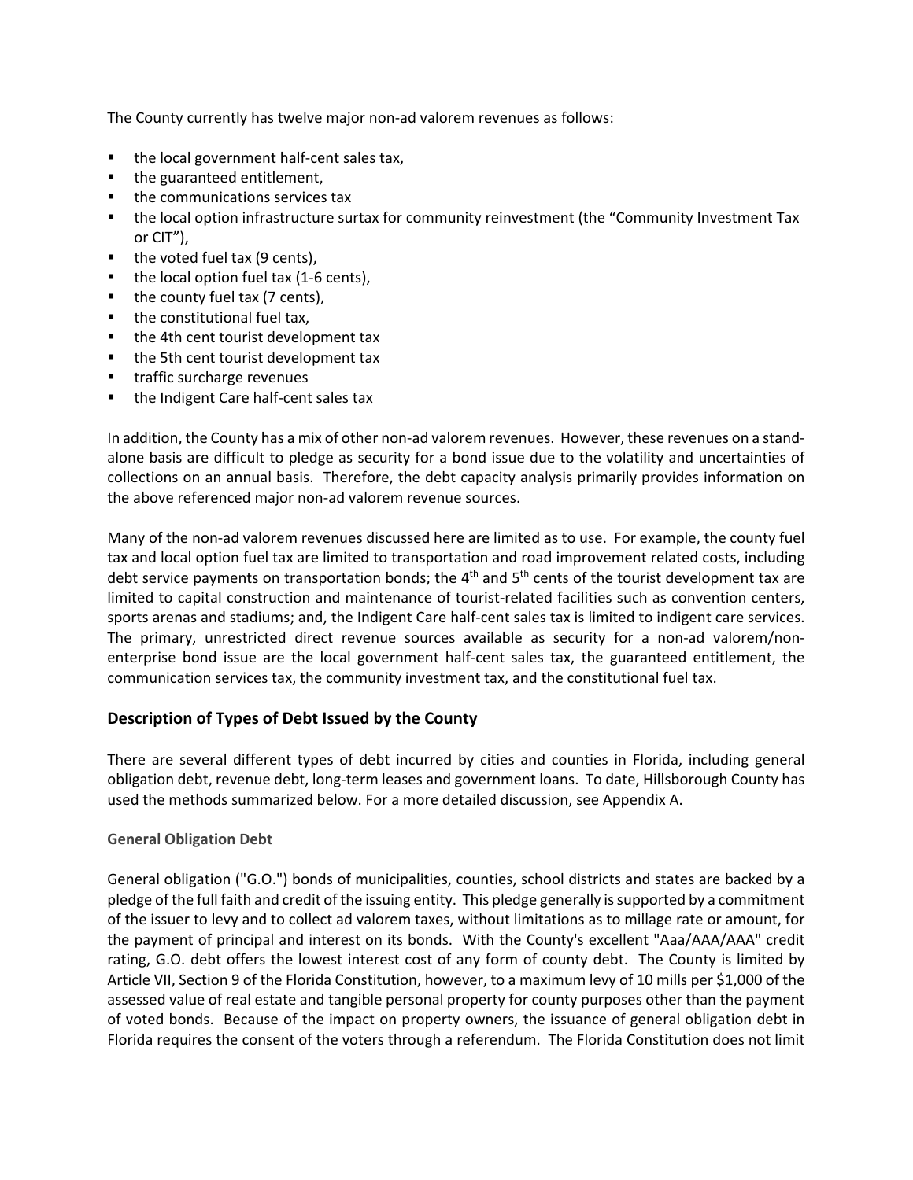The County currently has twelve major non-ad valorem revenues as follows:

- the local government half-cent sales tax,
- the guaranteed entitlement,
- the communications services tax
- the local option infrastructure surtax for community reinvestment (the "Community Investment Tax or CIT"),
- the voted fuel tax (9 cents),
- the local option fuel tax (1-6 cents),
- the county fuel tax (7 cents),
- the constitutional fuel tax,
- the 4th cent tourist development tax
- the 5th cent tourist development tax
- traffic surcharge revenues
- the Indigent Care half-cent sales tax

In addition, the County has a mix of other non-ad valorem revenues. However, these revenues on a stand-alone basis are difficult to pledge as security for a bond issue due to the volatility and uncertainties of collections on an annual basis. Therefore, the debt capacity analysis primarily provides information on the above referenced major non-ad valorem revenue sources.

Many of the non-ad valorem revenues discussed here are limited as to use. For example, the county fuel tax and local option fuel tax are limited to transportation and road improvement related costs, including debt service payments on transportation bonds; the 4th and 5th cents of the tourist development tax are limited to capital construction and maintenance of tourist-related facilities such as convention centers, sports arenas and stadiums; and, the Indigent Care half-cent sales tax is limited to indigent care services. The primary, unrestricted direct revenue sources available as security for a non-ad valorem/non-enterprise bond issue are the local government half-cent sales tax, the guaranteed entitlement, the communication services tax, the community investment tax, and the constitutional fuel tax.

## Description of Types of Debt Issued by the County

There are several different types of debt incurred by cities and counties in Florida, including general obligation debt, revenue debt, long-term leases and government loans. To date, Hillsborough County has used the methods summarized below. For a more detailed discussion, see Appendix A.

### General Obligation Debt

General obligation ("G.O.") bonds of municipalities, counties, school districts and states are backed by a pledge of the full faith and credit of the issuing entity. This pledge generally is supported by a commitment of the issuer to levy and to collect ad valorem taxes, without limitations as to millage rate or amount, for the payment of principal and interest on its bonds. With the County's excellent "Aaa/AAA/AAA" credit rating, G.O. debt offers the lowest interest cost of any form of county debt. The County is limited by Article VII, Section 9 of the Florida Constitution, however, to a maximum levy of 10 mills per $1,000 of the assessed value of real estate and tangible personal property for county purposes other than the payment of voted bonds. Because of the impact on property owners, the issuance of general obligation debt in Florida requires the consent of the voters through a referendum. The Florida Constitution does not limit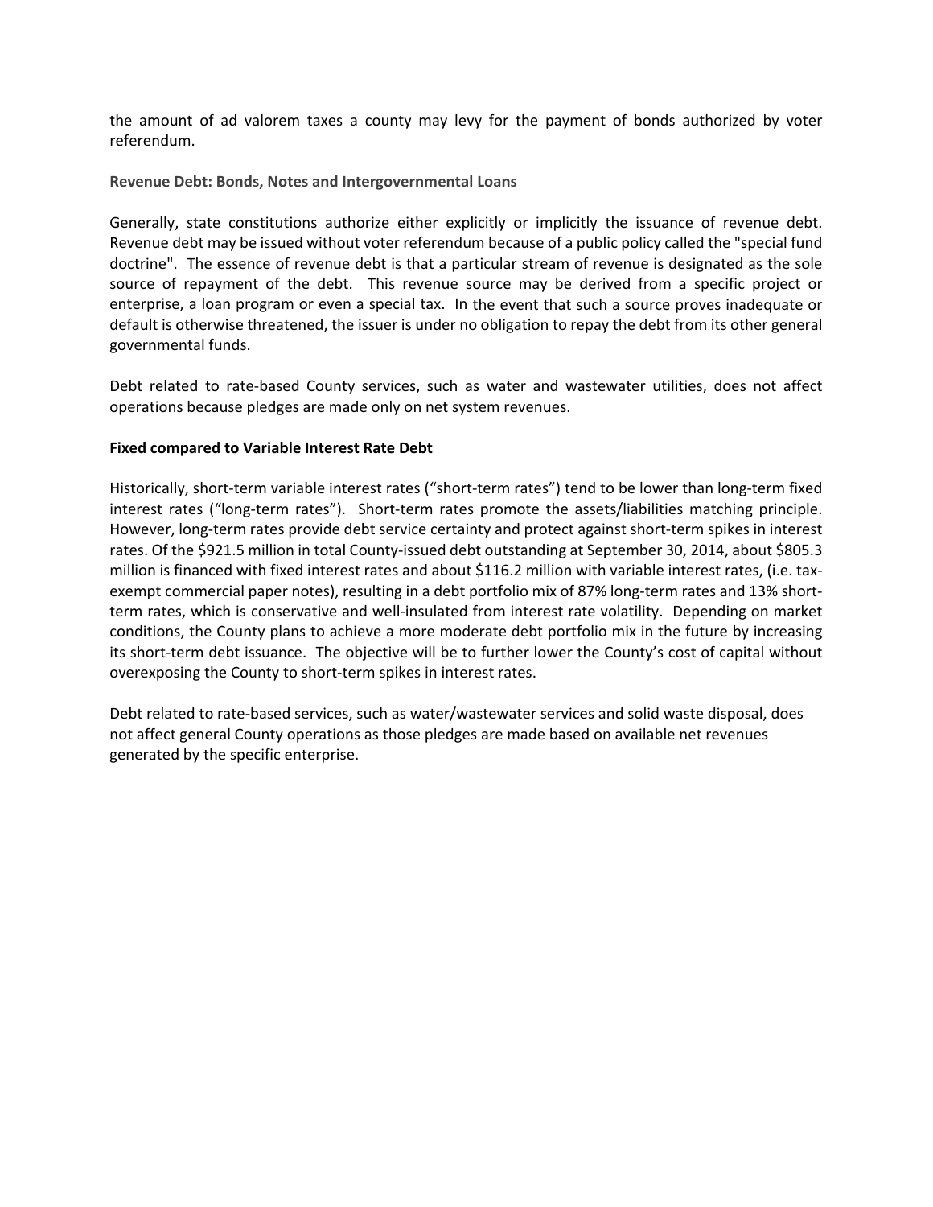the amount of ad valorem taxes a county may levy for the payment of bonds authorized by voter referendum.

### Revenue Debt: Bonds, Notes and Intergovernmental Loans

Generally, state constitutions authorize either explicitly or implicitly the issuance of revenue debt. Revenue debt may be issued without voter referendum because of a public policy called the "special fund doctrine". The essence of revenue debt is that a particular stream of revenue is designated as the sole source of repayment of the debt. This revenue source may be derived from a specific project or enterprise, a loan program or even a special tax. In the event that such a source proves inadequate or default is otherwise threatened, the issuer is under no obligation to repay the debt from its other general governmental funds.

Debt related to rate-based County services, such as water and wastewater utilities, does not affect operations because pledges are made only on net system revenues.

### Fixed compared to Variable Interest Rate Debt

Historically, short-term variable interest rates (“short-term rates”) tend to be lower than long-term fixed interest rates (“long-term rates”). Short-term rates promote the assets/liabilities matching principle. However, long-term rates provide debt service certainty and protect against short-term spikes in interest rates. Of the $921.5 million in total County-issued debt outstanding at September 30, 2014, about $805.3 million is financed with fixed interest rates and about $116.2 million with variable interest rates, (i.e. tax-exempt commercial paper notes), resulting in a debt portfolio mix of 87% long-term rates and 13% short-term rates, which is conservative and well-insulated from interest rate volatility. Depending on market conditions, the County plans to achieve a more moderate debt portfolio mix in the future by increasing its short-term debt issuance. The objective will be to further lower the County’s cost of capital without overexposing the County to short-term spikes in interest rates.

Debt related to rate-based services, such as water/wastewater services and solid waste disposal, does not affect general County operations as those pledges are made based on available net revenues generated by the specific enterprise.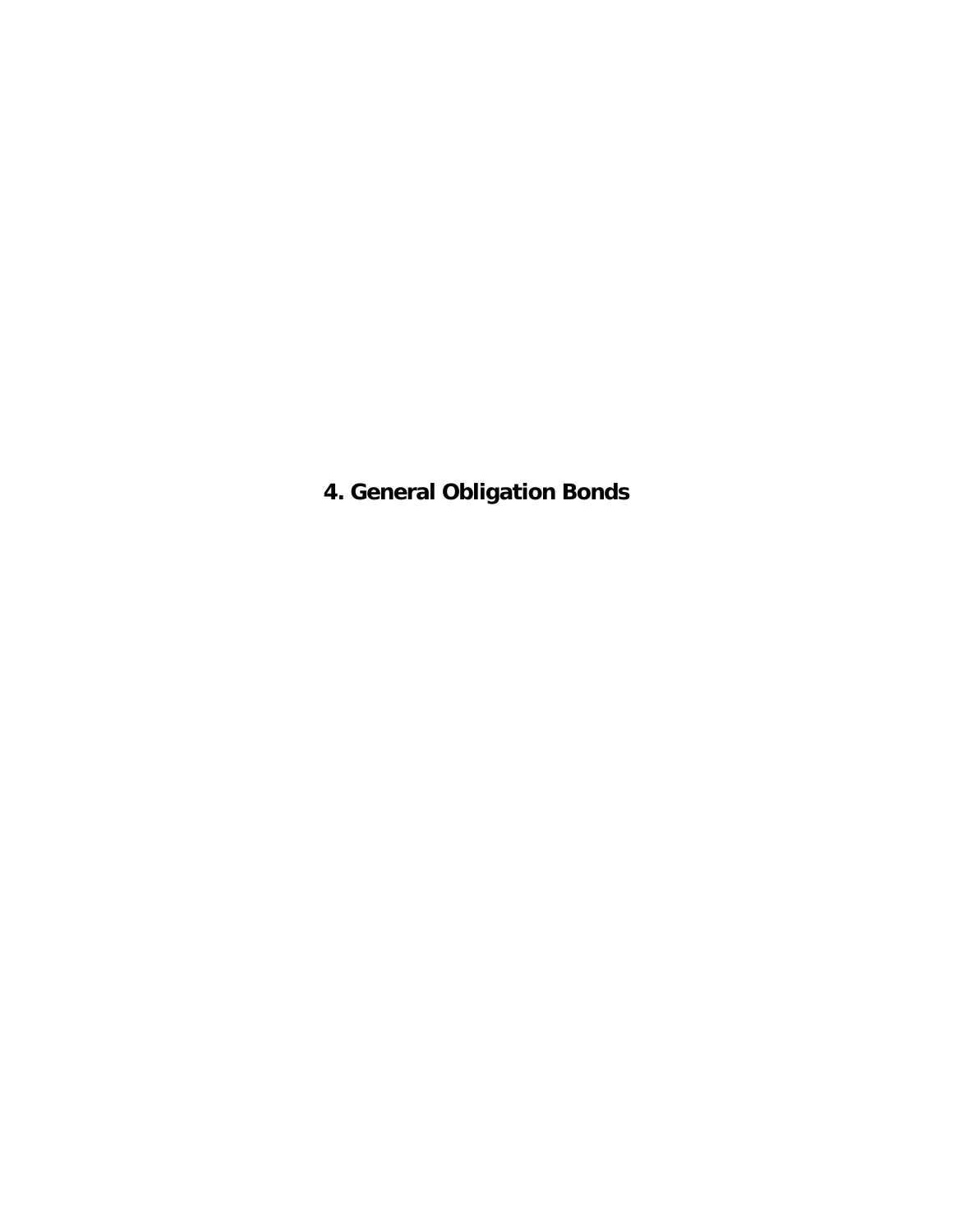# 4. General Obligation Bonds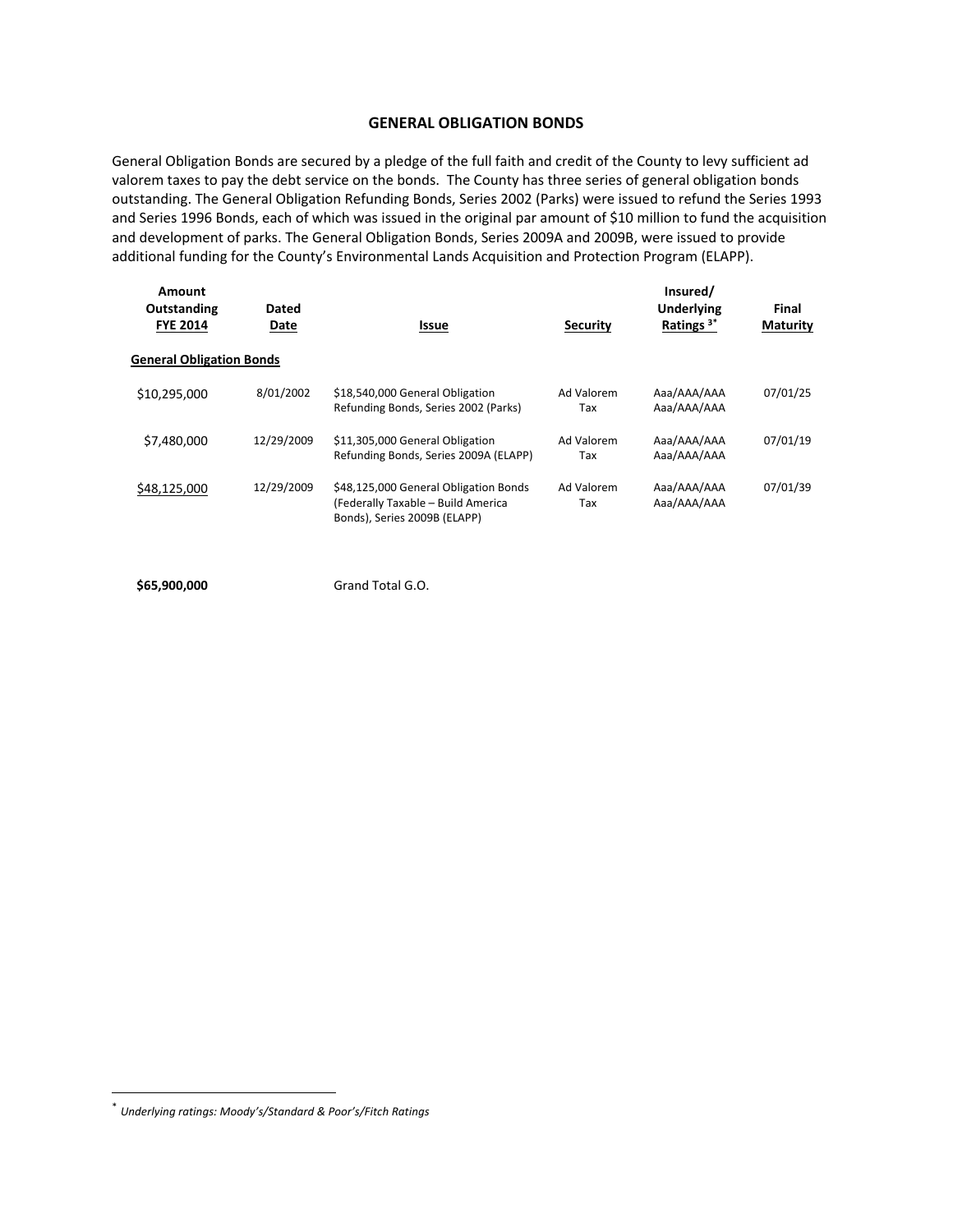## GENERAL OBLIGATION BONDS

General Obligation Bonds are secured by a pledge of the full faith and credit of the County to levy sufficient ad valorem taxes to pay the debt service on the bonds. The County has three series of general obligation bonds outstanding. The General Obligation Refunding Bonds, Series 2002 (Parks) were issued to refund the Series 1993 and Series 1996 Bonds, each of which was issued in the original par amount of $10 million to fund the acquisition and development of parks. The General Obligation Bonds, Series 2009A and 2009B, were issued to provide additional funding for the County's Environmental Lands Acquisition and Protection Program (ELAPP).

| Amount Outstanding FYE 2014 | Dated Date | Issue | Security | Insured/ Underlying Ratings [3*] | Final Maturity |
|---|---|---|---|---|---|
| **General Obligation Bonds** | | | | | |
| $10,295,000 | 8/01/2002 | $18,540,000 General Obligation Refunding Bonds, Series 2002 (Parks) | Ad Valorem Tax | Aaa/AAA/AAA Aaa/AAA/AAA | 07/01/25 |
| $7,480,000 | 12/29/2009 | $11,305,000 General Obligation Refunding Bonds, Series 2009A (ELAPP) | Ad Valorem Tax | Aaa/AAA/AAA Aaa/AAA/AAA | 07/01/19 |
| $48,125,000 | 12/29/2009 | $48,125,000 General Obligation Bonds (Federally Taxable – Build America Bonds), Series 2009B (ELAPP) | Ad Valorem Tax | Aaa/AAA/AAA Aaa/AAA/AAA | 07/01/39 |
| **$65,900,000** | | Grand Total G.O. | | | |

[*] *Underlying ratings: Moody's/Standard & Poor's/Fitch Ratings*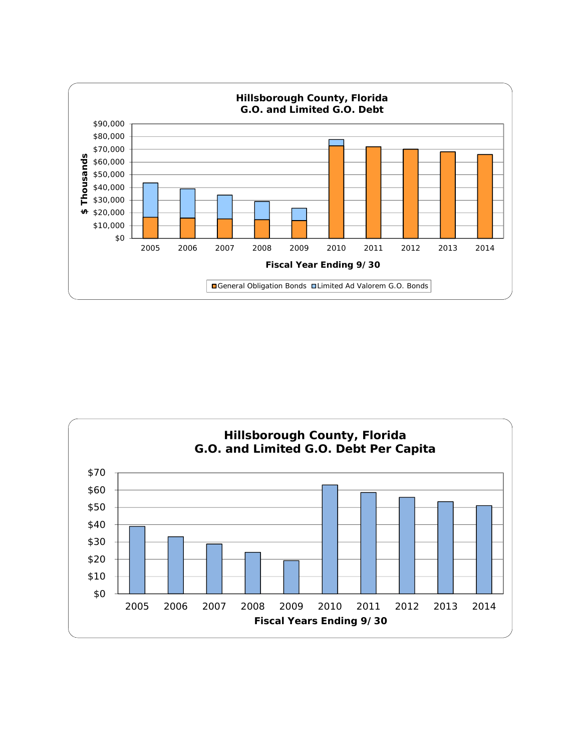**Hillsborough County, Florida**
**G.O. and Limited G.O. Debt**

$ Thousands

$90,000
$80,000
$70,000
$60,000
$50,000
$40,000
$30,000
$20,000
$10,000
$0

2005 2006 2007 2008 2009 2010 2011 2012 2013 2014

**Fiscal Year Ending 9/30**

General Obligation Bonds | Limited Ad Valorem G.O. Bonds

**Hillsborough County, Florida**
**G.O. and Limited G.O. Debt Per Capita**

$70
$60
$50
$40
$30
$20
$10
$0

2005 2006 2007 2008 2009 2010 2011 2012 2013 2014

**Fiscal Years Ending 9/30**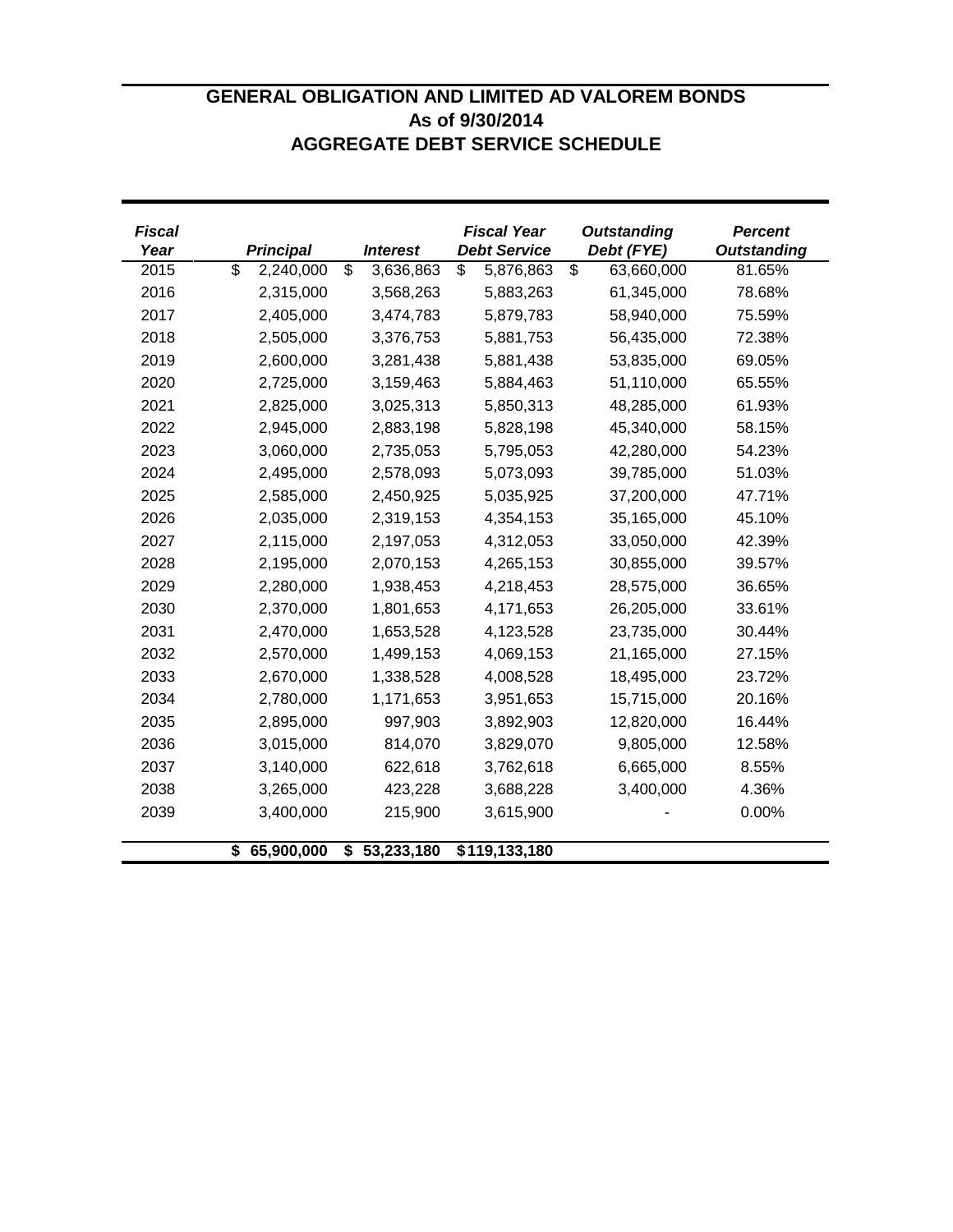# GENERAL OBLIGATION AND LIMITED AD VALOREM BONDS
## As of 9/30/2014
## AGGREGATE DEBT SERVICE SCHEDULE

| *Fiscal Year* | *Principal* | *Interest* | *Fiscal Year Debt Service* | *Outstanding Debt (FYE)* | *Percent Outstanding* |
|---|---|---|---|---|---|
| 2015 | $ 2,240,000 | $ 3,636,863 | $ 5,876,863 | $ 63,660,000 | 81.65% |
| 2016 | 2,315,000 | 3,568,263 | 5,883,263 | 61,345,000 | 78.68% |
| 2017 | 2,405,000 | 3,474,783 | 5,879,783 | 58,940,000 | 75.59% |
| 2018 | 2,505,000 | 3,376,753 | 5,881,753 | 56,435,000 | 72.38% |
| 2019 | 2,600,000 | 3,281,438 | 5,881,438 | 53,835,000 | 69.05% |
| 2020 | 2,725,000 | 3,159,463 | 5,884,463 | 51,110,000 | 65.55% |
| 2021 | 2,825,000 | 3,025,313 | 5,850,313 | 48,285,000 | 61.93% |
| 2022 | 2,945,000 | 2,883,198 | 5,828,198 | 45,340,000 | 58.15% |
| 2023 | 3,060,000 | 2,735,053 | 5,795,053 | 42,280,000 | 54.23% |
| 2024 | 2,495,000 | 2,578,093 | 5,073,093 | 39,785,000 | 51.03% |
| 2025 | 2,585,000 | 2,450,925 | 5,035,925 | 37,200,000 | 47.71% |
| 2026 | 2,035,000 | 2,319,153 | 4,354,153 | 35,165,000 | 45.10% |
| 2027 | 2,115,000 | 2,197,053 | 4,312,053 | 33,050,000 | 42.39% |
| 2028 | 2,195,000 | 2,070,153 | 4,265,153 | 30,855,000 | 39.57% |
| 2029 | 2,280,000 | 1,938,453 | 4,218,453 | 28,575,000 | 36.65% |
| 2030 | 2,370,000 | 1,801,653 | 4,171,653 | 26,205,000 | 33.61% |
| 2031 | 2,470,000 | 1,653,528 | 4,123,528 | 23,735,000 | 30.44% |
| 2032 | 2,570,000 | 1,499,153 | 4,069,153 | 21,165,000 | 27.15% |
| 2033 | 2,670,000 | 1,338,528 | 4,008,528 | 18,495,000 | 23.72% |
| 2034 | 2,780,000 | 1,171,653 | 3,951,653 | 15,715,000 | 20.16% |
| 2035 | 2,895,000 | 997,903 | 3,892,903 | 12,820,000 | 16.44% |
| 2036 | 3,015,000 | 814,070 | 3,829,070 | 9,805,000 | 12.58% |
| 2037 | 3,140,000 | 622,618 | 3,762,618 | 6,665,000 | 8.55% |
| 2038 | 3,265,000 | 423,228 | 3,688,228 | 3,400,000 | 4.36% |
| 2039 | 3,400,000 | 215,900 | 3,615,900 | - | 0.00% |
| | **$ 65,900,000** | **$ 53,233,180** | **$119,133,180** | | |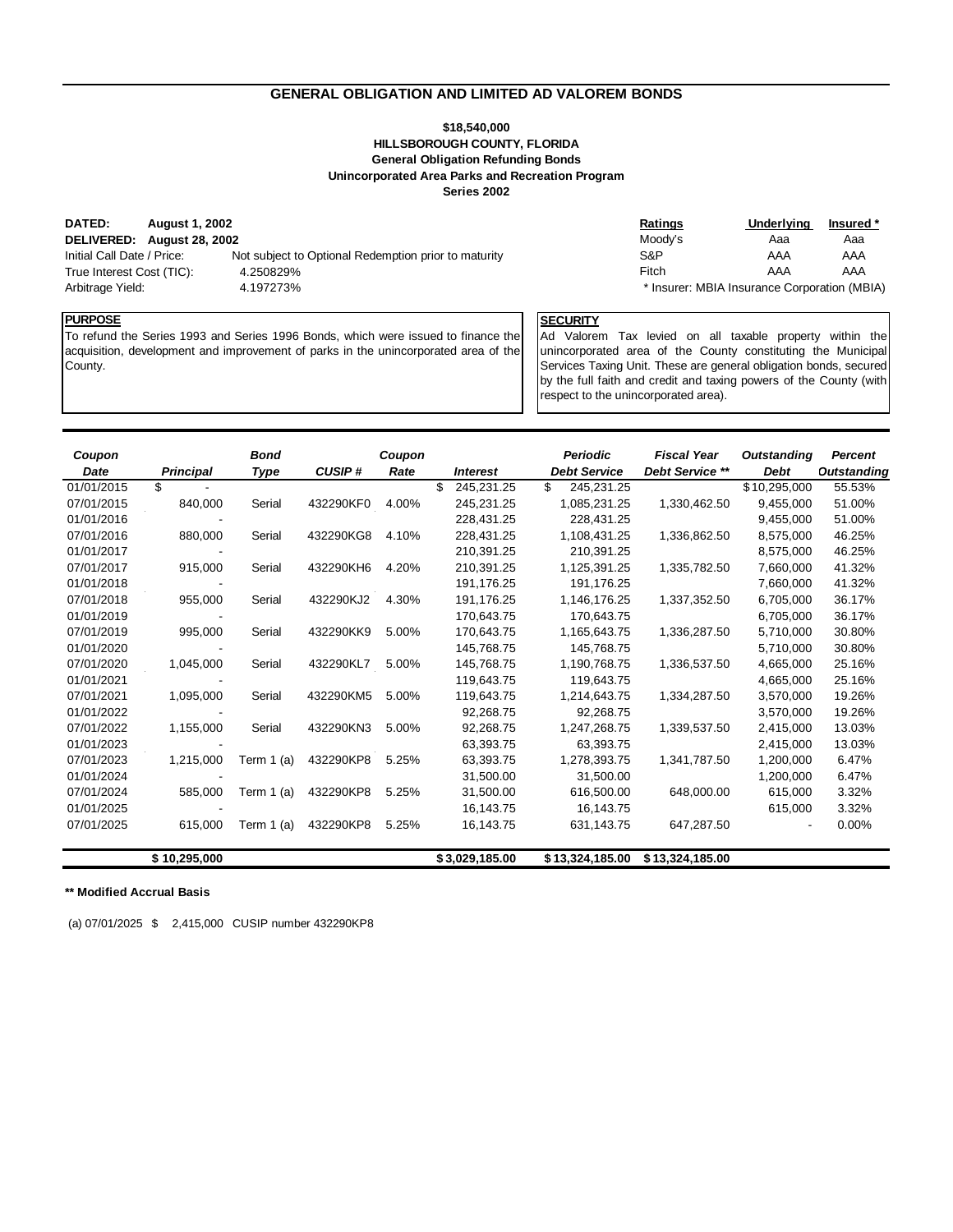## GENERAL OBLIGATION AND LIMITED AD VALOREM BONDS

**$18,540,000**
**HILLSBOROUGH COUNTY, FLORIDA**
**General Obligation Refunding Bonds**
**Unincorporated Area Parks and Recreation Program**
**Series 2002**

**DATED:** **August 1, 2002**
**DELIVERED:** **August 28, 2002**
Initial Call Date / Price: Not subject to Optional Redemption prior to maturity
True Interest Cost (TIC): 4.250829%
Arbitrage Yield: 4.197273%

| Ratings | Underlying | Insured * |
|---|---|---|
| Moody's | Aaa | Aaa |
| S&P | AAA | AAA |
| Fitch | AAA | AAA |

\* Insurer: MBIA Insurance Corporation (MBIA)

**PURPOSE**

To refund the Series 1993 and Series 1996 Bonds, which were issued to finance the acquisition, development and improvement of parks in the unincorporated area of the County.

**SECURITY**

Ad Valorem Tax levied on all taxable property within the unincorporated area of the County constituting the Municipal Services Taxing Unit. These are general obligation bonds, secured by the full faith and credit and taxing powers of the County (with respect to the unincorporated area).

| Coupon Date | Principal | Bond Type | CUSIP # | Coupon Rate | Interest | Periodic Debt Service | Fiscal Year Debt Service ** | Outstanding Debt | Percent Outstanding |
|---|---|---|---|---|---|---|---|---|---|
| 01/01/2015 | $ - | | | | $ 245,231.25 | $ 245,231.25 | | $10,295,000 | 55.53% |
| 07/01/2015 | 840,000 | Serial | 432290KF0 | 4.00% | 245,231.25 | 1,085,231.25 | 1,330,462.50 | 9,455,000 | 51.00% |
| 01/01/2016 | - | | | | 228,431.25 | 228,431.25 | | 9,455,000 | 51.00% |
| 07/01/2016 | 880,000 | Serial | 432290KG8 | 4.10% | 228,431.25 | 1,108,431.25 | 1,336,862.50 | 8,575,000 | 46.25% |
| 01/01/2017 | - | | | | 210,391.25 | 210,391.25 | | 8,575,000 | 46.25% |
| 07/01/2017 | 915,000 | Serial | 432290KH6 | 4.20% | 210,391.25 | 1,125,391.25 | 1,335,782.50 | 7,660,000 | 41.32% |
| 01/01/2018 | - | | | | 191,176.25 | 191,176.25 | | 7,660,000 | 41.32% |
| 07/01/2018 | 955,000 | Serial | 432290KJ2 | 4.30% | 191,176.25 | 1,146,176.25 | 1,337,352.50 | 6,705,000 | 36.17% |
| 01/01/2019 | - | | | | 170,643.75 | 170,643.75 | | 6,705,000 | 36.17% |
| 07/01/2019 | 995,000 | Serial | 432290KK9 | 5.00% | 170,643.75 | 1,165,643.75 | 1,336,287.50 | 5,710,000 | 30.80% |
| 01/01/2020 | - | | | | 145,768.75 | 145,768.75 | | 5,710,000 | 30.80% |
| 07/01/2020 | 1,045,000 | Serial | 432290KL7 | 5.00% | 145,768.75 | 1,190,768.75 | 1,336,537.50 | 4,665,000 | 25.16% |
| 01/01/2021 | - | | | | 119,643.75 | 119,643.75 | | 4,665,000 | 25.16% |
| 07/01/2021 | 1,095,000 | Serial | 432290KM5 | 5.00% | 119,643.75 | 1,214,643.75 | 1,334,287.50 | 3,570,000 | 19.26% |
| 01/01/2022 | - | | | | 92,268.75 | 92,268.75 | | 3,570,000 | 19.26% |
| 07/01/2022 | 1,155,000 | Serial | 432290KN3 | 5.00% | 92,268.75 | 1,247,268.75 | 1,339,537.50 | 2,415,000 | 13.03% |
| 01/01/2023 | - | | | | 63,393.75 | 63,393.75 | | 2,415,000 | 13.03% |
| 07/01/2023 | 1,215,000 | Term 1 (a) | 432290KP8 | 5.25% | 63,393.75 | 1,278,393.75 | 1,341,787.50 | 1,200,000 | 6.47% |
| 01/01/2024 | - | | | | 31,500.00 | 31,500.00 | | 1,200,000 | 6.47% |
| 07/01/2024 | 585,000 | Term 1 (a) | 432290KP8 | 5.25% | 31,500.00 | 616,500.00 | 648,000.00 | 615,000 | 3.32% |
| 01/01/2025 | - | | | | 16,143.75 | 16,143.75 | | 615,000 | 3.32% |
| 07/01/2025 | 615,000 | Term 1 (a) | 432290KP8 | 5.25% | 16,143.75 | 631,143.75 | 647,287.50 | - | 0.00% |
| | **$ 10,295,000** | | | | **$ 3,029,185.00** | **$ 13,324,185.00** | **$ 13,324,185.00** | | |

**\*\* Modified Accrual Basis**

(a) 07/01/2025 $ 2,415,000 CUSIP number 432290KP8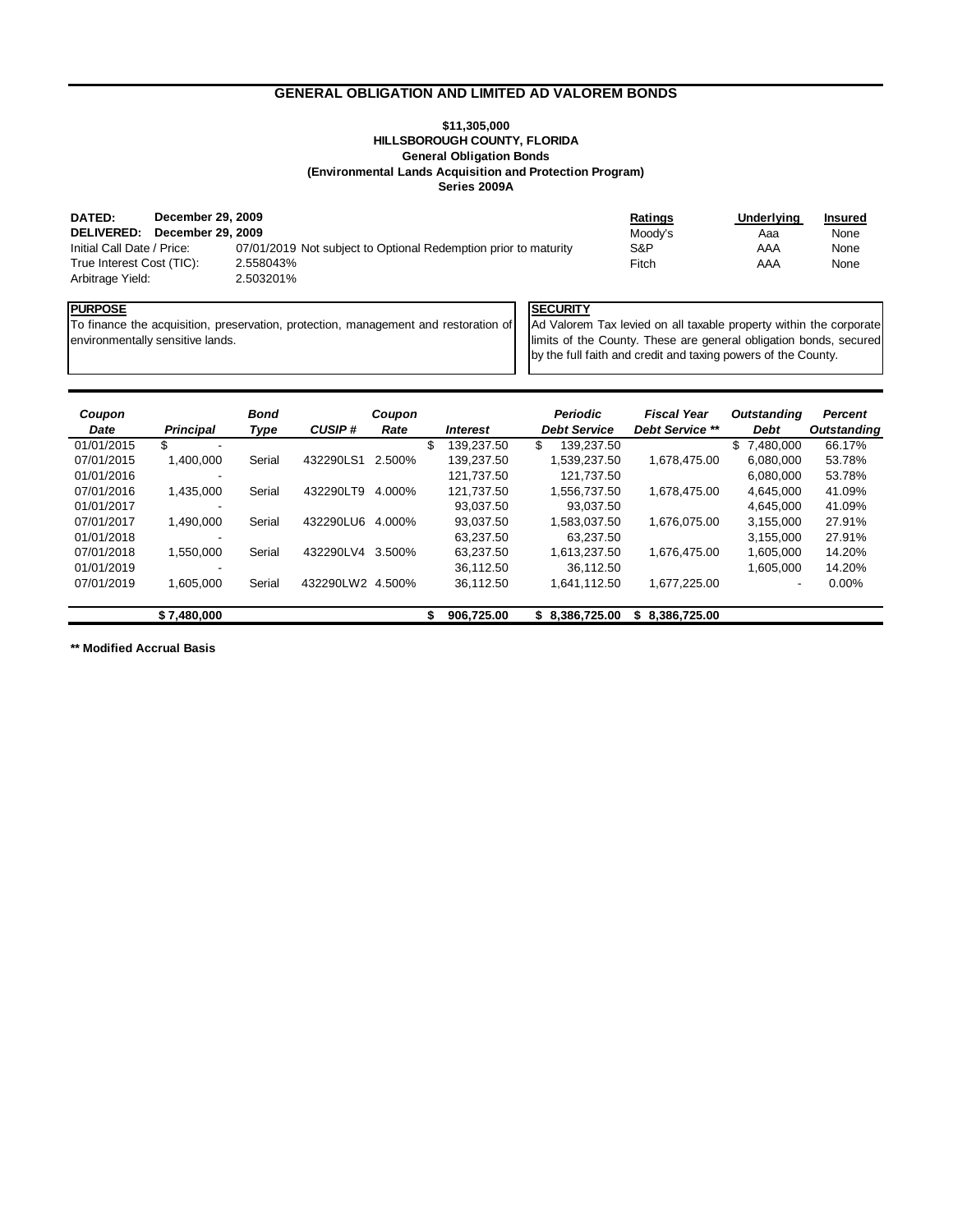## GENERAL OBLIGATION AND LIMITED AD VALOREM BONDS

**$11,305,000**
**HILLSBOROUGH COUNTY, FLORIDA**
**General Obligation Bonds**
**(Environmental Lands Acquisition and Protection Program)**
**Series 2009A**

| | |
|---|---|
| **DATED:** | **December 29, 2009** |
| **DELIVERED:** | **December 29, 2009** |
| Initial Call Date / Price: | 07/01/2019 Not subject to Optional Redemption prior to maturity |
| True Interest Cost (TIC): | 2.558043% |
| Arbitrage Yield: | 2.503201% |

| Ratings | Underlying | Insured |
|---|---|---|
| Moody's | Aa | None |
| S&P | AAA | None |
| Fitch | AAA | None |

**PURPOSE**

To finance the acquisition, preservation, protection, management and restoration of environmentally sensitive lands.

**SECURITY**

Ad Valorem Tax levied on all taxable property within the corporate limits of the County. These are general obligation bonds, secured by the full faith and credit and taxing powers of the County.

| *Coupon Date* | *Principal* | *Bond Type* | *CUSIP #* | *Coupon Rate* | *Interest* | *Periodic Debt Service* | *Fiscal Year Debt Service ** * | *Outstanding Debt* | *Percent Outstanding* |
|---|---|---|---|---|---|---|---|---|---|
| 01/01/2015 | $ - | | | | $ 139,237.50 | $ 139,237.50 | | $ 7,480,000 | 66.17% |
| 07/01/2015 | 1,400,000 | Serial | 432290LS1 | 2.500% | 139,237.50 | 1,539,237.50 | 1,678,475.00 | 6,080,000 | 53.78% |
| 01/01/2016 | - | | | | 121,737.50 | 121,737.50 | | 6,080,000 | 53.78% |
| 07/01/2016 | 1,435,000 | Serial | 432290LT9 | 4.000% | 121,737.50 | 1,556,737.50 | 1,678,475.00 | 4,645,000 | 41.09% |
| 01/01/2017 | - | | | | 93,037.50 | 93,037.50 | | 4,645,000 | 41.09% |
| 07/01/2017 | 1,490,000 | Serial | 432290LU6 | 4.000% | 93,037.50 | 1,583,037.50 | 1,676,075.00 | 3,155,000 | 27.91% |
| 01/01/2018 | - | | | | 63,237.50 | 63,237.50 | | 3,155,000 | 27.91% |
| 07/01/2018 | 1,550,000 | Serial | 432290LV4 | 3.500% | 63,237.50 | 1,613,237.50 | 1,676,475.00 | 1,605,000 | 14.20% |
| 01/01/2019 | - | | | | 36,112.50 | 36,112.50 | | 1,605,000 | 14.20% |
| 07/01/2019 | 1,605,000 | Serial | 432290LW2 | 4.500% | 36,112.50 | 1,641,112.50 | 1,677,225.00 | - | 0.00% |
| | **$ 7,480,000** | | | | **$ 906,725.00** | **$ 8,386,725.00** | **$ 8,386,725.00** | | |

**** Modified Accrual Basis**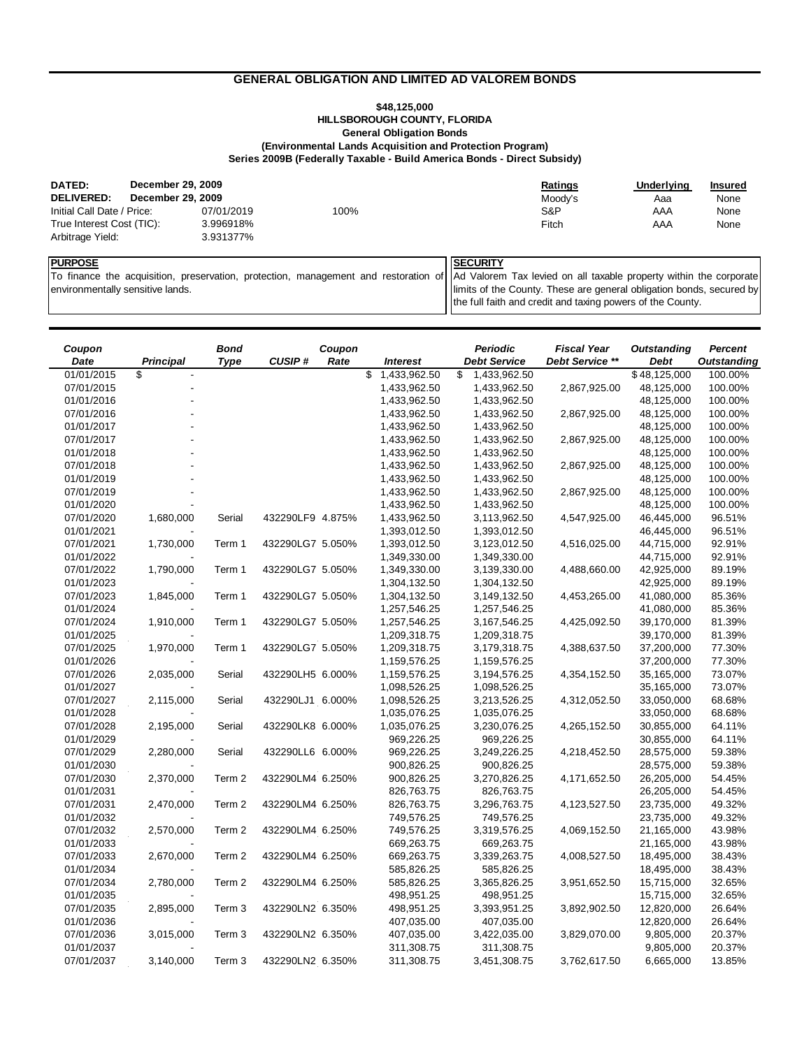# GENERAL OBLIGATION AND LIMITED AD VALOREM BONDS

**$48,125,000**
**HILLSBOROUGH COUNTY, FLORIDA**
**General Obligation Bonds**
**(Environmental Lands Acquisition and Protection Program)**
**Series 2009B (Federally Taxable - Build America Bonds - Direct Subsidy)**

| | | | | | | |
|---|---|---|---|---|---|---|
| **DATED:** | **December 29, 2009** | | | **Ratings** | **Underlying** | **Insured** |
| **DELIVERED:** | **December 29, 2009** | | | Moody's | Aaa | None |
| Initial Call Date / Price: | 07/01/2019 | 100% | | S&P | AAA | None |
| True Interest Cost (TIC): | 3.996918% | | | Fitch | AAA | None |
| Arbitrage Yield: | 3.931377% | | | | | |

**PURPOSE**

To finance the acquisition, preservation, protection, management and restoration of environmentally sensitive lands.

**SECURITY**

Ad Valorem Tax levied on all taxable property within the corporate limits of the County. These are general obligation bonds, secured by the full faith and credit and taxing powers of the County.

| Coupon Date | Principal | Bond Type | CUSIP # | Coupon Rate | Interest | Periodic Debt Service | Fiscal Year Debt Service ** | Outstanding Debt | Percent Outstanding |
|---|---|---|---|---|---|---|---|---|---|
| 01/01/2015 | $ - | | | | $ 1,433,962.50 | $ 1,433,962.50 | | $ 48,125,000 | 100.00% |
| 07/01/2015 | - | | | | 1,433,962.50 | 1,433,962.50 | 2,867,925.00 | 48,125,000 | 100.00% |
| 01/01/2016 | - | | | | 1,433,962.50 | 1,433,962.50 | | 48,125,000 | 100.00% |
| 07/01/2016 | - | | | | 1,433,962.50 | 1,433,962.50 | 2,867,925.00 | 48,125,000 | 100.00% |
| 01/01/2017 | - | | | | 1,433,962.50 | 1,433,962.50 | | 48,125,000 | 100.00% |
| 07/01/2017 | - | | | | 1,433,962.50 | 1,433,962.50 | 2,867,925.00 | 48,125,000 | 100.00% |
| 01/01/2018 | - | | | | 1,433,962.50 | 1,433,962.50 | | 48,125,000 | 100.00% |
| 07/01/2018 | - | | | | 1,433,962.50 | 1,433,962.50 | 2,867,925.00 | 48,125,000 | 100.00% |
| 01/01/2019 | - | | | | 1,433,962.50 | 1,433,962.50 | | 48,125,000 | 100.00% |
| 07/01/2019 | - | | | | 1,433,962.50 | 1,433,962.50 | 2,867,925.00 | 48,125,000 | 100.00% |
| 01/01/2020 | - | | | | 1,433,962.50 | 1,433,962.50 | | 48,125,000 | 100.00% |
| 07/01/2020 | 1,680,000 | Serial | 432290LF9 | 4.875% | 1,433,962.50 | 3,113,962.50 | 4,547,925.00 | 46,445,000 | 96.51% |
| 01/01/2021 | - | | | | 1,393,012.50 | 1,393,012.50 | | 46,445,000 | 96.51% |
| 07/01/2021 | 1,730,000 | Term 1 | 432290LG7 | 5.050% | 1,393,012.50 | 3,123,012.50 | 4,516,025.00 | 44,715,000 | 92.91% |
| 01/01/2022 | - | | | | 1,349,330.00 | 1,349,330.00 | | 44,715,000 | 92.91% |
| 07/01/2022 | 1,790,000 | Term 1 | 432290LG7 | 5.050% | 1,349,330.00 | 3,139,330.00 | 4,488,660.00 | 42,925,000 | 89.19% |
| 01/01/2023 | - | | | | 1,304,132.50 | 1,304,132.50 | | 42,925,000 | 89.19% |
| 07/01/2023 | 1,845,000 | Term 1 | 432290LG7 | 5.050% | 1,304,132.50 | 3,149,132.50 | 4,453,265.00 | 41,080,000 | 85.36% |
| 01/01/2024 | - | | | | 1,257,546.25 | 1,257,546.25 | | 41,080,000 | 85.36% |
| 07/01/2024 | 1,910,000 | Term 1 | 432290LG7 | 5.050% | 1,257,546.25 | 3,167,546.25 | 4,425,092.50 | 39,170,000 | 81.39% |
| 01/01/2025 | - | | | | 1,209,318.75 | 1,209,318.75 | | 39,170,000 | 81.39% |
| 07/01/2025 | 1,970,000 | Term 1 | 432290LG7 | 5.050% | 1,209,318.75 | 3,179,318.75 | 4,388,637.50 | 37,200,000 | 77.30% |
| 01/01/2026 | - | | | | 1,159,576.25 | 1,159,576.25 | | 37,200,000 | 77.30% |
| 07/01/2026 | 2,035,000 | Serial | 432290LH5 | 6.000% | 1,159,576.25 | 3,194,576.25 | 4,354,152.50 | 35,165,000 | 73.07% |
| 01/01/2027 | - | | | | 1,098,526.25 | 1,098,526.25 | | 35,165,000 | 73.07% |
| 07/01/2027 | 2,115,000 | Serial | 432290LJ1 | 6.000% | 1,098,526.25 | 3,213,526.25 | 4,312,052.50 | 33,050,000 | 68.68% |
| 01/01/2028 | - | | | | 1,035,076.25 | 1,035,076.25 | | 33,050,000 | 68.68% |
| 07/01/2028 | 2,195,000 | Serial | 432290LK8 | 6.000% | 1,035,076.25 | 3,230,076.25 | 4,265,152.50 | 30,855,000 | 64.11% |
| 01/01/2029 | - | | | | 969,226.25 | 969,226.25 | | 30,855,000 | 64.11% |
| 07/01/2029 | 2,280,000 | Serial | 432290LL6 | 6.000% | 969,226.25 | 3,249,226.25 | 4,218,452.50 | 28,575,000 | 59.38% |
| 01/01/2030 | - | | | | 900,826.25 | 900,826.25 | | 28,575,000 | 59.38% |
| 07/01/2030 | 2,370,000 | Term 2 | 432290LM4 | 6.250% | 900,826.25 | 3,270,826.25 | 4,171,652.50 | 26,205,000 | 54.45% |
| 01/01/2031 | - | | | | 826,763.75 | 826,763.75 | | 26,205,000 | 54.45% |
| 07/01/2031 | 2,470,000 | Term 2 | 432290LM4 | 6.250% | 826,763.75 | 3,296,763.75 | 4,123,527.50 | 23,735,000 | 49.32% |
| 01/01/2032 | - | | | | 749,576.25 | 749,576.25 | | 23,735,000 | 49.32% |
| 07/01/2032 | 2,570,000 | Term 2 | 432290LM4 | 6.250% | 749,576.25 | 3,319,576.25 | 4,069,152.50 | 21,165,000 | 43.98% |
| 01/01/2033 | - | | | | 669,263.75 | 669,263.75 | | 21,165,000 | 43.98% |
| 07/01/2033 | 2,670,000 | Term 2 | 432290LM4 | 6.250% | 669,263.75 | 3,339,263.75 | 4,008,527.50 | 18,495,000 | 38.43% |
| 01/01/2034 | - | | | | 585,826.25 | 585,826.25 | | 18,495,000 | 38.43% |
| 07/01/2034 | 2,780,000 | Term 2 | 432290LM4 | 6.250% | 585,826.25 | 3,365,826.25 | 3,951,652.50 | 15,715,000 | 32.65% |
| 01/01/2035 | - | | | | 498,951.25 | 498,951.25 | | 15,715,000 | 32.65% |
| 07/01/2035 | 2,895,000 | Term 3 | 432290LN2 | 6.350% | 498,951.25 | 3,393,951.25 | 3,892,902.50 | 12,820,000 | 26.64% |
| 01/01/2036 | - | | | | 407,035.00 | 407,035.00 | | 12,820,000 | 26.64% |
| 07/01/2036 | 3,015,000 | Term 3 | 432290LN2 | 6.350% | 407,035.00 | 3,422,035.00 | 3,829,070.00 | 9,805,000 | 20.37% |
| 01/01/2037 | - | | | | 311,308.75 | 311,308.75 | | 9,805,000 | 20.37% |
| 07/01/2037 | 3,140,000 | Term 3 | 432290LN2 | 6.350% | 311,308.75 | 3,451,308.75 | 3,762,617.50 | 6,665,000 | 13.85% |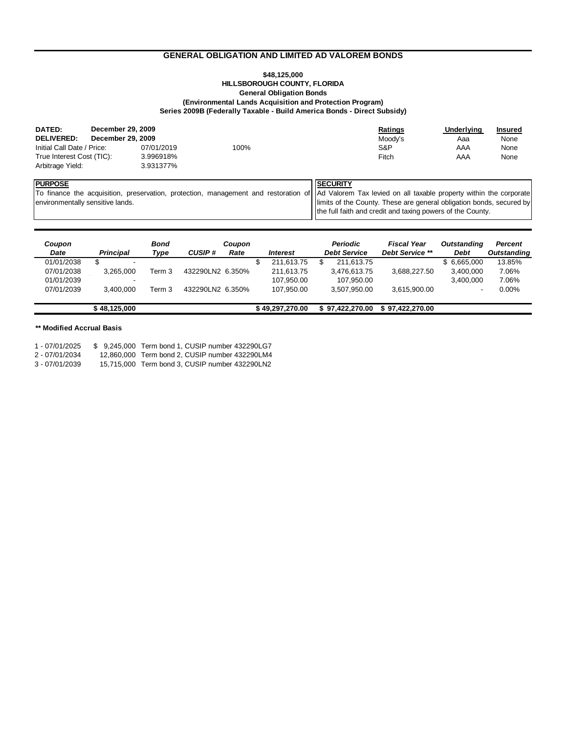## GENERAL OBLIGATION AND LIMITED AD VALOREM BONDS

**$48,125,000**
**HILLSBOROUGH COUNTY, FLORIDA**
**General Obligation Bonds**
**(Environmental Lands Acquisition and Protection Program)**
**Series 2009B (Federally Taxable - Build America Bonds - Direct Subsidy)**

**DATED:** **December 29, 2009**
**DELIVERED:** **December 29, 2009**
Initial Call Date / Price: 07/01/2019 100%
True Interest Cost (TIC): 3.996918%
Arbitrage Yield: 3.931377%

| Ratings | Underlying | Insured |
|---|---|---|
| Moody's | Aaa | None |
| S&P | AAA | None |
| Fitch | AAA | None |

**PURPOSE**

To finance the acquisition, preservation, protection, management and restoration of environmentally sensitive lands.

**SECURITY**

Ad Valorem Tax levied on all taxable property within the corporate limits of the County. These are general obligation bonds, secured by the full faith and credit and taxing powers of the County.

| *Coupon Date* | *Principal* | *Bond Type* | *CUSIP #* | *Coupon Rate* | *Interest* | *Periodic Debt Service* | *Fiscal Year Debt Service \*\** | *Outstanding Debt* | *Percent Outstanding* |
|---|---|---|---|---|---|---|---|---|---|
| 01/01/2038 | $ - | | | | $ 211,613.75 | $ 211,613.75 | | $ 6,665,000 | 13.85% |
| 07/01/2038 | 3,265,000 | Term 3 | 432290LN2 | 6.350% | 211,613.75 | 3,476,613.75 | 3,688,227.50 | 3,400,000 | 7.06% |
| 01/01/2039 | - | | | | 107,950.00 | 107,950.00 | | 3,400,000 | 7.06% |
| 07/01/2039 | 3,400,000 | Term 3 | 432290LN2 | 6.350% | 107,950.00 | 3,507,950.00 | 3,615,900.00 | - | 0.00% |
| | **$ 48,125,000** | | | | **$ 49,297,270.00** | **$ 97,422,270.00** | **$ 97,422,270.00** | | |

**\*\* Modified Accrual Basis**

1 - 07/01/2025 $ 9,245,000 Term bond 1, CUSIP number 432290LG7
2 - 07/01/2034 12,860,000 Term bond 2, CUSIP number 432290LM4
3 - 07/01/2039 15,715,000 Term bond 3, CUSIP number 432290LN2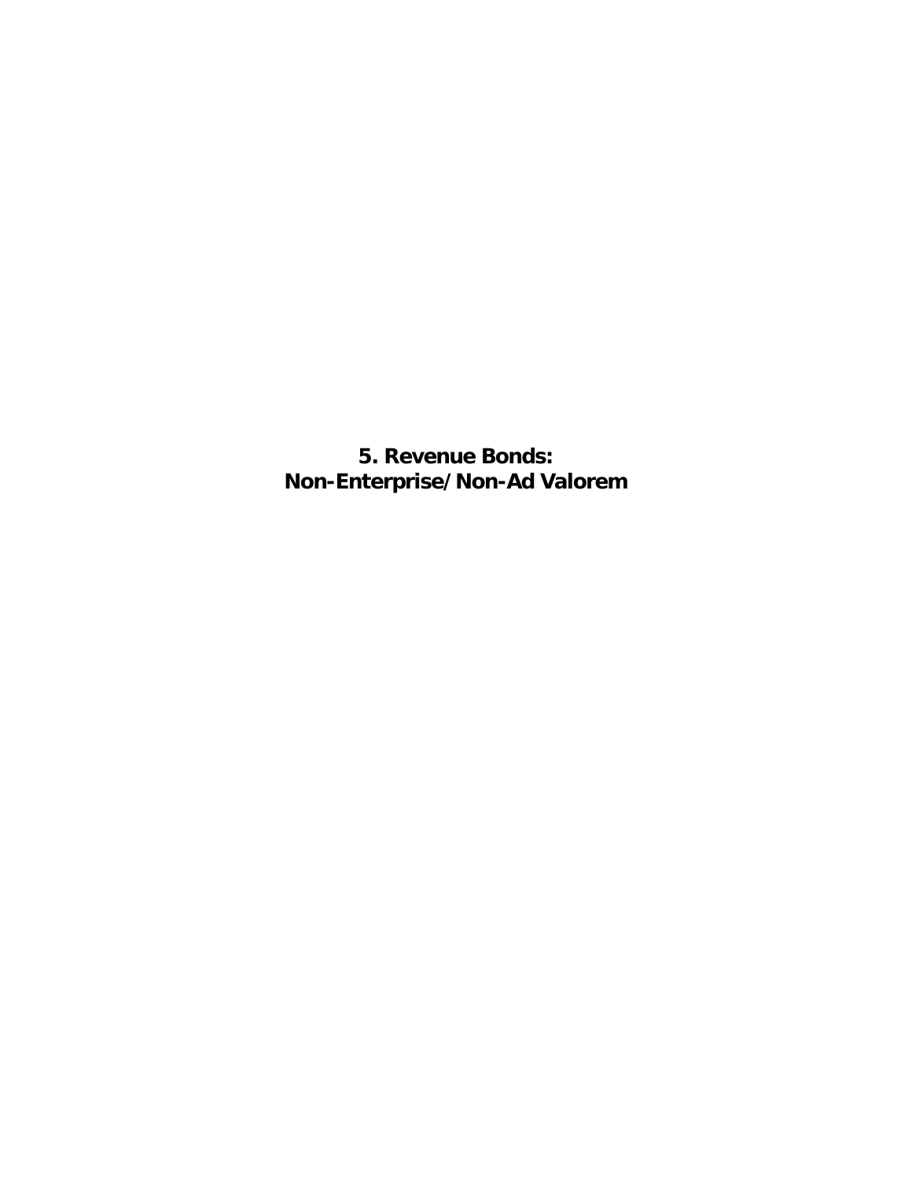# 5. Revenue Bonds: Non-Enterprise/Non-Ad Valorem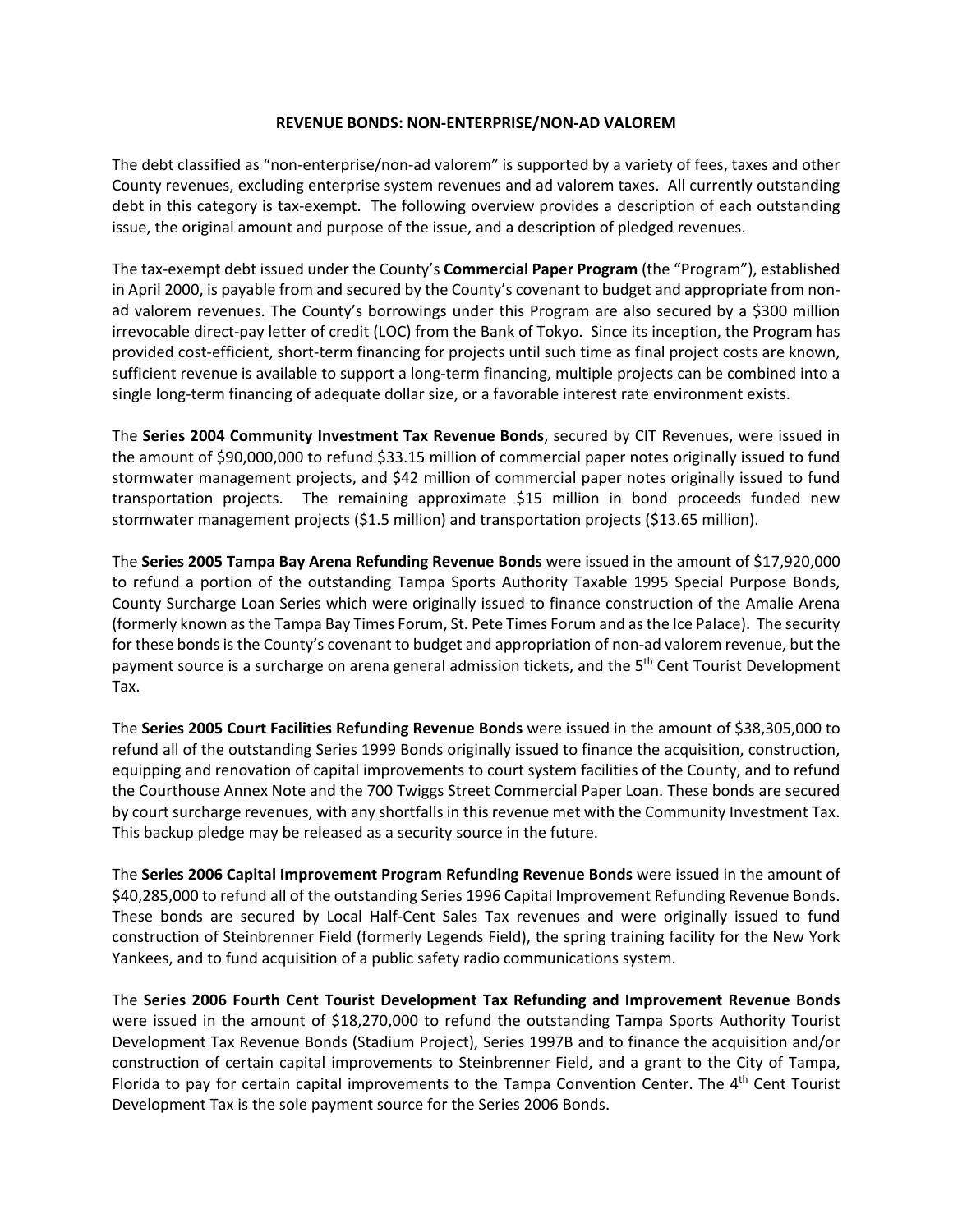## REVENUE BONDS: NON-ENTERPRISE/NON-AD VALOREM

The debt classified as "non-enterprise/non-ad valorem" is supported by a variety of fees, taxes and other County revenues, excluding enterprise system revenues and ad valorem taxes. All currently outstanding debt in this category is tax-exempt. The following overview provides a description of each outstanding issue, the original amount and purpose of the issue, and a description of pledged revenues.

The tax-exempt debt issued under the County's **Commercial Paper Program** (the "Program"), established in April 2000, is payable from and secured by the County's covenant to budget and appropriate from non-ad valorem revenues. The County's borrowings under this Program are also secured by a $300 million irrevocable direct-pay letter of credit (LOC) from the Bank of Tokyo. Since its inception, the Program has provided cost-efficient, short-term financing for projects until such time as final project costs are known, sufficient revenue is available to support a long-term financing, multiple projects can be combined into a single long-term financing of adequate dollar size, or a favorable interest rate environment exists.

The **Series 2004 Community Investment Tax Revenue Bonds**, secured by CIT Revenues, were issued in the amount of $90,000,000 to refund $33.15 million of commercial paper notes originally issued to fund stormwater management projects, and $42 million of commercial paper notes originally issued to fund transportation projects. The remaining approximate $15 million in bond proceeds funded new stormwater management projects ($1.5 million) and transportation projects ($13.65 million).

The **Series 2005 Tampa Bay Arena Refunding Revenue Bonds** were issued in the amount of $17,920,000 to refund a portion of the outstanding Tampa Sports Authority Taxable 1995 Special Purpose Bonds, County Surcharge Loan Series which were originally issued to finance construction of the Amalie Arena (formerly known as the Tampa Bay Times Forum, St. Pete Times Forum and as the Ice Palace). The security for these bonds is the County's covenant to budget and appropriation of non-ad valorem revenue, but the payment source is a surcharge on arena general admission tickets, and the 5th Cent Tourist Development Tax.

The **Series 2005 Court Facilities Refunding Revenue Bonds** were issued in the amount of $38,305,000 to refund all of the outstanding Series 1999 Bonds originally issued to finance the acquisition, construction, equipping and renovation of capital improvements to court system facilities of the County, and to refund the Courthouse Annex Note and the 700 Twiggs Street Commercial Paper Loan. These bonds are secured by court surcharge revenues, with any shortfalls in this revenue met with the Community Investment Tax. This backup pledge may be released as a security source in the future.

The **Series 2006 Capital Improvement Program Refunding Revenue Bonds** were issued in the amount of $40,285,000 to refund all of the outstanding Series 1996 Capital Improvement Refunding Revenue Bonds. These bonds are secured by Local Half-Cent Sales Tax revenues and were originally issued to fund construction of Steinbrenner Field (formerly Legends Field), the spring training facility for the New York Yankees, and to fund acquisition of a public safety radio communications system.

The **Series 2006 Fourth Cent Tourist Development Tax Refunding and Improvement Revenue Bonds** were issued in the amount of $18,270,000 to refund the outstanding Tampa Sports Authority Tourist Development Tax Revenue Bonds (Stadium Project), Series 1997B and to finance the acquisition and/or construction of certain capital improvements to Steinbrenner Field, and a grant to the City of Tampa, Florida to pay for certain capital improvements to the Tampa Convention Center. The 4th Cent Tourist Development Tax is the sole payment source for the Series 2006 Bonds.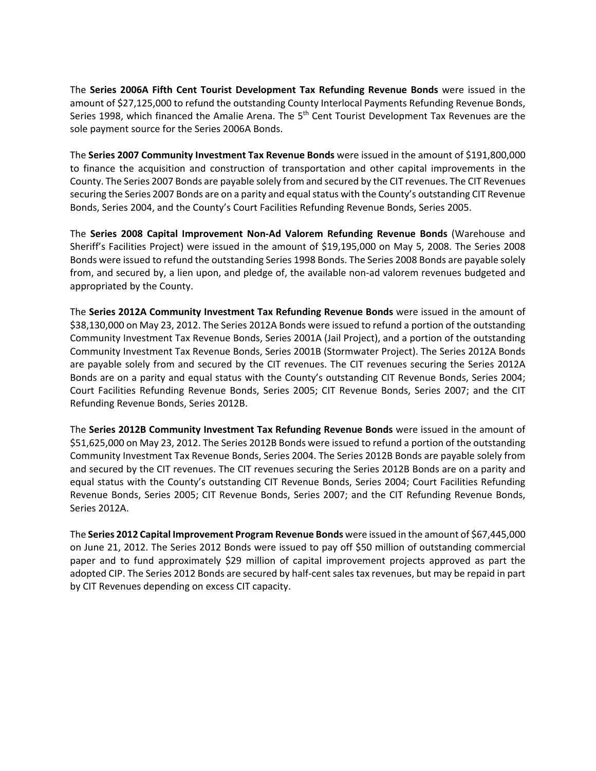The **Series 2006A Fifth Cent Tourist Development Tax Refunding Revenue Bonds** were issued in the amount of $27,125,000 to refund the outstanding County Interlocal Payments Refunding Revenue Bonds, Series 1998, which financed the Amalie Arena. The 5th Cent Tourist Development Tax Revenues are the sole payment source for the Series 2006A Bonds.

The **Series 2007 Community Investment Tax Revenue Bonds** were issued in the amount of $191,800,000 to finance the acquisition and construction of transportation and other capital improvements in the County. The Series 2007 Bonds are payable solely from and secured by the CIT revenues. The CIT Revenues securing the Series 2007 Bonds are on a parity and equal status with the County's outstanding CIT Revenue Bonds, Series 2004, and the County's Court Facilities Refunding Revenue Bonds, Series 2005.

The **Series 2008 Capital Improvement Non-Ad Valorem Refunding Revenue Bonds** (Warehouse and Sheriff's Facilities Project) were issued in the amount of $19,195,000 on May 5, 2008. The Series 2008 Bonds were issued to refund the outstanding Series 1998 Bonds. The Series 2008 Bonds are payable solely from, and secured by, a lien upon, and pledge of, the available non-ad valorem revenues budgeted and appropriated by the County.

The **Series 2012A Community Investment Tax Refunding Revenue Bonds** were issued in the amount of $38,130,000 on May 23, 2012. The Series 2012A Bonds were issued to refund a portion of the outstanding Community Investment Tax Revenue Bonds, Series 2001A (Jail Project), and a portion of the outstanding Community Investment Tax Revenue Bonds, Series 2001B (Stormwater Project). The Series 2012A Bonds are payable solely from and secured by the CIT revenues. The CIT revenues securing the Series 2012A Bonds are on a parity and equal status with the County's outstanding CIT Revenue Bonds, Series 2004; Court Facilities Refunding Revenue Bonds, Series 2005; CIT Revenue Bonds, Series 2007; and the CIT Refunding Revenue Bonds, Series 2012B.

The **Series 2012B Community Investment Tax Refunding Revenue Bonds** were issued in the amount of $51,625,000 on May 23, 2012. The Series 2012B Bonds were issued to refund a portion of the outstanding Community Investment Tax Revenue Bonds, Series 2004. The Series 2012B Bonds are payable solely from and secured by the CIT revenues. The CIT revenues securing the Series 2012B Bonds are on a parity and equal status with the County's outstanding CIT Revenue Bonds, Series 2004; Court Facilities Refunding Revenue Bonds, Series 2005; CIT Revenue Bonds, Series 2007; and the CIT Refunding Revenue Bonds, Series 2012A.

The **Series 2012 Capital Improvement Program Revenue Bonds** were issued in the amount of $67,445,000 on June 21, 2012. The Series 2012 Bonds were issued to pay off $50 million of outstanding commercial paper and to fund approximately $29 million of capital improvement projects approved as part the adopted CIP. The Series 2012 Bonds are secured by half-cent sales tax revenues, but may be repaid in part by CIT Revenues depending on excess CIT capacity.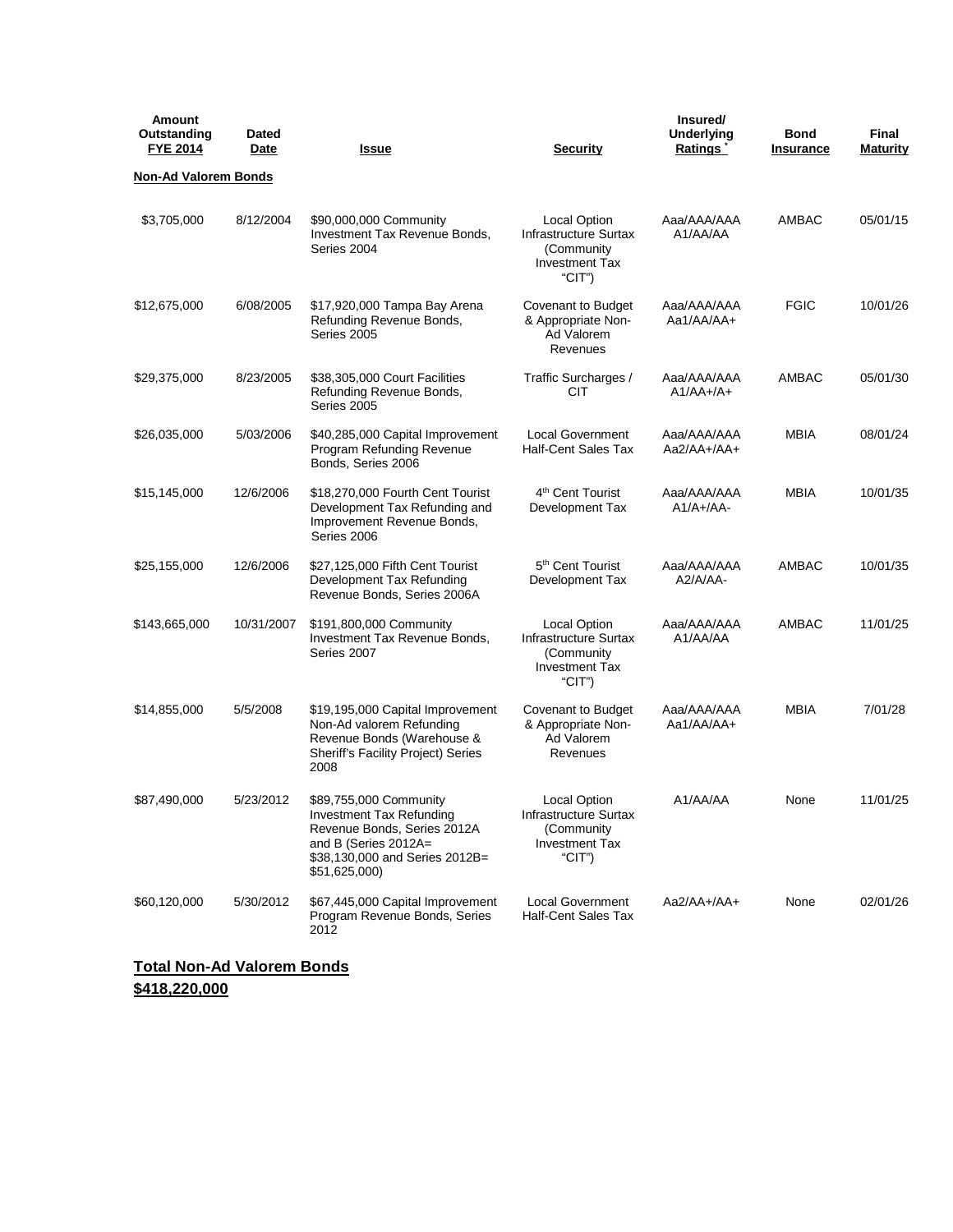| Amount Outstanding FYE 2014 | Dated Date | Issue | Security | Insured/ Underlying Ratings * | Bond Insurance | Final Maturity |
|---|---|---|---|---|---|---|
| **Non-Ad Valorem Bonds** | | | | | | |
| $3,705,000 | 8/12/2004 | $90,000,000 Community Investment Tax Revenue Bonds, Series 2004 | Local Option Infrastructure Surtax (Community Investment Tax "CIT") | Aaa/AAA/AAA A1/AA/AA | AMBAC | 05/01/15 |
| $12,675,000 | 6/08/2005 | $17,920,000 Tampa Bay Arena Refunding Revenue Bonds, Series 2005 | Covenant to Budget & Appropriate Non-Ad Valorem Revenues | Aaa/AAA/AAA Aa1/AA/AA+ | FGIC | 10/01/26 |
| $29,375,000 | 8/23/2005 | $38,305,000 Court Facilities Refunding Revenue Bonds, Series 2005 | Traffic Surcharges / CIT | Aaa/AAA/AAA A1/AA+/A+ | AMBAC | 05/01/30 |
| $26,035,000 | 5/03/2006 | $40,285,000 Capital Improvement Program Refunding Revenue Bonds, Series 2006 | Local Government Half-Cent Sales Tax | Aaa/AAA/AAA Aa2/AA+/AA+ | MBIA | 08/01/24 |
| $15,145,000 | 12/6/2006 | $18,270,000 Fourth Cent Tourist Development Tax Refunding and Improvement Revenue Bonds, Series 2006 | 4th Cent Tourist Development Tax | Aaa/AAA/AAA A1/A+/AA- | MBIA | 10/01/35 |
| $25,155,000 | 12/6/2006 | $27,125,000 Fifth Cent Tourist Development Tax Refunding Revenue Bonds, Series 2006A | 5th Cent Tourist Development Tax | Aaa/AAA/AAA A2/A/AA- | AMBAC | 10/01/35 |
| $143,665,000 | 10/31/2007 | $191,800,000 Community Investment Tax Revenue Bonds, Series 2007 | Local Option Infrastructure Surtax (Community Investment Tax "CIT") | Aaa/AAA/AAA A1/AA/AA | AMBAC | 11/01/25 |
| $14,855,000 | 5/5/2008 | $19,195,000 Capital Improvement Non-Ad valorem Refunding Revenue Bonds (Warehouse & Sheriff's Facility Project) Series 2008 | Covenant to Budget & Appropriate Non-Ad Valorem Revenues | Aaa/AAA/AAA Aa1/AA/AA+ | MBIA | 7/01/28 |
| $87,490,000 | 5/23/2012 | $89,755,000 Community Investment Tax Refunding Revenue Bonds, Series 2012A and B (Series 2012A= $38,130,000 and Series 2012B= $51,625,000) | Local Option Infrastructure Surtax (Community Investment Tax "CIT") | A1/AA/AA | None | 11/01/25 |
| $60,120,000 | 5/30/2012 | $67,445,000 Capital Improvement Program Revenue Bonds, Series 2012 | Local Government Half-Cent Sales Tax | Aa2/AA+/AA+ | None | 02/01/26 |

**Total Non-Ad Valorem Bonds**

**$418,220,000**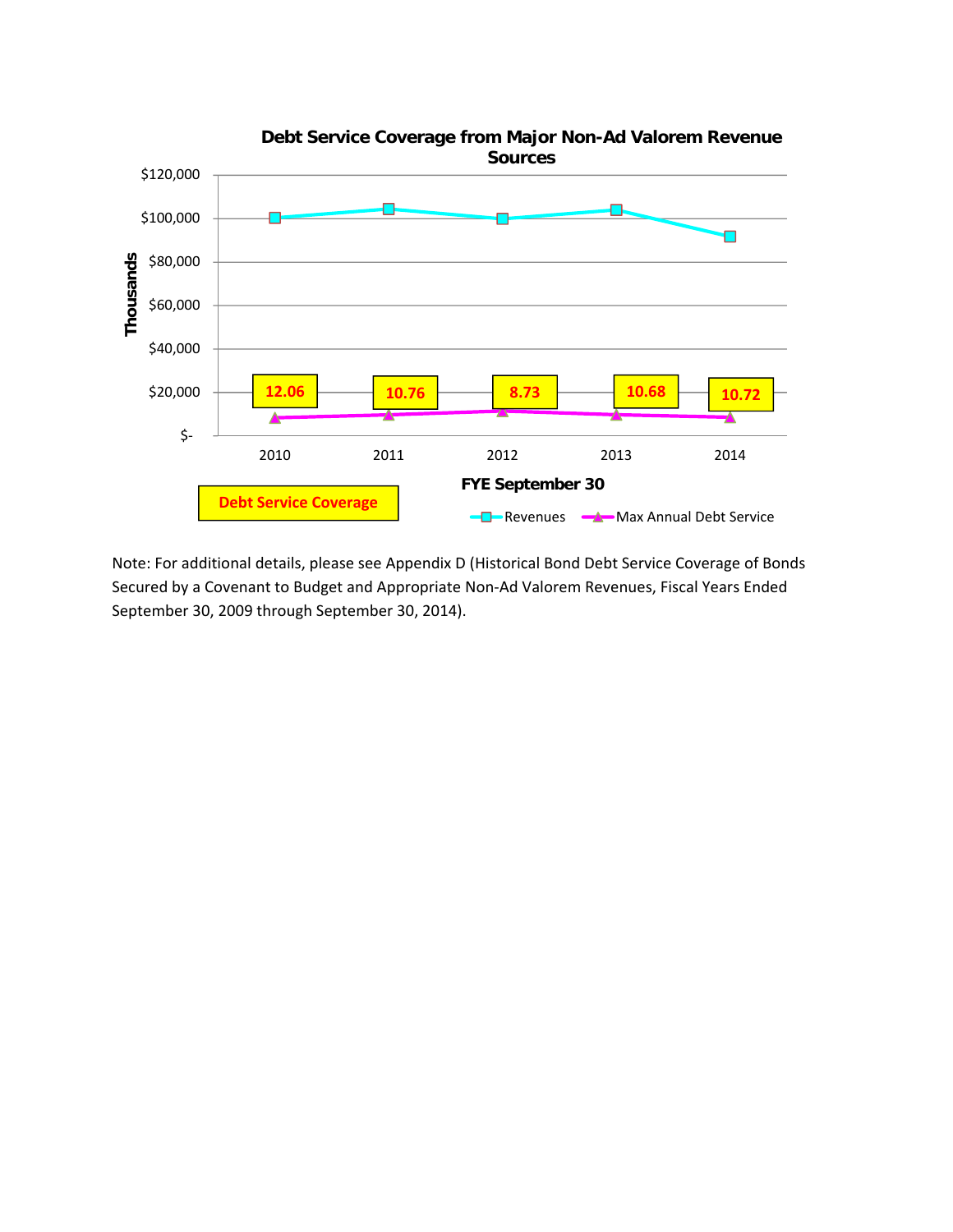**Debt Service Coverage from Major Non-Ad Valorem Revenue Sources**

| FYE September 30 | 2010 | 2011 | 2012 | 2013 | 2014 |
|---|---|---|---|---|---|
| Debt Service Coverage | 12.06 | 10.76 | 8.73 | 10.68 | 10.72 |

Legend: Revenues; Max Annual Debt Service (Thousands)

Note: For additional details, please see Appendix D (Historical Bond Debt Service Coverage of Bonds Secured by a Covenant to Budget and Appropriate Non-Ad Valorem Revenues, Fiscal Years Ended September 30, 2009 through September 30, 2014).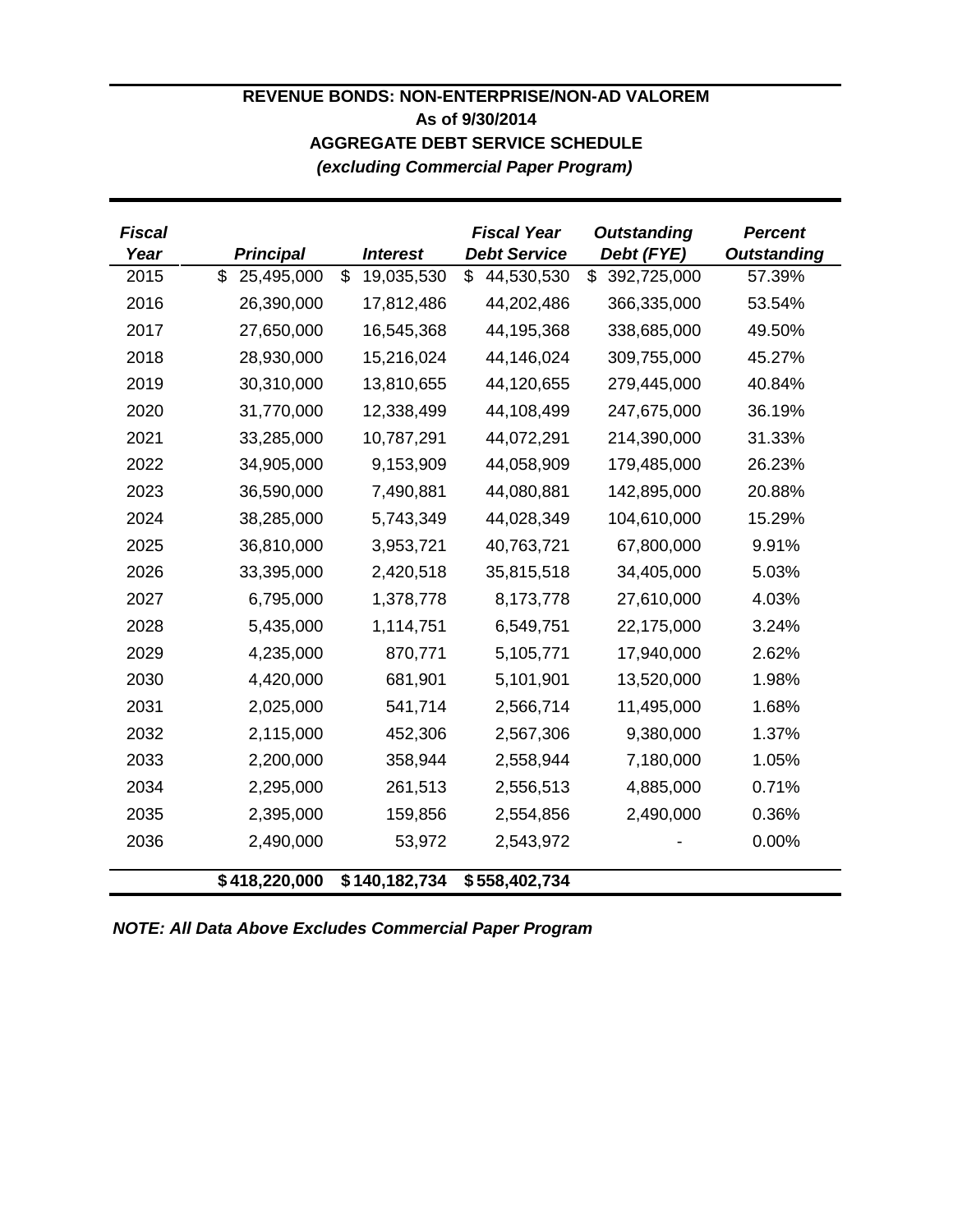**REVENUE BONDS: NON-ENTERPRISE/NON-AD VALOREM**
**As of 9/30/2014**
**AGGREGATE DEBT SERVICE SCHEDULE**
***(excluding Commercial Paper Program)***

| *Fiscal Year* | *Principal* | *Interest* | *Fiscal Year Debt Service* | *Outstanding Debt (FYE)* | *Percent Outstanding* |
|---|---|---|---|---|---|
| 2015 | $ 25,495,000 | $ 19,035,530 | $ 44,530,530 | $ 392,725,000 | 57.39% |
| 2016 | 26,390,000 | 17,812,486 | 44,202,486 | 366,335,000 | 53.54% |
| 2017 | 27,650,000 | 16,545,368 | 44,195,368 | 338,685,000 | 49.50% |
| 2018 | 28,930,000 | 15,216,024 | 44,146,024 | 309,755,000 | 45.27% |
| 2019 | 30,310,000 | 13,810,655 | 44,120,655 | 279,445,000 | 40.84% |
| 2020 | 31,770,000 | 12,338,499 | 44,108,499 | 247,675,000 | 36.19% |
| 2021 | 33,285,000 | 10,787,291 | 44,072,291 | 214,390,000 | 31.33% |
| 2022 | 34,905,000 | 9,153,909 | 44,058,909 | 179,485,000 | 26.23% |
| 2023 | 36,590,000 | 7,490,881 | 44,080,881 | 142,895,000 | 20.88% |
| 2024 | 38,285,000 | 5,743,349 | 44,028,349 | 104,610,000 | 15.29% |
| 2025 | 36,810,000 | 3,953,721 | 40,763,721 | 67,800,000 | 9.91% |
| 2026 | 33,395,000 | 2,420,518 | 35,815,518 | 34,405,000 | 5.03% |
| 2027 | 6,795,000 | 1,378,778 | 8,173,778 | 27,610,000 | 4.03% |
| 2028 | 5,435,000 | 1,114,751 | 6,549,751 | 22,175,000 | 3.24% |
| 2029 | 4,235,000 | 870,771 | 5,105,771 | 17,940,000 | 2.62% |
| 2030 | 4,420,000 | 681,901 | 5,101,901 | 13,520,000 | 1.98% |
| 2031 | 2,025,000 | 541,714 | 2,566,714 | 11,495,000 | 1.68% |
| 2032 | 2,115,000 | 452,306 | 2,567,306 | 9,380,000 | 1.37% |
| 2033 | 2,200,000 | 358,944 | 2,558,944 | 7,180,000 | 1.05% |
| 2034 | 2,295,000 | 261,513 | 2,556,513 | 4,885,000 | 0.71% |
| 2035 | 2,395,000 | 159,856 | 2,554,856 | 2,490,000 | 0.36% |
| 2036 | 2,490,000 | 53,972 | 2,543,972 | - | 0.00% |
| | **$ 418,220,000** | **$ 140,182,734** | **$ 558,402,734** | | |

***NOTE: All Data Above Excludes Commercial Paper Program***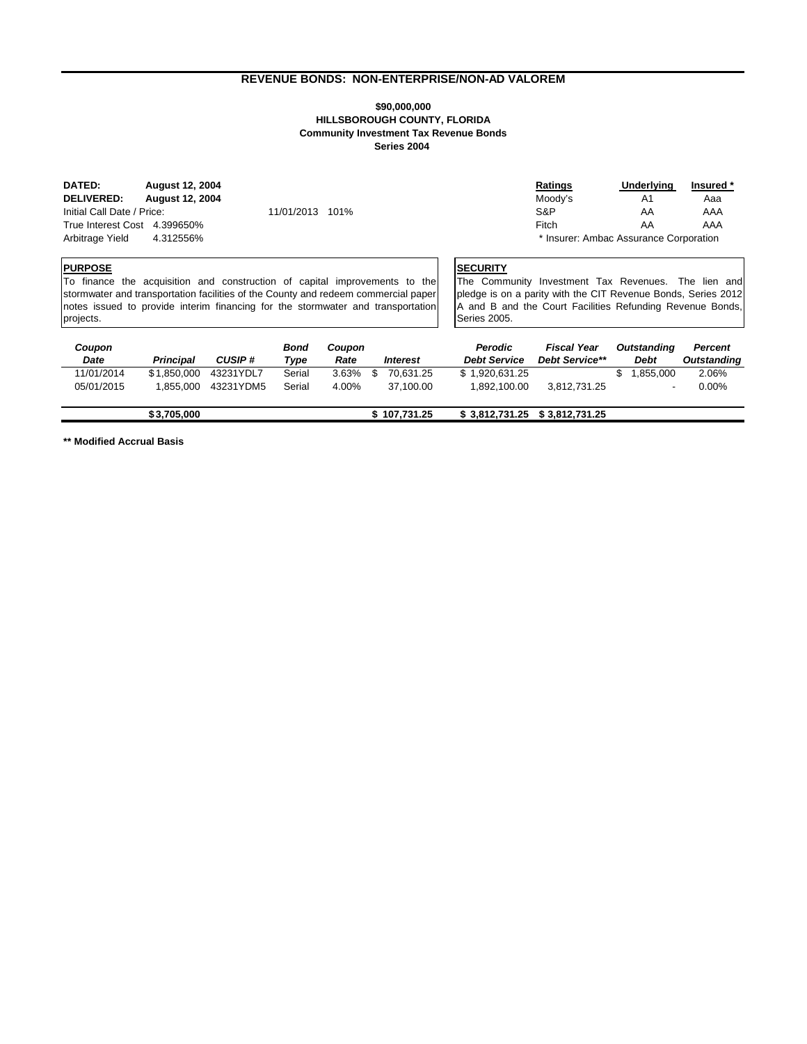## REVENUE BONDS: NON-ENTERPRISE/NON-AD VALOREM

### $90,000,000
### HILLSBOROUGH COUNTY, FLORIDA
### Community Investment Tax Revenue Bonds
### Series 2004

**DATED:** **August 12, 2004**
**DELIVERED:** **August 12, 2004**
Initial Call Date / Price: 11/01/2013 101%
True Interest Cost 4.399650%
Arbitrage Yield 4.312556%

| Ratings | Underlying | Insured * |
|---|---|---|
| Moody's | A1 | Aaa |
| S&P | AA | AAA |
| Fitch | AA | AAA |

* Insurer: Ambac Assurance Corporation

**PURPOSE**

To finance the acquisition and construction of capital improvements to the stormwater and transportation facilities of the County and redeem commercial paper notes issued to provide interim financing for the stormwater and transportation projects.

**SECURITY**

The Community Investment Tax Revenues. The lien and pledge is on a parity with the CIT Revenue Bonds, Series 2012 A and B and the Court Facilities Refunding Revenue Bonds, Series 2005.

| Coupon Date | Principal | CUSIP # | Bond Type | Coupon Rate | Interest | Perodic Debt Service | Fiscal Year Debt Service** | Outstanding Debt | Percent Outstanding |
|---|---|---|---|---|---|---|---|---|---|
| 11/01/2014 | $1,850,000 | 43231YDL7 | Serial | 3.63% | $ 70,631.25 | $ 1,920,631.25 | | $ 1,855,000 | 2.06% |
| 05/01/2015 | 1,855,000 | 43231YDM5 | Serial | 4.00% | 37,100.00 | 1,892,100.00 | 3,812,731.25 | - | 0.00% |
| | **$3,705,000** | | | | **$ 107,731.25** | **$ 3,812,731.25** | **$ 3,812,731.25** | | |

**** Modified Accrual Basis**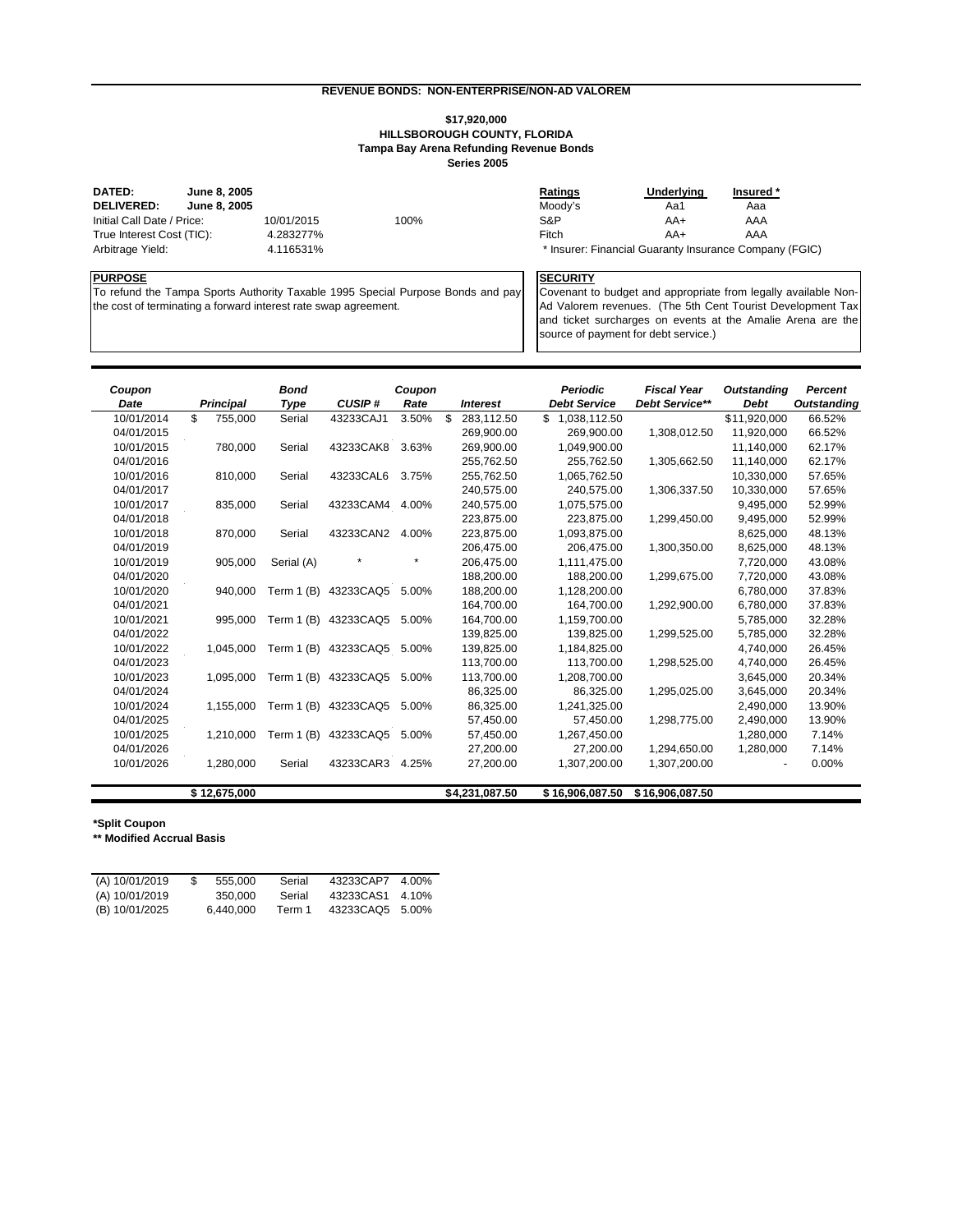## REVENUE BONDS: NON-ENTERPRISE/NON-AD VALOREM

### $17,920,000
### HILLSBOROUGH COUNTY, FLORIDA
### Tampa Bay Arena Refunding Revenue Bonds
### Series 2005

| | | | |
|---|---|---|---|
| **DATED:** | **June 8, 2005** | | |
| **DELIVERED:** | **June 8, 2005** | | |
| Initial Call Date / Price: | | 10/01/2015 | 100% |
| True Interest Cost (TIC): | | 4.283277% | |
| Arbitrage Yield: | | 4.116531% | |

| Ratings | Underlying | Insured * |
|---|---|---|
| Moody's | Aa1 | Aaa |
| S&P | AA+ | AAA |
| Fitch | AA+ | AAA |

* Insurer: Financial Guaranty Insurance Company (FGIC)

**PURPOSE**

To refund the Tampa Sports Authority Taxable 1995 Special Purpose Bonds and pay the cost of terminating a forward interest rate swap agreement.

**SECURITY**

Covenant to budget and appropriate from legally available Non-Ad Valorem revenues. (The 5th Cent Tourist Development Tax and ticket surcharges on events at the Amalie Arena are the source of payment for debt service.)

| Coupon Date | Principal | Bond Type | CUSIP # | Coupon Rate | Interest | Periodic Debt Service | Fiscal Year Debt Service** | Outstanding Debt | Percent Outstanding |
|---|---|---|---|---|---|---|---|---|---|
| 10/01/2014 | $ 755,000 | Serial | 43233CAJ1 | 3.50% | $ 283,112.50 | $ 1,038,112.50 | | $11,920,000 | 66.52% |
| 04/01/2015 | | | | | 269,900.00 | 269,900.00 | 1,308,012.50 | 11,920,000 | 66.52% |
| 10/01/2015 | 780,000 | Serial | 43233CAK8 | 3.63% | 269,900.00 | 1,049,900.00 | | 11,140,000 | 62.17% |
| 04/01/2016 | | | | | 255,762.50 | 255,762.50 | 1,305,662.50 | 11,140,000 | 62.17% |
| 10/01/2016 | 810,000 | Serial | 43233CAL6 | 3.75% | 255,762.50 | 1,065,762.50 | | 10,330,000 | 57.65% |
| 04/01/2017 | | | | | 240,575.00 | 240,575.00 | 1,306,337.50 | 10,330,000 | 57.65% |
| 10/01/2017 | 835,000 | Serial | 43233CAM4 | 4.00% | 240,575.00 | 1,075,575.00 | | 9,495,000 | 52.99% |
| 04/01/2018 | | | | | 223,875.00 | 223,875.00 | 1,299,450.00 | 9,495,000 | 52.99% |
| 10/01/2018 | 870,000 | Serial | 43233CAN2 | 4.00% | 223,875.00 | 1,093,875.00 | | 8,625,000 | 48.13% |
| 04/01/2019 | | | | | 206,475.00 | 206,475.00 | 1,300,350.00 | 8,625,000 | 48.13% |
| 10/01/2019 | 905,000 | Serial (A) | * | * | 206,475.00 | 1,111,475.00 | | 7,720,000 | 43.08% |
| 04/01/2020 | | | | | 188,200.00 | 188,200.00 | 1,299,675.00 | 7,720,000 | 43.08% |
| 10/01/2020 | 940,000 | Term 1 (B) | 43233CAQ5 | 5.00% | 188,200.00 | 1,128,200.00 | | 6,780,000 | 37.83% |
| 04/01/2021 | | | | | 164,700.00 | 164,700.00 | 1,292,900.00 | 6,780,000 | 37.83% |
| 10/01/2021 | 995,000 | Term 1 (B) | 43233CAQ5 | 5.00% | 164,700.00 | 1,159,700.00 | | 5,785,000 | 32.28% |
| 04/01/2022 | | | | | 139,825.00 | 139,825.00 | 1,299,525.00 | 5,785,000 | 32.28% |
| 10/01/2022 | 1,045,000 | Term 1 (B) | 43233CAQ5 | 5.00% | 139,825.00 | 1,184,825.00 | | 4,740,000 | 26.45% |
| 04/01/2023 | | | | | 113,700.00 | 113,700.00 | 1,298,525.00 | 4,740,000 | 26.45% |
| 10/01/2023 | 1,095,000 | Term 1 (B) | 43233CAQ5 | 5.00% | 113,700.00 | 1,208,700.00 | | 3,645,000 | 20.34% |
| 04/01/2024 | | | | | 86,325.00 | 86,325.00 | 1,295,025.00 | 3,645,000 | 20.34% |
| 10/01/2024 | 1,155,000 | Term 1 (B) | 43233CAQ5 | 5.00% | 86,325.00 | 1,241,325.00 | | 2,490,000 | 13.90% |
| 04/01/2025 | | | | | 57,450.00 | 57,450.00 | 1,298,775.00 | 2,490,000 | 13.90% |
| 10/01/2025 | 1,210,000 | Term 1 (B) | 43233CAQ5 | 5.00% | 57,450.00 | 1,267,450.00 | | 1,280,000 | 7.14% |
| 04/01/2026 | | | | | 27,200.00 | 27,200.00 | 1,294,650.00 | 1,280,000 | 7.14% |
| 10/01/2026 | 1,280,000 | Serial | 43233CAR3 | 4.25% | 27,200.00 | 1,307,200.00 | 1,307,200.00 | - | 0.00% |
| | **$ 12,675,000** | | | | **$4,231,087.50** | **$ 16,906,087.50** | **$ 16,906,087.50** | | |

**\*Split Coupon**

**\*\* Modified Accrual Basis**

| | | | | |
|---|---|---|---|---|
| (A) 10/01/2019 | $ 555,000 | Serial | 43233CAP7 | 4.00% |
| (A) 10/01/2019 | 350,000 | Serial | 43233CAS1 | 4.10% |
| (B) 10/01/2025 | 6,440,000 | Term 1 | 43233CAQ5 | 5.00% |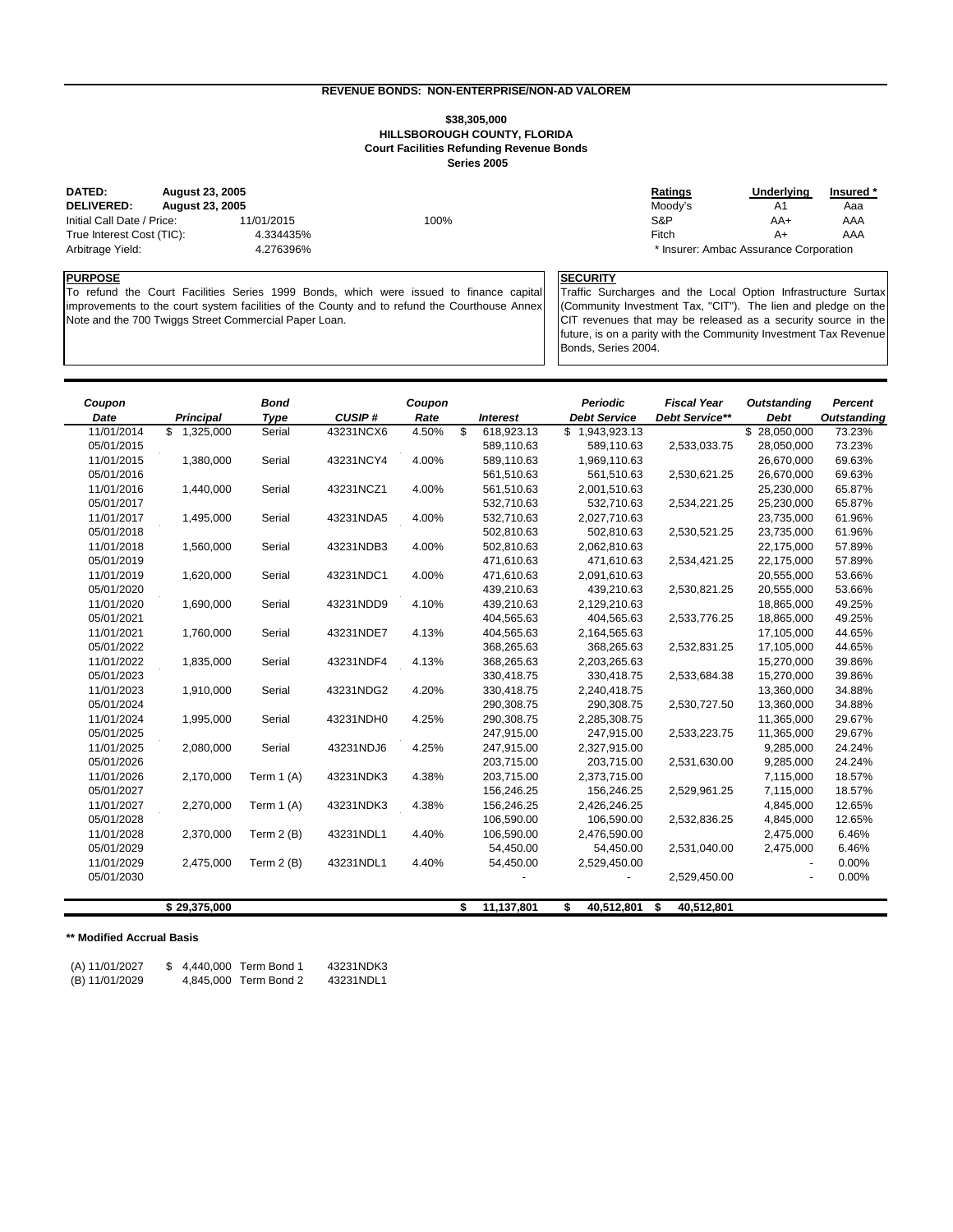## REVENUE BONDS: NON-ENTERPRISE/NON-AD VALOREM

### $38,305,000
### HILLSBOROUGH COUNTY, FLORIDA
### Court Facilities Refunding Revenue Bonds
### Series 2005

**DATED:** **August 23, 2005**
**DELIVERED:** **August 23, 2005**
Initial Call Date / Price: 11/01/2015 100%
True Interest Cost (TIC): 4.334435%
Arbitrage Yield: 4.276396%

| Ratings | Underlying | Insured * |
|---|---|---|
| Moody's | A1 | Aaa |
| S&P | AA+ | AAA |
| Fitch | A+ | AAA |

\* Insurer: Ambac Assurance Corporation

**PURPOSE**

To refund the Court Facilities Series 1999 Bonds, which were issued to finance capital improvements to the court system facilities of the County and to refund the Courthouse Annex Note and the 700 Twiggs Street Commercial Paper Loan.

**SECURITY**

Traffic Surcharges and the Local Option Infrastructure Surtax (Community Investment Tax, "CIT"). The lien and pledge on the CIT revenues that may be released as a security source in the future, is on a parity with the Community Investment Tax Revenue Bonds, Series 2004.

| Coupon Date | Principal | Bond Type | CUSIP # | Coupon Rate | Interest | Periodic Debt Service | Fiscal Year Debt Service** | Outstanding Debt | Percent Outstanding |
|---|---|---|---|---|---|---|---|---|---|
| 11/01/2014 | $ 1,325,000 | Serial | 43231NCX6 | 4.50% | $ 618,923.13 | $ 1,943,923.13 | | $ 28,050,000 | 73.23% |
| 05/01/2015 | | | | | 589,110.63 | 589,110.63 | 2,533,033.75 | 28,050,000 | 73.23% |
| 11/01/2015 | 1,380,000 | Serial | 43231NCY4 | 4.00% | 589,110.63 | 1,969,110.63 | | 26,670,000 | 69.63% |
| 05/01/2016 | | | | | 561,510.63 | 561,510.63 | 2,530,621.25 | 26,670,000 | 69.63% |
| 11/01/2016 | 1,440,000 | Serial | 43231NCZ1 | 4.00% | 561,510.63 | 2,001,510.63 | | 25,230,000 | 65.87% |
| 05/01/2017 | | | | | 532,710.63 | 532,710.63 | 2,534,221.25 | 25,230,000 | 65.87% |
| 11/01/2017 | 1,495,000 | Serial | 43231NDA5 | 4.00% | 532,710.63 | 2,027,710.63 | | 23,735,000 | 61.96% |
| 05/01/2018 | | | | | 502,810.63 | 502,810.63 | 2,530,521.25 | 23,735,000 | 61.96% |
| 11/01/2018 | 1,560,000 | Serial | 43231NDB3 | 4.00% | 502,810.63 | 2,062,810.63 | | 22,175,000 | 57.89% |
| 05/01/2019 | | | | | 471,610.63 | 471,610.63 | 2,534,421.25 | 22,175,000 | 57.89% |
| 11/01/2019 | 1,620,000 | Serial | 43231NDC1 | 4.00% | 471,610.63 | 2,091,610.63 | | 20,555,000 | 53.66% |
| 05/01/2020 | | | | | 439,210.63 | 439,210.63 | 2,530,821.25 | 20,555,000 | 53.66% |
| 11/01/2020 | 1,690,000 | Serial | 43231NDD9 | 4.10% | 439,210.63 | 2,129,210.63 | | 18,865,000 | 49.25% |
| 05/01/2021 | | | | | 404,565.63 | 404,565.63 | 2,533,776.25 | 18,865,000 | 49.25% |
| 11/01/2021 | 1,760,000 | Serial | 43231NDE7 | 4.13% | 404,565.63 | 2,164,565.63 | | 17,105,000 | 44.65% |
| 05/01/2022 | | | | | 368,265.63 | 368,265.63 | 2,532,831.25 | 17,105,000 | 44.65% |
| 11/01/2022 | 1,835,000 | Serial | 43231NDF4 | 4.13% | 368,265.63 | 2,203,265.63 | | 15,270,000 | 39.86% |
| 05/01/2023 | | | | | 330,418.75 | 330,418.75 | 2,533,684.38 | 15,270,000 | 39.86% |
| 11/01/2023 | 1,910,000 | Serial | 43231NDG2 | 4.20% | 330,418.75 | 2,240,418.75 | | 13,360,000 | 34.88% |
| 05/01/2024 | | | | | 290,308.75 | 290,308.75 | 2,530,727.50 | 13,360,000 | 34.88% |
| 11/01/2024 | 1,995,000 | Serial | 43231NDH0 | 4.25% | 290,308.75 | 2,285,308.75 | | 11,365,000 | 29.67% |
| 05/01/2025 | | | | | 247,915.00 | 247,915.00 | 2,533,223.75 | 11,365,000 | 29.67% |
| 11/01/2025 | 2,080,000 | Serial | 43231NDJ6 | 4.25% | 247,915.00 | 2,327,915.00 | | 9,285,000 | 24.24% |
| 05/01/2026 | | | | | 203,715.00 | 203,715.00 | 2,531,630.00 | 9,285,000 | 24.24% |
| 11/01/2026 | 2,170,000 | Term 1 (A) | 43231NDK3 | 4.38% | 203,715.00 | 2,373,715.00 | | 7,115,000 | 18.57% |
| 05/01/2027 | | | | | 156,246.25 | 156,246.25 | 2,529,961.25 | 7,115,000 | 18.57% |
| 11/01/2027 | 2,270,000 | Term 1 (A) | 43231NDK3 | 4.38% | 156,246.25 | 2,426,246.25 | | 4,845,000 | 12.65% |
| 05/01/2028 | | | | | 106,590.00 | 106,590.00 | 2,532,836.25 | 4,845,000 | 12.65% |
| 11/01/2028 | 2,370,000 | Term 2 (B) | 43231NDL1 | 4.40% | 106,590.00 | 2,476,590.00 | | 2,475,000 | 6.46% |
| 05/01/2029 | | | | | 54,450.00 | 54,450.00 | 2,531,040.00 | 2,475,000 | 6.46% |
| 11/01/2029 | 2,475,000 | Term 2 (B) | 43231NDL1 | 4.40% | 54,450.00 | 2,529,450.00 | | - | 0.00% |
| 05/01/2030 | | | | | - | - | 2,529,450.00 | - | 0.00% |
| | **$ 29,375,000** | | | | **$ 11,137,801** | **$ 40,512,801** | **$ 40,512,801** | | |

**\*\* Modified Accrual Basis**

| | | | |
|---|---|---|---|
| (A) 11/01/2027 | $ 4,440,000 | Term Bond 1 | 43231NDK3 |
| (B) 11/01/2029 | 4,845,000 | Term Bond 2 | 43231NDL1 |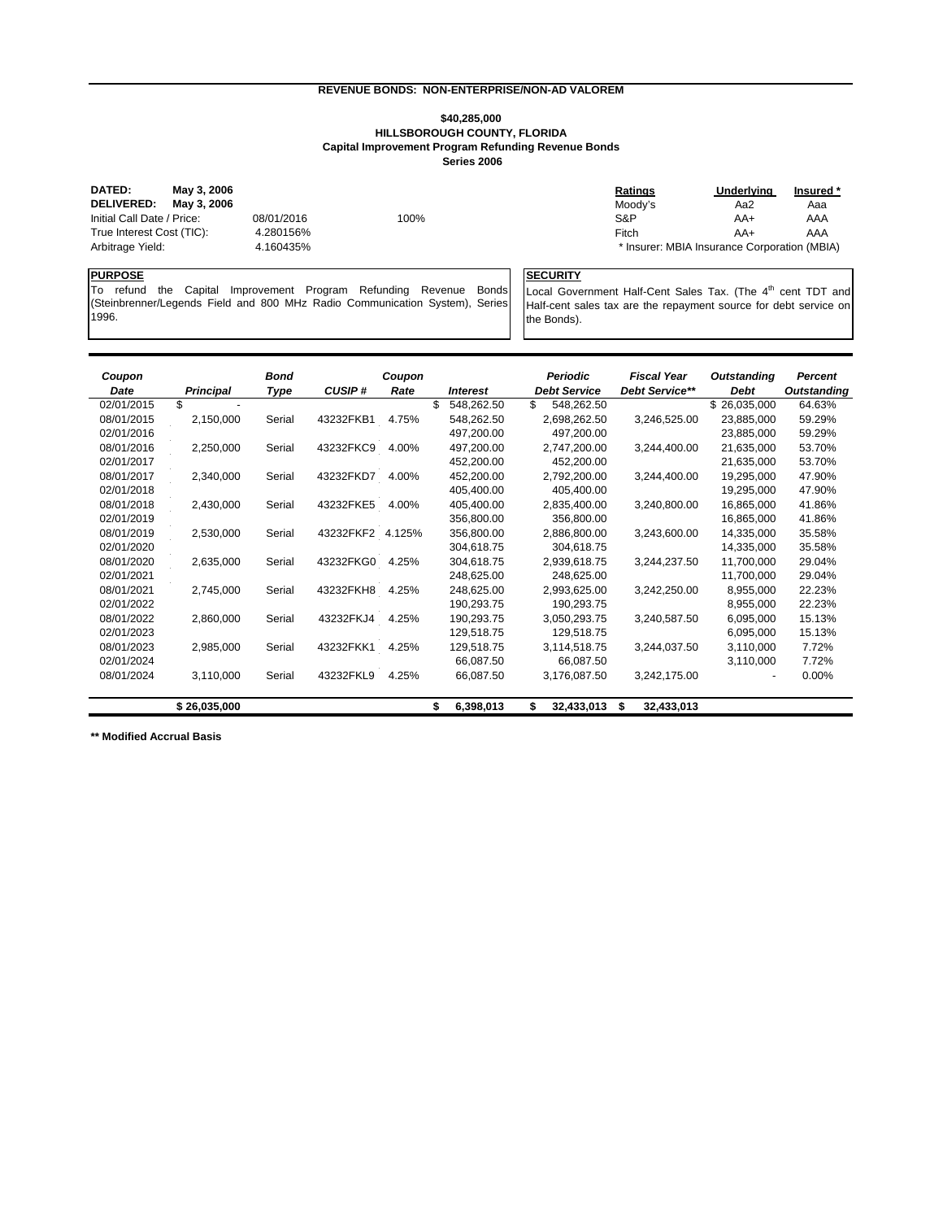## REVENUE BONDS: NON-ENTERPRISE/NON-AD VALOREM

### $40,285,000
### HILLSBOROUGH COUNTY, FLORIDA
### Capital Improvement Program Refunding Revenue Bonds
### Series 2006

**DATED:** May 3, 2006
**DELIVERED:** May 3, 2006
Initial Call Date / Price: 08/01/2016 100%
True Interest Cost (TIC): 4.280156%
Arbitrage Yield: 4.160435%

| Ratings | Underlying | Insured * |
|---|---|---|
| Moody's | Aa2 | Aaa |
| S&P | AA+ | AAA |
| Fitch | AA+ | AAA |

\* Insurer: MBIA Insurance Corporation (MBIA)

**PURPOSE**

To refund the Capital Improvement Program Refunding Revenue Bonds (Steinbrenner/Legends Field and 800 MHz Radio Communication System), Series 1996.

**SECURITY**

Local Government Half-Cent Sales Tax. (The 4th cent TDT and Half-cent sales tax are the repayment source for debt service on the Bonds).

| Coupon Date | Principal | Bond Type | CUSIP # | Coupon Rate | Interest | Periodic Debt Service | Fiscal Year Debt Service** | Outstanding Debt | Percent Outstanding |
|---|---|---|---|---|---|---|---|---|---|
| 02/01/2015 | $ - | | | | $ 548,262.50 | $ 548,262.50 | | $ 26,035,000 | 64.63% |
| 08/01/2015 | 2,150,000 | Serial | 43232FKB1 | 4.75% | 548,262.50 | 2,698,262.50 | 3,246,525.00 | 23,885,000 | 59.29% |
| 02/01/2016 | | | | | 497,200.00 | 497,200.00 | | 23,885,000 | 59.29% |
| 08/01/2016 | 2,250,000 | Serial | 43232FKC9 | 4.00% | 497,200.00 | 2,747,200.00 | 3,244,400.00 | 21,635,000 | 53.70% |
| 02/01/2017 | | | | | 452,200.00 | 452,200.00 | | 21,635,000 | 53.70% |
| 08/01/2017 | 2,340,000 | Serial | 43232FKD7 | 4.00% | 452,200.00 | 2,792,200.00 | 3,244,400.00 | 19,295,000 | 47.90% |
| 02/01/2018 | | | | | 405,400.00 | 405,400.00 | | 19,295,000 | 47.90% |
| 08/01/2018 | 2,430,000 | Serial | 43232FKE5 | 4.00% | 405,400.00 | 2,835,400.00 | 3,240,800.00 | 16,865,000 | 41.86% |
| 02/01/2019 | | | | | 356,800.00 | 356,800.00 | | 16,865,000 | 41.86% |
| 08/01/2019 | 2,530,000 | Serial | 43232FKF2 | 4.125% | 356,800.00 | 2,886,800.00 | 3,243,600.00 | 14,335,000 | 35.58% |
| 02/01/2020 | | | | | 304,618.75 | 304,618.75 | | 14,335,000 | 35.58% |
| 08/01/2020 | 2,635,000 | Serial | 43232FKG0 | 4.25% | 304,618.75 | 2,939,618.75 | 3,244,237.50 | 11,700,000 | 29.04% |
| 02/01/2021 | | | | | 248,625.00 | 248,625.00 | | 11,700,000 | 29.04% |
| 08/01/2021 | 2,745,000 | Serial | 43232FKH8 | 4.25% | 248,625.00 | 2,993,625.00 | 3,242,250.00 | 8,955,000 | 22.23% |
| 02/01/2022 | | | | | 190,293.75 | 190,293.75 | | 8,955,000 | 22.23% |
| 08/01/2022 | 2,860,000 | Serial | 43232FKJ4 | 4.25% | 190,293.75 | 3,050,293.75 | 3,240,587.50 | 6,095,000 | 15.13% |
| 02/01/2023 | | | | | 129,518.75 | 129,518.75 | | 6,095,000 | 15.13% |
| 08/01/2023 | 2,985,000 | Serial | 43232FKK1 | 4.25% | 129,518.75 | 3,114,518.75 | 3,244,037.50 | 3,110,000 | 7.72% |
| 02/01/2024 | | | | | 66,087.50 | 66,087.50 | | 3,110,000 | 7.72% |
| 08/01/2024 | 3,110,000 | Serial | 43232FKL9 | 4.25% | 66,087.50 | 3,176,087.50 | 3,242,175.00 | - | 0.00% |
| | $ 26,035,000 | | | | $ 6,398,013 | $ 32,433,013 | $ 32,433,013 | | |

\*\* Modified Accrual Basis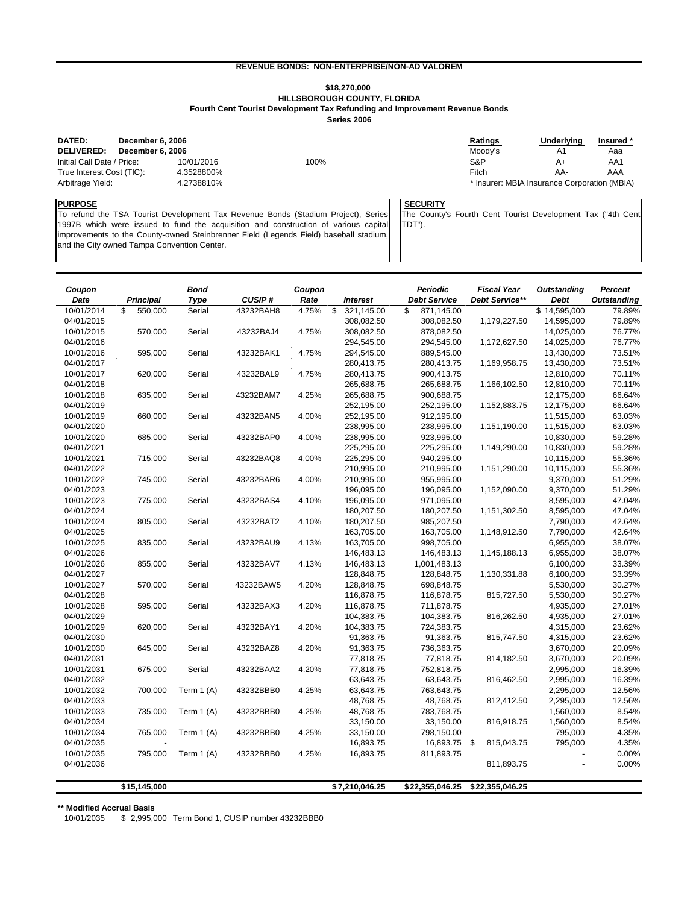## REVENUE BONDS: NON-ENTERPRISE/NON-AD VALOREM

### $18,270,000
### HILLSBOROUGH COUNTY, FLORIDA
### Fourth Cent Tourist Development Tax Refunding and Improvement Revenue Bonds
### Series 2006

**DATED:** December 6, 2006
**DELIVERED:** December 6, 2006
Initial Call Date / Price: 10/01/2016 100%
True Interest Cost (TIC): 4.3528800%
Arbitrage Yield: 4.2738810%

| Ratings | Underlying | Insured * |
|---|---|---|
| Moody's | A1 | Aaa |
| S&P | A+ | AA1 |
| Fitch | AA- | AAA |

* Insurer: MBIA Insurance Corporation (MBIA)

**PURPOSE**
To refund the TSA Tourist Development Tax Revenue Bonds (Stadium Project), Series 1997B which were issued to fund the acquisition and construction of various capital improvements to the County-owned Steinbrenner Field (Legends Field) baseball stadium, and the City owned Tampa Convention Center.

**SECURITY**
The County's Fourth Cent Tourist Development Tax ("4th Cent TDT").

| Coupon Date | Principal | Bond Type | CUSIP # | Coupon Rate | Interest | Periodic Debt Service | Fiscal Year Debt Service** | Outstanding Debt | Percent Outstanding |
|---|---|---|---|---|---|---|---|---|---|
| 10/01/2014 | $ 550,000 | Serial | 43232BAH8 | 4.75% | $ 321,145.00 | $ 871,145.00 | | $ 14,595,000 | 79.89% |
| 04/01/2015 | | | | | 308,082.50 | 308,082.50 | 1,179,227.50 | 14,595,000 | 79.89% |
| 10/01/2015 | 570,000 | Serial | 43232BAJ4 | 4.75% | 308,082.50 | 878,082.50 | | 14,025,000 | 76.77% |
| 04/01/2016 | | | | | 294,545.00 | 294,545.00 | 1,172,627.50 | 14,025,000 | 76.77% |
| 10/01/2016 | 595,000 | Serial | 43232BAK1 | 4.75% | 294,545.00 | 889,545.00 | | 13,430,000 | 73.51% |
| 04/01/2017 | | | | | 280,413.75 | 280,413.75 | 1,169,958.75 | 13,430,000 | 73.51% |
| 10/01/2017 | 620,000 | Serial | 43232BAL9 | 4.75% | 280,413.75 | 900,413.75 | | 12,810,000 | 70.11% |
| 04/01/2018 | | | | | 265,688.75 | 265,688.75 | 1,166,102.50 | 12,810,000 | 70.11% |
| 10/01/2018 | 635,000 | Serial | 43232BAM7 | 4.25% | 265,688.75 | 900,688.75 | | 12,175,000 | 66.64% |
| 04/01/2019 | | | | | 252,195.00 | 252,195.00 | 1,152,883.75 | 12,175,000 | 66.64% |
| 10/01/2019 | 660,000 | Serial | 43232BAN5 | 4.00% | 252,195.00 | 912,195.00 | | 11,515,000 | 63.03% |
| 04/01/2020 | | | | | 238,995.00 | 238,995.00 | 1,151,190.00 | 11,515,000 | 63.03% |
| 10/01/2020 | 685,000 | Serial | 43232BAP0 | 4.00% | 238,995.00 | 923,995.00 | | 10,830,000 | 59.28% |
| 04/01/2021 | | | | | 225,295.00 | 225,295.00 | 1,149,290.00 | 10,830,000 | 59.28% |
| 10/01/2021 | 715,000 | Serial | 43232BAQ8 | 4.00% | 225,295.00 | 940,295.00 | | 10,115,000 | 55.36% |
| 04/01/2022 | | | | | 210,995.00 | 210,995.00 | 1,151,290.00 | 10,115,000 | 55.36% |
| 10/01/2022 | 745,000 | Serial | 43232BAR6 | 4.00% | 210,995.00 | 955,995.00 | | 9,370,000 | 51.29% |
| 04/01/2023 | | | | | 196,095.00 | 196,095.00 | 1,152,090.00 | 9,370,000 | 51.29% |
| 10/01/2023 | 775,000 | Serial | 43232BAS4 | 4.10% | 196,095.00 | 971,095.00 | | 8,595,000 | 47.04% |
| 04/01/2024 | | | | | 180,207.50 | 180,207.50 | 1,151,302.50 | 8,595,000 | 47.04% |
| 10/01/2024 | 805,000 | Serial | 43232BAT2 | 4.10% | 180,207.50 | 985,207.50 | | 7,790,000 | 42.64% |
| 04/01/2025 | | | | | 163,705.00 | 163,705.00 | 1,148,912.50 | 7,790,000 | 42.64% |
| 10/01/2025 | 835,000 | Serial | 43232BAU9 | 4.13% | 163,705.00 | 998,705.00 | | 6,955,000 | 38.07% |
| 04/01/2026 | | | | | 146,483.13 | 146,483.13 | 1,145,188.13 | 6,955,000 | 38.07% |
| 10/01/2026 | 855,000 | Serial | 43232BAV7 | 4.13% | 146,483.13 | 1,001,483.13 | | 6,100,000 | 33.39% |
| 04/01/2027 | | | | | 128,848.75 | 128,848.75 | 1,130,331.88 | 6,100,000 | 33.39% |
| 10/01/2027 | 570,000 | Serial | 43232BAW5 | 4.20% | 128,848.75 | 698,848.75 | | 5,530,000 | 30.27% |
| 04/01/2028 | | | | | 116,878.75 | 116,878.75 | 815,727.50 | 5,530,000 | 30.27% |
| 10/01/2028 | 595,000 | Serial | 43232BAX3 | 4.20% | 116,878.75 | 711,878.75 | | 4,935,000 | 27.01% |
| 04/01/2029 | | | | | 104,383.75 | 104,383.75 | 816,262.50 | 4,935,000 | 27.01% |
| 10/01/2029 | 620,000 | Serial | 43232BAY1 | 4.20% | 104,383.75 | 724,383.75 | | 4,315,000 | 23.62% |
| 04/01/2030 | | | | | 91,363.75 | 91,363.75 | 815,747.50 | 4,315,000 | 23.62% |
| 10/01/2030 | 645,000 | Serial | 43232BAZ8 | 4.20% | 91,363.75 | 736,363.75 | | 3,670,000 | 20.09% |
| 04/01/2031 | | | | | 77,818.75 | 77,818.75 | 814,182.50 | 3,670,000 | 20.09% |
| 10/01/2031 | 675,000 | Serial | 43232BAA2 | 4.20% | 77,818.75 | 752,818.75 | | 2,995,000 | 16.39% |
| 04/01/2032 | | | | | 63,643.75 | 63,643.75 | 816,462.50 | 2,995,000 | 16.39% |
| 10/01/2032 | 700,000 | Term 1 (A) | 43232BBB0 | 4.25% | 63,643.75 | 763,643.75 | | 2,295,000 | 12.56% |
| 04/01/2033 | | | | | 48,768.75 | 48,768.75 | 812,412.50 | 2,295,000 | 12.56% |
| 10/01/2033 | 735,000 | Term 1 (A) | 43232BBB0 | 4.25% | 48,768.75 | 783,768.75 | | 1,560,000 | 8.54% |
| 04/01/2034 | | | | | 33,150.00 | 33,150.00 | 816,918.75 | 1,560,000 | 8.54% |
| 10/01/2034 | 765,000 | Term 1 (A) | 43232BBB0 | 4.25% | 33,150.00 | 798,150.00 | | 795,000 | 4.35% |
| 04/01/2035 | - | | | | 16,893.75 | 16,893.75 | $ 815,043.75 | 795,000 | 4.35% |
| 10/01/2035 | 795,000 | Term 1 (A) | 43232BBB0 | 4.25% | 16,893.75 | 811,893.75 | | - | 0.00% |
| 04/01/2036 | | | | | | | 811,893.75 | - | 0.00% |
| | **$15,145,000** | | | | **$7,210,046.25** | **$22,355,046.25** | **$22,355,046.25** | | |

**\*\* Modified Accrual Basis**

10/01/2035 $ 2,995,000 Term Bond 1, CUSIP number 43232BBB0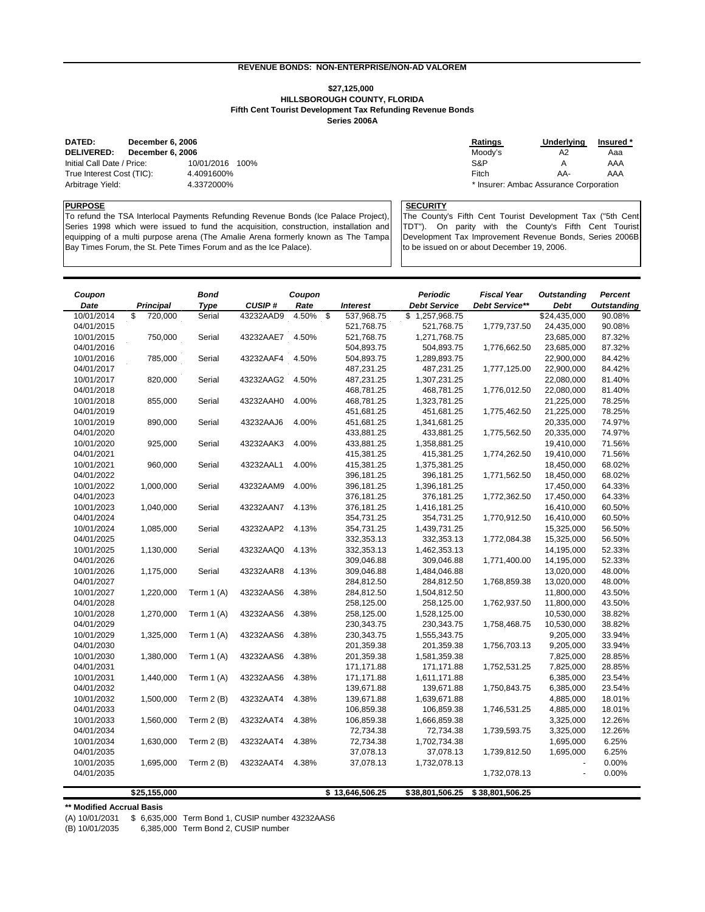## REVENUE BONDS: NON-ENTERPRISE/NON-AD VALOREM

### $27,125,000
### HILLSBOROUGH COUNTY, FLORIDA
### Fifth Cent Tourist Development Tax Refunding Revenue Bonds
### Series 2006A

**DATED:** December 6, 2006
**DELIVERED:** December 6, 2006
Initial Call Date / Price: 10/01/2016 100%
True Interest Cost (TIC): 4.4091600%
Arbitrage Yield: 4.3372000%

| Ratings | Underlying | Insured * |
|---|---|---|
| Moody's | A2 | Aaa |
| S&P | A | AAA |
| Fitch | AA- | AAA |

* Insurer: Ambac Assurance Corporation

**PURPOSE**

To refund the TSA Interlocal Payments Refunding Revenue Bonds (Ice Palace Project), Series 1998 which were issued to fund the acquisition, construction, installation and equipping of a multi purpose arena (The Amalie Arena formerly known as The Tampa Bay Times Forum, the St. Pete Times Forum and as the Ice Palace).

**SECURITY**

The County's Fifth Cent Tourist Development Tax ("5th Cent TDT"). On parity with the County's Fifth Cent Tourist Development Tax Improvement Revenue Bonds, Series 2006B to be issued on or about December 19, 2006.

| Coupon Date | Principal | Bond Type | CUSIP # | Coupon Rate | Interest | Periodic Debt Service | Fiscal Year Debt Service** | Outstanding Debt | Percent Outstanding |
|---|---|---|---|---|---|---|---|---|---|
| 10/01/2014 | $ 720,000 | Serial | 43232AAD9 | 4.50% | $ 537,968.75 | $ 1,257,968.75 | | $24,435,000 | 90.08% |
| 04/01/2015 | | | | | 521,768.75 | 521,768.75 | 1,779,737.50 | 24,435,000 | 90.08% |
| 10/01/2015 | 750,000 | Serial | 43232AAE7 | 4.50% | 521,768.75 | 1,271,768.75 | | 23,685,000 | 87.32% |
| 04/01/2016 | | | | | 504,893.75 | 504,893.75 | 1,776,662.50 | 23,685,000 | 87.32% |
| 10/01/2016 | 785,000 | Serial | 43232AAF4 | 4.50% | 504,893.75 | 1,289,893.75 | | 22,900,000 | 84.42% |
| 04/01/2017 | | | | | 487,231.25 | 487,231.25 | 1,777,125.00 | 22,900,000 | 84.42% |
| 10/01/2017 | 820,000 | Serial | 43232AAG2 | 4.50% | 487,231.25 | 1,307,231.25 | | 22,080,000 | 81.40% |
| 04/01/2018 | | | | | 468,781.25 | 468,781.25 | 1,776,012.50 | 22,080,000 | 81.40% |
| 10/01/2018 | 855,000 | Serial | 43232AAH0 | 4.00% | 468,781.25 | 1,323,781.25 | | 21,225,000 | 78.25% |
| 04/01/2019 | | | | | 451,681.25 | 451,681.25 | 1,775,462.50 | 21,225,000 | 78.25% |
| 10/01/2019 | 890,000 | Serial | 43232AAJ6 | 4.00% | 451,681.25 | 1,341,681.25 | | 20,335,000 | 74.97% |
| 04/01/2020 | | | | | 433,881.25 | 433,881.25 | 1,775,562.50 | 20,335,000 | 74.97% |
| 10/01/2020 | 925,000 | Serial | 43232AAK3 | 4.00% | 433,881.25 | 1,358,881.25 | | 19,410,000 | 71.56% |
| 04/01/2021 | | | | | 415,381.25 | 415,381.25 | 1,774,262.50 | 19,410,000 | 71.56% |
| 10/01/2021 | 960,000 | Serial | 43232AAL1 | 4.00% | 415,381.25 | 1,375,381.25 | | 18,450,000 | 68.02% |
| 04/01/2022 | | | | | 396,181.25 | 396,181.25 | 1,771,562.50 | 18,450,000 | 68.02% |
| 10/01/2022 | 1,000,000 | Serial | 43232AAM9 | 4.00% | 396,181.25 | 1,396,181.25 | | 17,450,000 | 64.33% |
| 04/01/2023 | | | | | 376,181.25 | 376,181.25 | 1,772,362.50 | 17,450,000 | 64.33% |
| 10/01/2023 | 1,040,000 | Serial | 43232AAN7 | 4.13% | 376,181.25 | 1,416,181.25 | | 16,410,000 | 60.50% |
| 04/01/2024 | | | | | 354,731.25 | 354,731.25 | 1,770,912.50 | 16,410,000 | 60.50% |
| 10/01/2024 | 1,085,000 | Serial | 43232AAP2 | 4.13% | 354,731.25 | 1,439,731.25 | | 15,325,000 | 56.50% |
| 04/01/2025 | | | | | 332,353.13 | 332,353.13 | 1,772,084.38 | 15,325,000 | 56.50% |
| 10/01/2025 | 1,130,000 | Serial | 43232AAQ0 | 4.13% | 332,353.13 | 1,462,353.13 | | 14,195,000 | 52.33% |
| 04/01/2026 | | | | | 309,046.88 | 309,046.88 | 1,771,400.00 | 14,195,000 | 52.33% |
| 10/01/2026 | 1,175,000 | Serial | 43232AAR8 | 4.13% | 309,046.88 | 1,484,046.88 | | 13,020,000 | 48.00% |
| 04/01/2027 | | | | | 284,812.50 | 284,812.50 | 1,768,859.38 | 13,020,000 | 48.00% |
| 10/01/2027 | 1,220,000 | Term 1 (A) | 43232AAS6 | 4.38% | 284,812.50 | 1,504,812.50 | | 11,800,000 | 43.50% |
| 04/01/2028 | | | | | 258,125.00 | 258,125.00 | 1,762,937.50 | 11,800,000 | 43.50% |
| 10/01/2028 | 1,270,000 | Term 1 (A) | 43232AAS6 | 4.38% | 258,125.00 | 1,528,125.00 | | 10,530,000 | 38.82% |
| 04/01/2029 | | | | | 230,343.75 | 230,343.75 | 1,758,468.75 | 10,530,000 | 38.82% |
| 10/01/2029 | 1,325,000 | Term 1 (A) | 43232AAS6 | 4.38% | 230,343.75 | 1,555,343.75 | | 9,205,000 | 33.94% |
| 04/01/2030 | | | | | 201,359.38 | 201,359.38 | 1,756,703.13 | 9,205,000 | 33.94% |
| 10/01/2030 | 1,380,000 | Term 1 (A) | 43232AAS6 | 4.38% | 201,359.38 | 1,581,359.38 | | 7,825,000 | 28.85% |
| 04/01/2031 | | | | | 171,171.88 | 171,171.88 | 1,752,531.25 | 7,825,000 | 28.85% |
| 10/01/2031 | 1,440,000 | Term 1 (A) | 43232AAS6 | 4.38% | 171,171.88 | 1,611,171.88 | | 6,385,000 | 23.54% |
| 04/01/2032 | | | | | 139,671.88 | 139,671.88 | 1,750,843.75 | 6,385,000 | 23.54% |
| 10/01/2032 | 1,500,000 | Term 2 (B) | 43232AAT4 | 4.38% | 139,671.88 | 1,639,671.88 | | 4,885,000 | 18.01% |
| 04/01/2033 | | | | | 106,859.38 | 106,859.38 | 1,746,531.25 | 4,885,000 | 18.01% |
| 10/01/2033 | 1,560,000 | Term 2 (B) | 43232AAT4 | 4.38% | 106,859.38 | 1,666,859.38 | | 3,325,000 | 12.26% |
| 04/01/2034 | | | | | 72,734.38 | 72,734.38 | 1,739,593.75 | 3,325,000 | 12.26% |
| 10/01/2034 | 1,630,000 | Term 2 (B) | 43232AAT4 | 4.38% | 72,734.38 | 1,702,734.38 | | 1,695,000 | 6.25% |
| 04/01/2035 | | | | | 37,078.13 | 37,078.13 | 1,739,812.50 | 1,695,000 | 6.25% |
| 10/01/2035 | 1,695,000 | Term 2 (B) | 43232AAT4 | 4.38% | 37,078.13 | 1,732,078.13 | | - | 0.00% |
| 04/01/2035 | | | | | | | 1,732,078.13 | - | 0.00% |
| | $25,155,000 | | | | $ 13,646,506.25 | $38,801,506.25 | $ 38,801,506.25 | | |

**** Modified Accrual Basis**

(A) 10/01/2031 $ 6,635,000 Term Bond 1, CUSIP number 43232AAS6
(B) 10/01/2035 6,385,000 Term Bond 2, CUSIP number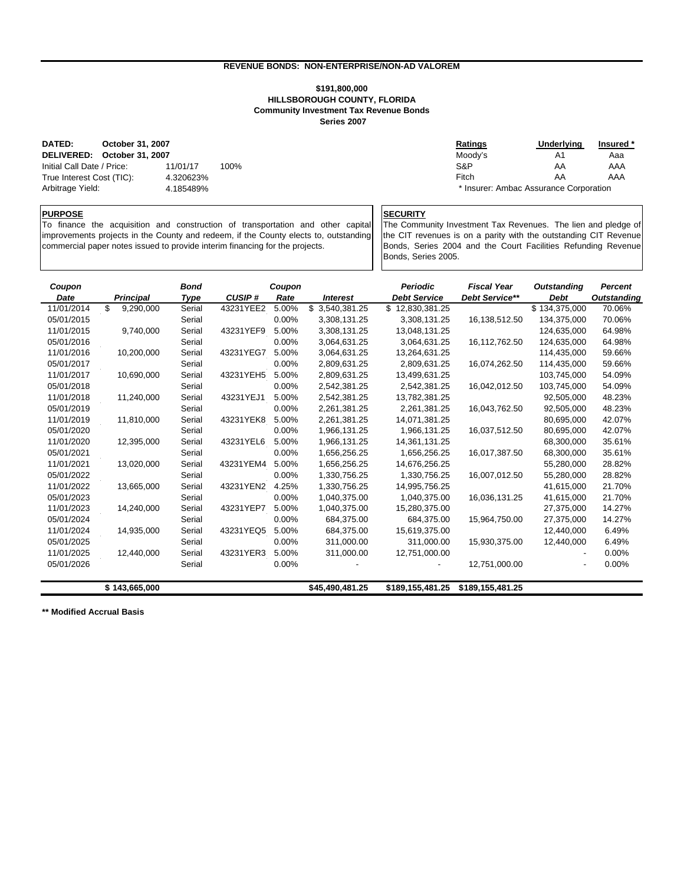## REVENUE BONDS: NON-ENTERPRISE/NON-AD VALOREM

### $191,800,000
### HILLSBOROUGH COUNTY, FLORIDA
### Community Investment Tax Revenue Bonds
### Series 2007

**DATED:** October 31, 2007
**DELIVERED:** October 31, 2007
Initial Call Date / Price: 11/01/17 100%
True Interest Cost (TIC): 4.320623%
Arbitrage Yield: 4.185489%

| Ratings | Underlying | Insured * |
|---|---|---|
| Moody's | A1 | Aaa |
| S&P | AA | AAA |
| Fitch | AA | AAA |

\* Insurer: Ambac Assurance Corporation

**PURPOSE**

To finance the acquisition and construction of transportation and other capital improvements projects in the County and redeem, if the County elects to, outstanding commercial paper notes issued to provide interim financing for the projects.

**SECURITY**

The Community Investment Tax Revenues. The lien and pledge of the CIT revenues is on a parity with the outstanding CIT Revenue Bonds, Series 2004 and the Court Facilities Refunding Revenue Bonds, Series 2005.

| Coupon Date | Principal | Bond Type | CUSIP # | Coupon Rate | Interest | Periodic Debt Service | Fiscal Year Debt Service** | Outstanding Debt | Percent Outstanding |
|---|---|---|---|---|---|---|---|---|---|
| 11/01/2014 | $ 9,290,000 | Serial | 43231YEE2 | 5.00% | $ 3,540,381.25 | $ 12,830,381.25 | | $ 134,375,000 | 70.06% |
| 05/01/2015 | | Serial | | 0.00% | 3,308,131.25 | 3,308,131.25 | 16,138,512.50 | 134,375,000 | 70.06% |
| 11/01/2015 | 9,740,000 | Serial | 43231YEF9 | 5.00% | 3,308,131.25 | 13,048,131.25 | | 124,635,000 | 64.98% |
| 05/01/2016 | | Serial | | 0.00% | 3,064,631.25 | 3,064,631.25 | 16,112,762.50 | 124,635,000 | 64.98% |
| 11/01/2016 | 10,200,000 | Serial | 43231YEG7 | 5.00% | 3,064,631.25 | 13,264,631.25 | | 114,435,000 | 59.66% |
| 05/01/2017 | | Serial | | 0.00% | 2,809,631.25 | 2,809,631.25 | 16,074,262.50 | 114,435,000 | 59.66% |
| 11/01/2017 | 10,690,000 | Serial | 43231YEH5 | 5.00% | 2,809,631.25 | 13,499,631.25 | | 103,745,000 | 54.09% |
| 05/01/2018 | | Serial | | 0.00% | 2,542,381.25 | 2,542,381.25 | 16,042,012.50 | 103,745,000 | 54.09% |
| 11/01/2018 | 11,240,000 | Serial | 43231YEJ1 | 5.00% | 2,542,381.25 | 13,782,381.25 | | 92,505,000 | 48.23% |
| 05/01/2019 | | Serial | | 0.00% | 2,261,381.25 | 2,261,381.25 | 16,043,762.50 | 92,505,000 | 48.23% |
| 11/01/2019 | 11,810,000 | Serial | 43231YEK8 | 5.00% | 2,261,381.25 | 14,071,381.25 | | 80,695,000 | 42.07% |
| 05/01/2020 | | Serial | | 0.00% | 1,966,131.25 | 1,966,131.25 | 16,037,512.50 | 80,695,000 | 42.07% |
| 11/01/2020 | 12,395,000 | Serial | 43231YEL6 | 5.00% | 1,966,131.25 | 14,361,131.25 | | 68,300,000 | 35.61% |
| 05/01/2021 | | Serial | | 0.00% | 1,656,256.25 | 1,656,256.25 | 16,017,387.50 | 68,300,000 | 35.61% |
| 11/01/2021 | 13,020,000 | Serial | 43231YEM4 | 5.00% | 1,656,256.25 | 14,676,256.25 | | 55,280,000 | 28.82% |
| 05/01/2022 | | Serial | | 0.00% | 1,330,756.25 | 1,330,756.25 | 16,007,012.50 | 55,280,000 | 28.82% |
| 11/01/2022 | 13,665,000 | Serial | 43231YEN2 | 4.25% | 1,330,756.25 | 14,995,756.25 | | 41,615,000 | 21.70% |
| 05/01/2023 | | Serial | | 0.00% | 1,040,375.00 | 1,040,375.00 | 16,036,131.25 | 41,615,000 | 21.70% |
| 11/01/2023 | 14,240,000 | Serial | 43231YEP7 | 5.00% | 1,040,375.00 | 15,280,375.00 | | 27,375,000 | 14.27% |
| 05/01/2024 | | Serial | | 0.00% | 684,375.00 | 684,375.00 | 15,964,750.00 | 27,375,000 | 14.27% |
| 11/01/2024 | 14,935,000 | Serial | 43231YEQ5 | 5.00% | 684,375.00 | 15,619,375.00 | | 12,440,000 | 6.49% |
| 05/01/2025 | | Serial | | 0.00% | 311,000.00 | 311,000.00 | 15,930,375.00 | 12,440,000 | 6.49% |
| 11/01/2025 | 12,440,000 | Serial | 43231YER3 | 5.00% | 311,000.00 | 12,751,000.00 | | - | 0.00% |
| 05/01/2026 | | Serial | | 0.00% | - | - | 12,751,000.00 | - | 0.00% |
| | **$ 143,665,000** | | | | **$45,490,481.25** | **$189,155,481.25** | **$189,155,481.25** | | |

**\*\* Modified Accrual Basis**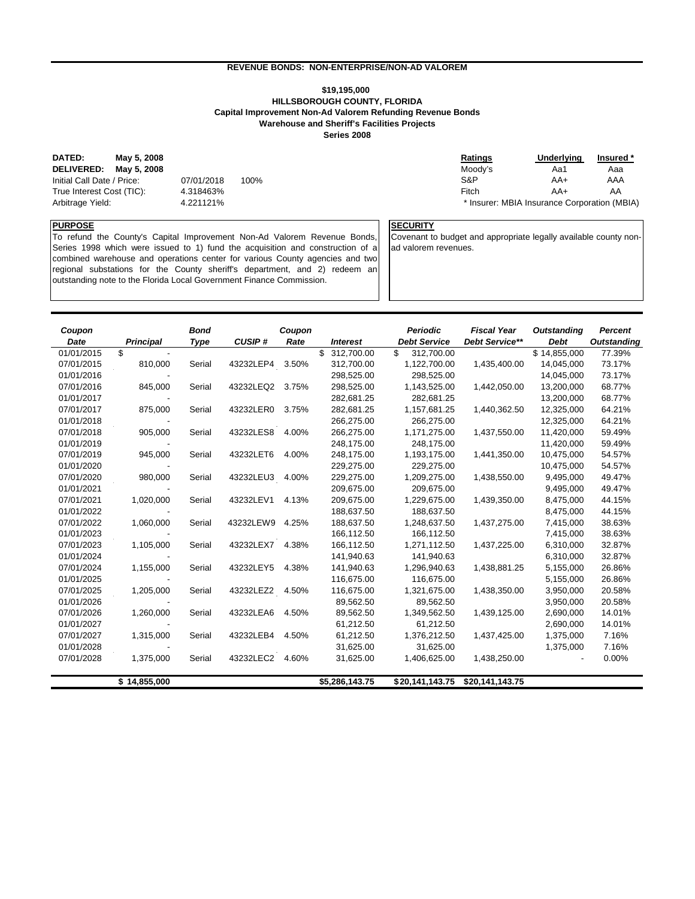## REVENUE BONDS: NON-ENTERPRISE/NON-AD VALOREM

### $19,195,000
### HILLSBOROUGH COUNTY, FLORIDA
### Capital Improvement Non-Ad Valorem Refunding Revenue Bonds
### Warehouse and Sheriff's Facilities Projects
### Series 2008

**DATED:** May 5, 2008
**DELIVERED:** May 5, 2008
Initial Call Date / Price: 07/01/2018 100%
True Interest Cost (TIC): 4.318463%
Arbitrage Yield: 4.221121%

| Ratings | Underlying | Insured * |
|---|---|---|
| Moody's | Aa1 | Aaa |
| S&P | AA+ | AAA |
| Fitch | AA+ | AA |

* Insurer: MBIA Insurance Corporation (MBIA)

**PURPOSE**

To refund the County's Capital Improvement Non-Ad Valorem Revenue Bonds, Series 1998 which were issued to 1) fund the acquisition and construction of a combined warehouse and operations center for various County agencies and two regional substations for the County sheriff's department, and 2) redeem an outstanding note to the Florida Local Government Finance Commission.

**SECURITY**

Covenant to budget and appropriate legally available county non-ad valorem revenues.

| Coupon Date | Principal | Bond Type | CUSIP # | Coupon Rate | Interest | Periodic Debt Service | Fiscal Year Debt Service** | Outstanding Debt | Percent Outstanding |
|---|---|---|---|---|---|---|---|---|---|
| 01/01/2015 | $ - | | | | $ 312,700.00 | $ 312,700.00 | | $ 14,855,000 | 77.39% |
| 07/01/2015 | 810,000 | Serial | 43232LEP4 | 3.50% | 312,700.00 | 1,122,700.00 | 1,435,400.00 | 14,045,000 | 73.17% |
| 01/01/2016 | - | | | | 298,525.00 | 298,525.00 | | 14,045,000 | 73.17% |
| 07/01/2016 | 845,000 | Serial | 43232LEQ2 | 3.75% | 298,525.00 | 1,143,525.00 | 1,442,050.00 | 13,200,000 | 68.77% |
| 01/01/2017 | - | | | | 282,681.25 | 282,681.25 | | 13,200,000 | 68.77% |
| 07/01/2017 | 875,000 | Serial | 43232LER0 | 3.75% | 282,681.25 | 1,157,681.25 | 1,440,362.50 | 12,325,000 | 64.21% |
| 01/01/2018 | - | | | | 266,275.00 | 266,275.00 | | 12,325,000 | 64.21% |
| 07/01/2018 | 905,000 | Serial | 43232LES8 | 4.00% | 266,275.00 | 1,171,275.00 | 1,437,550.00 | 11,420,000 | 59.49% |
| 01/01/2019 | - | | | | 248,175.00 | 248,175.00 | | 11,420,000 | 59.49% |
| 07/01/2019 | 945,000 | Serial | 43232LET6 | 4.00% | 248,175.00 | 1,193,175.00 | 1,441,350.00 | 10,475,000 | 54.57% |
| 01/01/2020 | - | | | | 229,275.00 | 229,275.00 | | 10,475,000 | 54.57% |
| 07/01/2020 | 980,000 | Serial | 43232LEU3 | 4.00% | 229,275.00 | 1,209,275.00 | 1,438,550.00 | 9,495,000 | 49.47% |
| 01/01/2021 | - | | | | 209,675.00 | 209,675.00 | | 9,495,000 | 49.47% |
| 07/01/2021 | 1,020,000 | Serial | 43232LEV1 | 4.13% | 209,675.00 | 1,229,675.00 | 1,439,350.00 | 8,475,000 | 44.15% |
| 01/01/2022 | - | | | | 188,637.50 | 188,637.50 | | 8,475,000 | 44.15% |
| 07/01/2022 | 1,060,000 | Serial | 43232LEW9 | 4.25% | 188,637.50 | 1,248,637.50 | 1,437,275.00 | 7,415,000 | 38.63% |
| 01/01/2023 | - | | | | 166,112.50 | 166,112.50 | | 7,415,000 | 38.63% |
| 07/01/2023 | 1,105,000 | Serial | 43232LEX7 | 4.38% | 166,112.50 | 1,271,112.50 | 1,437,225.00 | 6,310,000 | 32.87% |
| 01/01/2024 | - | | | | 141,940.63 | 141,940.63 | | 6,310,000 | 32.87% |
| 07/01/2024 | 1,155,000 | Serial | 43232LEY5 | 4.38% | 141,940.63 | 1,296,940.63 | 1,438,881.25 | 5,155,000 | 26.86% |
| 01/01/2025 | - | | | | 116,675.00 | 116,675.00 | | 5,155,000 | 26.86% |
| 07/01/2025 | 1,205,000 | Serial | 43232LEZ2 | 4.50% | 116,675.00 | 1,321,675.00 | 1,438,350.00 | 3,950,000 | 20.58% |
| 01/01/2026 | - | | | | 89,562.50 | 89,562.50 | | 3,950,000 | 20.58% |
| 07/01/2026 | 1,260,000 | Serial | 43232LEA6 | 4.50% | 89,562.50 | 1,349,562.50 | 1,439,125.00 | 2,690,000 | 14.01% |
| 01/01/2027 | - | | | | 61,212.50 | 61,212.50 | | 2,690,000 | 14.01% |
| 07/01/2027 | 1,315,000 | Serial | 43232LEB4 | 4.50% | 61,212.50 | 1,376,212.50 | 1,437,425.00 | 1,375,000 | 7.16% |
| 01/01/2028 | - | | | | 31,625.00 | 31,625.00 | | 1,375,000 | 7.16% |
| 07/01/2028 | 1,375,000 | Serial | 43232LEC2 | 4.60% | 31,625.00 | 1,406,625.00 | 1,438,250.00 | - | 0.00% |
| | **$ 14,855,000** | | | | **$5,286,143.75** | **$20,141,143.75** | **$20,141,143.75** | | |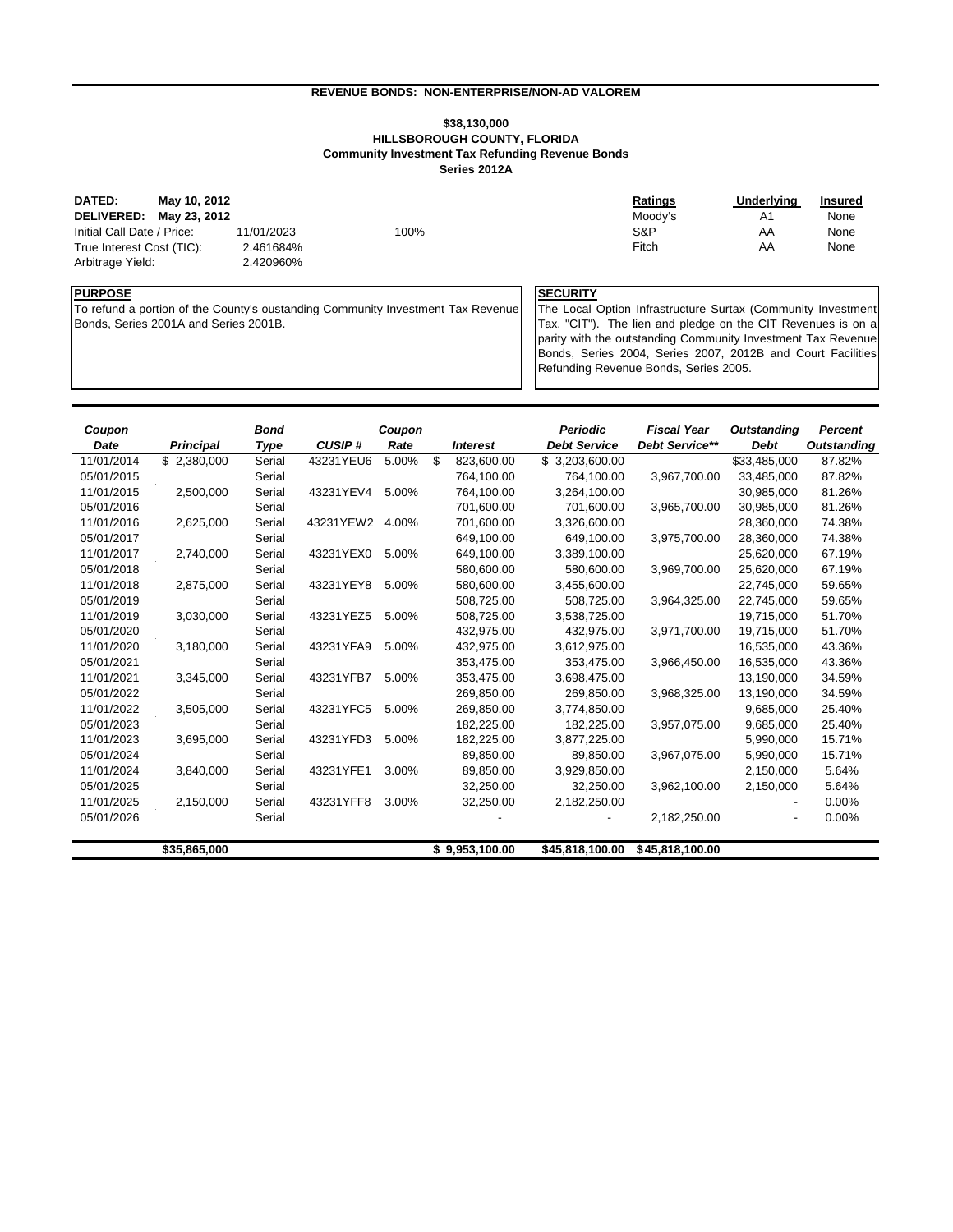## REVENUE BONDS: NON-ENTERPRISE/NON-AD VALOREM

### $38,130,000
### HILLSBOROUGH COUNTY, FLORIDA
### Community Investment Tax Refunding Revenue Bonds
### Series 2012A

**DATED:** **May 10, 2012**
**DELIVERED:** **May 23, 2012**
Initial Call Date / Price: 11/01/2023 100%
True Interest Cost (TIC): 2.461684%
Arbitrage Yield: 2.420960%

| Ratings | Underlying | Insured |
|---|---|---|
| Moody's | A1 | None |
| S&P | AA | None |
| Fitch | AA | None |

**PURPOSE**

To refund a portion of the County's oustanding Community Investment Tax Revenue Bonds, Series 2001A and Series 2001B.

**SECURITY**

The Local Option Infrastructure Surtax (Community Investment Tax, "CIT"). The lien and pledge on the CIT Revenues is on a parity with the outstanding Community Investment Tax Revenue Bonds, Series 2004, Series 2007, 2012B and Court Facilities Refunding Revenue Bonds, Series 2005.

| *Coupon Date* | *Principal* | *Bond Type* | *CUSIP #* | *Coupon Rate* | *Interest* | *Periodic Debt Service* | *Fiscal Year Debt Service*** | *Outstanding Debt* | *Percent Outstanding* |
|---|---|---|---|---|---|---|---|---|---|
| 11/01/2014 | $ 2,380,000 | Serial | 43231YEU6 | 5.00% | $ 823,600.00 | $ 3,203,600.00 | | $33,485,000 | 87.82% |
| 05/01/2015 | | Serial | | | 764,100.00 | 764,100.00 | 3,967,700.00 | 33,485,000 | 87.82% |
| 11/01/2015 | 2,500,000 | Serial | 43231YEV4 | 5.00% | 764,100.00 | 3,264,100.00 | | 30,985,000 | 81.26% |
| 05/01/2016 | | Serial | | | 701,600.00 | 701,600.00 | 3,965,700.00 | 30,985,000 | 81.26% |
| 11/01/2016 | 2,625,000 | Serial | 43231YEW2 | 4.00% | 701,600.00 | 3,326,600.00 | | 28,360,000 | 74.38% |
| 05/01/2017 | | Serial | | | 649,100.00 | 649,100.00 | 3,975,700.00 | 28,360,000 | 74.38% |
| 11/01/2017 | 2,740,000 | Serial | 43231YEX0 | 5.00% | 649,100.00 | 3,389,100.00 | | 25,620,000 | 67.19% |
| 05/01/2018 | | Serial | | | 580,600.00 | 580,600.00 | 3,969,700.00 | 25,620,000 | 67.19% |
| 11/01/2018 | 2,875,000 | Serial | 43231YEY8 | 5.00% | 580,600.00 | 3,455,600.00 | | 22,745,000 | 59.65% |
| 05/01/2019 | | Serial | | | 508,725.00 | 508,725.00 | 3,964,325.00 | 22,745,000 | 59.65% |
| 11/01/2019 | 3,030,000 | Serial | 43231YEZ5 | 5.00% | 508,725.00 | 3,538,725.00 | | 19,715,000 | 51.70% |
| 05/01/2020 | | Serial | | | 432,975.00 | 432,975.00 | 3,971,700.00 | 19,715,000 | 51.70% |
| 11/01/2020 | 3,180,000 | Serial | 43231YFA9 | 5.00% | 432,975.00 | 3,612,975.00 | | 16,535,000 | 43.36% |
| 05/01/2021 | | Serial | | | 353,475.00 | 353,475.00 | 3,966,450.00 | 16,535,000 | 43.36% |
| 11/01/2021 | 3,345,000 | Serial | 43231YFB7 | 5.00% | 353,475.00 | 3,698,475.00 | | 13,190,000 | 34.59% |
| 05/01/2022 | | Serial | | | 269,850.00 | 269,850.00 | 3,968,325.00 | 13,190,000 | 34.59% |
| 11/01/2022 | 3,505,000 | Serial | 43231YFC5 | 5.00% | 269,850.00 | 3,774,850.00 | | 9,685,000 | 25.40% |
| 05/01/2023 | | Serial | | | 182,225.00 | 182,225.00 | 3,957,075.00 | 9,685,000 | 25.40% |
| 11/01/2023 | 3,695,000 | Serial | 43231YFD3 | 5.00% | 182,225.00 | 3,877,225.00 | | 5,990,000 | 15.71% |
| 05/01/2024 | | Serial | | | 89,850.00 | 89,850.00 | 3,967,075.00 | 5,990,000 | 15.71% |
| 11/01/2024 | 3,840,000 | Serial | 43231YFE1 | 3.00% | 89,850.00 | 3,929,850.00 | | 2,150,000 | 5.64% |
| 05/01/2025 | | Serial | | | 32,250.00 | 32,250.00 | 3,962,100.00 | 2,150,000 | 5.64% |
| 11/01/2025 | 2,150,000 | Serial | 43231YFF8 | 3.00% | 32,250.00 | 2,182,250.00 | | - | 0.00% |
| 05/01/2026 | | Serial | | | - | - | 2,182,250.00 | - | 0.00% |
| | **$35,865,000** | | | | **$ 9,953,100.00** | **$45,818,100.00** | **$45,818,100.00** | | |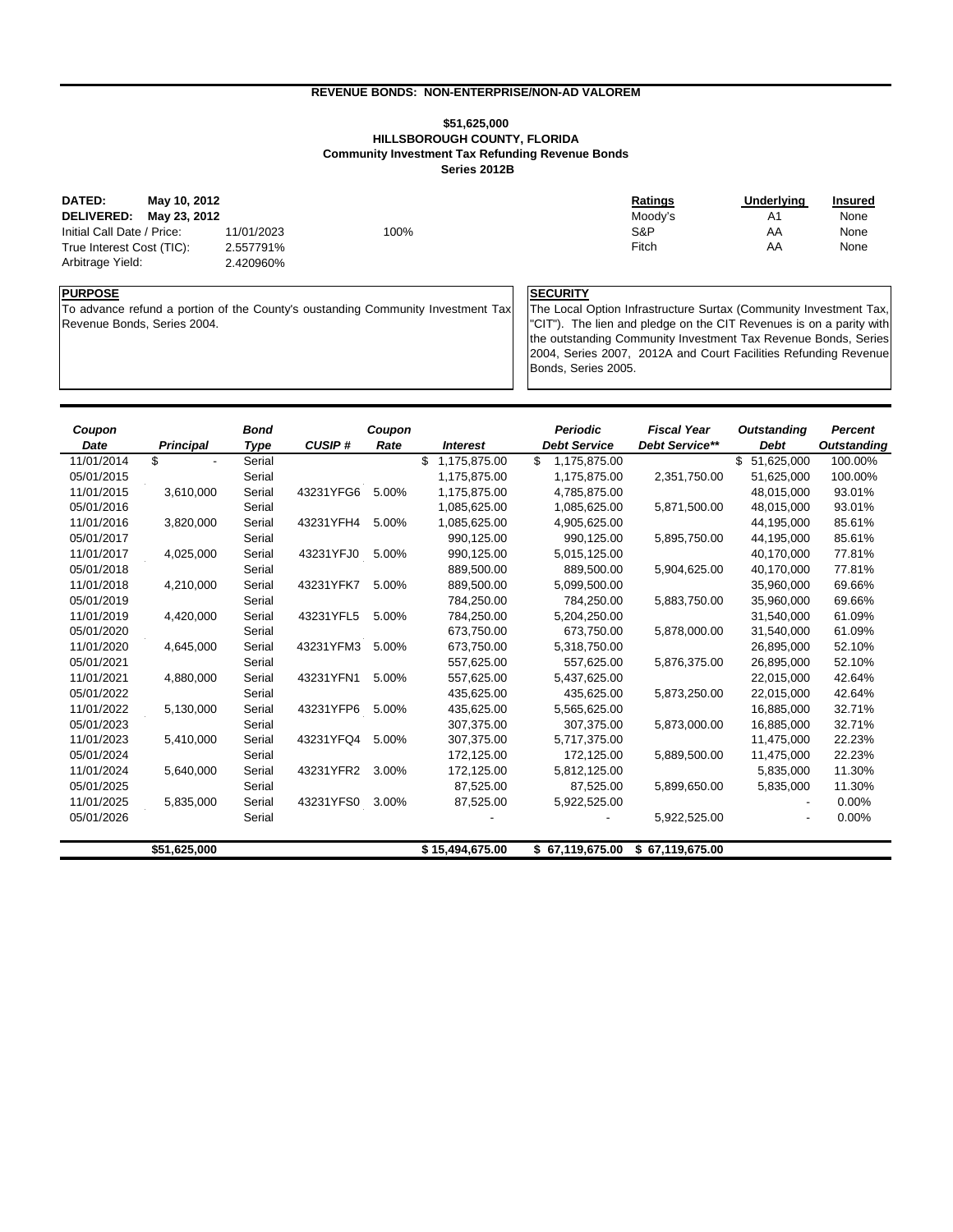## REVENUE BONDS: NON-ENTERPRISE/NON-AD VALOREM

### $51,625,000
### HILLSBOROUGH COUNTY, FLORIDA
### Community Investment Tax Refunding Revenue Bonds
### Series 2012B

**DATED:** **May 10, 2012**
**DELIVERED:** **May 23, 2012**
Initial Call Date / Price: 11/01/2023 100%
True Interest Cost (TIC): 2.557791%
Arbitrage Yield: 2.420960%

| Ratings | Underlying | Insured |
|---|---|---|
| Moody's | A1 | None |
| S&P | AA | None |
| Fitch | AA | None |

**PURPOSE**

To advance refund a portion of the County's oustanding Community Investment Tax Revenue Bonds, Series 2004.

**SECURITY**

The Local Option Infrastructure Surtax (Community Investment Tax, "CIT"). The lien and pledge on the CIT Revenues is on a parity with the outstanding Community Investment Tax Revenue Bonds, Series 2004, Series 2007, 2012A and Court Facilities Refunding Revenue Bonds, Series 2005.

| *Coupon Date* | *Principal* | *Bond Type* | *CUSIP #* | *Coupon Rate* | *Interest* | *Periodic Debt Service* | *Fiscal Year Debt Service\*\** | *Outstanding Debt* | *Percent Outstanding* |
|---|---|---|---|---|---|---|---|---|---|
| 11/01/2014 | $ - | Serial | | | $ 1,175,875.00 | $ 1,175,875.00 | | $ 51,625,000 | 100.00% |
| 05/01/2015 | | Serial | | | 1,175,875.00 | 1,175,875.00 | 2,351,750.00 | 51,625,000 | 100.00% |
| 11/01/2015 | 3,610,000 | Serial | 43231YFG6 | 5.00% | 1,175,875.00 | 4,785,875.00 | | 48,015,000 | 93.01% |
| 05/01/2016 | | Serial | | | 1,085,625.00 | 1,085,625.00 | 5,871,500.00 | 48,015,000 | 93.01% |
| 11/01/2016 | 3,820,000 | Serial | 43231YFH4 | 5.00% | 1,085,625.00 | 4,905,625.00 | | 44,195,000 | 85.61% |
| 05/01/2017 | | Serial | | | 990,125.00 | 990,125.00 | 5,895,750.00 | 44,195,000 | 85.61% |
| 11/01/2017 | 4,025,000 | Serial | 43231YFJ0 | 5.00% | 990,125.00 | 5,015,125.00 | | 40,170,000 | 77.81% |
| 05/01/2018 | | Serial | | | 889,500.00 | 889,500.00 | 5,904,625.00 | 40,170,000 | 77.81% |
| 11/01/2018 | 4,210,000 | Serial | 43231YFK7 | 5.00% | 889,500.00 | 5,099,500.00 | | 35,960,000 | 69.66% |
| 05/01/2019 | | Serial | | | 784,250.00 | 784,250.00 | 5,883,750.00 | 35,960,000 | 69.66% |
| 11/01/2019 | 4,420,000 | Serial | 43231YFL5 | 5.00% | 784,250.00 | 5,204,250.00 | | 31,540,000 | 61.09% |
| 05/01/2020 | | Serial | | | 673,750.00 | 673,750.00 | 5,878,000.00 | 31,540,000 | 61.09% |
| 11/01/2020 | 4,645,000 | Serial | 43231YFM3 | 5.00% | 673,750.00 | 5,318,750.00 | | 26,895,000 | 52.10% |
| 05/01/2021 | | Serial | | | 557,625.00 | 557,625.00 | 5,876,375.00 | 26,895,000 | 52.10% |
| 11/01/2021 | 4,880,000 | Serial | 43231YFN1 | 5.00% | 557,625.00 | 5,437,625.00 | | 22,015,000 | 42.64% |
| 05/01/2022 | | Serial | | | 435,625.00 | 435,625.00 | 5,873,250.00 | 22,015,000 | 42.64% |
| 11/01/2022 | 5,130,000 | Serial | 43231YFP6 | 5.00% | 435,625.00 | 5,565,625.00 | | 16,885,000 | 32.71% |
| 05/01/2023 | | Serial | | | 307,375.00 | 307,375.00 | 5,873,000.00 | 16,885,000 | 32.71% |
| 11/01/2023 | 5,410,000 | Serial | 43231YFQ4 | 5.00% | 307,375.00 | 5,717,375.00 | | 11,475,000 | 22.23% |
| 05/01/2024 | | Serial | | | 172,125.00 | 172,125.00 | 5,889,500.00 | 11,475,000 | 22.23% |
| 11/01/2024 | 5,640,000 | Serial | 43231YFR2 | 3.00% | 172,125.00 | 5,812,125.00 | | 5,835,000 | 11.30% |
| 05/01/2025 | | Serial | | | 87,525.00 | 87,525.00 | 5,899,650.00 | 5,835,000 | 11.30% |
| 11/01/2025 | 5,835,000 | Serial | 43231YFS0 | 3.00% | 87,525.00 | 5,922,525.00 | | - | 0.00% |
| 05/01/2026 | | Serial | | | - | - | 5,922,525.00 | - | 0.00% |
| | **$51,625,000** | | | | **$ 15,494,675.00** | **$ 67,119,675.00** | **$ 67,119,675.00** | | |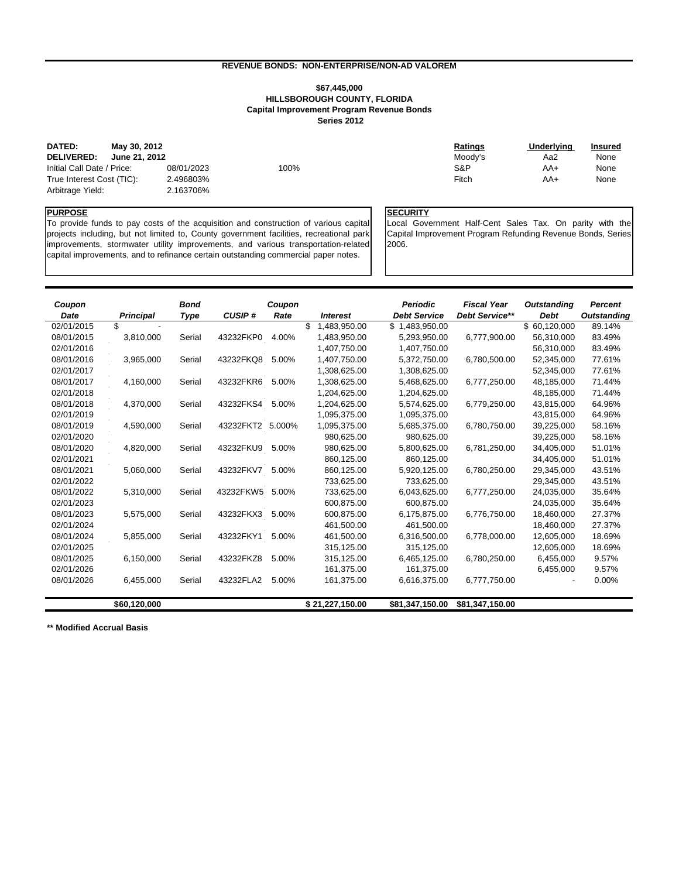### REVENUE BONDS: NON-ENTERPRISE/NON-AD VALOREM

## $67,445,000
## HILLSBOROUGH COUNTY, FLORIDA
## Capital Improvement Program Revenue Bonds
## Series 2012

**DATED:** May 30, 2012
**DELIVERED:** June 21, 2012
Initial Call Date / Price: 08/01/2023 100%
True Interest Cost (TIC): 2.496803%
Arbitrage Yield: 2.163706%

| Ratings | Underlying | Insured |
|---|---|---|
| Moody's | Aa2 | None |
| S&P | AA+ | None |
| Fitch | AA+ | None |

**PURPOSE**

To provide funds to pay costs of the acquisition and construction of various capital projects including, but not limited to, County government facilities, recreational park improvements, stormwater utility improvements, and various transportation-related capital improvements, and to refinance certain outstanding commercial paper notes.

**SECURITY**

Local Government Half-Cent Sales Tax. On parity with the Capital Improvement Program Refunding Revenue Bonds, Series 2006.

| Coupon Date | Principal | Bond Type | CUSIP # | Coupon Rate | Interest | Periodic Debt Service | Fiscal Year Debt Service** | Outstanding Debt | Percent Outstanding |
|---|---|---|---|---|---|---|---|---|---|
| 02/01/2015 | $ - | | | | $ 1,483,950.00 | $ 1,483,950.00 | | $ 60,120,000 | 89.14% |
| 08/01/2015 | 3,810,000 | Serial | 43232FKP0 | 4.00% | 1,483,950.00 | 5,293,950.00 | 6,777,900.00 | 56,310,000 | 83.49% |
| 02/01/2016 | | | | | 1,407,750.00 | 1,407,750.00 | | 56,310,000 | 83.49% |
| 08/01/2016 | 3,965,000 | Serial | 43232FKQ8 | 5.00% | 1,407,750.00 | 5,372,750.00 | 6,780,500.00 | 52,345,000 | 77.61% |
| 02/01/2017 | | | | | 1,308,625.00 | 1,308,625.00 | | 52,345,000 | 77.61% |
| 08/01/2017 | 4,160,000 | Serial | 43232FKR6 | 5.00% | 1,308,625.00 | 5,468,625.00 | 6,777,250.00 | 48,185,000 | 71.44% |
| 02/01/2018 | | | | | 1,204,625.00 | 1,204,625.00 | | 48,185,000 | 71.44% |
| 08/01/2018 | 4,370,000 | Serial | 43232FKS4 | 5.00% | 1,204,625.00 | 5,574,625.00 | 6,779,250.00 | 43,815,000 | 64.96% |
| 02/01/2019 | | | | | 1,095,375.00 | 1,095,375.00 | | 43,815,000 | 64.96% |
| 08/01/2019 | 4,590,000 | Serial | 43232FKT2 | 5.000% | 1,095,375.00 | 5,685,375.00 | 6,780,750.00 | 39,225,000 | 58.16% |
| 02/01/2020 | | | | | 980,625.00 | 980,625.00 | | 39,225,000 | 58.16% |
| 08/01/2020 | 4,820,000 | Serial | 43232FKU9 | 5.00% | 980,625.00 | 5,800,625.00 | 6,781,250.00 | 34,405,000 | 51.01% |
| 02/01/2021 | | | | | 860,125.00 | 860,125.00 | | 34,405,000 | 51.01% |
| 08/01/2021 | 5,060,000 | Serial | 43232FKV7 | 5.00% | 860,125.00 | 5,920,125.00 | 6,780,250.00 | 29,345,000 | 43.51% |
| 02/01/2022 | | | | | 733,625.00 | 733,625.00 | | 29,345,000 | 43.51% |
| 08/01/2022 | 5,310,000 | Serial | 43232FKW5 | 5.00% | 733,625.00 | 6,043,625.00 | 6,777,250.00 | 24,035,000 | 35.64% |
| 02/01/2023 | | | | | 600,875.00 | 600,875.00 | | 24,035,000 | 35.64% |
| 08/01/2023 | 5,575,000 | Serial | 43232FKX3 | 5.00% | 600,875.00 | 6,175,875.00 | 6,776,750.00 | 18,460,000 | 27.37% |
| 02/01/2024 | | | | | 461,500.00 | 461,500.00 | | 18,460,000 | 27.37% |
| 08/01/2024 | 5,855,000 | Serial | 43232FKY1 | 5.00% | 461,500.00 | 6,316,500.00 | 6,778,000.00 | 12,605,000 | 18.69% |
| 02/01/2025 | | | | | 315,125.00 | 315,125.00 | | 12,605,000 | 18.69% |
| 08/01/2025 | 6,150,000 | Serial | 43232FKZ8 | 5.00% | 315,125.00 | 6,465,125.00 | 6,780,250.00 | 6,455,000 | 9.57% |
| 02/01/2026 | | | | | 161,375.00 | 161,375.00 | | 6,455,000 | 9.57% |
| 08/01/2026 | 6,455,000 | Serial | 43232FLA2 | 5.00% | 161,375.00 | 6,616,375.00 | 6,777,750.00 | - | 0.00% |
| | **$60,120,000** | | | | **$ 21,227,150.00** | **$81,347,150.00** | **$81,347,150.00** | | |

**** Modified Accrual Basis**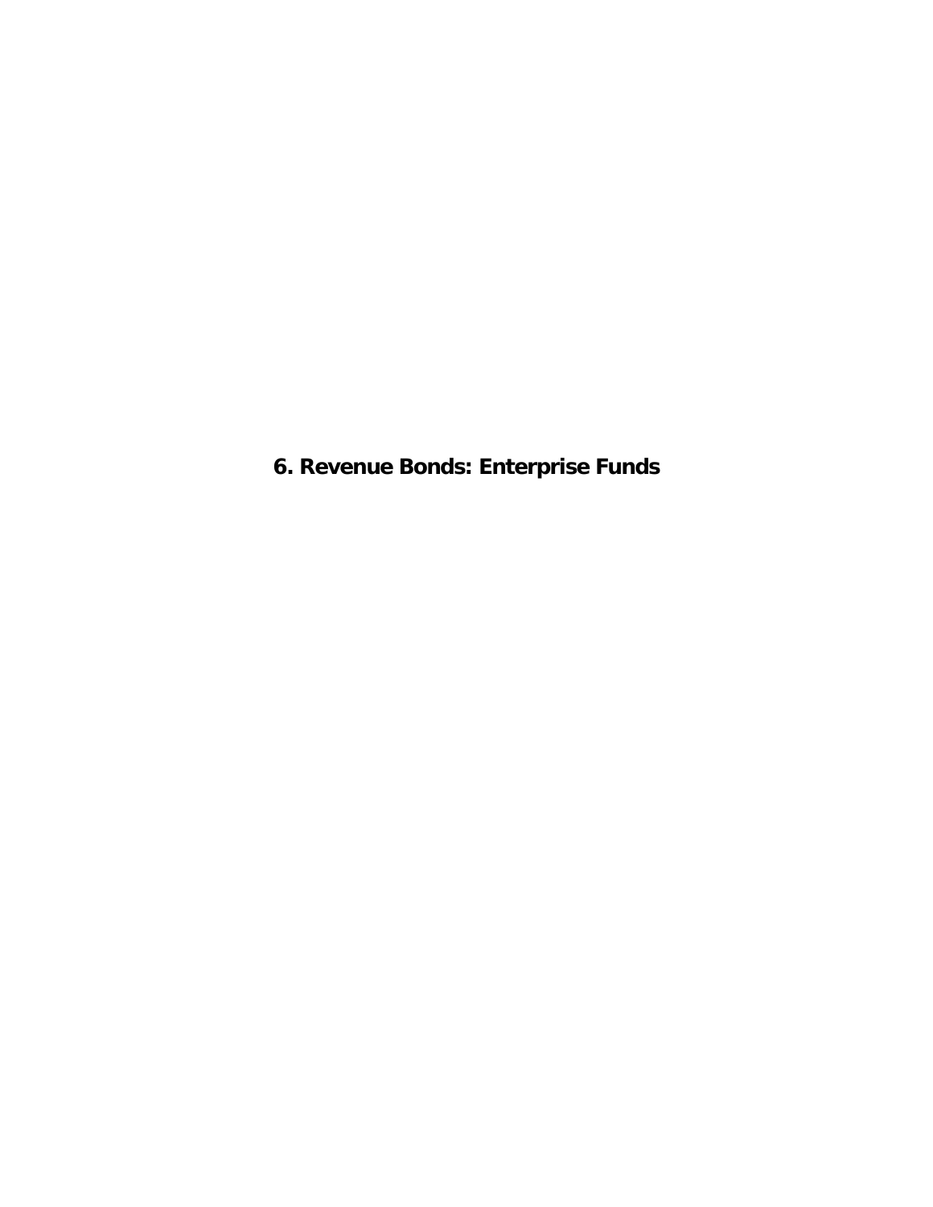# 6. Revenue Bonds: Enterprise Funds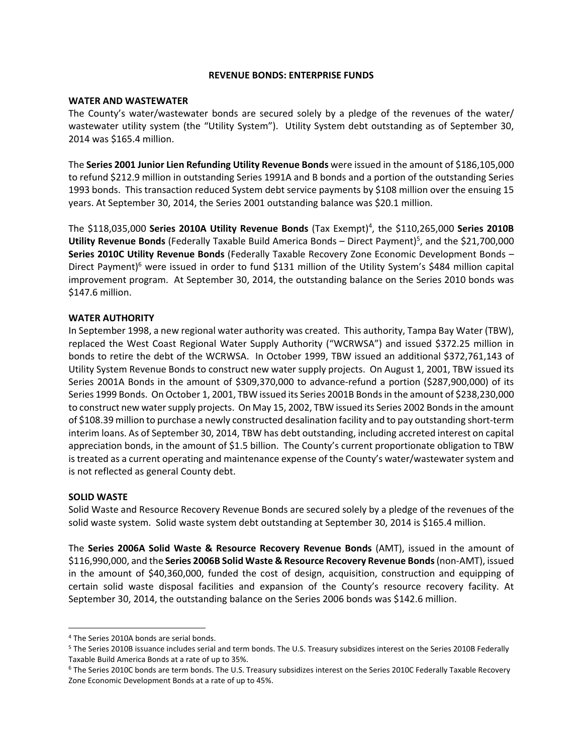# REVENUE BONDS: ENTERPRISE FUNDS

## WATER AND WASTEWATER

The County's water/wastewater bonds are secured solely by a pledge of the revenues of the water/ wastewater utility system (the "Utility System"). Utility System debt outstanding as of September 30, 2014 was $165.4 million.

The **Series 2001 Junior Lien Refunding Utility Revenue Bonds** were issued in the amount of $186,105,000 to refund $212.9 million in outstanding Series 1991A and B bonds and a portion of the outstanding Series 1993 bonds. This transaction reduced System debt service payments by $108 million over the ensuing 15 years. At September 30, 2014, the Series 2001 outstanding balance was $20.1 million.

The $118,035,000 **Series 2010A Utility Revenue Bonds** (Tax Exempt)[4], the $110,265,000 **Series 2010B Utility Revenue Bonds** (Federally Taxable Build America Bonds – Direct Payment)[5], and the $21,700,000 **Series 2010C Utility Revenue Bonds** (Federally Taxable Recovery Zone Economic Development Bonds – Direct Payment)[6] were issued in order to fund $131 million of the Utility System's $484 million capital improvement program. At September 30, 2014, the outstanding balance on the Series 2010 bonds was $147.6 million.

## WATER AUTHORITY

In September 1998, a new regional water authority was created. This authority, Tampa Bay Water (TBW), replaced the West Coast Regional Water Supply Authority ("WCRWSA") and issued $372.25 million in bonds to retire the debt of the WCRWSA. In October 1999, TBW issued an additional $372,761,143 of Utility System Revenue Bonds to construct new water supply projects. On August 1, 2001, TBW issued its Series 2001A Bonds in the amount of $309,370,000 to advance-refund a portion ($287,900,000) of its Series 1999 Bonds. On October 1, 2001, TBW issued its Series 2001B Bonds in the amount of $238,230,000 to construct new water supply projects. On May 15, 2002, TBW issued its Series 2002 Bonds in the amount of $108.39 million to purchase a newly constructed desalination facility and to pay outstanding short-term interim loans. As of September 30, 2014, TBW has debt outstanding, including accreted interest on capital appreciation bonds, in the amount of $1.5 billion. The County's current proportionate obligation to TBW is treated as a current operating and maintenance expense of the County's water/wastewater system and is not reflected as general County debt.

## SOLID WASTE

Solid Waste and Resource Recovery Revenue Bonds are secured solely by a pledge of the revenues of the solid waste system. Solid waste system debt outstanding at September 30, 2014 is $165.4 million.

The **Series 2006A Solid Waste & Resource Recovery Revenue Bonds** (AMT), issued in the amount of $116,990,000, and the **Series 2006B Solid Waste & Resource Recovery Revenue Bonds** (non-AMT), issued in the amount of $40,360,000, funded the cost of design, acquisition, construction and equipping of certain solid waste disposal facilities and expansion of the County's resource recovery facility. At September 30, 2014, the outstanding balance on the Series 2006 bonds was $142.6 million.

---

[4] The Series 2010A bonds are serial bonds.

[5] The Series 2010B issuance includes serial and term bonds. The U.S. Treasury subsidizes interest on the Series 2010B Federally Taxable Build America Bonds at a rate of up to 35%.

[6] The Series 2010C bonds are term bonds. The U.S. Treasury subsidizes interest on the Series 2010C Federally Taxable Recovery Zone Economic Development Bonds at a rate of up to 45%.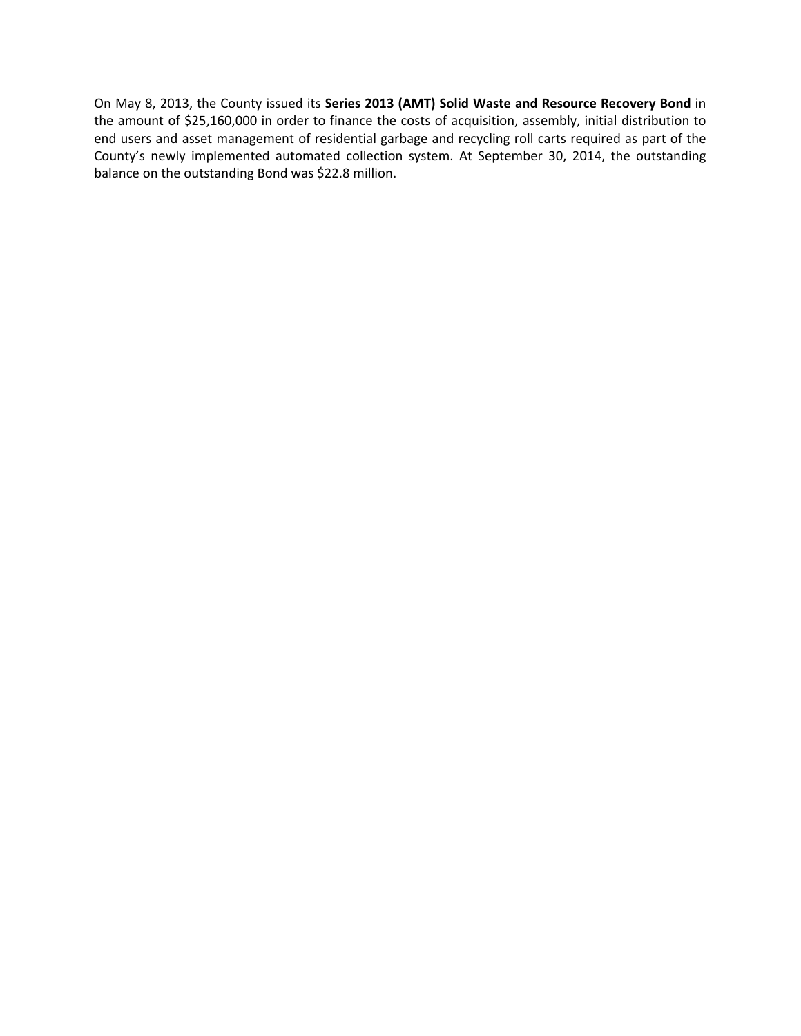On May 8, 2013, the County issued its **Series 2013 (AMT) Solid Waste and Resource Recovery Bond** in the amount of $25,160,000 in order to finance the costs of acquisition, assembly, initial distribution to end users and asset management of residential garbage and recycling roll carts required as part of the County's newly implemented automated collection system. At September 30, 2014, the outstanding balance on the outstanding Bond was $22.8 million.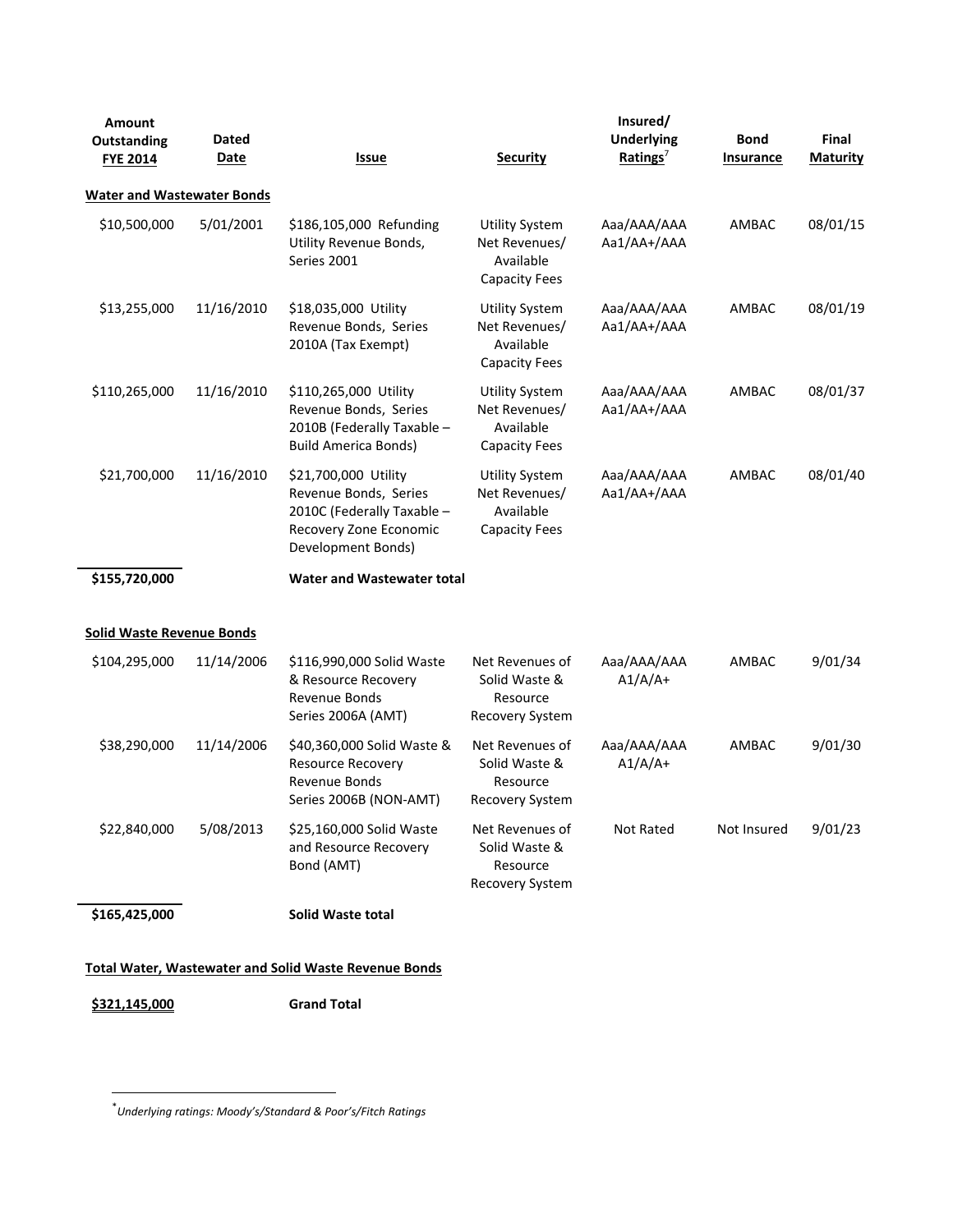| Amount Outstanding FYE 2014 | Dated Date | Issue | Security | Insured/ Underlying Ratings[7] | Bond Insurance | Final Maturity |
|---|---|---|---|---|---|---|
| **Water and Wastewater Bonds** | | | | | | |
| $10,500,000 | 5/01/2001 | $186,105,000 Refunding Utility Revenue Bonds, Series 2001 | Utility System Net Revenues/ Available Capacity Fees | Aaa/AAA/AAA Aa1/AA+/AAA | AMBAC | 08/01/15 |
| $13,255,000 | 11/16/2010 | $18,035,000 Utility Revenue Bonds, Series 2010A (Tax Exempt) | Utility System Net Revenues/ Available Capacity Fees | Aaa/AAA/AAA Aa1/AA+/AAA | AMBAC | 08/01/19 |
| $110,265,000 | 11/16/2010 | $110,265,000 Utility Revenue Bonds, Series 2010B (Federally Taxable – Build America Bonds) | Utility System Net Revenues/ Available Capacity Fees | Aaa/AAA/AAA Aa1/AA+/AAA | AMBAC | 08/01/37 |
| $21,700,000 | 11/16/2010 | $21,700,000 Utility Revenue Bonds, Series 2010C (Federally Taxable – Recovery Zone Economic Development Bonds) | Utility System Net Revenues/ Available Capacity Fees | Aaa/AAA/AAA Aa1/AA+/AAA | AMBAC | 08/01/40 |
| **$155,720,000** | | **Water and Wastewater total** | | | | |
| **Solid Waste Revenue Bonds** | | | | | | |
| $104,295,000 | 11/14/2006 | $116,990,000 Solid Waste & Resource Recovery Revenue Bonds Series 2006A (AMT) | Net Revenues of Solid Waste & Resource Recovery System | Aaa/AAA/AAA A1/A/A+ | AMBAC | 9/01/34 |
| $38,290,000 | 11/14/2006 | $40,360,000 Solid Waste & Resource Recovery Revenue Bonds Series 2006B (NON-AMT) | Net Revenues of Solid Waste & Resource Recovery System | Aaa/AAA/AAA A1/A/A+ | AMBAC | 9/01/30 |
| $22,840,000 | 5/08/2013 | $25,160,000 Solid Waste and Resource Recovery Bond (AMT) | Net Revenues of Solid Waste & Resource Recovery System | Not Rated | Not Insured | 9/01/23 |
| **$165,425,000** | | **Solid Waste total** | | | | |
| **Total Water, Wastewater and Solid Waste Revenue Bonds** | | | | | | |
| **$321,145,000** | | **Grand Total** | | | | |

*[*] Underlying ratings: Moody's/Standard & Poor's/Fitch Ratings*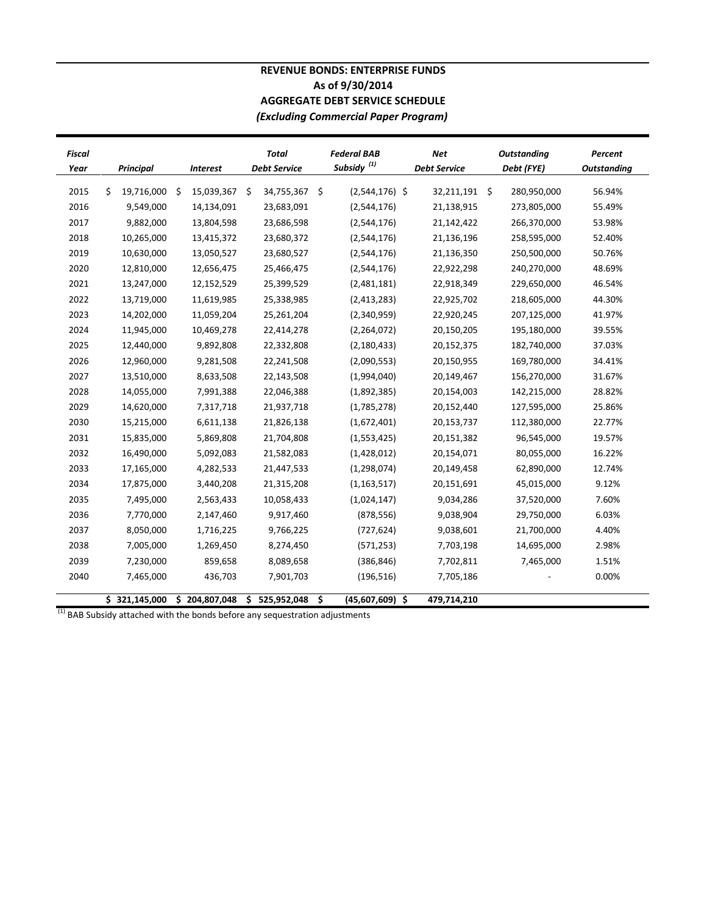# REVENUE BONDS: ENTERPRISE FUNDS
## As of 9/30/2014
## AGGREGATE DEBT SERVICE SCHEDULE
### *(Excluding Commercial Paper Program)*

| *Fiscal Year* | *Principal* | *Interest* | *Total Debt Service* | *Federal BAB Subsidy* [(1)] | *Net Debt Service* | *Outstanding Debt (FYE)* | *Percent Outstanding* |
|---|---|---|---|---|---|---|---|
| 2015 | $ 19,716,000 | $ 15,039,367 | $ 34,755,367 | $ (2,544,176) | $ 32,211,191 | $ 280,950,000 | 56.94% |
| 2016 | 9,549,000 | 14,134,091 | 23,683,091 | (2,544,176) | 21,138,915 | 273,805,000 | 55.49% |
| 2017 | 9,882,000 | 13,804,598 | 23,686,598 | (2,544,176) | 21,142,422 | 266,370,000 | 53.98% |
| 2018 | 10,265,000 | 13,415,372 | 23,680,372 | (2,544,176) | 21,136,196 | 258,595,000 | 52.40% |
| 2019 | 10,630,000 | 13,050,527 | 23,680,527 | (2,544,176) | 21,136,350 | 250,500,000 | 50.76% |
| 2020 | 12,810,000 | 12,656,475 | 25,466,475 | (2,544,176) | 22,922,298 | 240,270,000 | 48.69% |
| 2021 | 13,247,000 | 12,152,529 | 25,399,529 | (2,481,181) | 22,918,349 | 229,650,000 | 46.54% |
| 2022 | 13,719,000 | 11,619,985 | 25,338,985 | (2,413,283) | 22,925,702 | 218,605,000 | 44.30% |
| 2023 | 14,202,000 | 11,059,204 | 25,261,204 | (2,340,959) | 22,920,245 | 207,125,000 | 41.97% |
| 2024 | 11,945,000 | 10,469,278 | 22,414,278 | (2,264,072) | 20,150,205 | 195,180,000 | 39.55% |
| 2025 | 12,440,000 | 9,892,808 | 22,332,808 | (2,180,433) | 20,152,375 | 182,740,000 | 37.03% |
| 2026 | 12,960,000 | 9,281,508 | 22,241,508 | (2,090,553) | 20,150,955 | 169,780,000 | 34.41% |
| 2027 | 13,510,000 | 8,633,508 | 22,143,508 | (1,994,040) | 20,149,467 | 156,270,000 | 31.67% |
| 2028 | 14,055,000 | 7,991,388 | 22,046,388 | (1,892,385) | 20,154,003 | 142,215,000 | 28.82% |
| 2029 | 14,620,000 | 7,317,718 | 21,937,718 | (1,785,278) | 20,152,440 | 127,595,000 | 25.86% |
| 2030 | 15,215,000 | 6,611,138 | 21,826,138 | (1,672,401) | 20,153,737 | 112,380,000 | 22.77% |
| 2031 | 15,835,000 | 5,869,808 | 21,704,808 | (1,553,425) | 20,151,382 | 96,545,000 | 19.57% |
| 2032 | 16,490,000 | 5,092,083 | 21,582,083 | (1,428,012) | 20,154,071 | 80,055,000 | 16.22% |
| 2033 | 17,165,000 | 4,282,533 | 21,447,533 | (1,298,074) | 20,149,458 | 62,890,000 | 12.74% |
| 2034 | 17,875,000 | 3,440,208 | 21,315,208 | (1,163,517) | 20,151,691 | 45,015,000 | 9.12% |
| 2035 | 7,495,000 | 2,563,433 | 10,058,433 | (1,024,147) | 9,034,286 | 37,520,000 | 7.60% |
| 2036 | 7,770,000 | 2,147,460 | 9,917,460 | (878,556) | 9,038,904 | 29,750,000 | 6.03% |
| 2037 | 8,050,000 | 1,716,225 | 9,766,225 | (727,624) | 9,038,601 | 21,700,000 | 4.40% |
| 2038 | 7,005,000 | 1,269,450 | 8,274,450 | (571,253) | 7,703,198 | 14,695,000 | 2.98% |
| 2039 | 7,230,000 | 859,658 | 8,089,658 | (386,846) | 7,702,811 | 7,465,000 | 1.51% |
| 2040 | 7,465,000 | 436,703 | 7,901,703 | (196,516) | 7,705,186 | - | 0.00% |
| | **$ 321,145,000** | **$ 204,807,048** | **$ 525,952,048** | **$ (45,607,609)** | **$ 479,714,210** | | |

[(1)] BAB Subsidy attached with the bonds before any sequestration adjustments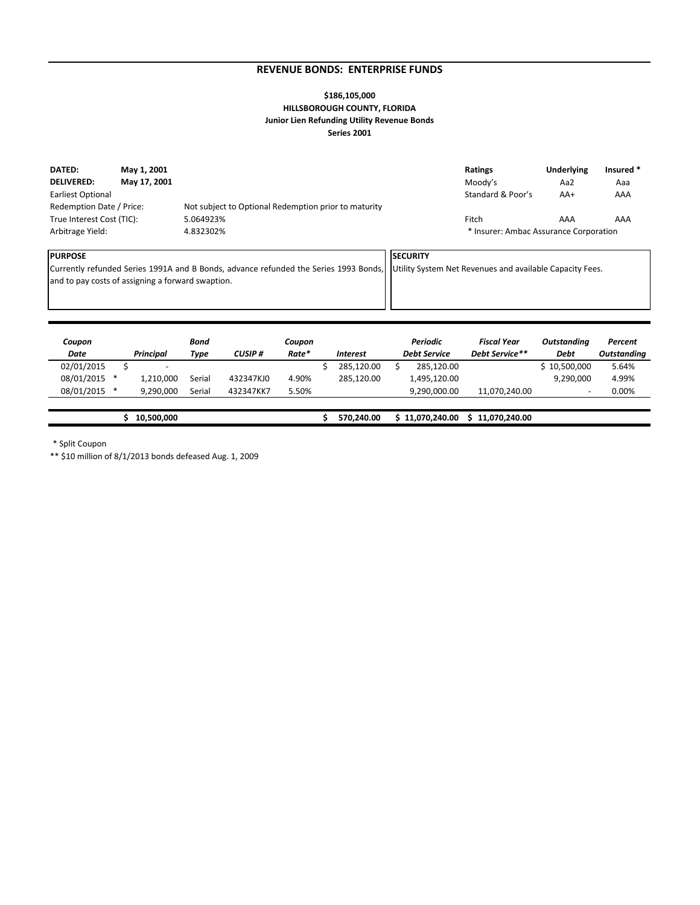## REVENUE BONDS: ENTERPRISE FUNDS

**$186,105,000**
**HILLSBOROUGH COUNTY, FLORIDA**
**Junior Lien Refunding Utility Revenue Bonds**
**Series 2001**

| | | |
|---|---|---|
| **DATED:** | **May 1, 2001** | |
| **DELIVERED:** | **May 17, 2001** | |
| Earliest Optional Redemption Date / Price: | | Not subject to Optional Redemption prior to maturity |
| True Interest Cost (TIC): | | 5.064923% |
| Arbitrage Yield: | | 4.832302% |

| **Ratings** | **Underlying** | **Insured *** |
|---|---|---|
| Moody's | Aa2 | Aaa |
| Standard & Poor's | AA+ | AAA |
| Fitch | AAA | AAA |

* Insurer: Ambac Assurance Corporation

**PURPOSE**
Currently refunded Series 1991A and B Bonds, advance refunded the Series 1993 Bonds, and to pay costs of assigning a forward swaption.

**SECURITY**
Utility System Net Revenues and available Capacity Fees.

| *Coupon Date* | | *Principal* | *Bond Type* | *CUSIP #* | *Coupon Rate** | *Interest* | *Periodic Debt Service* | *Fiscal Year Debt Service*** | *Outstanding Debt* | *Percent Outstanding* |
|---|---|---|---|---|---|---|---|---|---|---|
| 02/01/2015 | | $ - | | | | $ 285,120.00 | $ 285,120.00 | | $ 10,500,000 | 5.64% |
| 08/01/2015 | * | 1,210,000 | Serial | 432347KJ0 | 4.90% | 285,120.00 | 1,495,120.00 | | 9,290,000 | 4.99% |
| 08/01/2015 | * | 9,290,000 | Serial | 432347KK7 | 5.50% | | 9,290,000.00 | 11,070,240.00 | - | 0.00% |
| | | **$ 10,500,000** | | | | **$ 570,240.00** | **$ 11,070,240.00** | **$ 11,070,240.00** | | |

\* Split Coupon
** $10 million of 8/1/2013 bonds defeased Aug. 1, 2009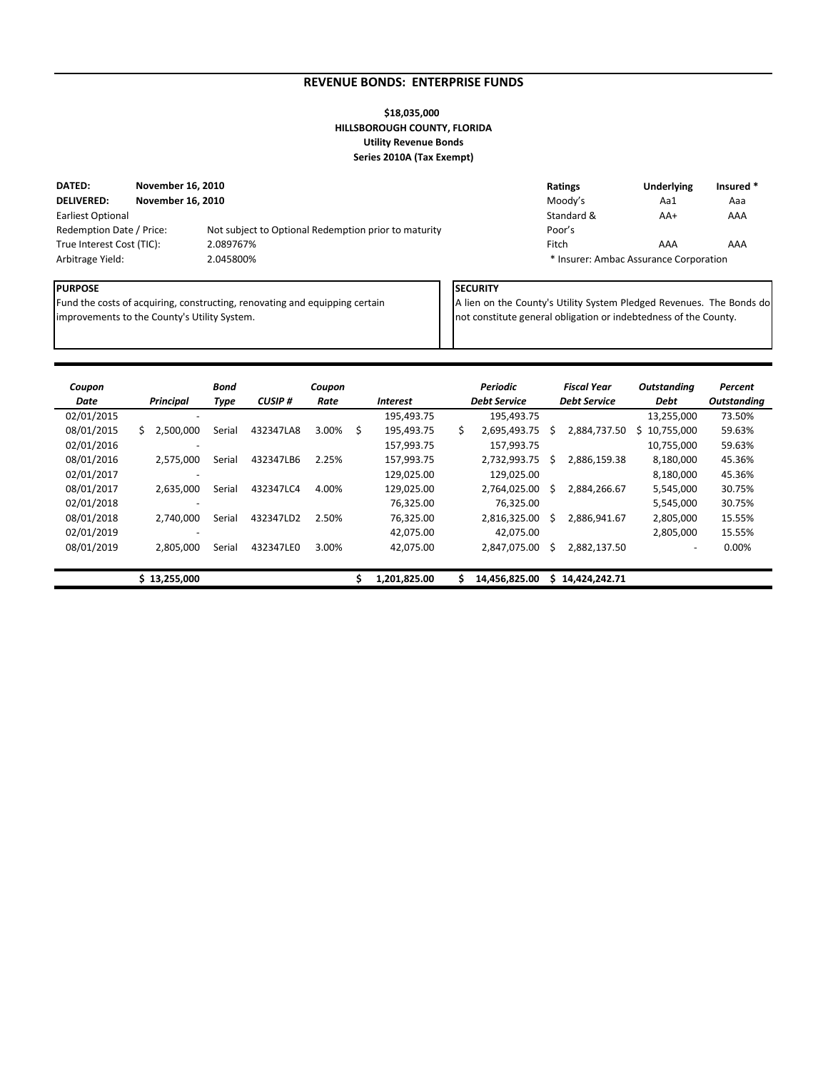# REVENUE BONDS: ENTERPRISE FUNDS

**$18,035,000**
**HILLSBOROUGH COUNTY, FLORIDA**
**Utility Revenue Bonds**
**Series 2010A (Tax Exempt)**

**DATED:** November 16, 2010
**DELIVERED:** November 16, 2010
Earliest Optional Redemption Date / Price: Not subject to Optional Redemption prior to maturity
True Interest Cost (TIC): 2.089767%
Arbitrage Yield: 2.045800%

| Ratings | Underlying | Insured * |
|---|---|---|
| Moody's | Aa1 | Aaa |
| Standard & Poor's | AA+ | AAA |
| Fitch | AAA | AAA |

\* Insurer: Ambac Assurance Corporation

**PURPOSE**
Fund the costs of acquiring, constructing, renovating and equipping certain improvements to the County's Utility System.

**SECURITY**
A lien on the County's Utility System Pledged Revenues. The Bonds do not constitute general obligation or indebtedness of the County.

| *Coupon Date* | *Principal* | *Bond Type* | *CUSIP #* | *Coupon Rate* | *Interest* | *Periodic Debt Service* | *Fiscal Year Debt Service* | *Outstanding Debt* | *Percent Outstanding* |
|---|---|---|---|---|---|---|---|---|---|
| 02/01/2015 | - | | | | 195,493.75 | 195,493.75 | | 13,255,000 | 73.50% |
| 08/01/2015 | $ 2,500,000 | Serial | 432347LA8 | 3.00% | $ 195,493.75 | $ 2,695,493.75 | $ 2,884,737.50 | $ 10,755,000 | 59.63% |
| 02/01/2016 | - | | | | 157,993.75 | 157,993.75 | | 10,755,000 | 59.63% |
| 08/01/2016 | 2,575,000 | Serial | 432347LB6 | 2.25% | 157,993.75 | 2,732,993.75 | $ 2,886,159.38 | 8,180,000 | 45.36% |
| 02/01/2017 | - | | | | 129,025.00 | 129,025.00 | | 8,180,000 | 45.36% |
| 08/01/2017 | 2,635,000 | Serial | 432347LC4 | 4.00% | 129,025.00 | 2,764,025.00 | $ 2,884,266.67 | 5,545,000 | 30.75% |
| 02/01/2018 | - | | | | 76,325.00 | 76,325.00 | | 5,545,000 | 30.75% |
| 08/01/2018 | 2,740,000 | Serial | 432347LD2 | 2.50% | 76,325.00 | 2,816,325.00 | $ 2,886,941.67 | 2,805,000 | 15.55% |
| 02/01/2019 | - | | | | 42,075.00 | 42,075.00 | | 2,805,000 | 15.55% |
| 08/01/2019 | 2,805,000 | Serial | 432347LE0 | 3.00% | 42,075.00 | 2,847,075.00 | $ 2,882,137.50 | - | 0.00% |
| | **$ 13,255,000** | | | | **$ 1,201,825.00** | **$ 14,456,825.00** | **$ 14,424,242.71** | | |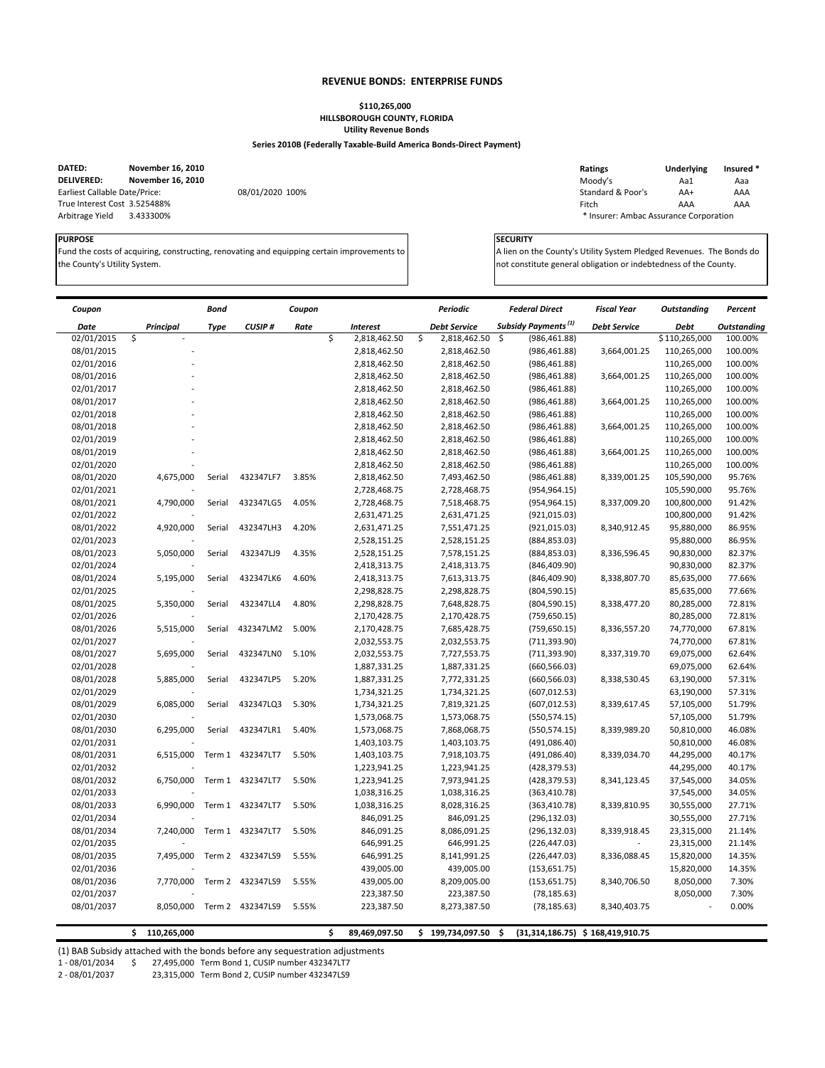## REVENUE BONDS: ENTERPRISE FUNDS

**$110,265,000**
**HILLSBOROUGH COUNTY, FLORIDA**
**Utility Revenue Bonds**

**Series 2010B (Federally Taxable-Build America Bonds-Direct Payment)**

**DATED:** November 16, 2010
**DELIVERED:** November 16, 2010
Earliest Callable Date/Price: 08/01/2020 100%
True Interest Cost 3.525488%
Arbitrage Yield 3.433300%

| Ratings | Underlying | Insured * |
|---|---|---|
| Moody's | Aa1 | Aaa |
| Standard & Poor's | AA+ | AAA |
| Fitch | AAA | AAA |

\* Insurer: Ambac Assurance Corporation

**PURPOSE**
Fund the costs of acquiring, constructing, renovating and equipping certain improvements to the County's Utility System.

**SECURITY**
A lien on the County's Utility System Pledged Revenues. The Bonds do not constitute general obligation or indebtedness of the County.

| Coupon Date | Principal | Bond Type | CUSIP # | Coupon Rate | Interest | Periodic Debt Service | Federal Direct Subsidy Payments (1) | Fiscal Year Debt Service | Outstanding Debt | Percent Outstanding |
|---|---|---|---|---|---|---|---|---|---|---|
| 02/01/2015 | $ - | | | | $ 2,818,462.50 | $ 2,818,462.50 | $ (986,461.88) | | $ 110,265,000 | 100.00% |
| 08/01/2015 | - | | | | 2,818,462.50 | 2,818,462.50 | (986,461.88) | 3,664,001.25 | 110,265,000 | 100.00% |
| 02/01/2016 | - | | | | 2,818,462.50 | 2,818,462.50 | (986,461.88) | | 110,265,000 | 100.00% |
| 08/01/2016 | - | | | | 2,818,462.50 | 2,818,462.50 | (986,461.88) | 3,664,001.25 | 110,265,000 | 100.00% |
| 02/01/2017 | - | | | | 2,818,462.50 | 2,818,462.50 | (986,461.88) | | 110,265,000 | 100.00% |
| 08/01/2017 | - | | | | 2,818,462.50 | 2,818,462.50 | (986,461.88) | 3,664,001.25 | 110,265,000 | 100.00% |
| 02/01/2018 | - | | | | 2,818,462.50 | 2,818,462.50 | (986,461.88) | | 110,265,000 | 100.00% |
| 08/01/2018 | - | | | | 2,818,462.50 | 2,818,462.50 | (986,461.88) | 3,664,001.25 | 110,265,000 | 100.00% |
| 02/01/2019 | - | | | | 2,818,462.50 | 2,818,462.50 | (986,461.88) | | 110,265,000 | 100.00% |
| 08/01/2019 | - | | | | 2,818,462.50 | 2,818,462.50 | (986,461.88) | 3,664,001.25 | 110,265,000 | 100.00% |
| 02/01/2020 | - | | | | 2,818,462.50 | 2,818,462.50 | (986,461.88) | | 110,265,000 | 100.00% |
| 08/01/2020 | 4,675,000 | Serial | 432347LF7 | 3.85% | 2,818,462.50 | 7,493,462.50 | (986,461.88) | 8,339,001.25 | 105,590,000 | 95.76% |
| 02/01/2021 | - | | | | 2,728,468.75 | 2,728,468.75 | (954,964.15) | | 105,590,000 | 95.76% |
| 08/01/2021 | 4,790,000 | Serial | 432347LG5 | 4.05% | 2,728,468.75 | 7,518,468.75 | (954,964.15) | 8,337,009.20 | 100,800,000 | 91.42% |
| 02/01/2022 | - | | | | 2,631,471.25 | 2,631,471.25 | (921,015.03) | | 100,800,000 | 91.42% |
| 08/01/2022 | 4,920,000 | Serial | 432347LH3 | 4.20% | 2,631,471.25 | 7,551,471.25 | (921,015.03) | 8,340,912.45 | 95,880,000 | 86.95% |
| 02/01/2023 | - | | | | 2,528,151.25 | 2,528,151.25 | (884,853.03) | | 95,880,000 | 86.95% |
| 08/01/2023 | 5,050,000 | Serial | 432347LJ9 | 4.35% | 2,528,151.25 | 7,578,151.25 | (884,853.03) | 8,336,596.45 | 90,830,000 | 82.37% |
| 02/01/2024 | - | | | | 2,418,313.75 | 2,418,313.75 | (846,409.90) | | 90,830,000 | 82.37% |
| 08/01/2024 | 5,195,000 | Serial | 432347LK6 | 4.60% | 2,418,313.75 | 7,613,313.75 | (846,409.90) | 8,338,807.70 | 85,635,000 | 77.66% |
| 02/01/2025 | - | | | | 2,298,828.75 | 2,298,828.75 | (804,590.15) | | 85,635,000 | 77.66% |
| 08/01/2025 | 5,350,000 | Serial | 432347LL4 | 4.80% | 2,298,828.75 | 7,648,828.75 | (804,590.15) | 8,338,477.20 | 80,285,000 | 72.81% |
| 02/01/2026 | - | | | | 2,170,428.75 | 2,170,428.75 | (759,650.15) | | 80,285,000 | 72.81% |
| 08/01/2026 | 5,515,000 | Serial | 432347LM2 | 5.00% | 2,170,428.75 | 7,685,428.75 | (759,650.15) | 8,336,557.20 | 74,770,000 | 67.81% |
| 02/01/2027 | - | | | | 2,032,553.75 | 2,032,553.75 | (711,393.90) | | 74,770,000 | 67.81% |
| 08/01/2027 | 5,695,000 | Serial | 432347LN0 | 5.10% | 2,032,553.75 | 7,727,553.75 | (711,393.90) | 8,337,319.70 | 69,075,000 | 62.64% |
| 02/01/2028 | - | | | | 1,887,331.25 | 1,887,331.25 | (660,566.03) | | 69,075,000 | 62.64% |
| 08/01/2028 | 5,885,000 | Serial | 432347LP5 | 5.20% | 1,887,331.25 | 7,772,331.25 | (660,566.03) | 8,338,530.45 | 63,190,000 | 57.31% |
| 02/01/2029 | - | | | | 1,734,321.25 | 1,734,321.25 | (607,012.53) | | 63,190,000 | 57.31% |
| 08/01/2029 | 6,085,000 | Serial | 432347LQ3 | 5.30% | 1,734,321.25 | 7,819,321.25 | (607,012.53) | 8,339,617.45 | 57,105,000 | 51.79% |
| 02/01/2030 | - | | | | 1,573,068.75 | 1,573,068.75 | (550,574.15) | | 57,105,000 | 51.79% |
| 08/01/2030 | 6,295,000 | Serial | 432347LR1 | 5.40% | 1,573,068.75 | 7,868,068.75 | (550,574.15) | 8,339,989.20 | 50,810,000 | 46.08% |
| 02/01/2031 | - | | | | 1,403,103.75 | 1,403,103.75 | (491,086.40) | | 50,810,000 | 46.08% |
| 08/01/2031 | 6,515,000 | Term 1 | 432347LT7 | 5.50% | 1,403,103.75 | 7,918,103.75 | (491,086.40) | 8,339,034.70 | 44,295,000 | 40.17% |
| 02/01/2032 | - | | | | 1,223,941.25 | 1,223,941.25 | (428,379.53) | | 44,295,000 | 40.17% |
| 08/01/2032 | 6,750,000 | Term 1 | 432347LT7 | 5.50% | 1,223,941.25 | 7,973,941.25 | (428,379.53) | 8,341,123.45 | 37,545,000 | 34.05% |
| 02/01/2033 | - | | | | 1,038,316.25 | 1,038,316.25 | (363,410.78) | | 37,545,000 | 34.05% |
| 08/01/2033 | 6,990,000 | Term 1 | 432347LT7 | 5.50% | 1,038,316.25 | 8,028,316.25 | (363,410.78) | 8,339,810.95 | 30,555,000 | 27.71% |
| 02/01/2034 | - | | | | 846,091.25 | 846,091.25 | (296,132.03) | | 30,555,000 | 27.71% |
| 08/01/2034 | 7,240,000 | Term 1 | 432347LT7 | 5.50% | 846,091.25 | 8,086,091.25 | (296,132.03) | 8,339,918.45 | 23,315,000 | 21.14% |
| 02/01/2035 | - | | | | 646,991.25 | 646,991.25 | (226,447.03) | - | 23,315,000 | 21.14% |
| 08/01/2035 | 7,495,000 | Term 2 | 432347LS9 | 5.55% | 646,991.25 | 8,141,991.25 | (226,447.03) | 8,336,088.45 | 15,820,000 | 14.35% |
| 02/01/2036 | - | | | | 439,005.00 | 439,005.00 | (153,651.75) | | 15,820,000 | 14.35% |
| 08/01/2036 | 7,770,000 | Term 2 | 432347LS9 | 5.55% | 439,005.00 | 8,209,005.00 | (153,651.75) | 8,340,706.50 | 8,050,000 | 7.30% |
| 02/01/2037 | - | | | | 223,387.50 | 223,387.50 | (78,185.63) | | 8,050,000 | 7.30% |
| 08/01/2037 | 8,050,000 | Term 2 | 432347LS9 | 5.55% | 223,387.50 | 8,273,387.50 | (78,185.63) | 8,340,403.75 | - | 0.00% |
| | $ 110,265,000 | | | | $ 89,469,097.50 | $ 199,734,097.50 | $ (31,314,186.75) | $ 168,419,910.75 | | |

(1) BAB Subsidy attached with the bonds before any sequestration adjustments

1 - 08/01/2034 $ 27,495,000 Term Bond 1, CUSIP number 432347LT7
2 - 08/01/2037 23,315,000 Term Bond 2, CUSIP number 432347LS9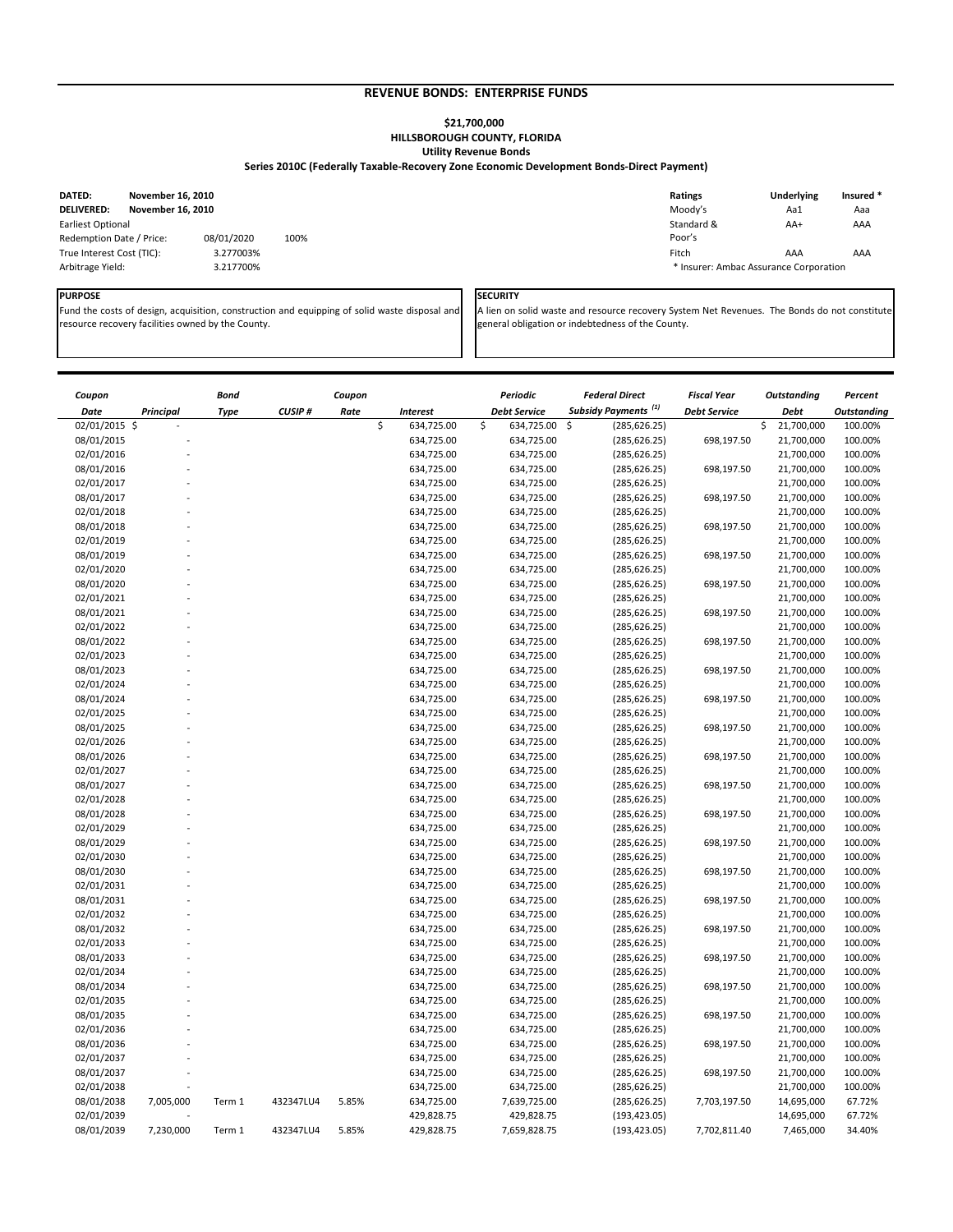## REVENUE BONDS: ENTERPRISE FUNDS

### $21,700,000
### HILLSBOROUGH COUNTY, FLORIDA
### Utility Revenue Bonds
### Series 2010C (Federally Taxable-Recovery Zone Economic Development Bonds-Direct Payment)

| | | |
|---|---|---|
| **DATED:** | **November 16, 2010** | |
| **DELIVERED:** | **November 16, 2010** | |
| Earliest Optional Redemption Date / Price: | 08/01/2020 | 100% |
| True Interest Cost (TIC): | 3.277003% | |
| Arbitrage Yield: | 3.217700% | |

| Ratings | Underlying | Insured * |
|---|---|---|
| Moody's | Aa1 | Aaa |
| Standard & Poor's | AA+ | AAA |
| Fitch | AAA | AAA |

\* Insurer: Ambac Assurance Corporation

**PURPOSE**

Fund the costs of design, acquisition, construction and equipping of solid waste disposal and resource recovery facilities owned by the County.

**SECURITY**

A lien on solid waste and resource recovery System Net Revenues. The Bonds do not constitute general obligation or indebtedness of the County.

| *Coupon Date* | *Principal* | *Bond Type* | *CUSIP #* | *Coupon Rate* | *Interest* | *Periodic Debt Service* | *Federal Direct Subsidy Payments* [1] | *Fiscal Year Debt Service* | *Outstanding Debt* | *Percent Outstanding* |
|---|---|---|---|---|---|---|---|---|---|---|
| 02/01/2015 | $ - | | | | $ 634,725.00 | $ 634,725.00 | $ (285,626.25) | | $ 21,700,000 | 100.00% |
| 08/01/2015 | - | | | | 634,725.00 | 634,725.00 | (285,626.25) | 698,197.50 | 21,700,000 | 100.00% |
| 02/01/2016 | - | | | | 634,725.00 | 634,725.00 | (285,626.25) | | 21,700,000 | 100.00% |
| 08/01/2016 | - | | | | 634,725.00 | 634,725.00 | (285,626.25) | 698,197.50 | 21,700,000 | 100.00% |
| 02/01/2017 | - | | | | 634,725.00 | 634,725.00 | (285,626.25) | | 21,700,000 | 100.00% |
| 08/01/2017 | - | | | | 634,725.00 | 634,725.00 | (285,626.25) | 698,197.50 | 21,700,000 | 100.00% |
| 02/01/2018 | - | | | | 634,725.00 | 634,725.00 | (285,626.25) | | 21,700,000 | 100.00% |
| 08/01/2018 | - | | | | 634,725.00 | 634,725.00 | (285,626.25) | 698,197.50 | 21,700,000 | 100.00% |
| 02/01/2019 | - | | | | 634,725.00 | 634,725.00 | (285,626.25) | | 21,700,000 | 100.00% |
| 08/01/2019 | - | | | | 634,725.00 | 634,725.00 | (285,626.25) | 698,197.50 | 21,700,000 | 100.00% |
| 02/01/2020 | - | | | | 634,725.00 | 634,725.00 | (285,626.25) | | 21,700,000 | 100.00% |
| 08/01/2020 | - | | | | 634,725.00 | 634,725.00 | (285,626.25) | 698,197.50 | 21,700,000 | 100.00% |
| 02/01/2021 | - | | | | 634,725.00 | 634,725.00 | (285,626.25) | | 21,700,000 | 100.00% |
| 08/01/2021 | - | | | | 634,725.00 | 634,725.00 | (285,626.25) | 698,197.50 | 21,700,000 | 100.00% |
| 02/01/2022 | - | | | | 634,725.00 | 634,725.00 | (285,626.25) | | 21,700,000 | 100.00% |
| 08/01/2022 | - | | | | 634,725.00 | 634,725.00 | (285,626.25) | 698,197.50 | 21,700,000 | 100.00% |
| 02/01/2023 | - | | | | 634,725.00 | 634,725.00 | (285,626.25) | | 21,700,000 | 100.00% |
| 08/01/2023 | - | | | | 634,725.00 | 634,725.00 | (285,626.25) | 698,197.50 | 21,700,000 | 100.00% |
| 02/01/2024 | - | | | | 634,725.00 | 634,725.00 | (285,626.25) | | 21,700,000 | 100.00% |
| 08/01/2024 | - | | | | 634,725.00 | 634,725.00 | (285,626.25) | 698,197.50 | 21,700,000 | 100.00% |
| 02/01/2025 | - | | | | 634,725.00 | 634,725.00 | (285,626.25) | | 21,700,000 | 100.00% |
| 08/01/2025 | - | | | | 634,725.00 | 634,725.00 | (285,626.25) | 698,197.50 | 21,700,000 | 100.00% |
| 02/01/2026 | - | | | | 634,725.00 | 634,725.00 | (285,626.25) | | 21,700,000 | 100.00% |
| 08/01/2026 | - | | | | 634,725.00 | 634,725.00 | (285,626.25) | 698,197.50 | 21,700,000 | 100.00% |
| 02/01/2027 | - | | | | 634,725.00 | 634,725.00 | (285,626.25) | | 21,700,000 | 100.00% |
| 08/01/2027 | - | | | | 634,725.00 | 634,725.00 | (285,626.25) | 698,197.50 | 21,700,000 | 100.00% |
| 02/01/2028 | - | | | | 634,725.00 | 634,725.00 | (285,626.25) | | 21,700,000 | 100.00% |
| 08/01/2028 | - | | | | 634,725.00 | 634,725.00 | (285,626.25) | 698,197.50 | 21,700,000 | 100.00% |
| 02/01/2029 | - | | | | 634,725.00 | 634,725.00 | (285,626.25) | | 21,700,000 | 100.00% |
| 08/01/2029 | - | | | | 634,725.00 | 634,725.00 | (285,626.25) | 698,197.50 | 21,700,000 | 100.00% |
| 02/01/2030 | - | | | | 634,725.00 | 634,725.00 | (285,626.25) | | 21,700,000 | 100.00% |
| 08/01/2030 | - | | | | 634,725.00 | 634,725.00 | (285,626.25) | 698,197.50 | 21,700,000 | 100.00% |
| 02/01/2031 | - | | | | 634,725.00 | 634,725.00 | (285,626.25) | | 21,700,000 | 100.00% |
| 08/01/2031 | - | | | | 634,725.00 | 634,725.00 | (285,626.25) | 698,197.50 | 21,700,000 | 100.00% |
| 02/01/2032 | - | | | | 634,725.00 | 634,725.00 | (285,626.25) | | 21,700,000 | 100.00% |
| 08/01/2032 | - | | | | 634,725.00 | 634,725.00 | (285,626.25) | 698,197.50 | 21,700,000 | 100.00% |
| 02/01/2033 | - | | | | 634,725.00 | 634,725.00 | (285,626.25) | | 21,700,000 | 100.00% |
| 08/01/2033 | - | | | | 634,725.00 | 634,725.00 | (285,626.25) | 698,197.50 | 21,700,000 | 100.00% |
| 02/01/2034 | - | | | | 634,725.00 | 634,725.00 | (285,626.25) | | 21,700,000 | 100.00% |
| 08/01/2034 | - | | | | 634,725.00 | 634,725.00 | (285,626.25) | 698,197.50 | 21,700,000 | 100.00% |
| 02/01/2035 | - | | | | 634,725.00 | 634,725.00 | (285,626.25) | | 21,700,000 | 100.00% |
| 08/01/2035 | - | | | | 634,725.00 | 634,725.00 | (285,626.25) | 698,197.50 | 21,700,000 | 100.00% |
| 02/01/2036 | - | | | | 634,725.00 | 634,725.00 | (285,626.25) | | 21,700,000 | 100.00% |
| 08/01/2036 | - | | | | 634,725.00 | 634,725.00 | (285,626.25) | 698,197.50 | 21,700,000 | 100.00% |
| 02/01/2037 | - | | | | 634,725.00 | 634,725.00 | (285,626.25) | | 21,700,000 | 100.00% |
| 08/01/2037 | - | | | | 634,725.00 | 634,725.00 | (285,626.25) | 698,197.50 | 21,700,000 | 100.00% |
| 02/01/2038 | - | | | | 634,725.00 | 634,725.00 | (285,626.25) | | 21,700,000 | 100.00% |
| 08/01/2038 | 7,005,000 | Term 1 | 432347LU4 | 5.85% | 634,725.00 | 7,639,725.00 | (285,626.25) | 7,703,197.50 | 14,695,000 | 67.72% |
| 02/01/2039 | - | | | | 429,828.75 | 429,828.75 | (193,423.05) | | 14,695,000 | 67.72% |
| 08/01/2039 | 7,230,000 | Term 1 | 432347LU4 | 5.85% | 429,828.75 | 7,659,828.75 | (193,423.05) | 7,702,811.40 | 7,465,000 | 34.40% |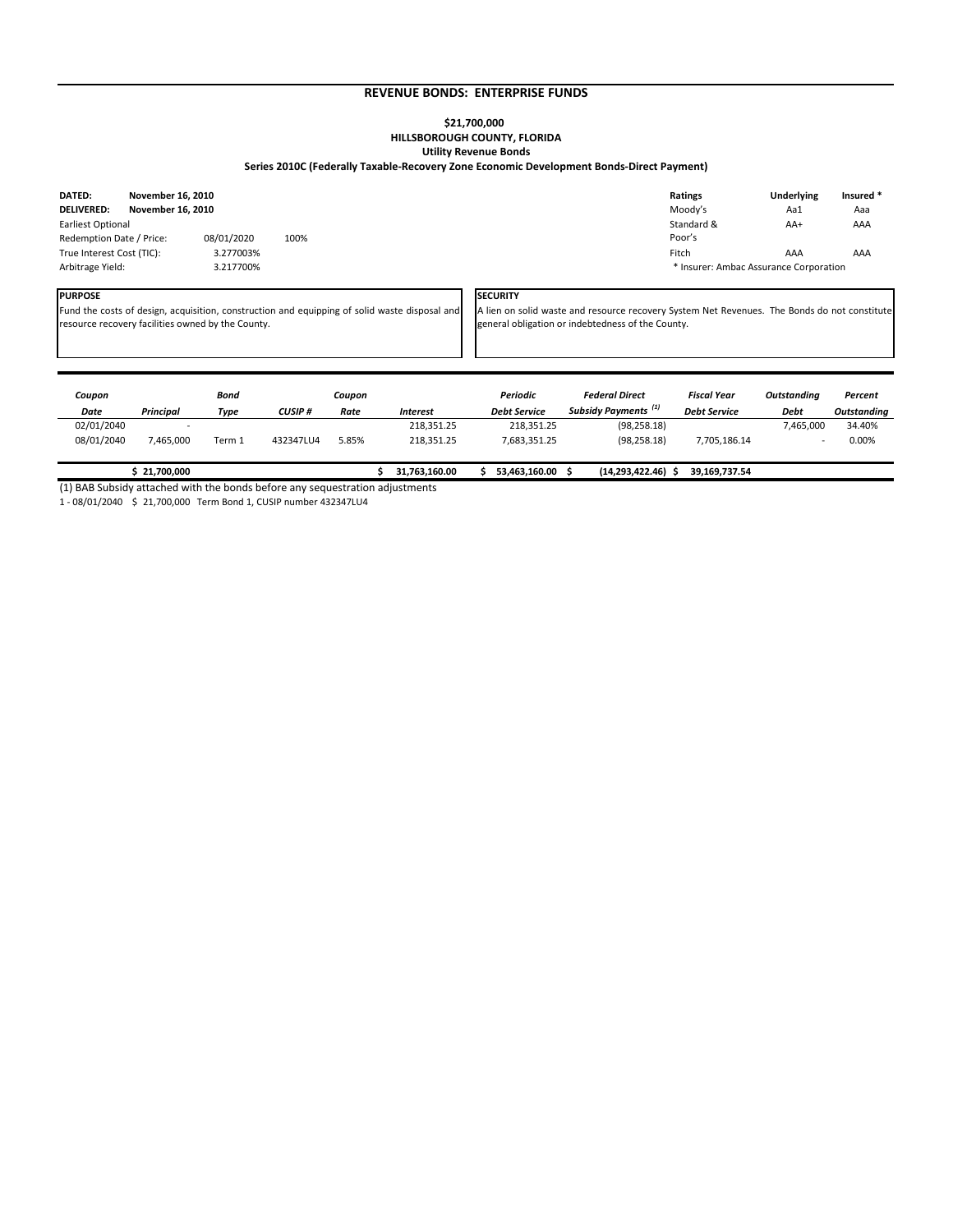## REVENUE BONDS: ENTERPRISE FUNDS

**$21,700,000**
**HILLSBOROUGH COUNTY, FLORIDA**
**Utility Revenue Bonds**
**Series 2010C (Federally Taxable-Recovery Zone Economic Development Bonds-Direct Payment)**

| | | |
|---|---|---|
| **DATED:** | **November 16, 2010** | |
| **DELIVERED:** | **November 16, 2010** | |
| Earliest Optional Redemption Date / Price: | 08/01/2020 | 100% |
| True Interest Cost (TIC): | 3.277003% | |
| Arbitrage Yield: | 3.217700% | |

| **Ratings** | **Underlying** | **Insured *** |
|---|---|---|
| Moody's | Aa1 | Aaa |
| Standard & Poor's | AA+ | AAA |
| Fitch | AAA | AAA |

* Insurer: Ambac Assurance Corporation

**PURPOSE**

Fund the costs of design, acquisition, construction and equipping of solid waste disposal and resource recovery facilities owned by the County.

**SECURITY**

A lien on solid waste and resource recovery System Net Revenues. The Bonds do not constitute general obligation or indebtedness of the County.

| *Coupon Date* | *Principal* | *Bond Type* | *CUSIP #* | *Coupon Rate* | *Interest* | *Periodic Debt Service* | *Federal Direct Subsidy Payments [(1)]* | *Fiscal Year Debt Service* | *Outstanding Debt* | *Percent Outstanding* |
|---|---|---|---|---|---|---|---|---|---|---|
| 02/01/2040 | - | | | | 218,351.25 | 218,351.25 | (98,258.18) | | 7,465,000 | 34.40% |
| 08/01/2040 | 7,465,000 | Term 1 | 432347LU4 | 5.85% | 218,351.25 | 7,683,351.25 | (98,258.18) | 7,705,186.14 | - | 0.00% |
| | **$ 21,700,000** | | | | **$ 31,763,160.00** | **$ 53,463,160.00** | **$ (14,293,422.46)** | **$ 39,169,737.54** | | |

(1) BAB Subsidy attached with the bonds before any sequestration adjustments

1 - 08/01/2040 $ 21,700,000 Term Bond 1, CUSIP number 432347LU4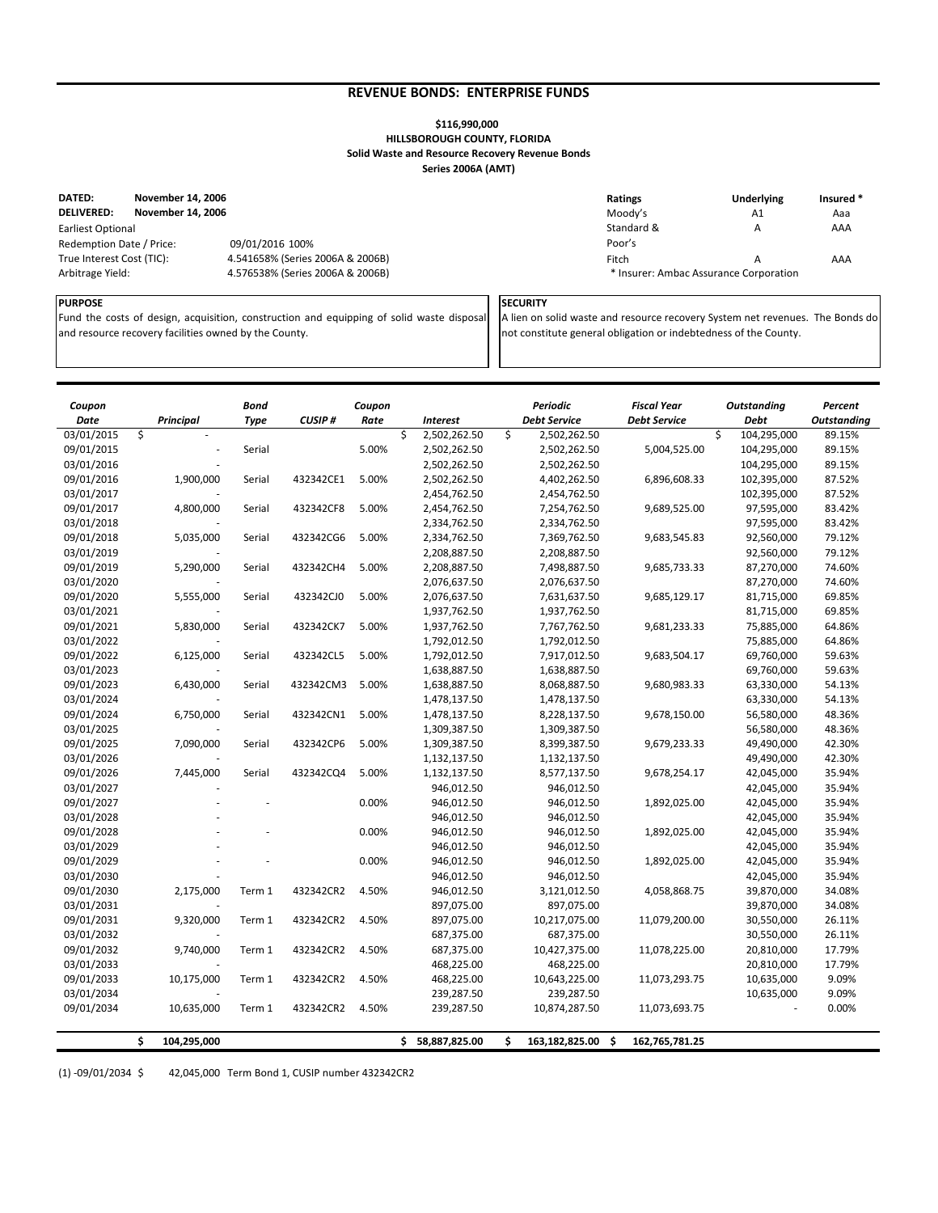## REVENUE BONDS: ENTERPRISE FUNDS

**$116,990,000**
**HILLSBOROUGH COUNTY, FLORIDA**
**Solid Waste and Resource Recovery Revenue Bonds**
**Series 2006A (AMT)**

| | | |
|---|---|---|
| **DATED:** | **November 14, 2006** | |
| **DELIVERED:** | **November 14, 2006** | |
| Earliest Optional Redemption Date / Price: | | 09/01/2016 100% |
| True Interest Cost (TIC): | | 4.541658% (Series 2006A & 2006B) |
| Arbitrage Yield: | | 4.576538% (Series 2006A & 2006B) |

| Ratings | Underlying | Insured * |
|---|---|---|
| Moody's | A1 | Aaa |
| Standard & Poor's | A | AAA |
| Fitch | A | AAA |

\* Insurer: Ambac Assurance Corporation

**PURPOSE**
Fund the costs of design, acquisition, construction and equipping of solid waste disposal and resource recovery facilities owned by the County.

**SECURITY**
A lien on solid waste and resource recovery System net revenues. The Bonds do not constitute general obligation or indebtedness of the County.

| *Coupon Date* | *Principal* | *Bond Type* | *CUSIP #* | *Coupon Rate* | *Interest* | *Periodic Debt Service* | *Fiscal Year Debt Service* | *Outstanding Debt* | *Percent Outstanding* |
|---|---|---|---|---|---|---|---|---|---|
| 03/01/2015 | $ - | | | | $ 2,502,262.50 | $ 2,502,262.50 | | $ 104,295,000 | 89.15% |
| 09/01/2015 | - | Serial | | 5.00% | 2,502,262.50 | 2,502,262.50 | 5,004,525.00 | 104,295,000 | 89.15% |
| 03/01/2016 | - | | | | 2,502,262.50 | 2,502,262.50 | | 104,295,000 | 89.15% |
| 09/01/2016 | 1,900,000 | Serial | 432342CE1 | 5.00% | 2,502,262.50 | 4,402,262.50 | 6,896,608.33 | 102,395,000 | 87.52% |
| 03/01/2017 | - | | | | 2,454,762.50 | 2,454,762.50 | | 102,395,000 | 87.52% |
| 09/01/2017 | 4,800,000 | Serial | 432342CF8 | 5.00% | 2,454,762.50 | 7,254,762.50 | 9,689,525.00 | 97,595,000 | 83.42% |
| 03/01/2018 | - | | | | 2,334,762.50 | 2,334,762.50 | | 97,595,000 | 83.42% |
| 09/01/2018 | 5,035,000 | Serial | 432342CG6 | 5.00% | 2,334,762.50 | 7,369,762.50 | 9,683,545.83 | 92,560,000 | 79.12% |
| 03/01/2019 | - | | | | 2,208,887.50 | 2,208,887.50 | | 92,560,000 | 79.12% |
| 09/01/2019 | 5,290,000 | Serial | 432342CH4 | 5.00% | 2,208,887.50 | 7,498,887.50 | 9,685,733.33 | 87,270,000 | 74.60% |
| 03/01/2020 | - | | | | 2,076,637.50 | 2,076,637.50 | | 87,270,000 | 74.60% |
| 09/01/2020 | 5,555,000 | Serial | 432342CJ0 | 5.00% | 2,076,637.50 | 7,631,637.50 | 9,685,129.17 | 81,715,000 | 69.85% |
| 03/01/2021 | - | | | | 1,937,762.50 | 1,937,762.50 | | 81,715,000 | 69.85% |
| 09/01/2021 | 5,830,000 | Serial | 432342CK7 | 5.00% | 1,937,762.50 | 7,767,762.50 | 9,681,233.33 | 75,885,000 | 64.86% |
| 03/01/2022 | - | | | | 1,792,012.50 | 1,792,012.50 | | 75,885,000 | 64.86% |
| 09/01/2022 | 6,125,000 | Serial | 432342CL5 | 5.00% | 1,792,012.50 | 7,917,012.50 | 9,683,504.17 | 69,760,000 | 59.63% |
| 03/01/2023 | - | | | | 1,638,887.50 | 1,638,887.50 | | 69,760,000 | 59.63% |
| 09/01/2023 | 6,430,000 | Serial | 432342CM3 | 5.00% | 1,638,887.50 | 8,068,887.50 | 9,680,983.33 | 63,330,000 | 54.13% |
| 03/01/2024 | - | | | | 1,478,137.50 | 1,478,137.50 | | 63,330,000 | 54.13% |
| 09/01/2024 | 6,750,000 | Serial | 432342CN1 | 5.00% | 1,478,137.50 | 8,228,137.50 | 9,678,150.00 | 56,580,000 | 48.36% |
| 03/01/2025 | - | | | | 1,309,387.50 | 1,309,387.50 | | 56,580,000 | 48.36% |
| 09/01/2025 | 7,090,000 | Serial | 432342CP6 | 5.00% | 1,309,387.50 | 8,399,387.50 | 9,679,233.33 | 49,490,000 | 42.30% |
| 03/01/2026 | - | | | | 1,132,137.50 | 1,132,137.50 | | 49,490,000 | 42.30% |
| 09/01/2026 | 7,445,000 | Serial | 432342CQ4 | 5.00% | 1,132,137.50 | 8,577,137.50 | 9,678,254.17 | 42,045,000 | 35.94% |
| 03/01/2027 | - | | | | 946,012.50 | 946,012.50 | | 42,045,000 | 35.94% |
| 09/01/2027 | - | - | | 0.00% | 946,012.50 | 946,012.50 | 1,892,025.00 | 42,045,000 | 35.94% |
| 03/01/2028 | - | | | | 946,012.50 | 946,012.50 | | 42,045,000 | 35.94% |
| 09/01/2028 | - | - | | 0.00% | 946,012.50 | 946,012.50 | 1,892,025.00 | 42,045,000 | 35.94% |
| 03/01/2029 | - | | | | 946,012.50 | 946,012.50 | | 42,045,000 | 35.94% |
| 09/01/2029 | - | - | | 0.00% | 946,012.50 | 946,012.50 | 1,892,025.00 | 42,045,000 | 35.94% |
| 03/01/2030 | - | | | | 946,012.50 | 946,012.50 | | 42,045,000 | 35.94% |
| 09/01/2030 | 2,175,000 | Term 1 | 432342CR2 | 4.50% | 946,012.50 | 3,121,012.50 | 4,058,868.75 | 39,870,000 | 34.08% |
| 03/01/2031 | - | | | | 897,075.00 | 897,075.00 | | 39,870,000 | 34.08% |
| 09/01/2031 | 9,320,000 | Term 1 | 432342CR2 | 4.50% | 897,075.00 | 10,217,075.00 | 11,079,200.00 | 30,550,000 | 26.11% |
| 03/01/2032 | - | | | | 687,375.00 | 687,375.00 | | 30,550,000 | 26.11% |
| 09/01/2032 | 9,740,000 | Term 1 | 432342CR2 | 4.50% | 687,375.00 | 10,427,375.00 | 11,078,225.00 | 20,810,000 | 17.79% |
| 03/01/2033 | - | | | | 468,225.00 | 468,225.00 | | 20,810,000 | 17.79% |
| 09/01/2033 | 10,175,000 | Term 1 | 432342CR2 | 4.50% | 468,225.00 | 10,643,225.00 | 11,073,293.75 | 10,635,000 | 9.09% |
| 03/01/2034 | - | | | | 239,287.50 | 239,287.50 | | 10,635,000 | 9.09% |
| 09/01/2034 | 10,635,000 | Term 1 | 432342CR2 | 4.50% | 239,287.50 | 10,874,287.50 | 11,073,693.75 | - | 0.00% |
| | **$ 104,295,000** | | | | **$ 58,887,825.00** | **$ 163,182,825.00** | **$ 162,765,781.25** | | |

(1) -09/01/2034 $ 42,045,000 Term Bond 1, CUSIP number 432342CR2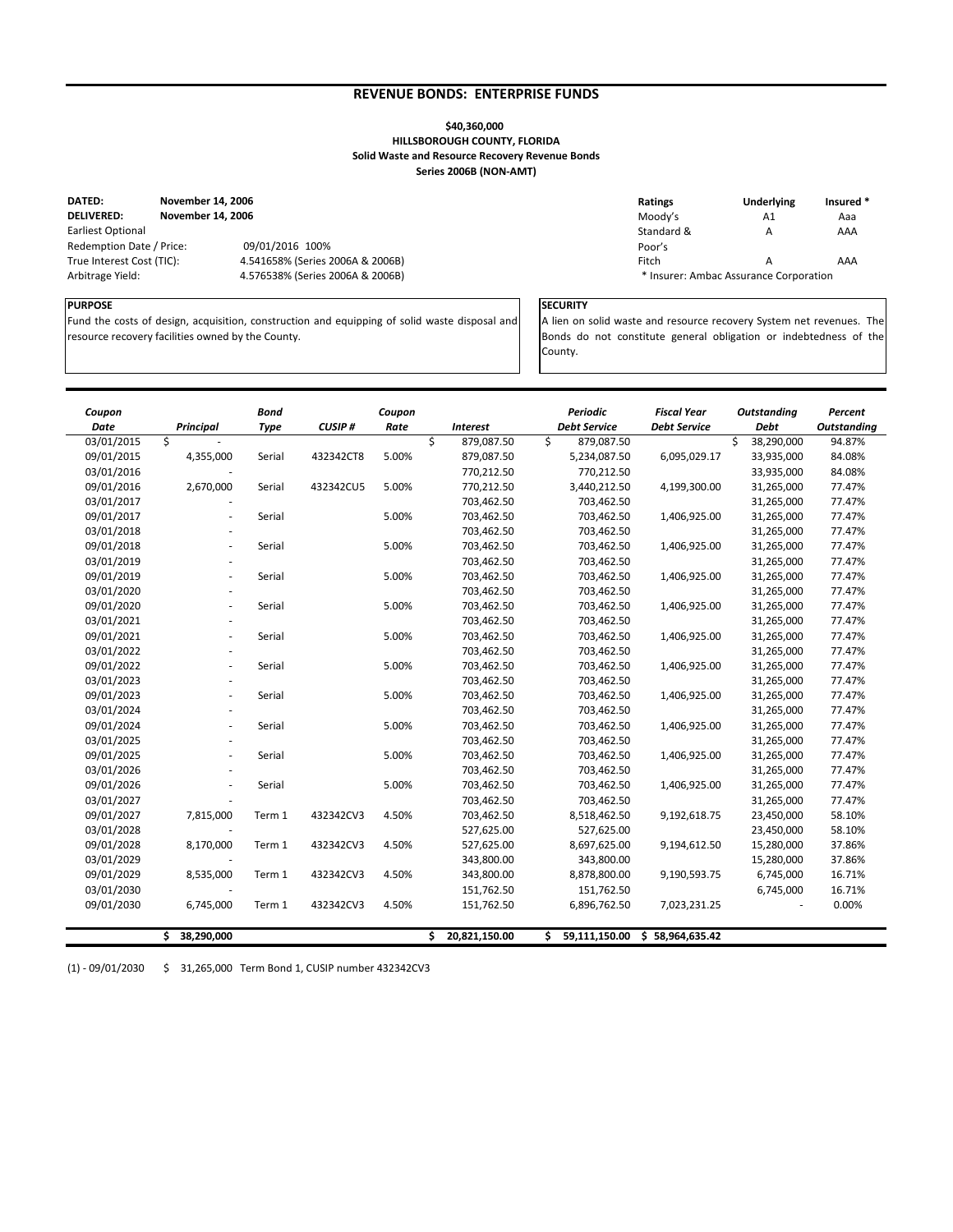## REVENUE BONDS: ENTERPRISE FUNDS

**$40,360,000**
**HILLSBOROUGH COUNTY, FLORIDA**
**Solid Waste and Resource Recovery Revenue Bonds**
**Series 2006B (NON-AMT)**

| | |
|---|---|
| **DATED:** | **November 14, 2006** |
| **DELIVERED:** | **November 14, 2006** |
| Earliest Optional Redemption Date / Price: | 09/01/2016 100% |
| True Interest Cost (TIC): | 4.541658% (Series 2006A & 2006B) |
| Arbitrage Yield: | 4.576538% (Series 2006A & 2006B) |

| Ratings | Underlying | Insured * |
|---|---|---|
| Moody's | A1 | Aaa |
| Standard & Poor's | A | AAA |
| Fitch | A | AAA |

\* Insurer: Ambac Assurance Corporation

**PURPOSE**

Fund the costs of design, acquisition, construction and equipping of solid waste disposal and resource recovery facilities owned by the County.

**SECURITY**

A lien on solid waste and resource recovery System net revenues. The Bonds do not constitute general obligation or indebtedness of the County.

| Coupon Date | Principal | Bond Type | CUSIP # | Coupon Rate | Interest | Periodic Debt Service | Fiscal Year Debt Service | Outstanding Debt | Percent Outstanding |
|---|---|---|---|---|---|---|---|---|---|
| 03/01/2015 | $ - | | | | $ 879,087.50 | $ 879,087.50 | | $ 38,290,000 | 94.87% |
| 09/01/2015 | 4,355,000 | Serial | 432342CT8 | 5.00% | 879,087.50 | 5,234,087.50 | 6,095,029.17 | 33,935,000 | 84.08% |
| 03/01/2016 | - | | | | 770,212.50 | 770,212.50 | | 33,935,000 | 84.08% |
| 09/01/2016 | 2,670,000 | Serial | 432342CU5 | 5.00% | 770,212.50 | 3,440,212.50 | 4,199,300.00 | 31,265,000 | 77.47% |
| 03/01/2017 | - | | | | 703,462.50 | 703,462.50 | | 31,265,000 | 77.47% |
| 09/01/2017 | - | Serial | | 5.00% | 703,462.50 | 703,462.50 | 1,406,925.00 | 31,265,000 | 77.47% |
| 03/01/2018 | - | | | | 703,462.50 | 703,462.50 | | 31,265,000 | 77.47% |
| 09/01/2018 | - | Serial | | 5.00% | 703,462.50 | 703,462.50 | 1,406,925.00 | 31,265,000 | 77.47% |
| 03/01/2019 | - | | | | 703,462.50 | 703,462.50 | | 31,265,000 | 77.47% |
| 09/01/2019 | - | Serial | | 5.00% | 703,462.50 | 703,462.50 | 1,406,925.00 | 31,265,000 | 77.47% |
| 03/01/2020 | - | | | | 703,462.50 | 703,462.50 | | 31,265,000 | 77.47% |
| 09/01/2020 | - | Serial | | 5.00% | 703,462.50 | 703,462.50 | 1,406,925.00 | 31,265,000 | 77.47% |
| 03/01/2021 | - | | | | 703,462.50 | 703,462.50 | | 31,265,000 | 77.47% |
| 09/01/2021 | - | Serial | | 5.00% | 703,462.50 | 703,462.50 | 1,406,925.00 | 31,265,000 | 77.47% |
| 03/01/2022 | - | | | | 703,462.50 | 703,462.50 | | 31,265,000 | 77.47% |
| 09/01/2022 | - | Serial | | 5.00% | 703,462.50 | 703,462.50 | 1,406,925.00 | 31,265,000 | 77.47% |
| 03/01/2023 | - | | | | 703,462.50 | 703,462.50 | | 31,265,000 | 77.47% |
| 09/01/2023 | - | Serial | | 5.00% | 703,462.50 | 703,462.50 | 1,406,925.00 | 31,265,000 | 77.47% |
| 03/01/2024 | - | | | | 703,462.50 | 703,462.50 | | 31,265,000 | 77.47% |
| 09/01/2024 | - | Serial | | 5.00% | 703,462.50 | 703,462.50 | 1,406,925.00 | 31,265,000 | 77.47% |
| 03/01/2025 | - | | | | 703,462.50 | 703,462.50 | | 31,265,000 | 77.47% |
| 09/01/2025 | - | Serial | | 5.00% | 703,462.50 | 703,462.50 | 1,406,925.00 | 31,265,000 | 77.47% |
| 03/01/2026 | - | | | | 703,462.50 | 703,462.50 | | 31,265,000 | 77.47% |
| 09/01/2026 | - | Serial | | 5.00% | 703,462.50 | 703,462.50 | 1,406,925.00 | 31,265,000 | 77.47% |
| 03/01/2027 | - | | | | 703,462.50 | 703,462.50 | | 31,265,000 | 77.47% |
| 09/01/2027 | 7,815,000 | Term 1 | 432342CV3 | 4.50% | 703,462.50 | 8,518,462.50 | 9,192,618.75 | 23,450,000 | 58.10% |
| 03/01/2028 | - | | | | 527,625.00 | 527,625.00 | | 23,450,000 | 58.10% |
| 09/01/2028 | 8,170,000 | Term 1 | 432342CV3 | 4.50% | 527,625.00 | 8,697,625.00 | 9,194,612.50 | 15,280,000 | 37.86% |
| 03/01/2029 | - | | | | 343,800.00 | 343,800.00 | | 15,280,000 | 37.86% |
| 09/01/2029 | 8,535,000 | Term 1 | 432342CV3 | 4.50% | 343,800.00 | 8,878,800.00 | 9,190,593.75 | 6,745,000 | 16.71% |
| 03/01/2030 | - | | | | 151,762.50 | 151,762.50 | | 6,745,000 | 16.71% |
| 09/01/2030 | 6,745,000 | Term 1 | 432342CV3 | 4.50% | 151,762.50 | 6,896,762.50 | 7,023,231.25 | - | 0.00% |
| | **$ 38,290,000** | | | | **$ 20,821,150.00** | **$ 59,111,150.00** | **$ 58,964,635.42** | | |

(1) - 09/01/2030 $ 31,265,000 Term Bond 1, CUSIP number 432342CV3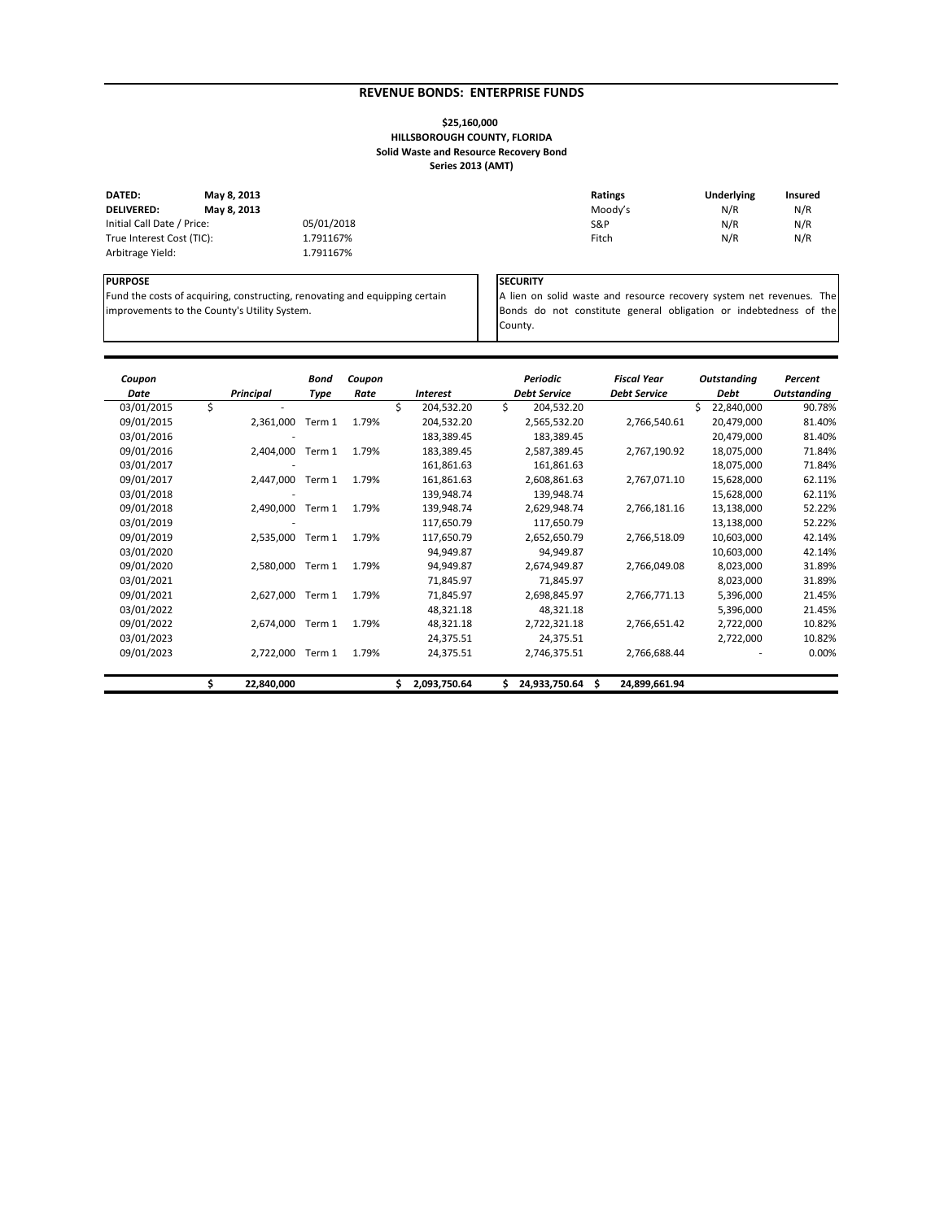## REVENUE BONDS: ENTERPRISE FUNDS

**$25,160,000**
**HILLSBOROUGH COUNTY, FLORIDA**
**Solid Waste and Resource Recovery Bond**
**Series 2013 (AMT)**

| | | |
|---|---|---|
| **DATED:** | **May 8, 2013** | |
| **DELIVERED:** | **May 8, 2013** | |
| Initial Call Date / Price: | | 05/01/2018 |
| True Interest Cost (TIC): | | 1.791167% |
| Arbitrage Yield: | | 1.791167% |

| Ratings | Underlying | Insured |
|---|---|---|
| Moody's | N/R | N/R |
| S&P | N/R | N/R |
| Fitch | N/R | N/R |

**PURPOSE**

Fund the costs of acquiring, constructing, renovating and equipping certain improvements to the County's Utility System.

**SECURITY**

A lien on solid waste and resource recovery system net revenues. The Bonds do not constitute general obligation or indebtedness of the County.

| *Coupon Date* | *Principal* | *Bond Type* | *Coupon Rate* | *Interest* | *Periodic Debt Service* | *Fiscal Year Debt Service* | *Outstanding Debt* | *Percent Outstanding* |
|---|---|---|---|---|---|---|---|---|
| 03/01/2015 | $ - | | | $ 204,532.20 | $ 204,532.20 | | $ 22,840,000 | 90.78% |
| 09/01/2015 | 2,361,000 | Term 1 | 1.79% | 204,532.20 | 2,565,532.20 | 2,766,540.61 | 20,479,000 | 81.40% |
| 03/01/2016 | - | | | 183,389.45 | 183,389.45 | | 20,479,000 | 81.40% |
| 09/01/2016 | 2,404,000 | Term 1 | 1.79% | 183,389.45 | 2,587,389.45 | 2,767,190.92 | 18,075,000 | 71.84% |
| 03/01/2017 | - | | | 161,861.63 | 161,861.63 | | 18,075,000 | 71.84% |
| 09/01/2017 | 2,447,000 | Term 1 | 1.79% | 161,861.63 | 2,608,861.63 | 2,767,071.10 | 15,628,000 | 62.11% |
| 03/01/2018 | - | | | 139,948.74 | 139,948.74 | | 15,628,000 | 62.11% |
| 09/01/2018 | 2,490,000 | Term 1 | 1.79% | 139,948.74 | 2,629,948.74 | 2,766,181.16 | 13,138,000 | 52.22% |
| 03/01/2019 | - | | | 117,650.79 | 117,650.79 | | 13,138,000 | 52.22% |
| 09/01/2019 | 2,535,000 | Term 1 | 1.79% | 117,650.79 | 2,652,650.79 | 2,766,518.09 | 10,603,000 | 42.14% |
| 03/01/2020 | | | | 94,949.87 | 94,949.87 | | 10,603,000 | 42.14% |
| 09/01/2020 | 2,580,000 | Term 1 | 1.79% | 94,949.87 | 2,674,949.87 | 2,766,049.08 | 8,023,000 | 31.89% |
| 03/01/2021 | | | | 71,845.97 | 71,845.97 | | 8,023,000 | 31.89% |
| 09/01/2021 | 2,627,000 | Term 1 | 1.79% | 71,845.97 | 2,698,845.97 | 2,766,771.13 | 5,396,000 | 21.45% |
| 03/01/2022 | | | | 48,321.18 | 48,321.18 | | 5,396,000 | 21.45% |
| 09/01/2022 | 2,674,000 | Term 1 | 1.79% | 48,321.18 | 2,722,321.18 | 2,766,651.42 | 2,722,000 | 10.82% |
| 03/01/2023 | | | | 24,375.51 | 24,375.51 | | 2,722,000 | 10.82% |
| 09/01/2023 | 2,722,000 | Term 1 | 1.79% | 24,375.51 | 2,746,375.51 | 2,766,688.44 | - | 0.00% |
| | **$ 22,840,000** | | | **$ 2,093,750.64** | **$ 24,933,750.64** | **$ 24,899,661.94** | | |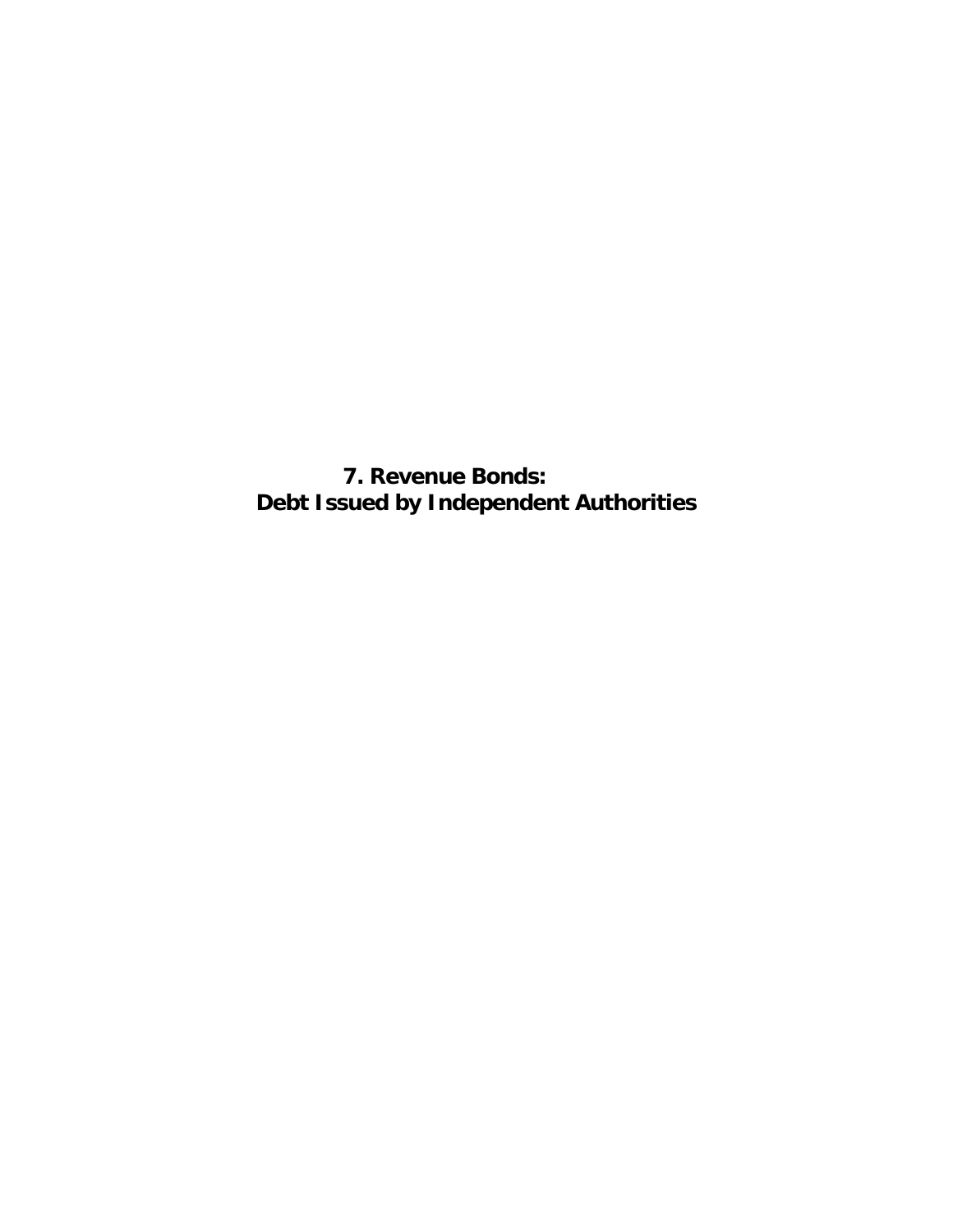# 7. Revenue Bonds: Debt Issued by Independent Authorities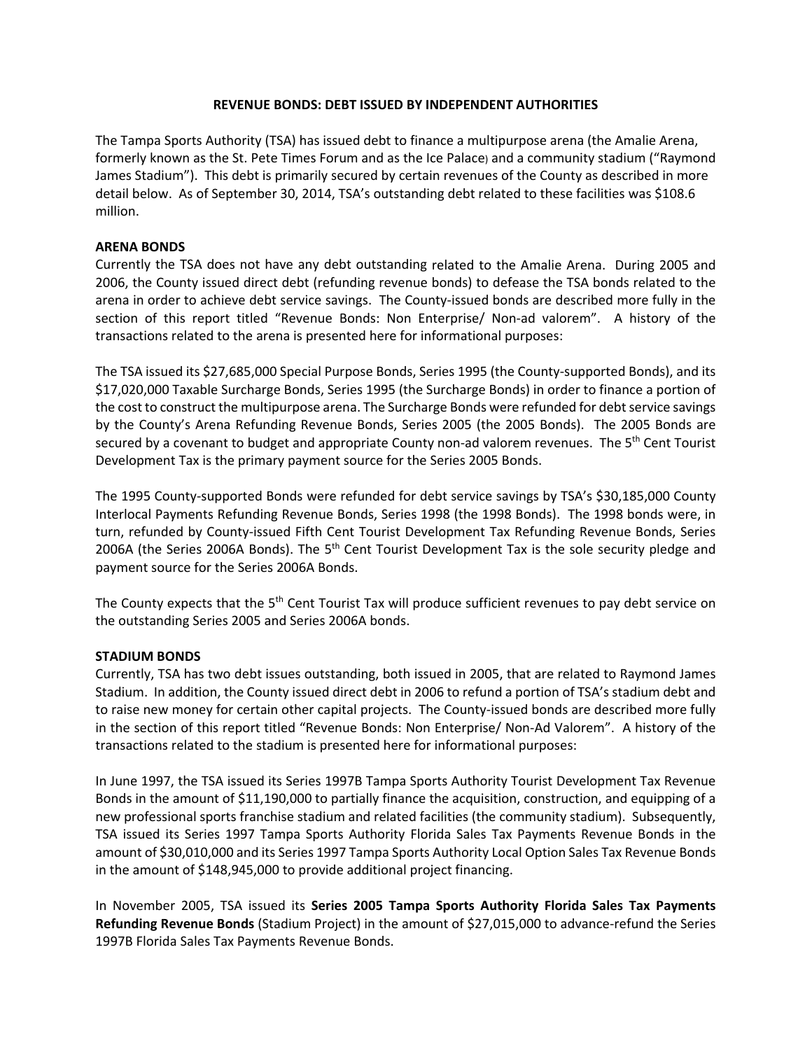## REVENUE BONDS: DEBT ISSUED BY INDEPENDENT AUTHORITIES

The Tampa Sports Authority (TSA) has issued debt to finance a multipurpose arena (the Amalie Arena, formerly known as the St. Pete Times Forum and as the Ice Palace) and a community stadium ("Raymond James Stadium"). This debt is primarily secured by certain revenues of the County as described in more detail below. As of September 30, 2014, TSA's outstanding debt related to these facilities was $108.6 million.

### ARENA BONDS

Currently the TSA does not have any debt outstanding related to the Amalie Arena. During 2005 and 2006, the County issued direct debt (refunding revenue bonds) to defease the TSA bonds related to the arena in order to achieve debt service savings. The County-issued bonds are described more fully in the section of this report titled "Revenue Bonds: Non Enterprise/ Non-ad valorem". A history of the transactions related to the arena is presented here for informational purposes:

The TSA issued its $27,685,000 Special Purpose Bonds, Series 1995 (the County-supported Bonds), and its $17,020,000 Taxable Surcharge Bonds, Series 1995 (the Surcharge Bonds) in order to finance a portion of the cost to construct the multipurpose arena. The Surcharge Bonds were refunded for debt service savings by the County's Arena Refunding Revenue Bonds, Series 2005 (the 2005 Bonds). The 2005 Bonds are secured by a covenant to budget and appropriate County non-ad valorem revenues. The 5th Cent Tourist Development Tax is the primary payment source for the Series 2005 Bonds.

The 1995 County-supported Bonds were refunded for debt service savings by TSA's $30,185,000 County Interlocal Payments Refunding Revenue Bonds, Series 1998 (the 1998 Bonds). The 1998 bonds were, in turn, refunded by County-issued Fifth Cent Tourist Development Tax Refunding Revenue Bonds, Series 2006A (the Series 2006A Bonds). The 5th Cent Tourist Development Tax is the sole security pledge and payment source for the Series 2006A Bonds.

The County expects that the 5th Cent Tourist Tax will produce sufficient revenues to pay debt service on the outstanding Series 2005 and Series 2006A bonds.

### STADIUM BONDS

Currently, TSA has two debt issues outstanding, both issued in 2005, that are related to Raymond James Stadium. In addition, the County issued direct debt in 2006 to refund a portion of TSA's stadium debt and to raise new money for certain other capital projects. The County-issued bonds are described more fully in the section of this report titled "Revenue Bonds: Non Enterprise/ Non-Ad Valorem". A history of the transactions related to the stadium is presented here for informational purposes:

In June 1997, the TSA issued its Series 1997B Tampa Sports Authority Tourist Development Tax Revenue Bonds in the amount of $11,190,000 to partially finance the acquisition, construction, and equipping of a new professional sports franchise stadium and related facilities (the community stadium). Subsequently, TSA issued its Series 1997 Tampa Sports Authority Florida Sales Tax Payments Revenue Bonds in the amount of $30,010,000 and its Series 1997 Tampa Sports Authority Local Option Sales Tax Revenue Bonds in the amount of $148,945,000 to provide additional project financing.

In November 2005, TSA issued its **Series 2005 Tampa Sports Authority Florida Sales Tax Payments Refunding Revenue Bonds** (Stadium Project) in the amount of $27,015,000 to advance-refund the Series 1997B Florida Sales Tax Payments Revenue Bonds.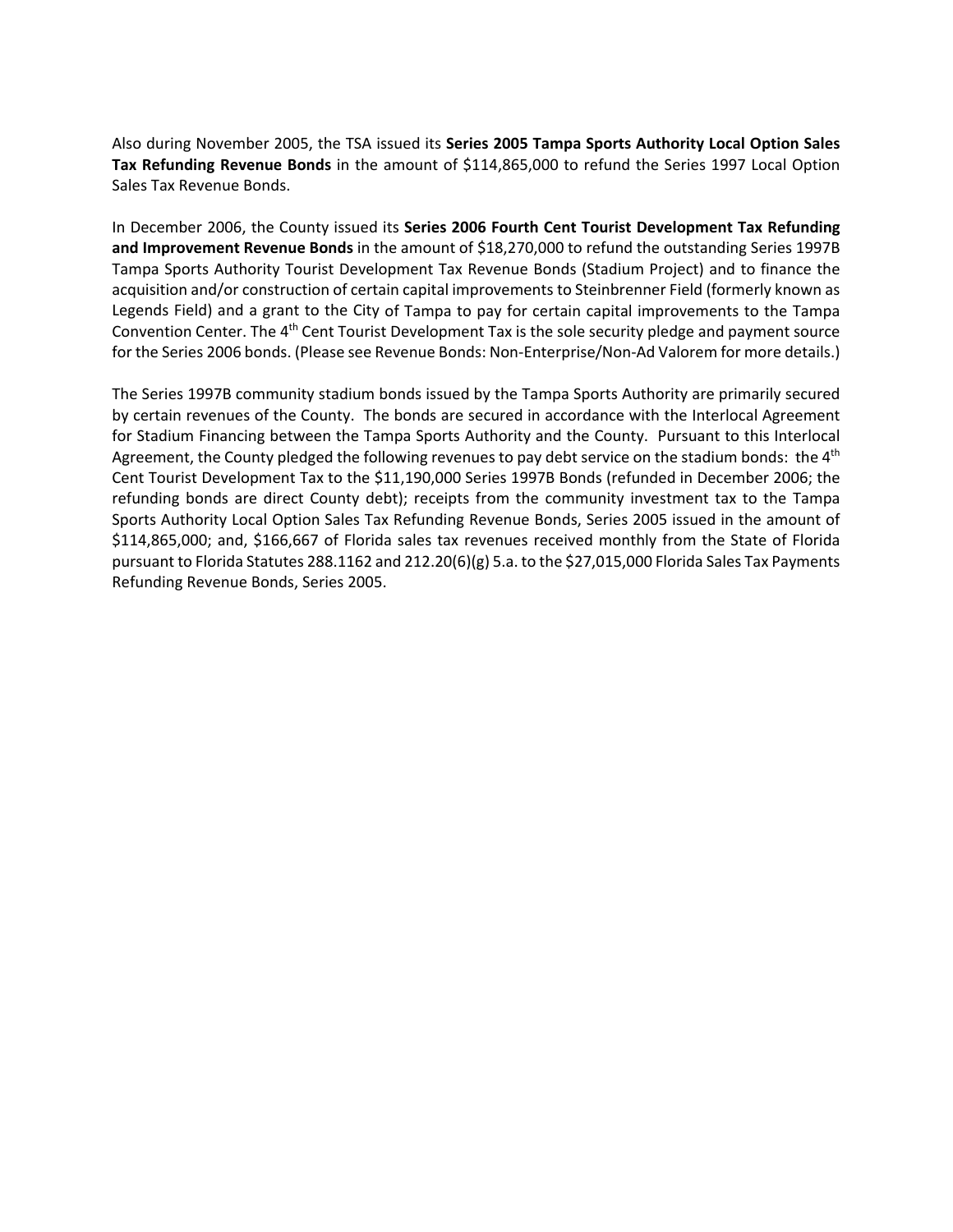Also during November 2005, the TSA issued its **Series 2005 Tampa Sports Authority Local Option Sales Tax Refunding Revenue Bonds** in the amount of $114,865,000 to refund the Series 1997 Local Option Sales Tax Revenue Bonds.

In December 2006, the County issued its **Series 2006 Fourth Cent Tourist Development Tax Refunding and Improvement Revenue Bonds** in the amount of $18,270,000 to refund the outstanding Series 1997B Tampa Sports Authority Tourist Development Tax Revenue Bonds (Stadium Project) and to finance the acquisition and/or construction of certain capital improvements to Steinbrenner Field (formerly known as Legends Field) and a grant to the City of Tampa to pay for certain capital improvements to the Tampa Convention Center. The 4th Cent Tourist Development Tax is the sole security pledge and payment source for the Series 2006 bonds. (Please see Revenue Bonds: Non-Enterprise/Non-Ad Valorem for more details.)

The Series 1997B community stadium bonds issued by the Tampa Sports Authority are primarily secured by certain revenues of the County. The bonds are secured in accordance with the Interlocal Agreement for Stadium Financing between the Tampa Sports Authority and the County. Pursuant to this Interlocal Agreement, the County pledged the following revenues to pay debt service on the stadium bonds: the 4th Cent Tourist Development Tax to the $11,190,000 Series 1997B Bonds (refunded in December 2006; the refunding bonds are direct County debt); receipts from the community investment tax to the Tampa Sports Authority Local Option Sales Tax Refunding Revenue Bonds, Series 2005 issued in the amount of $114,865,000; and, $166,667 of Florida sales tax revenues received monthly from the State of Florida pursuant to Florida Statutes 288.1162 and 212.20(6)(g) 5.a. to the $27,015,000 Florida Sales Tax Payments Refunding Revenue Bonds, Series 2005.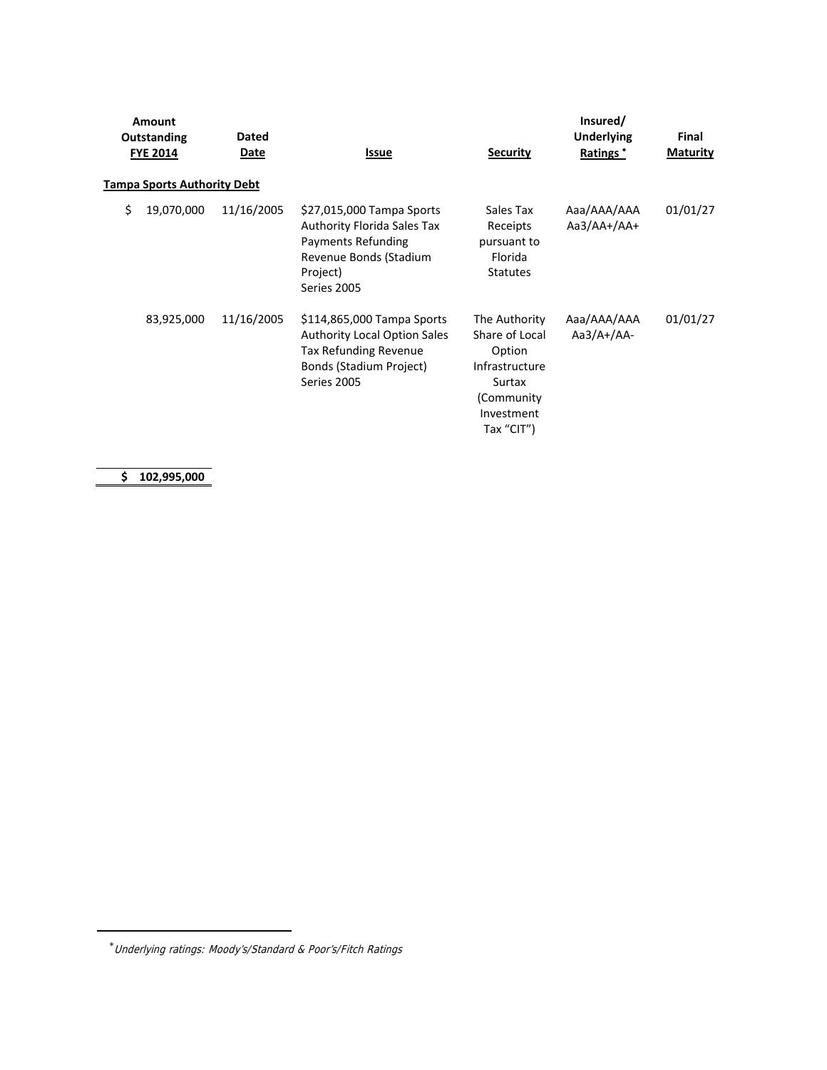| Amount Outstanding FYE 2014 | Dated Date | Issue | Security | Insured/ Underlying Ratings * | Final Maturity |
|---|---|---|---|---|---|
| **Tampa Sports Authority Debt** | | | | | |
| $ 19,070,000 | 11/16/2005 | $27,015,000 Tampa Sports Authority Florida Sales Tax Payments Refunding Revenue Bonds (Stadium Project) Series 2005 | Sales Tax Receipts pursuant to Florida Statutes | Aaa/AAA/AAA Aa3/AA+/AA+ | 01/01/27 |
| 83,925,000 | 11/16/2005 | $114,865,000 Tampa Sports Authority Local Option Sales Tax Refunding Revenue Bonds (Stadium Project) Series 2005 | The Authority Share of Local Option Infrastructure Surtax (Community Investment Tax "CIT") | Aaa/AAA/AAA Aa3/A+/AA- | 01/01/27 |
| **$ 102,995,000** | | | | | |

*Underlying ratings: Moody's/Standard & Poor's/Fitch Ratings*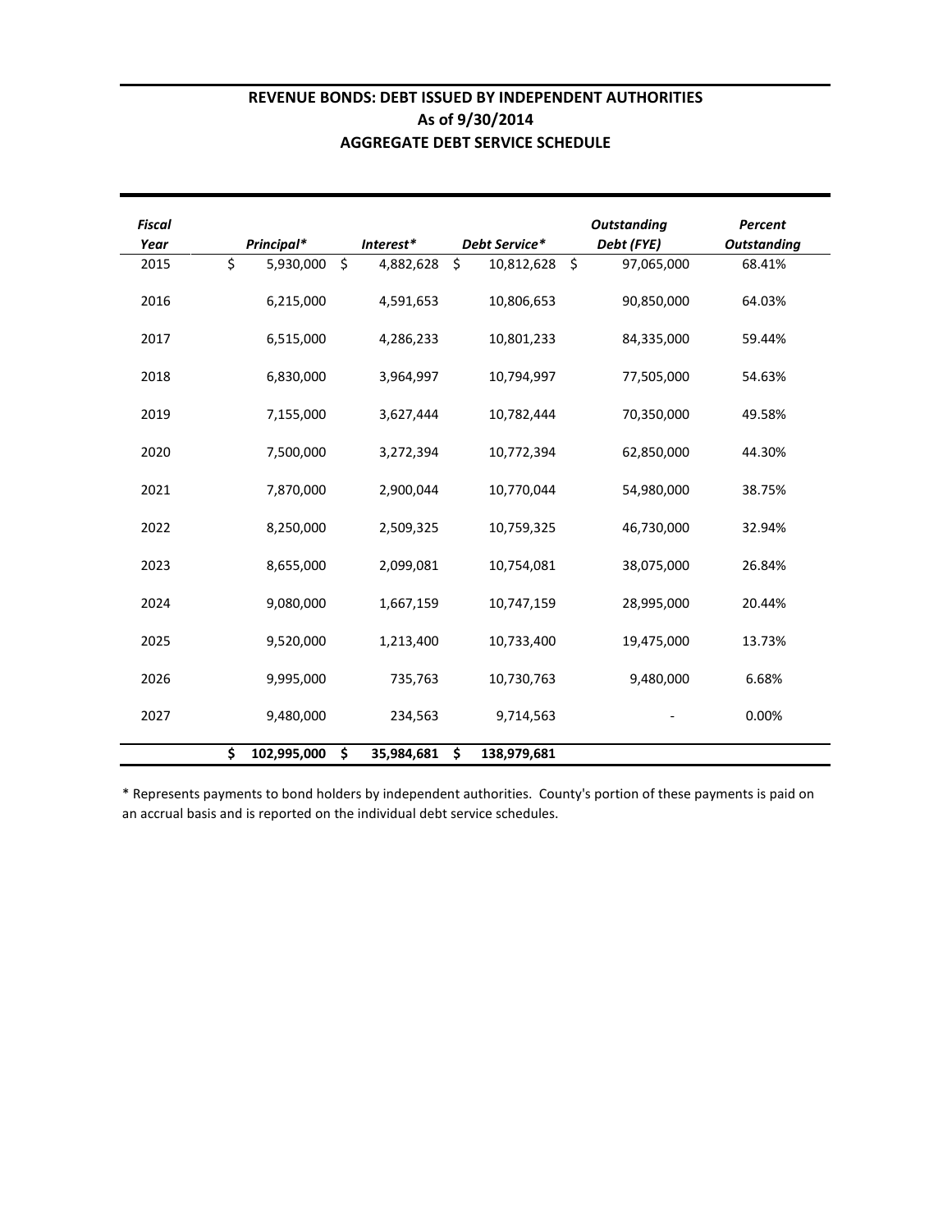# REVENUE BONDS: DEBT ISSUED BY INDEPENDENT AUTHORITIES
## As of 9/30/2014
## AGGREGATE DEBT SERVICE SCHEDULE

| *Fiscal Year* | *Principal** | *Interest** | *Debt Service** | *Outstanding Debt (FYE)* | *Percent Outstanding* |
|---|---|---|---|---|---|
| 2015 | $ 5,930,000 | $ 4,882,628 | $ 10,812,628 | $ 97,065,000 | 68.41% |
| 2016 | 6,215,000 | 4,591,653 | 10,806,653 | 90,850,000 | 64.03% |
| 2017 | 6,515,000 | 4,286,233 | 10,801,233 | 84,335,000 | 59.44% |
| 2018 | 6,830,000 | 3,964,997 | 10,794,997 | 77,505,000 | 54.63% |
| 2019 | 7,155,000 | 3,627,444 | 10,782,444 | 70,350,000 | 49.58% |
| 2020 | 7,500,000 | 3,272,394 | 10,772,394 | 62,850,000 | 44.30% |
| 2021 | 7,870,000 | 2,900,044 | 10,770,044 | 54,980,000 | 38.75% |
| 2022 | 8,250,000 | 2,509,325 | 10,759,325 | 46,730,000 | 32.94% |
| 2023 | 8,655,000 | 2,099,081 | 10,754,081 | 38,075,000 | 26.84% |
| 2024 | 9,080,000 | 1,667,159 | 10,747,159 | 28,995,000 | 20.44% |
| 2025 | 9,520,000 | 1,213,400 | 10,733,400 | 19,475,000 | 13.73% |
| 2026 | 9,995,000 | 735,763 | 10,730,763 | 9,480,000 | 6.68% |
| 2027 | 9,480,000 | 234,563 | 9,714,563 | - | 0.00% |
| | **$ 102,995,000** | **$ 35,984,681** | **$ 138,979,681** | | |

* Represents payments to bond holders by independent authorities. County's portion of these payments is paid on an accrual basis and is reported on the individual debt service schedules.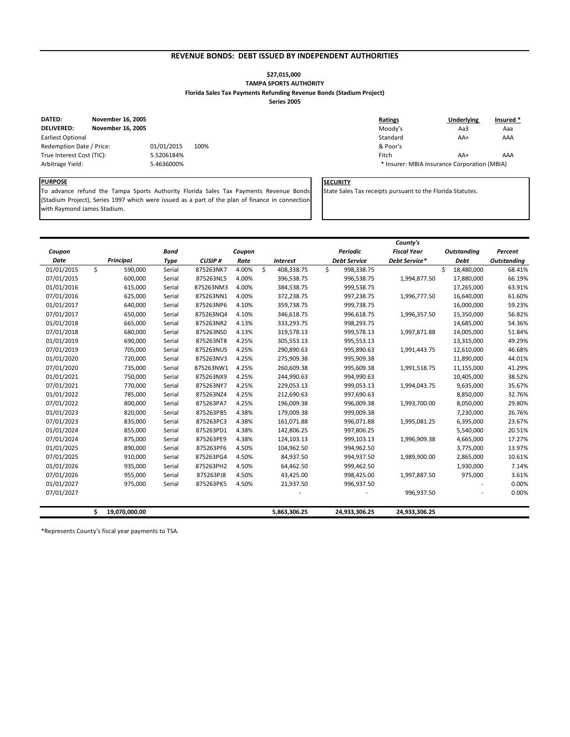## REVENUE BONDS: DEBT ISSUED BY INDEPENDENT AUTHORITIES

**$27,015,000**
**TAMPA SPORTS AUTHORITY**
**Florida Sales Tax Payments Refunding Revenue Bonds (Stadium Project)**
**Series 2005**

| | | |
|---|---|---|
| **DATED:** | **November 16, 2005** | |
| **DELIVERED:** | **November 16, 2005** | |
| Earliest Optional Redemption Date / Price: | 01/01/2015 | 100% |
| True Interest Cost (TIC): | 5.5206184% | |
| Arbitrage Yield: | 5.4636000% | |

| Ratings | Underlying | Insured * |
|---|---|---|
| Moody's | Aa3 | Aaa |
| Standard & Poor's | AA+ | AAA |
| Fitch | AA+ | AAA |

* Insurer: MBIA Insurance Corporation (MBIA)

**PURPOSE**

To advance refund the Tampa Sports Authority Florida Sales Tax Payments Revenue Bonds (Stadium Project), Series 1997 which were issued as a part of the plan of finance in connection with Raymond James Stadium.

**SECURITY**

State Sales Tax receipts pursuant to the Florida Statutes.

| Coupon Date | Principal | Bond Type | CUSIP # | Coupon Rate | Interest | Periodic Debt Service | County's Fiscal Year Debt Service* | Outstanding Debt | Percent Outstanding |
|---|---|---|---|---|---|---|---|---|---|
| 01/01/2015 | $ 590,000 | Serial | 875263NK7 | 4.00% | $ 408,338.75 | $ 998,338.75 | | $ 18,480,000 | 68.41% |
| 07/01/2015 | 600,000 | Serial | 875263NL5 | 4.00% | 396,538.75 | 996,538.75 | 1,994,877.50 | 17,880,000 | 66.19% |
| 01/01/2016 | 615,000 | Serial | 875263NM3 | 4.00% | 384,538.75 | 999,538.75 | | 17,265,000 | 63.91% |
| 07/01/2016 | 625,000 | Serial | 875263NN1 | 4.00% | 372,238.75 | 997,238.75 | 1,996,777.50 | 16,640,000 | 61.60% |
| 01/01/2017 | 640,000 | Serial | 875263NP6 | 4.10% | 359,738.75 | 999,738.75 | | 16,000,000 | 59.23% |
| 07/01/2017 | 650,000 | Serial | 875263NQ4 | 4.10% | 346,618.75 | 996,618.75 | 1,996,357.50 | 15,350,000 | 56.82% |
| 01/01/2018 | 665,000 | Serial | 875263NR2 | 4.13% | 333,293.75 | 998,293.75 | | 14,685,000 | 54.36% |
| 07/01/2018 | 680,000 | Serial | 875263NS0 | 4.13% | 319,578.13 | 999,578.13 | 1,997,871.88 | 14,005,000 | 51.84% |
| 01/01/2019 | 690,000 | Serial | 875263NT8 | 4.25% | 305,553.13 | 995,553.13 | | 13,315,000 | 49.29% |
| 07/01/2019 | 705,000 | Serial | 875263NU5 | 4.25% | 290,890.63 | 995,890.63 | 1,991,443.75 | 12,610,000 | 46.68% |
| 01/01/2020 | 720,000 | Serial | 875263NV3 | 4.25% | 275,909.38 | 995,909.38 | | 11,890,000 | 44.01% |
| 07/01/2020 | 735,000 | Serial | 875263NW1 | 4.25% | 260,609.38 | 995,609.38 | 1,991,518.75 | 11,155,000 | 41.29% |
| 01/01/2021 | 750,000 | Serial | 875263NX9 | 4.25% | 244,990.63 | 994,990.63 | | 10,405,000 | 38.52% |
| 07/01/2021 | 770,000 | Serial | 875263NY7 | 4.25% | 229,053.13 | 999,053.13 | 1,994,043.75 | 9,635,000 | 35.67% |
| 01/01/2022 | 785,000 | Serial | 875263NZ4 | 4.25% | 212,690.63 | 997,690.63 | | 8,850,000 | 32.76% |
| 07/01/2022 | 800,000 | Serial | 875263PA7 | 4.25% | 196,009.38 | 996,009.38 | 1,993,700.00 | 8,050,000 | 29.80% |
| 01/01/2023 | 820,000 | Serial | 875263PB5 | 4.38% | 179,009.38 | 999,009.38 | | 7,230,000 | 26.76% |
| 07/01/2023 | 835,000 | Serial | 875263PC3 | 4.38% | 161,071.88 | 996,071.88 | 1,995,081.25 | 6,395,000 | 23.67% |
| 01/01/2024 | 855,000 | Serial | 875263PD1 | 4.38% | 142,806.25 | 997,806.25 | | 5,540,000 | 20.51% |
| 07/01/2024 | 875,000 | Serial | 875263PE9 | 4.38% | 124,103.13 | 999,103.13 | 1,996,909.38 | 4,665,000 | 17.27% |
| 01/01/2025 | 890,000 | Serial | 875263PF6 | 4.50% | 104,962.50 | 994,962.50 | | 3,775,000 | 13.97% |
| 07/01/2025 | 910,000 | Serial | 875263PG4 | 4.50% | 84,937.50 | 994,937.50 | 1,989,900.00 | 2,865,000 | 10.61% |
| 01/01/2026 | 935,000 | Serial | 875263PH2 | 4.50% | 64,462.50 | 999,462.50 | | 1,930,000 | 7.14% |
| 07/01/2026 | 955,000 | Serial | 875263PJ8 | 4.50% | 43,425.00 | 998,425.00 | 1,997,887.50 | 975,000 | 3.61% |
| 01/01/2027 | 975,000 | Serial | 875263PK5 | 4.50% | 21,937.50 | 996,937.50 | | - | 0.00% |
| 07/01/2027 | | | | | - | - | 996,937.50 | - | 0.00% |
| | **$ 19,070,000.00** | | | | **5,863,306.25** | **24,933,306.25** | **24,933,306.25** | | |

*Represents County's fiscal year payments to TSA.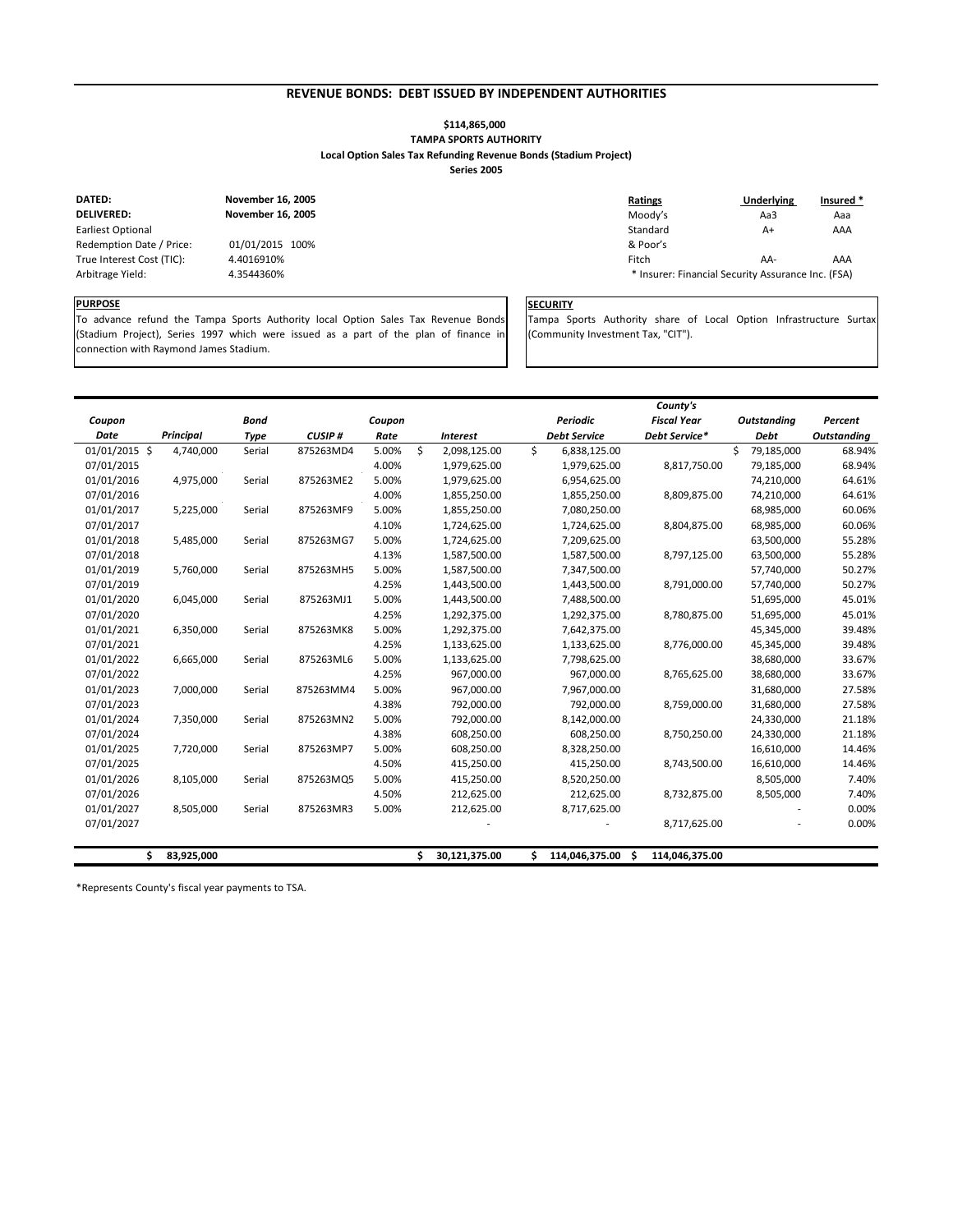## REVENUE BONDS: DEBT ISSUED BY INDEPENDENT AUTHORITIES

**$114,865,000**
**TAMPA SPORTS AUTHORITY**
**Local Option Sales Tax Refunding Revenue Bonds (Stadium Project)**
**Series 2005**

| | |
|---|---|
| **DATED:** | **November 16, 2005** |
| **DELIVERED:** | **November 16, 2005** |
| Earliest Optional Redemption Date / Price: | 01/01/2015 100% |
| True Interest Cost (TIC): | 4.4016910% |
| Arbitrage Yield: | 4.3544360% |

| Ratings | Underlying | Insured * |
|---|---|---|
| Moody's | Aa3 | Aaa |
| Standard & Poor's | A+ | AAA |
| Fitch | AA- | AAA |

\* Insurer: Financial Security Assurance Inc. (FSA)

**PURPOSE**

To advance refund the Tampa Sports Authority local Option Sales Tax Revenue Bonds (Stadium Project), Series 1997 which were issued as a part of the plan of finance in connection with Raymond James Stadium.

**SECURITY**

Tampa Sports Authority share of Local Option Infrastructure Surtax (Community Investment Tax, "CIT").

| Coupon Date | Principal | Bond Type | CUSIP # | Coupon Rate | Interest | Periodic Debt Service | County's Fiscal Year Debt Service* | Outstanding Debt | Percent Outstanding |
|---|---|---|---|---|---|---|---|---|---|
| 01/01/2015 | $ 4,740,000 | Serial | 875263MD4 | 5.00% | $ 2,098,125.00 | $ 6,838,125.00 | | $ 79,185,000 | 68.94% |
| 07/01/2015 | | | | 4.00% | 1,979,625.00 | 1,979,625.00 | 8,817,750.00 | 79,185,000 | 68.94% |
| 01/01/2016 | 4,975,000 | Serial | 875263ME2 | 5.00% | 1,979,625.00 | 6,954,625.00 | | 74,210,000 | 64.61% |
| 07/01/2016 | | | | 4.00% | 1,855,250.00 | 1,855,250.00 | 8,809,875.00 | 74,210,000 | 64.61% |
| 01/01/2017 | 5,225,000 | Serial | 875263MF9 | 5.00% | 1,855,250.00 | 7,080,250.00 | | 68,985,000 | 60.06% |
| 07/01/2017 | | | | 4.10% | 1,724,625.00 | 1,724,625.00 | 8,804,875.00 | 68,985,000 | 60.06% |
| 01/01/2018 | 5,485,000 | Serial | 875263MG7 | 5.00% | 1,724,625.00 | 7,209,625.00 | | 63,500,000 | 55.28% |
| 07/01/2018 | | | | 4.13% | 1,587,500.00 | 1,587,500.00 | 8,797,125.00 | 63,500,000 | 55.28% |
| 01/01/2019 | 5,760,000 | Serial | 875263MH5 | 5.00% | 1,587,500.00 | 7,347,500.00 | | 57,740,000 | 50.27% |
| 07/01/2019 | | | | 4.25% | 1,443,500.00 | 1,443,500.00 | 8,791,000.00 | 57,740,000 | 50.27% |
| 01/01/2020 | 6,045,000 | Serial | 875263MJ1 | 5.00% | 1,443,500.00 | 7,488,500.00 | | 51,695,000 | 45.01% |
| 07/01/2020 | | | | 4.25% | 1,292,375.00 | 1,292,375.00 | 8,780,875.00 | 51,695,000 | 45.01% |
| 01/01/2021 | 6,350,000 | Serial | 875263MK8 | 5.00% | 1,292,375.00 | 7,642,375.00 | | 45,345,000 | 39.48% |
| 07/01/2021 | | | | 4.25% | 1,133,625.00 | 1,133,625.00 | 8,776,000.00 | 45,345,000 | 39.48% |
| 01/01/2022 | 6,665,000 | Serial | 875263ML6 | 5.00% | 1,133,625.00 | 7,798,625.00 | | 38,680,000 | 33.67% |
| 07/01/2022 | | | | 4.25% | 967,000.00 | 967,000.00 | 8,765,625.00 | 38,680,000 | 33.67% |
| 01/01/2023 | 7,000,000 | Serial | 875263MM4 | 5.00% | 967,000.00 | 7,967,000.00 | | 31,680,000 | 27.58% |
| 07/01/2023 | | | | 4.38% | 792,000.00 | 792,000.00 | 8,759,000.00 | 31,680,000 | 27.58% |
| 01/01/2024 | 7,350,000 | Serial | 875263MN2 | 5.00% | 792,000.00 | 8,142,000.00 | | 24,330,000 | 21.18% |
| 07/01/2024 | | | | 4.38% | 608,250.00 | 608,250.00 | 8,750,250.00 | 24,330,000 | 21.18% |
| 01/01/2025 | 7,720,000 | Serial | 875263MP7 | 5.00% | 608,250.00 | 8,328,250.00 | | 16,610,000 | 14.46% |
| 07/01/2025 | | | | 4.50% | 415,250.00 | 415,250.00 | 8,743,500.00 | 16,610,000 | 14.46% |
| 01/01/2026 | 8,105,000 | Serial | 875263MQ5 | 5.00% | 415,250.00 | 8,520,250.00 | | 8,505,000 | 7.40% |
| 07/01/2026 | | | | 4.50% | 212,625.00 | 212,625.00 | 8,732,875.00 | 8,505,000 | 7.40% |
| 01/01/2027 | 8,505,000 | Serial | 875263MR3 | 5.00% | 212,625.00 | 8,717,625.00 | | - | 0.00% |
| 07/01/2027 | | | | | - | - | 8,717,625.00 | - | 0.00% |
| | **$ 83,925,000** | | | | **$ 30,121,375.00** | **$ 114,046,375.00** | **$ 114,046,375.00** | | |

*Represents County's fiscal year payments to TSA.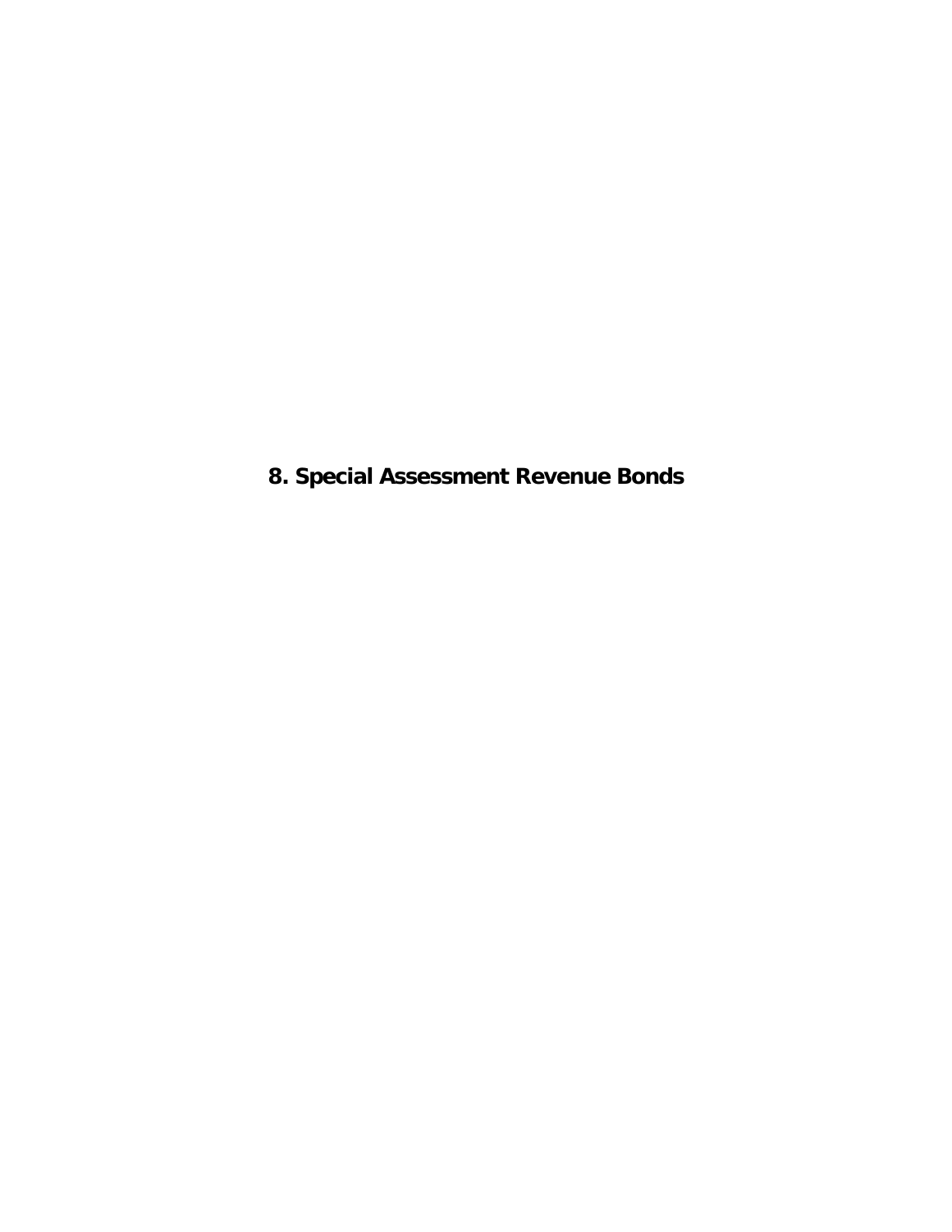# 8. Special Assessment Revenue Bonds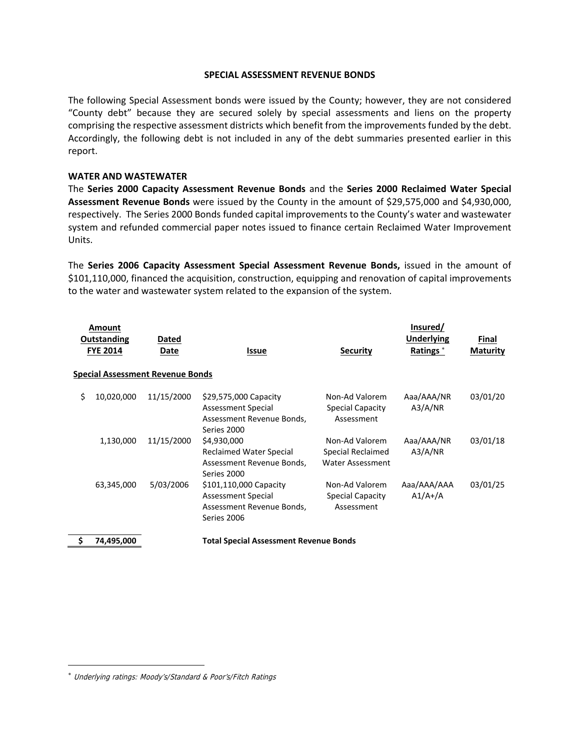## SPECIAL ASSESSMENT REVENUE BONDS

The following Special Assessment bonds were issued by the County; however, they are not considered "County debt" because they are secured solely by special assessments and liens on the property comprising the respective assessment districts which benefit from the improvements funded by the debt. Accordingly, the following debt is not included in any of the debt summaries presented earlier in this report.

### WATER AND WASTEWATER

The **Series 2000 Capacity Assessment Revenue Bonds** and the **Series 2000 Reclaimed Water Special Assessment Revenue Bonds** were issued by the County in the amount of $29,575,000 and $4,930,000, respectively. The Series 2000 Bonds funded capital improvements to the County's water and wastewater system and refunded commercial paper notes issued to finance certain Reclaimed Water Improvement Units.

The **Series 2006 Capacity Assessment Special Assessment Revenue Bonds,** issued in the amount of $101,110,000, financed the acquisition, construction, equipping and renovation of capital improvements to the water and wastewater system related to the expansion of the system.

| Amount Outstanding FYE 2014 | Dated Date | Issue | Security | Insured/ Underlying Ratings * | Final Maturity |
|---|---|---|---|---|---|
| **Special Assessment Revenue Bonds** | | | | | |
| $ 10,020,000 | 11/15/2000 | $29,575,000 Capacity Assessment Special Assessment Revenue Bonds, Series 2000 | Non-Ad Valorem Special Capacity Assessment | Aaa/AAA/NR A3/A/NR | 03/01/20 |
| 1,130,000 | 11/15/2000 | $4,930,000 Reclaimed Water Special Assessment Revenue Bonds, Series 2000 | Non-Ad Valorem Special Reclaimed Water Assessment | Aaa/AAA/NR A3/A/NR | 03/01/18 |
| 63,345,000 | 5/03/2006 | $101,110,000 Capacity Assessment Special Assessment Revenue Bonds, Series 2006 | Non-Ad Valorem Special Capacity Assessment | Aaa/AAA/AAA A1/A+/A | 03/01/25 |
| **$ 74,495,000** | | **Total Special Assessment Revenue Bonds** | | | |

* *Underlying ratings: Moody's/Standard & Poor's/Fitch Ratings*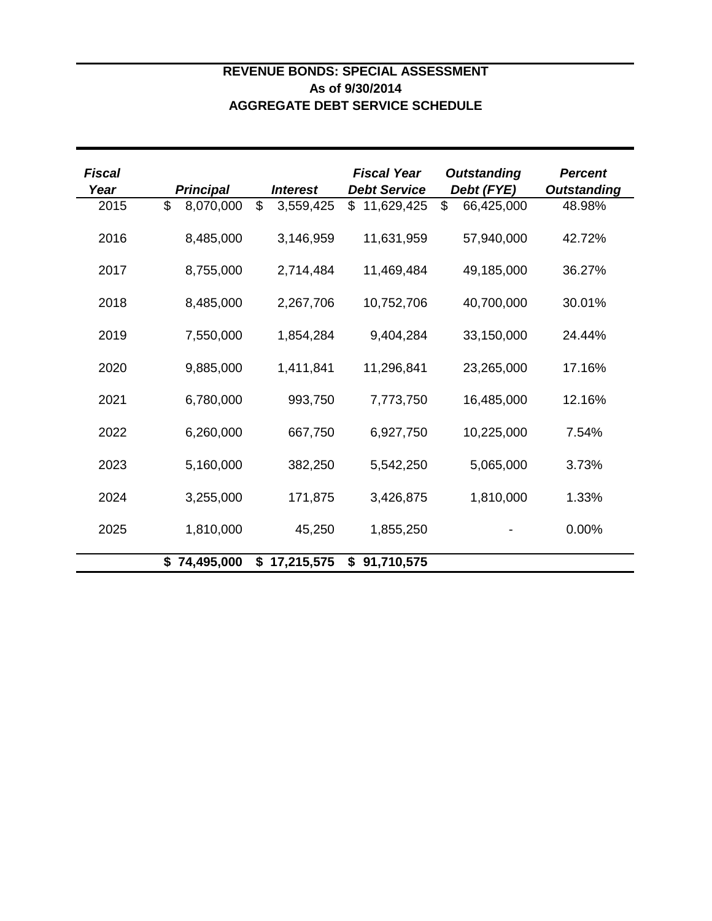**REVENUE BONDS: SPECIAL ASSESSMENT**
**As of 9/30/2014**
**AGGREGATE DEBT SERVICE SCHEDULE**

| *Fiscal Year* | *Principal* | *Interest* | *Fiscal Year Debt Service* | *Outstanding Debt (FYE)* | *Percent Outstanding* |
|---|---|---|---|---|---|
| 2015 | $ 8,070,000 | $ 3,559,425 | $ 11,629,425 | $ 66,425,000 | 48.98% |
| 2016 | 8,485,000 | 3,146,959 | 11,631,959 | 57,940,000 | 42.72% |
| 2017 | 8,755,000 | 2,714,484 | 11,469,484 | 49,185,000 | 36.27% |
| 2018 | 8,485,000 | 2,267,706 | 10,752,706 | 40,700,000 | 30.01% |
| 2019 | 7,550,000 | 1,854,284 | 9,404,284 | 33,150,000 | 24.44% |
| 2020 | 9,885,000 | 1,411,841 | 11,296,841 | 23,265,000 | 17.16% |
| 2021 | 6,780,000 | 993,750 | 7,773,750 | 16,485,000 | 12.16% |
| 2022 | 6,260,000 | 667,750 | 6,927,750 | 10,225,000 | 7.54% |
| 2023 | 5,160,000 | 382,250 | 5,542,250 | 5,065,000 | 3.73% |
| 2024 | 3,255,000 | 171,875 | 3,426,875 | 1,810,000 | 1.33% |
| 2025 | 1,810,000 | 45,250 | 1,855,250 | - | 0.00% |
| | **$ 74,495,000** | **$ 17,215,575** | **$ 91,710,575** | | |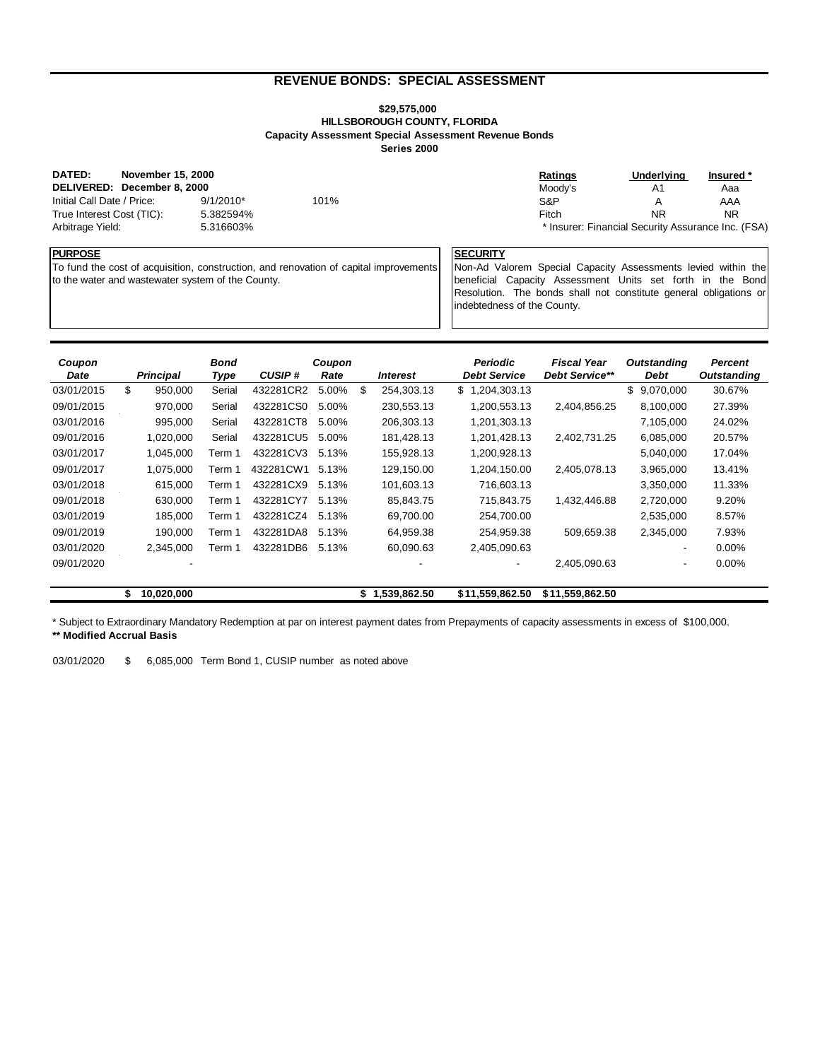## REVENUE BONDS: SPECIAL ASSESSMENT

**$29,575,000**
**HILLSBOROUGH COUNTY, FLORIDA**
**Capacity Assessment Special Assessment Revenue Bonds**
**Series 2000**

**DATED:** **November 15, 2000**
**DELIVERED:** **December 8, 2000**

| | | |
|---|---|---|
| Initial Call Date / Price: | 9/1/2010* | 101% |
| True Interest Cost (TIC): | 5.382594% | |
| Arbitrage Yield: | 5.316603% | |

| Ratings | Underlying | Insured * |
|---|---|---|
| Moody's | A1 | Aaa |
| S&P | A | AAA |
| Fitch | NR | NR |

\* Insurer: Financial Security Assurance Inc. (FSA)

**PURPOSE**

To fund the cost of acquisition, construction, and renovation of capital improvements to the water and wastewater system of the County.

**SECURITY**

Non-Ad Valorem Special Capacity Assessments levied within the beneficial Capacity Assessment Units set forth in the Bond Resolution. The bonds shall not constitute general obligations or indebtedness of the County.

| Coupon Date | Principal | Bond Type | CUSIP # | Coupon Rate | Interest | Periodic Debt Service | Fiscal Year Debt Service** | Outstanding Debt | Percent Outstanding |
|---|---|---|---|---|---|---|---|---|---|
| 03/01/2015 | $ 950,000 | Serial | 432281CR2 | 5.00% | $ 254,303.13 | $ 1,204,303.13 | | $ 9,070,000 | 30.67% |
| 09/01/2015 | 970,000 | Serial | 432281CS0 | 5.00% | 230,553.13 | 1,200,553.13 | 2,404,856.25 | 8,100,000 | 27.39% |
| 03/01/2016 | 995,000 | Serial | 432281CT8 | 5.00% | 206,303.13 | 1,201,303.13 | | 7,105,000 | 24.02% |
| 09/01/2016 | 1,020,000 | Serial | 432281CU5 | 5.00% | 181,428.13 | 1,201,428.13 | 2,402,731.25 | 6,085,000 | 20.57% |
| 03/01/2017 | 1,045,000 | Term 1 | 432281CV3 | 5.13% | 155,928.13 | 1,200,928.13 | | 5,040,000 | 17.04% |
| 09/01/2017 | 1,075,000 | Term 1 | 432281CW1 | 5.13% | 129,150.00 | 1,204,150.00 | 2,405,078.13 | 3,965,000 | 13.41% |
| 03/01/2018 | 615,000 | Term 1 | 432281CX9 | 5.13% | 101,603.13 | 716,603.13 | | 3,350,000 | 11.33% |
| 09/01/2018 | 630,000 | Term 1 | 432281CY7 | 5.13% | 85,843.75 | 715,843.75 | 1,432,446.88 | 2,720,000 | 9.20% |
| 03/01/2019 | 185,000 | Term 1 | 432281CZ4 | 5.13% | 69,700.00 | 254,700.00 | | 2,535,000 | 8.57% |
| 09/01/2019 | 190,000 | Term 1 | 432281DA8 | 5.13% | 64,959.38 | 254,959.38 | 509,659.38 | 2,345,000 | 7.93% |
| 03/01/2020 | 2,345,000 | Term 1 | 432281DB6 | 5.13% | 60,090.63 | 2,405,090.63 | | - | 0.00% |
| 09/01/2020 | - | | | | - | - | 2,405,090.63 | - | 0.00% |
| | **$ 10,020,000** | | | | **$ 1,539,862.50** | **$11,559,862.50** | **$11,559,862.50** | | |

\* Subject to Extraordinary Mandatory Redemption at par on interest payment dates from Prepayments of capacity assessments in excess of $100,000.
**\*\* Modified Accrual Basis**

03/01/2020 $ 6,085,000 Term Bond 1, CUSIP number as noted above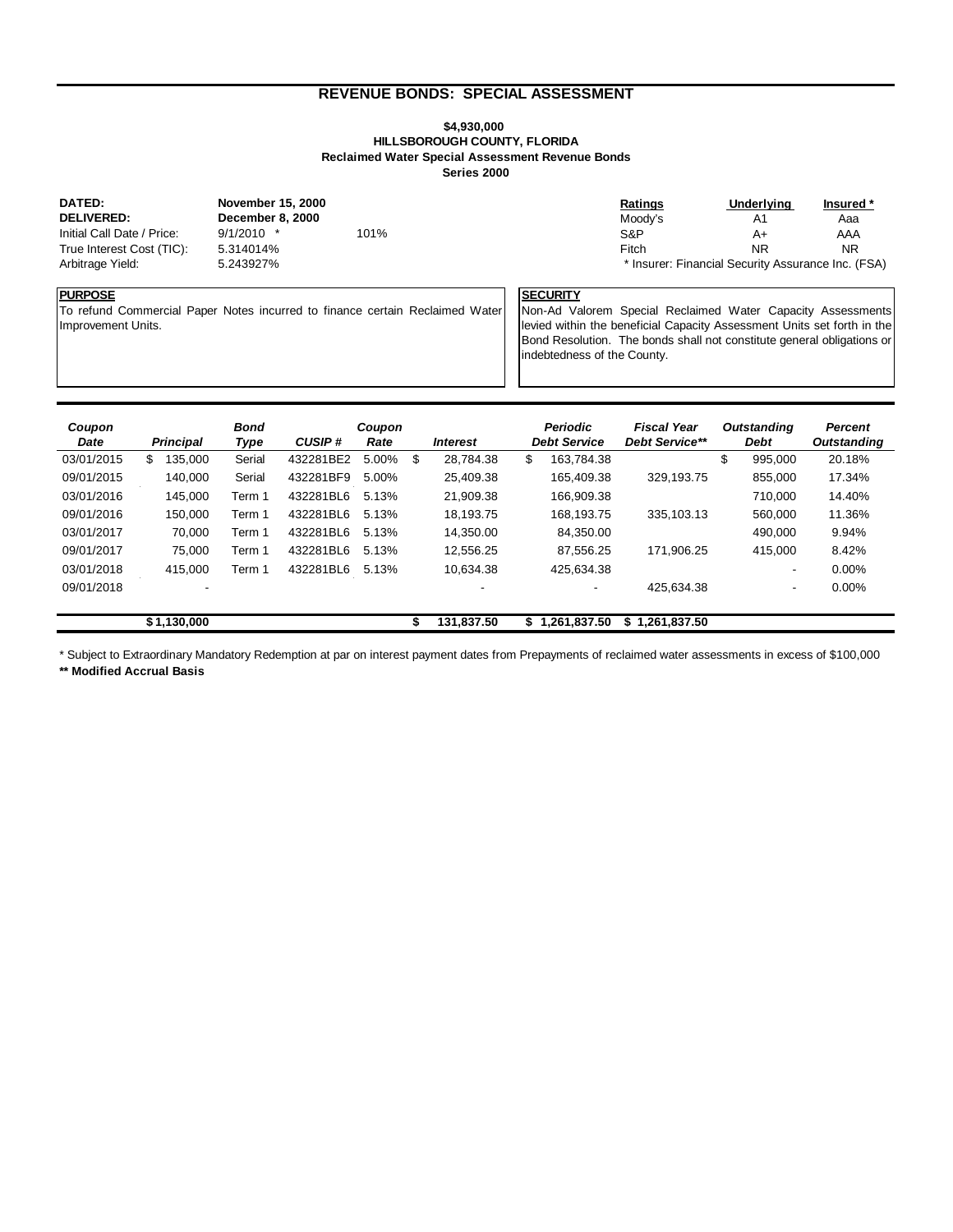## REVENUE BONDS: SPECIAL ASSESSMENT

**$4,930,000**
**HILLSBOROUGH COUNTY, FLORIDA**
**Reclaimed Water Special Assessment Revenue Bonds**
**Series 2000**

| | | |
|---|---|---|
| **DATED:** | **November 15, 2000** | |
| **DELIVERED:** | **December 8, 2000** | |
| Initial Call Date / Price: | 9/1/2010 * | 101% |
| True Interest Cost (TIC): | 5.314014% | |
| Arbitrage Yield: | 5.243927% | |

| Ratings | Underlying | Insured * |
|---|---|---|
| Moody's | A1 | Aaa |
| S&P | A+ | AAA |
| Fitch | NR | NR |

* Insurer: Financial Security Assurance Inc. (FSA)

**PURPOSE**

To refund Commercial Paper Notes incurred to finance certain Reclaimed Water Improvement Units.

**SECURITY**

Non-Ad Valorem Special Reclaimed Water Capacity Assessments levied within the beneficial Capacity Assessment Units set forth in the Bond Resolution. The bonds shall not constitute general obligations or indebtedness of the County.

| *Coupon Date* | *Principal* | *Bond Type* | *CUSIP #* | *Coupon Rate* | *Interest* | *Periodic Debt Service* | *Fiscal Year Debt Service\*\** | *Outstanding Debt* | *Percent Outstanding* |
|---|---|---|---|---|---|---|---|---|---|
| 03/01/2015 | $ 135,000 | Serial | 432281BE2 | 5.00% | $ 28,784.38 | $ 163,784.38 | | $ 995,000 | 20.18% |
| 09/01/2015 | 140,000 | Serial | 432281BF9 | 5.00% | 25,409.38 | 165,409.38 | 329,193.75 | 855,000 | 17.34% |
| 03/01/2016 | 145,000 | Term 1 | 432281BL6 | 5.13% | 21,909.38 | 166,909.38 | | 710,000 | 14.40% |
| 09/01/2016 | 150,000 | Term 1 | 432281BL6 | 5.13% | 18,193.75 | 168,193.75 | 335,103.13 | 560,000 | 11.36% |
| 03/01/2017 | 70,000 | Term 1 | 432281BL6 | 5.13% | 14,350.00 | 84,350.00 | | 490,000 | 9.94% |
| 09/01/2017 | 75,000 | Term 1 | 432281BL6 | 5.13% | 12,556.25 | 87,556.25 | 171,906.25 | 415,000 | 8.42% |
| 03/01/2018 | 415,000 | Term 1 | 432281BL6 | 5.13% | 10,634.38 | 425,634.38 | | - | 0.00% |
| 09/01/2018 | - | | | | - | - | 425,634.38 | - | 0.00% |
| | **$ 1,130,000** | | | | **$ 131,837.50** | **$ 1,261,837.50** | **$ 1,261,837.50** | | |

* Subject to Extraordinary Mandatory Redemption at par on interest payment dates from Prepayments of reclaimed water assessments in excess of $100,000

**\*\* Modified Accrual Basis**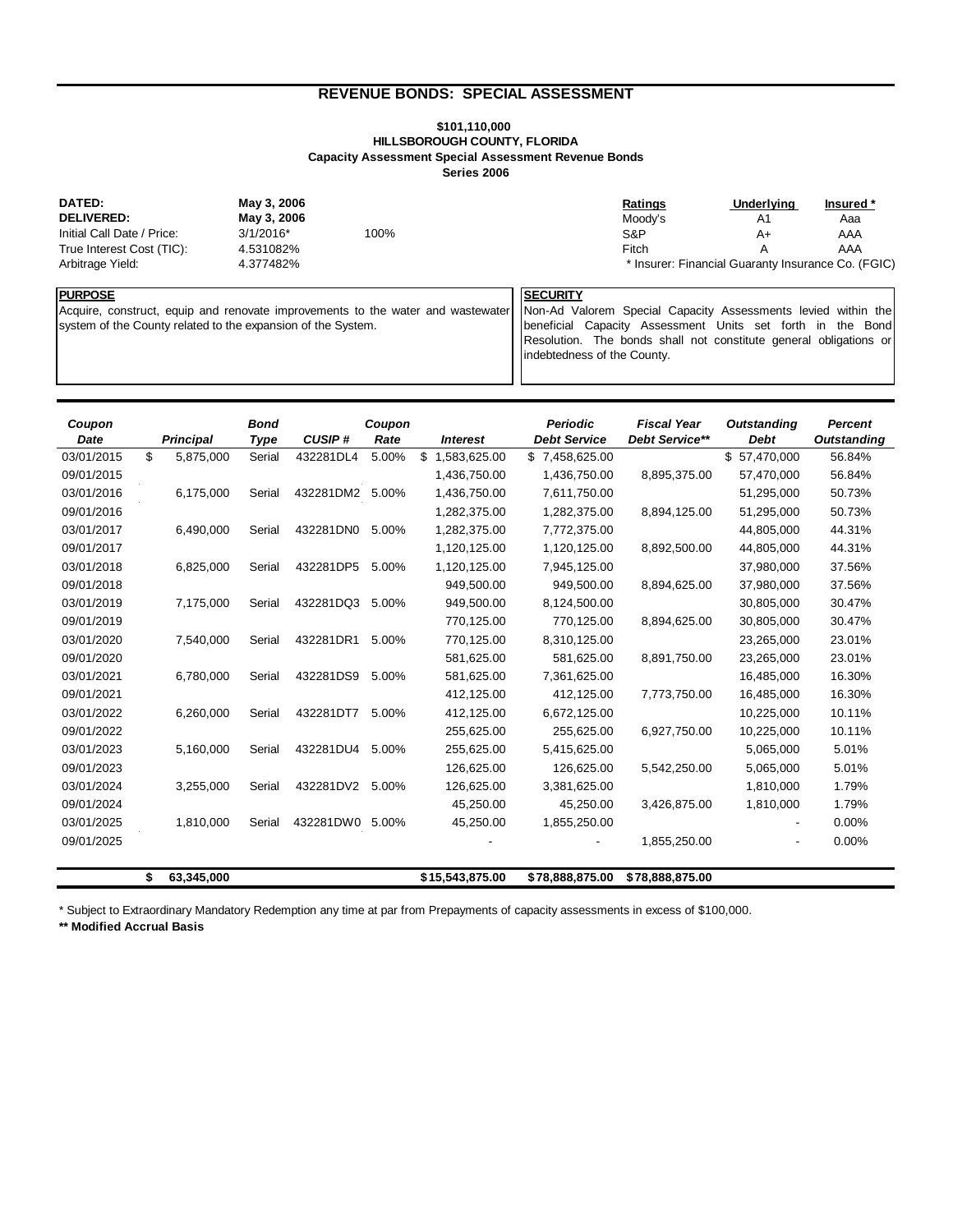# REVENUE BONDS: SPECIAL ASSESSMENT

**$101,110,000**
**HILLSBOROUGH COUNTY, FLORIDA**
**Capacity Assessment Special Assessment Revenue Bonds**
**Series 2006**

| | | |
|---|---|---|
| **DATED:** | **May 3, 2006** | |
| **DELIVERED:** | **May 3, 2006** | |
| Initial Call Date / Price: | 3/1/2016* | 100% |
| True Interest Cost (TIC): | 4.531082% | |
| Arbitrage Yield: | 4.377482% | |

| Ratings | Underlying | Insured * |
|---|---|---|
| Moody's | A1 | Aaa |
| S&P | A+ | AAA |
| Fitch | A | AAA |

* Insurer: Financial Guaranty Insurance Co. (FGIC)

**PURPOSE**

Acquire, construct, equip and renovate improvements to the water and wastewater system of the County related to the expansion of the System.

**SECURITY**

Non-Ad Valorem Special Capacity Assessments levied within the beneficial Capacity Assessment Units set forth in the Bond Resolution. The bonds shall not constitute general obligations or indebtedness of the County.

| Coupon Date | Principal | Bond Type | CUSIP # | Coupon Rate | Interest | Periodic Debt Service | Fiscal Year Debt Service** | Outstanding Debt | Percent Outstanding |
|---|---|---|---|---|---|---|---|---|---|
| 03/01/2015 | $ 5,875,000 | Serial | 432281DL4 | 5.00% | $ 1,583,625.00 | $ 7,458,625.00 | | $ 57,470,000 | 56.84% |
| 09/01/2015 | | | | | 1,436,750.00 | 1,436,750.00 | 8,895,375.00 | 57,470,000 | 56.84% |
| 03/01/2016 | 6,175,000 | Serial | 432281DM2 | 5.00% | 1,436,750.00 | 7,611,750.00 | | 51,295,000 | 50.73% |
| 09/01/2016 | | | | | 1,282,375.00 | 1,282,375.00 | 8,894,125.00 | 51,295,000 | 50.73% |
| 03/01/2017 | 6,490,000 | Serial | 432281DN0 | 5.00% | 1,282,375.00 | 7,772,375.00 | | 44,805,000 | 44.31% |
| 09/01/2017 | | | | | 1,120,125.00 | 1,120,125.00 | 8,892,500.00 | 44,805,000 | 44.31% |
| 03/01/2018 | 6,825,000 | Serial | 432281DP5 | 5.00% | 1,120,125.00 | 7,945,125.00 | | 37,980,000 | 37.56% |
| 09/01/2018 | | | | | 949,500.00 | 949,500.00 | 8,894,625.00 | 37,980,000 | 37.56% |
| 03/01/2019 | 7,175,000 | Serial | 432281DQ3 | 5.00% | 949,500.00 | 8,124,500.00 | | 30,805,000 | 30.47% |
| 09/01/2019 | | | | | 770,125.00 | 770,125.00 | 8,894,625.00 | 30,805,000 | 30.47% |
| 03/01/2020 | 7,540,000 | Serial | 432281DR1 | 5.00% | 770,125.00 | 8,310,125.00 | | 23,265,000 | 23.01% |
| 09/01/2020 | | | | | 581,625.00 | 581,625.00 | 8,891,750.00 | 23,265,000 | 23.01% |
| 03/01/2021 | 6,780,000 | Serial | 432281DS9 | 5.00% | 581,625.00 | 7,361,625.00 | | 16,485,000 | 16.30% |
| 09/01/2021 | | | | | 412,125.00 | 412,125.00 | 7,773,750.00 | 16,485,000 | 16.30% |
| 03/01/2022 | 6,260,000 | Serial | 432281DT7 | 5.00% | 412,125.00 | 6,672,125.00 | | 10,225,000 | 10.11% |
| 09/01/2022 | | | | | 255,625.00 | 255,625.00 | 6,927,750.00 | 10,225,000 | 10.11% |
| 03/01/2023 | 5,160,000 | Serial | 432281DU4 | 5.00% | 255,625.00 | 5,415,625.00 | | 5,065,000 | 5.01% |
| 09/01/2023 | | | | | 126,625.00 | 126,625.00 | 5,542,250.00 | 5,065,000 | 5.01% |
| 03/01/2024 | 3,255,000 | Serial | 432281DV2 | 5.00% | 126,625.00 | 3,381,625.00 | | 1,810,000 | 1.79% |
| 09/01/2024 | | | | | 45,250.00 | 45,250.00 | 3,426,875.00 | 1,810,000 | 1.79% |
| 03/01/2025 | 1,810,000 | Serial | 432281DW0 | 5.00% | 45,250.00 | 1,855,250.00 | | - | 0.00% |
| 09/01/2025 | | | | | - | - | 1,855,250.00 | - | 0.00% |
| | **$ 63,345,000** | | | | **$15,543,875.00** | **$78,888,875.00** | **$78,888,875.00** | | |

* Subject to Extraordinary Mandatory Redemption any time at par from Prepayments of capacity assessments in excess of $100,000.

**\*\* Modified Accrual Basis**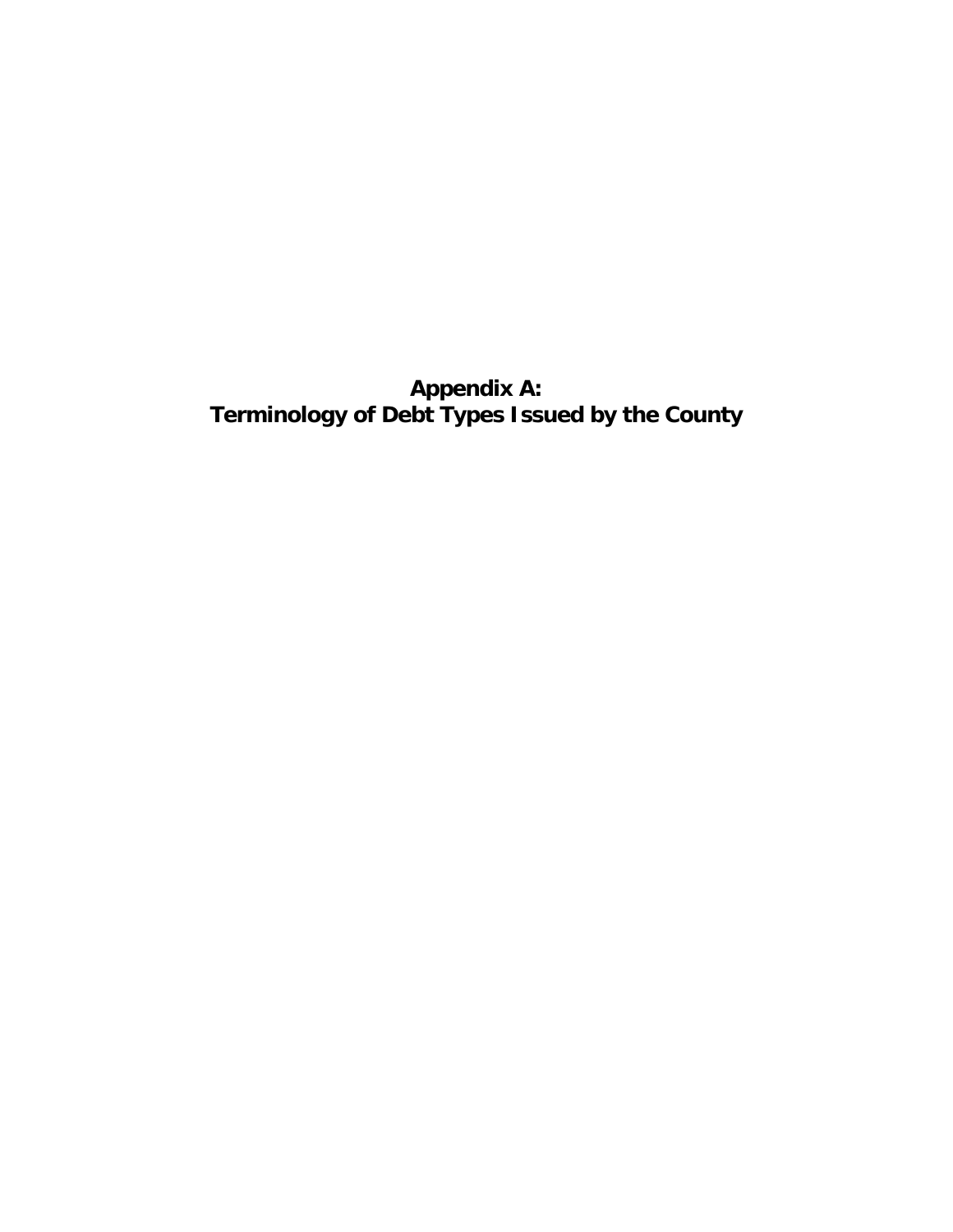# Appendix A:
# Terminology of Debt Types Issued by the County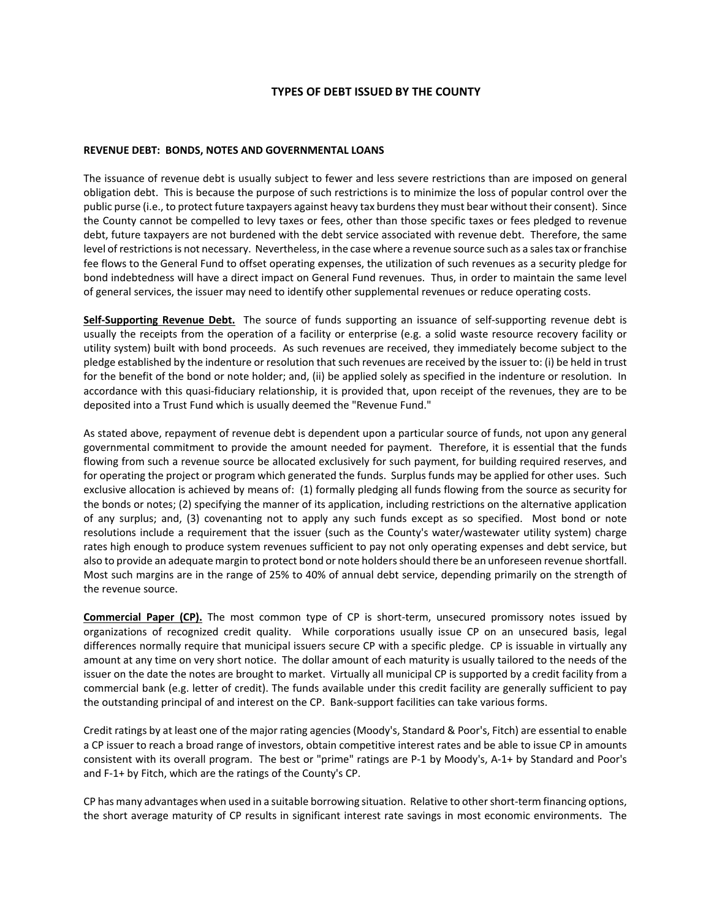# TYPES OF DEBT ISSUED BY THE COUNTY

## REVENUE DEBT: BONDS, NOTES AND GOVERNMENTAL LOANS

The issuance of revenue debt is usually subject to fewer and less severe restrictions than are imposed on general obligation debt. This is because the purpose of such restrictions is to minimize the loss of popular control over the public purse (i.e., to protect future taxpayers against heavy tax burdens they must bear without their consent). Since the County cannot be compelled to levy taxes or fees, other than those specific taxes or fees pledged to revenue debt, future taxpayers are not burdened with the debt service associated with revenue debt. Therefore, the same level of restrictions is not necessary. Nevertheless, in the case where a revenue source such as a sales tax or franchise fee flows to the General Fund to offset operating expenses, the utilization of such revenues as a security pledge for bond indebtedness will have a direct impact on General Fund revenues. Thus, in order to maintain the same level of general services, the issuer may need to identify other supplemental revenues or reduce operating costs.

**Self-Supporting Revenue Debt.** The source of funds supporting an issuance of self-supporting revenue debt is usually the receipts from the operation of a facility or enterprise (e.g. a solid waste resource recovery facility or utility system) built with bond proceeds. As such revenues are received, they immediately become subject to the pledge established by the indenture or resolution that such revenues are received by the issuer to: (i) be held in trust for the benefit of the bond or note holder; and, (ii) be applied solely as specified in the indenture or resolution. In accordance with this quasi-fiduciary relationship, it is provided that, upon receipt of the revenues, they are to be deposited into a Trust Fund which is usually deemed the "Revenue Fund."

As stated above, repayment of revenue debt is dependent upon a particular source of funds, not upon any general governmental commitment to provide the amount needed for payment. Therefore, it is essential that the funds flowing from such a revenue source be allocated exclusively for such payment, for building required reserves, and for operating the project or program which generated the funds. Surplus funds may be applied for other uses. Such exclusive allocation is achieved by means of: (1) formally pledging all funds flowing from the source as security for the bonds or notes; (2) specifying the manner of its application, including restrictions on the alternative application of any surplus; and, (3) covenanting not to apply any such funds except as so specified. Most bond or note resolutions include a requirement that the issuer (such as the County's water/wastewater utility system) charge rates high enough to produce system revenues sufficient to pay not only operating expenses and debt service, but also to provide an adequate margin to protect bond or note holders should there be an unforeseen revenue shortfall. Most such margins are in the range of 25% to 40% of annual debt service, depending primarily on the strength of the revenue source.

**Commercial Paper (CP).** The most common type of CP is short-term, unsecured promissory notes issued by organizations of recognized credit quality. While corporations usually issue CP on an unsecured basis, legal differences normally require that municipal issuers secure CP with a specific pledge. CP is issuable in virtually any amount at any time on very short notice. The dollar amount of each maturity is usually tailored to the needs of the issuer on the date the notes are brought to market. Virtually all municipal CP is supported by a credit facility from a commercial bank (e.g. letter of credit). The funds available under this credit facility are generally sufficient to pay the outstanding principal of and interest on the CP. Bank-support facilities can take various forms.

Credit ratings by at least one of the major rating agencies (Moody's, Standard & Poor's, Fitch) are essential to enable a CP issuer to reach a broad range of investors, obtain competitive interest rates and be able to issue CP in amounts consistent with its overall program. The best or "prime" ratings are P-1 by Moody's, A-1+ by Standard and Poor's and F-1+ by Fitch, which are the ratings of the County's CP.

CP has many advantages when used in a suitable borrowing situation. Relative to other short-term financing options, the short average maturity of CP results in significant interest rate savings in most economic environments. The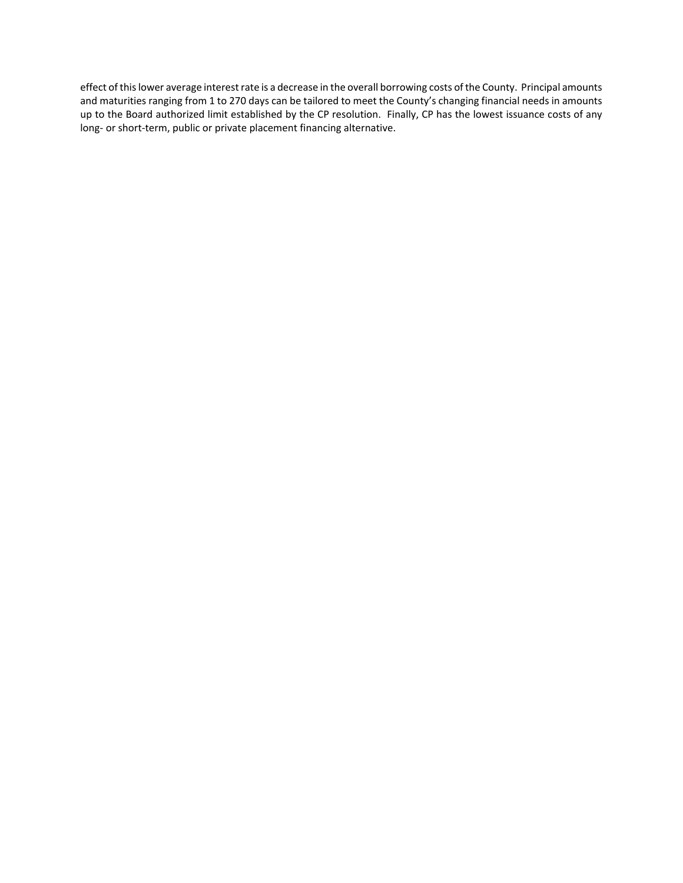effect of this lower average interest rate is a decrease in the overall borrowing costs of the County. Principal amounts and maturities ranging from 1 to 270 days can be tailored to meet the County's changing financial needs in amounts up to the Board authorized limit established by the CP resolution. Finally, CP has the lowest issuance costs of any long- or short-term, public or private placement financing alternative.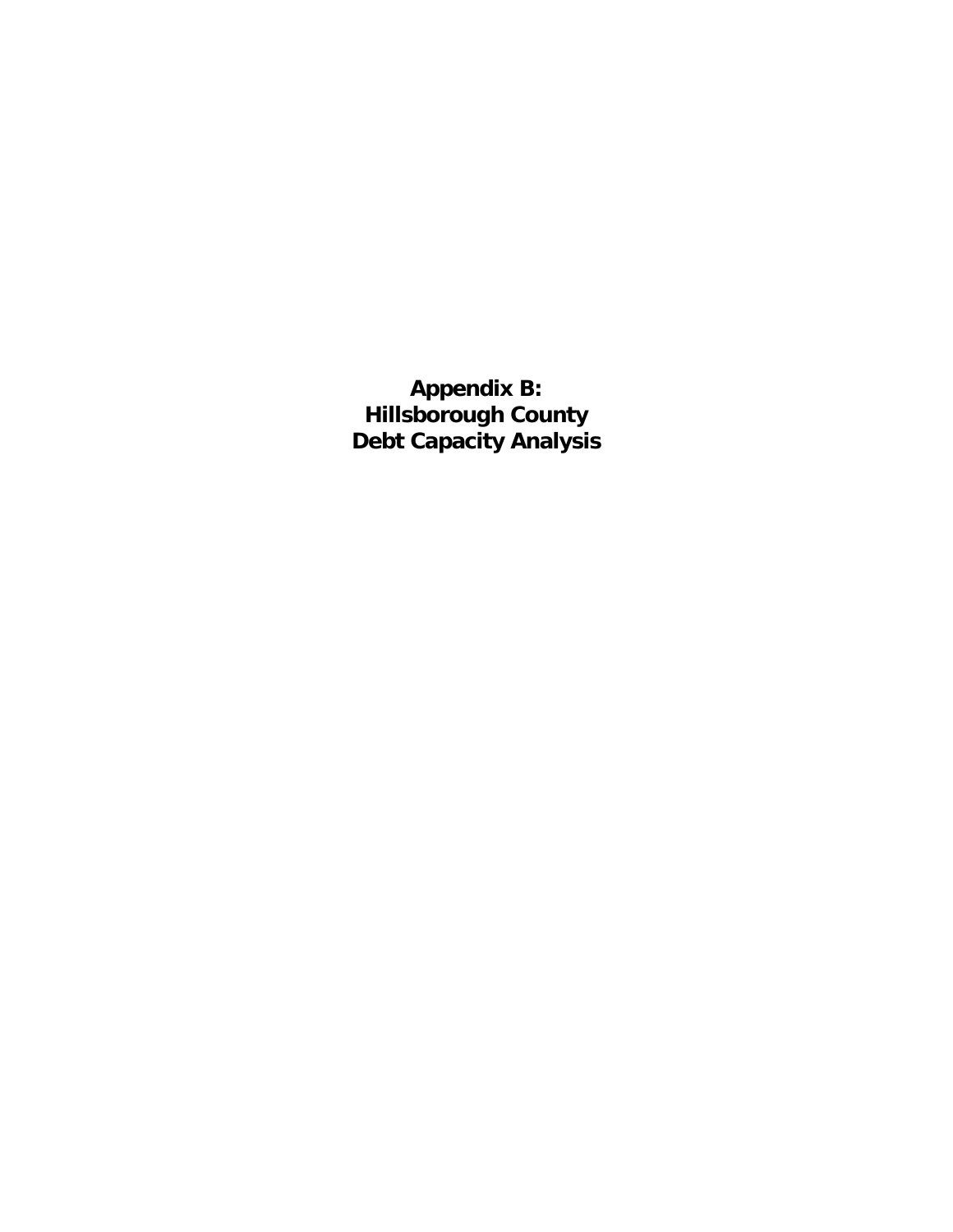# Appendix B: Hillsborough County Debt Capacity Analysis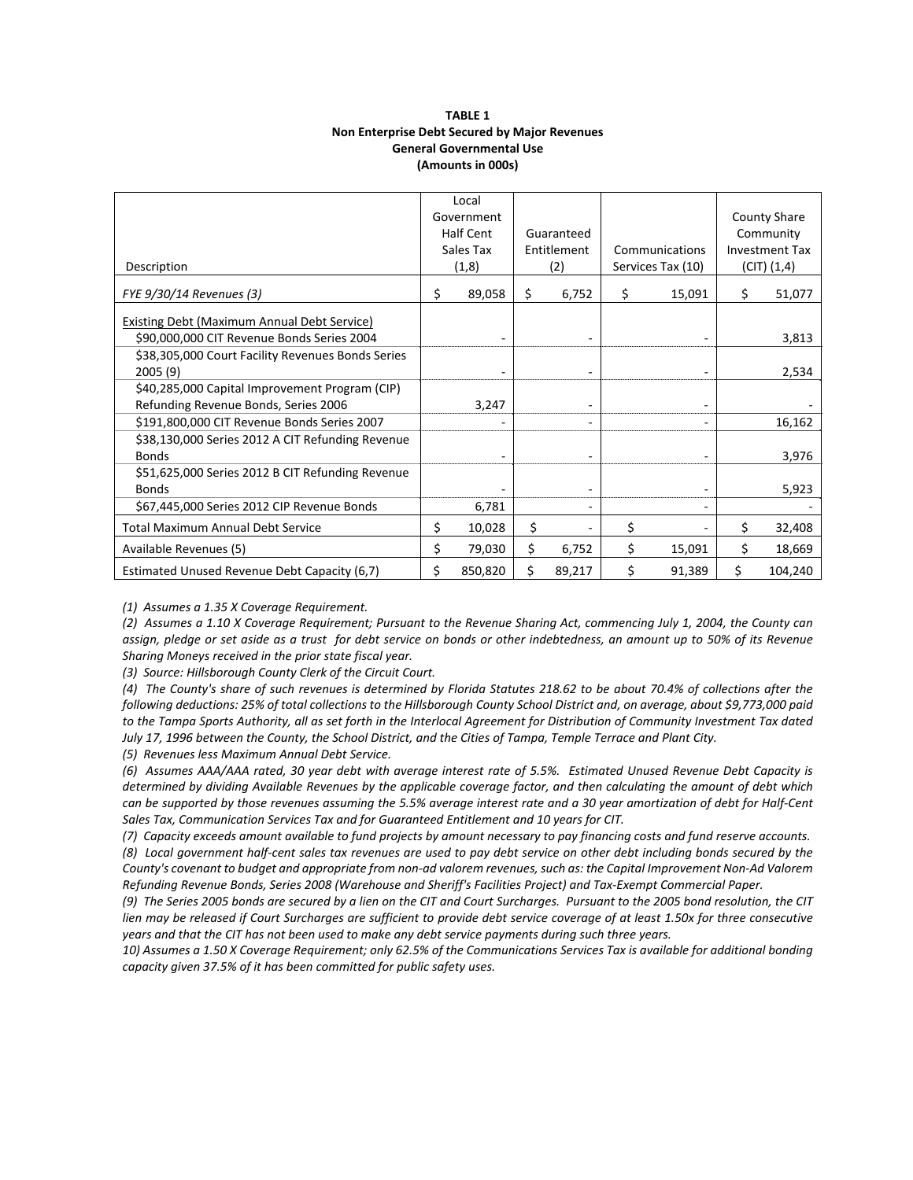**TABLE 1**
**Non Enterprise Debt Secured by Major Revenues**
**General Governmental Use**
**(Amounts in 000s)**

| Description | Local Government Half Cent Sales Tax (1,8) | Guaranteed Entitlement (2) | Communications Services Tax (10) | County Share Community Investment Tax (CIT) (1,4) |
|---|---|---|---|---|
| *FYE 9/30/14 Revenues (3)* | $ 89,058 | $ 6,752 | $ 15,091 | $ 51,077 |
| Existing Debt (Maximum Annual Debt Service) | | | | |
| $90,000,000 CIT Revenue Bonds Series 2004 | - | - | - | 3,813 |
| $38,305,000 Court Facility Revenues Bonds Series 2005 (9) | - | - | - | 2,534 |
| $40,285,000 Capital Improvement Program (CIP) Refunding Revenue Bonds, Series 2006 | 3,247 | - | - | - |
| $191,800,000 CIT Revenue Bonds Series 2007 | - | - | - | 16,162 |
| $38,130,000 Series 2012 A CIT Refunding Revenue Bonds | - | - | - | 3,976 |
| $51,625,000 Series 2012 B CIT Refunding Revenue Bonds | - | - | - | 5,923 |
| $67,445,000 Series 2012 CIP Revenue Bonds | 6,781 | - | - | - |
| Total Maximum Annual Debt Service | $ 10,028 | $ - | $ - | $ 32,408 |
| Available Revenues (5) | $ 79,030 | $ 6,752 | $ 15,091 | $ 18,669 |
| Estimated Unused Revenue Debt Capacity (6,7) | $ 850,820 | $ 89,217 | $ 91,389 | $ 104,240 |

*(1) Assumes a 1.35 X Coverage Requirement.*

*(2) Assumes a 1.10 X Coverage Requirement; Pursuant to the Revenue Sharing Act, commencing July 1, 2004, the County can assign, pledge or set aside as a trust for debt service on bonds or other indebtedness, an amount up to 50% of its Revenue Sharing Moneys received in the prior state fiscal year.*

*(3) Source: Hillsborough County Clerk of the Circuit Court.*

*(4) The County's share of such revenues is determined by Florida Statutes 218.62 to be about 70.4% of collections after the following deductions: 25% of total collections to the Hillsborough County School District and, on average, about $9,773,000 paid to the Tampa Sports Authority, all as set forth in the Interlocal Agreement for Distribution of Community Investment Tax dated July 17, 1996 between the County, the School District, and the Cities of Tampa, Temple Terrace and Plant City.*

*(5) Revenues less Maximum Annual Debt Service.*

*(6) Assumes AAA/AAA rated, 30 year debt with average interest rate of 5.5%. Estimated Unused Revenue Debt Capacity is determined by dividing Available Revenues by the applicable coverage factor, and then calculating the amount of debt which can be supported by those revenues assuming the 5.5% average interest rate and a 30 year amortization of debt for Half-Cent Sales Tax, Communication Services Tax and for Guaranteed Entitlement and 10 years for CIT.*

*(7) Capacity exceeds amount available to fund projects by amount necessary to pay financing costs and fund reserve accounts.*

*(8) Local government half-cent sales tax revenues are used to pay debt service on other debt including bonds secured by the County's covenant to budget and appropriate from non-ad valorem revenues, such as: the Capital Improvement Non-Ad Valorem Refunding Revenue Bonds, Series 2008 (Warehouse and Sheriff's Facilities Project) and Tax-Exempt Commercial Paper.*

*(9) The Series 2005 bonds are secured by a lien on the CIT and Court Surcharges. Pursuant to the 2005 bond resolution, the CIT lien may be released if Court Surcharges are sufficient to provide debt service coverage of at least 1.50x for three consecutive years and that the CIT has not been used to make any debt service payments during such three years.*

*10) Assumes a 1.50 X Coverage Requirement; only 62.5% of the Communications Services Tax is available for additional bonding capacity given 37.5% of it has been committed for public safety uses.*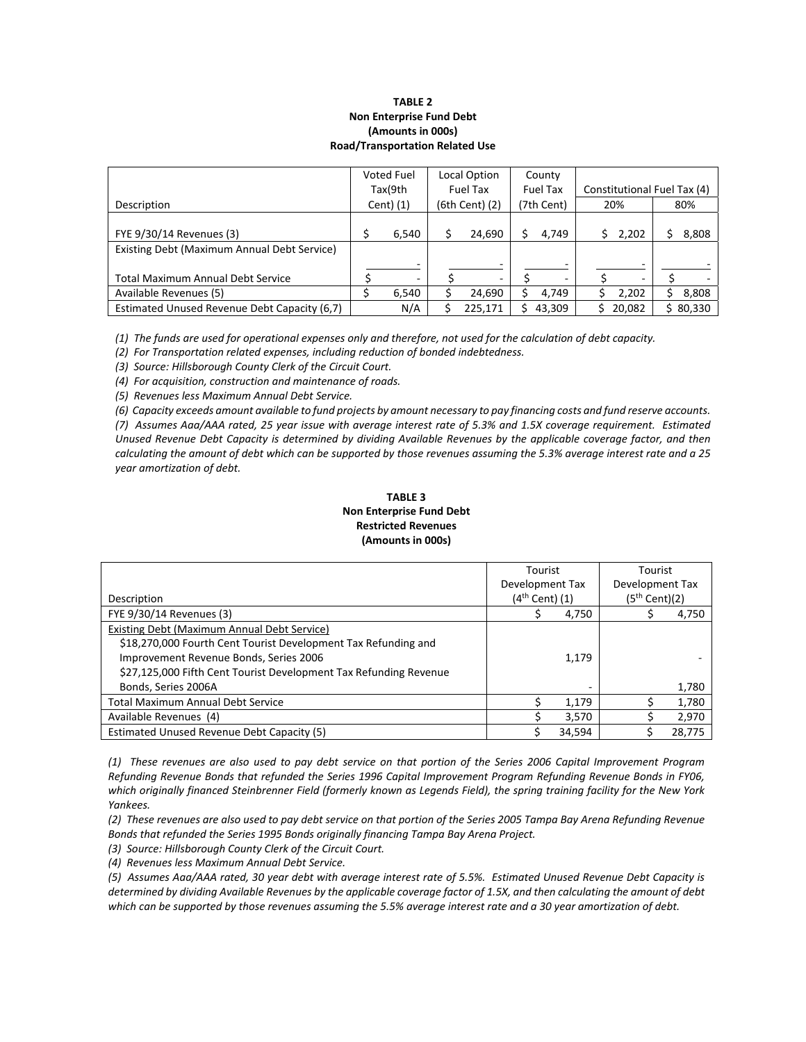**TABLE 2**
**Non Enterprise Fund Debt**
**(Amounts in 000s)**
**Road/Transportation Related Use**

| Description | Voted Fuel Tax(9th Cent) (1) | Local Option Fuel Tax (6th Cent) (2) | County Fuel Tax (7th Cent) | Constitutional Fuel Tax (4) | |
|---|---|---|---|---|---|
| | | | | 20% | 80% |
| FYE 9/30/14 Revenues (3) | $ 6,540 | $ 24,690 | $ 4,749 | $ 2,202 | $ 8,808 |
| Existing Debt (Maximum Annual Debt Service) | - | - | - | - | - |
| Total Maximum Annual Debt Service | $ - | $ - | $ - | $ - | $ - |
| Available Revenues (5) | $ 6,540 | $ 24,690 | $ 4,749 | $ 2,202 | $ 8,808 |
| Estimated Unused Revenue Debt Capacity (6,7) | N/A | $ 225,171 | $ 43,309 | $ 20,082 | $ 80,330 |

*(1) The funds are used for operational expenses only and therefore, not used for the calculation of debt capacity.*

*(2) For Transportation related expenses, including reduction of bonded indebtedness.*

*(3) Source: Hillsborough County Clerk of the Circuit Court.*

*(4) For acquisition, construction and maintenance of roads.*

*(5) Revenues less Maximum Annual Debt Service.*

*(6) Capacity exceeds amount available to fund projects by amount necessary to pay financing costs and fund reserve accounts.*

*(7) Assumes Aaa/AAA rated, 25 year issue with average interest rate of 5.3% and 1.5X coverage requirement. Estimated Unused Revenue Debt Capacity is determined by dividing Available Revenues by the applicable coverage factor, and then calculating the amount of debt which can be supported by those revenues assuming the 5.3% average interest rate and a 25 year amortization of debt.*

**TABLE 3**
**Non Enterprise Fund Debt**
**Restricted Revenues**
**(Amounts in 000s)**

| Description | Tourist Development Tax (4th Cent) (1) | Tourist Development Tax (5th Cent)(2) |
|---|---|---|
| FYE 9/30/14 Revenues (3) | $ 4,750 | $ 4,750 |
| Existing Debt (Maximum Annual Debt Service) | | |
| $18,270,000 Fourth Cent Tourist Development Tax Refunding and Improvement Revenue Bonds, Series 2006 | 1,179 | - |
| $27,125,000 Fifth Cent Tourist Development Tax Refunding Revenue Bonds, Series 2006A | - | 1,780 |
| Total Maximum Annual Debt Service | $ 1,179 | $ 1,780 |
| Available Revenues (4) | $ 3,570 | $ 2,970 |
| Estimated Unused Revenue Debt Capacity (5) | $ 34,594 | $ 28,775 |

*(1) These revenues are also used to pay debt service on that portion of the Series 2006 Capital Improvement Program Refunding Revenue Bonds that refunded the Series 1996 Capital Improvement Program Refunding Revenue Bonds in FY06, which originally financed Steinbrenner Field (formerly known as Legends Field), the spring training facility for the New York Yankees.*

*(2) These revenues are also used to pay debt service on that portion of the Series 2005 Tampa Bay Arena Refunding Revenue Bonds that refunded the Series 1995 Bonds originally financing Tampa Bay Arena Project.*

*(3) Source: Hillsborough County Clerk of the Circuit Court.*

*(4) Revenues less Maximum Annual Debt Service.*

*(5) Assumes Aaa/AAA rated, 30 year debt with average interest rate of 5.5%. Estimated Unused Revenue Debt Capacity is determined by dividing Available Revenues by the applicable coverage factor of 1.5X, and then calculating the amount of debt which can be supported by those revenues assuming the 5.5% average interest rate and a 30 year amortization of debt.*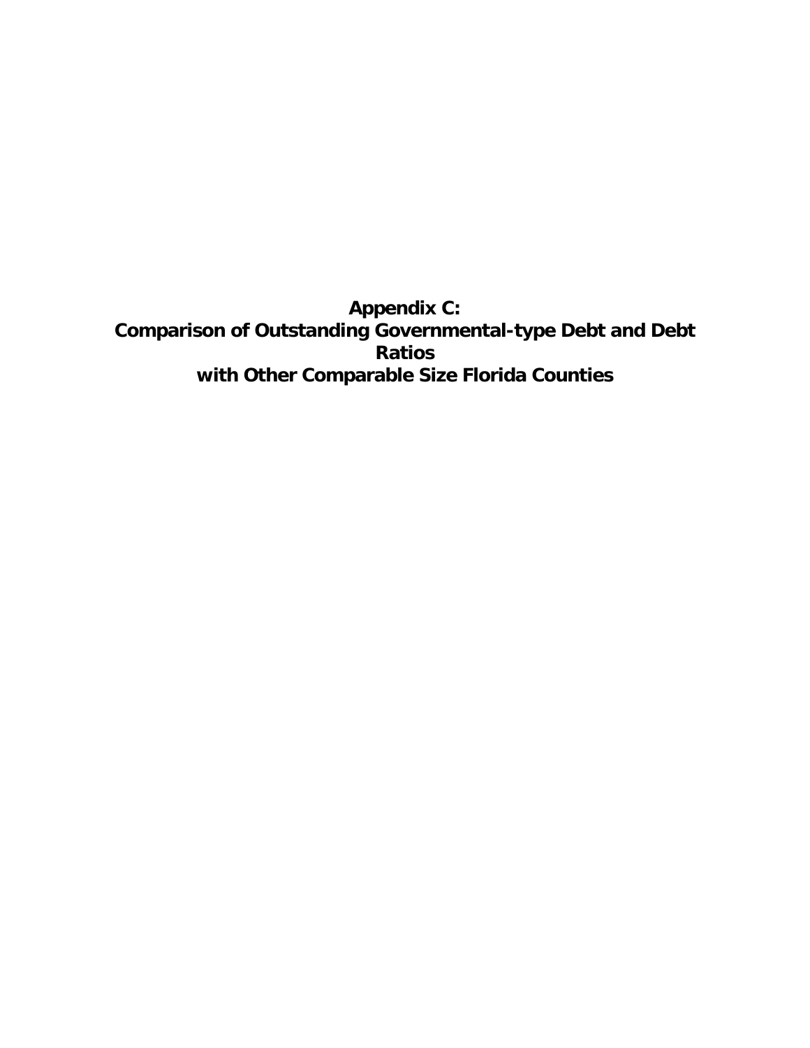# Appendix C:
# Comparison of Outstanding Governmental-type Debt and Debt Ratios
# with Other Comparable Size Florida Counties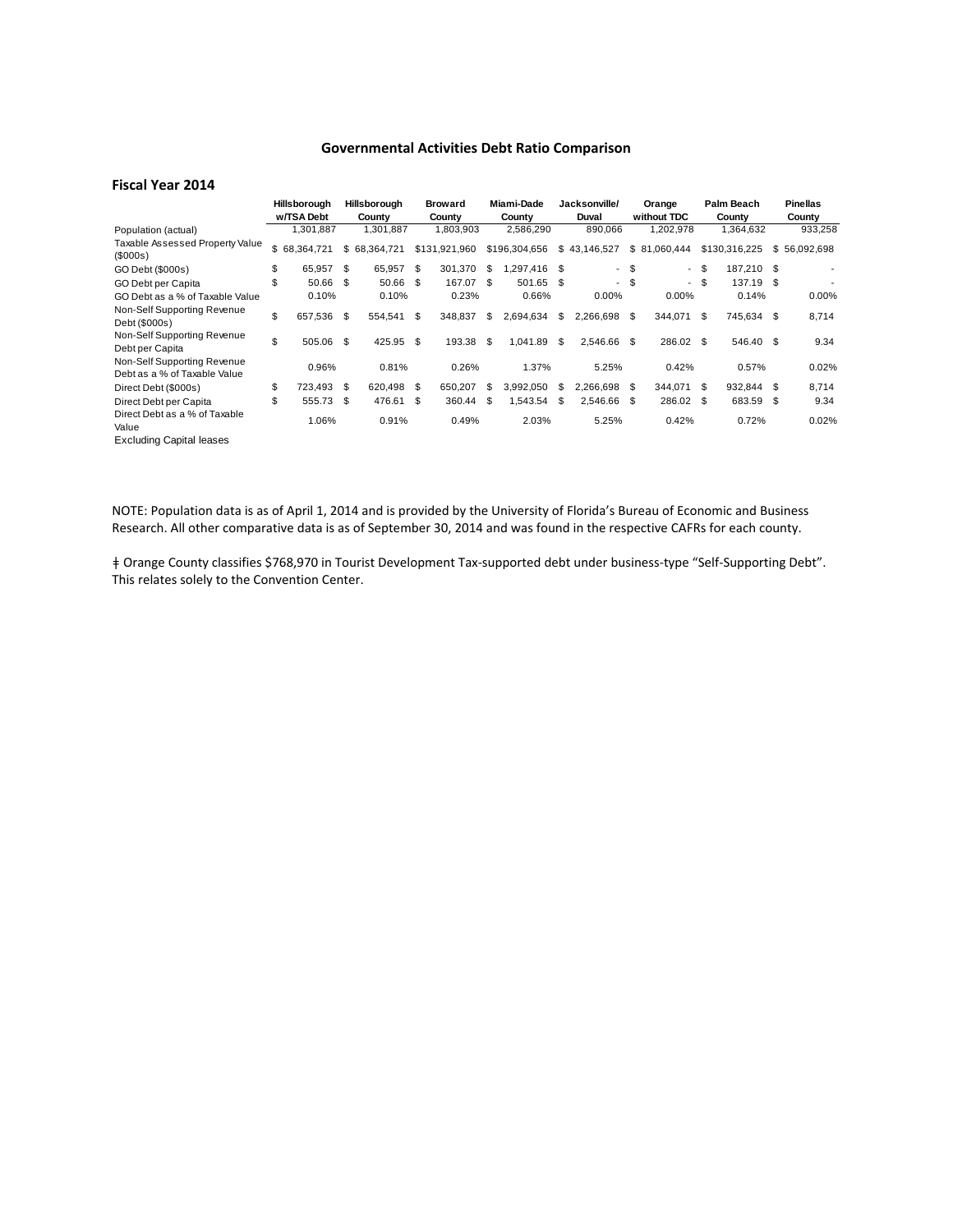## Governmental Activities Debt Ratio Comparison

### Fiscal Year 2014

| | Hillsborough w/TSA Debt | Hillsborough County | Broward County | Miami-Dade County | Jacksonville/ Duval | Orange without TDC | Palm Beach County | Pinellas County |
|---|---|---|---|---|---|---|---|---|
| Population (actual) | 1,301,887 | 1,301,887 | 1,803,903 | 2,586,290 | 890,066 | 1,202,978 | 1,364,632 | 933,258 |
| Taxable Assessed Property Value ($000s) | $ 68,364,721 | $ 68,364,721 | $131,921,960 | $196,304,656 | $ 43,146,527 | $ 81,060,444 | $130,316,225 | $ 56,092,698 |
| GO Debt ($000s) | $ 65,957 | $ 65,957 | $ 301,370 | $ 1,297,416 | $ - | $ - | $ 187,210 | $ - |
| GO Debt per Capita | $ 50.66 | $ 50.66 | $ 167.07 | $ 501.65 | $ - | $ - | $ 137.19 | $ - |
| GO Debt as a % of Taxable Value | 0.10% | 0.10% | 0.23% | 0.66% | 0.00% | 0.00% | 0.14% | 0.00% |
| Non-Self Supporting Revenue Debt ($000s) | $ 657,536 | $ 554,541 | $ 348,837 | $ 2,694,634 | $ 2,266,698 | $ 344,071 | $ 745,634 | $ 8,714 |
| Non-Self Supporting Revenue Debt per Capita | $ 505.06 | $ 425.95 | $ 193.38 | $ 1,041.89 | $ 2,546.66 | $ 286.02 | $ 546.40 | $ 9.34 |
| Non-Self Supporting Revenue Debt as a % of Taxable Value | 0.96% | 0.81% | 0.26% | 1.37% | 5.25% | 0.42% | 0.57% | 0.02% |
| Direct Debt ($000s) | $ 723,493 | $ 620,498 | $ 650,207 | $ 3,992,050 | $ 2,266,698 | $ 344,071 | $ 932,844 | $ 8,714 |
| Direct Debt per Capita | $ 555.73 | $ 476.61 | $ 360.44 | $ 1,543.54 | $ 2,546.66 | $ 286.02 | $ 683.59 | $ 9.34 |
| Direct Debt as a % of Taxable Value | 1.06% | 0.91% | 0.49% | 2.03% | 5.25% | 0.42% | 0.72% | 0.02% |

Excluding Capital leases

NOTE: Population data is as of April 1, 2014 and is provided by the University of Florida's Bureau of Economic and Business Research. All other comparative data is as of September 30, 2014 and was found in the respective CAFRs for each county.

ǂ Orange County classifies $768,970 in Tourist Development Tax-supported debt under business-type "Self-Supporting Debt". This relates solely to the Convention Center.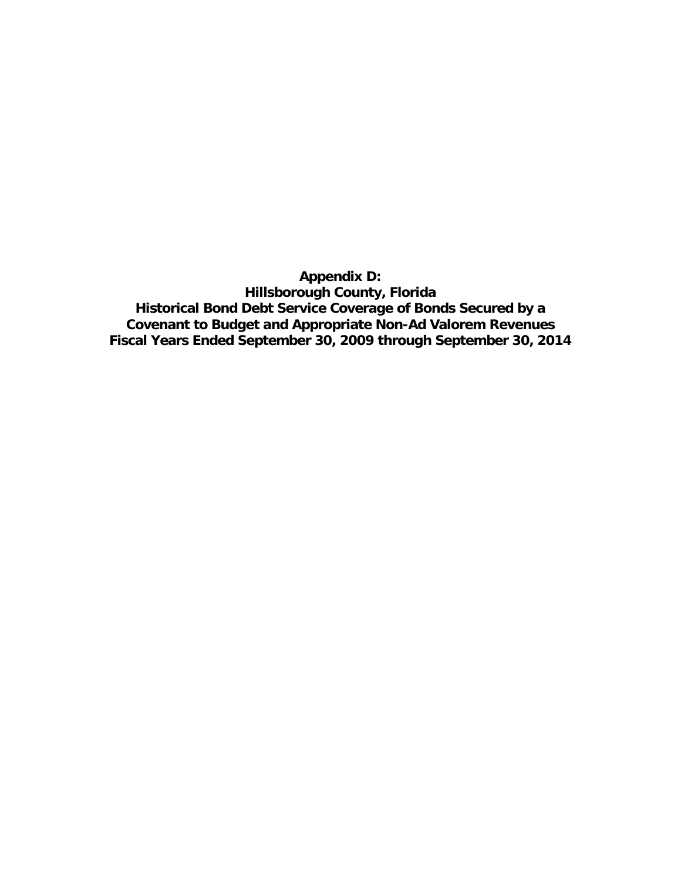# Appendix D:
# Hillsborough County, Florida
# Historical Bond Debt Service Coverage of Bonds Secured by a Covenant to Budget and Appropriate Non-Ad Valorem Revenues
# Fiscal Years Ended September 30, 2009 through September 30, 2014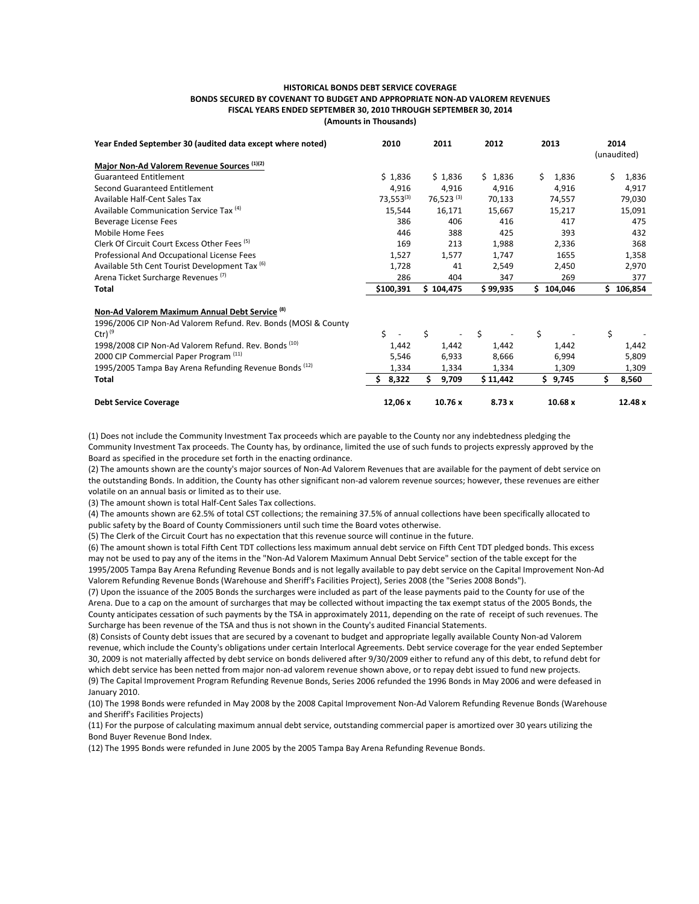**HISTORICAL BONDS DEBT SERVICE COVERAGE**
**BONDS SECURED BY COVENANT TO BUDGET AND APPROPRIATE NON-AD VALOREM REVENUES**
**FISCAL YEARS ENDED SEPTEMBER 30, 2010 THROUGH SEPTEMBER 30, 2014**
**(Amounts in Thousands)**

| Year Ended September 30 (audited data except where noted) | 2010 | 2011 | 2012 | 2013 | 2014 (unaudited) |
|---|---|---|---|---|---|
| **Major Non-Ad Valorem Revenue Sources [1][2]** | | | | | |
| Guaranteed Entitlement | $ 1,836 | $ 1,836 | $ 1,836 | $ 1,836 | $ 1,836 |
| Second Guaranteed Entitlement | 4,916 | 4,916 | 4,916 | 4,916 | 4,917 |
| Available Half-Cent Sales Tax | 73,553[3] | 76,523 [3] | 70,133 | 74,557 | 79,030 |
| Available Communication Service Tax [4] | 15,544 | 16,171 | 15,667 | 15,217 | 15,091 |
| Beverage License Fees | 386 | 406 | 416 | 417 | 475 |
| Mobile Home Fees | 446 | 388 | 425 | 393 | 432 |
| Clerk Of Circuit Court Excess Other Fees [5] | 169 | 213 | 1,988 | 2,336 | 368 |
| Professional And Occupational License Fees | 1,527 | 1,577 | 1,747 | 1655 | 1,358 |
| Available 5th Cent Tourist Development Tax [6] | 1,728 | 41 | 2,549 | 2,450 | 2,970 |
| Arena Ticket Surcharge Revenues [7] | 286 | 404 | 347 | 269 | 377 |
| **Total** | **$100,391** | **$ 104,475** | **$ 99,935** | **$ 104,046** | **$ 106,854** |
| **Non-Ad Valorem Maximum Annual Debt Service [8]** | | | | | |
| 1996/2006 CIP Non-Ad Valorem Refund. Rev. Bonds (MOSI & County Ctr) [9] | $ - | $ - | $ - | $ - | $ - |
| 1998/2008 CIP Non-Ad Valorem Refund. Rev. Bonds [10] | 1,442 | 1,442 | 1,442 | 1,442 | 1,442 |
| 2000 CIP Commercial Paper Program [11] | 5,546 | 6,933 | 8,666 | 6,994 | 5,809 |
| 1995/2005 Tampa Bay Arena Refunding Revenue Bonds [12] | 1,334 | 1,334 | 1,334 | 1,309 | 1,309 |
| **Total** | **$ 8,322** | **$ 9,709** | **$ 11,442** | **$ 9,745** | **$ 8,560** |
| **Debt Service Coverage** | **12,06 x** | **10.76 x** | **8.73 x** | **10.68 x** | **12.48 x** |

(1) Does not include the Community Investment Tax proceeds which are payable to the County nor any indebtedness pledging the Community Investment Tax proceeds. The County has, by ordinance, limited the use of such funds to projects expressly approved by the Board as specified in the procedure set forth in the enacting ordinance.

(2) The amounts shown are the county's major sources of Non-Ad Valorem Revenues that are available for the payment of debt service on the outstanding Bonds. In addition, the County has other significant non-ad valorem revenue sources; however, these revenues are either volatile on an annual basis or limited as to their use.

(3) The amount shown is total Half-Cent Sales Tax collections.

(4) The amounts shown are 62.5% of total CST collections; the remaining 37.5% of annual collections have been specifically allocated to public safety by the Board of County Commissioners until such time the Board votes otherwise.

(5) The Clerk of the Circuit Court has no expectation that this revenue source will continue in the future.

(6) The amount shown is total Fifth Cent TDT collections less maximum annual debt service on Fifth Cent TDT pledged bonds. This excess may not be used to pay any of the items in the "Non-Ad Valorem Maximum Annual Debt Service" section of the table except for the 1995/2005 Tampa Bay Arena Refunding Revenue Bonds and is not legally available to pay debt service on the Capital Improvement Non-Ad Valorem Refunding Revenue Bonds (Warehouse and Sheriff's Facilities Project), Series 2008 (the "Series 2008 Bonds").

(7) Upon the issuance of the 2005 Bonds the surcharges were included as part of the lease payments paid to the County for use of the Arena. Due to a cap on the amount of surcharges that may be collected without impacting the tax exempt status of the 2005 Bonds, the County anticipates cessation of such payments by the TSA in approximately 2011, depending on the rate of receipt of such revenues. The Surcharge has been revenue of the TSA and thus is not shown in the County's audited Financial Statements.

(8) Consists of County debt issues that are secured by a covenant to budget and appropriate legally available County Non-ad Valorem revenue, which include the County's obligations under certain Interlocal Agreements. Debt service coverage for the year ended September 30, 2009 is not materially affected by debt service on bonds delivered after 9/30/2009 either to refund any of this debt, to refund debt for which debt service has been netted from major non-ad valorem revenue shown above, or to repay debt issued to fund new projects.

(9) The Capital Improvement Program Refunding Revenue Bonds, Series 2006 refunded the 1996 Bonds in May 2006 and were defeased in January 2010.

(10) The 1998 Bonds were refunded in May 2008 by the 2008 Capital Improvement Non-Ad Valorem Refunding Revenue Bonds (Warehouse and Sheriff's Facilities Projects)

(11) For the purpose of calculating maximum annual debt service, outstanding commercial paper is amortized over 30 years utilizing the Bond Buyer Revenue Bond Index.

(12) The 1995 Bonds were refunded in June 2005 by the 2005 Tampa Bay Arena Refunding Revenue Bonds.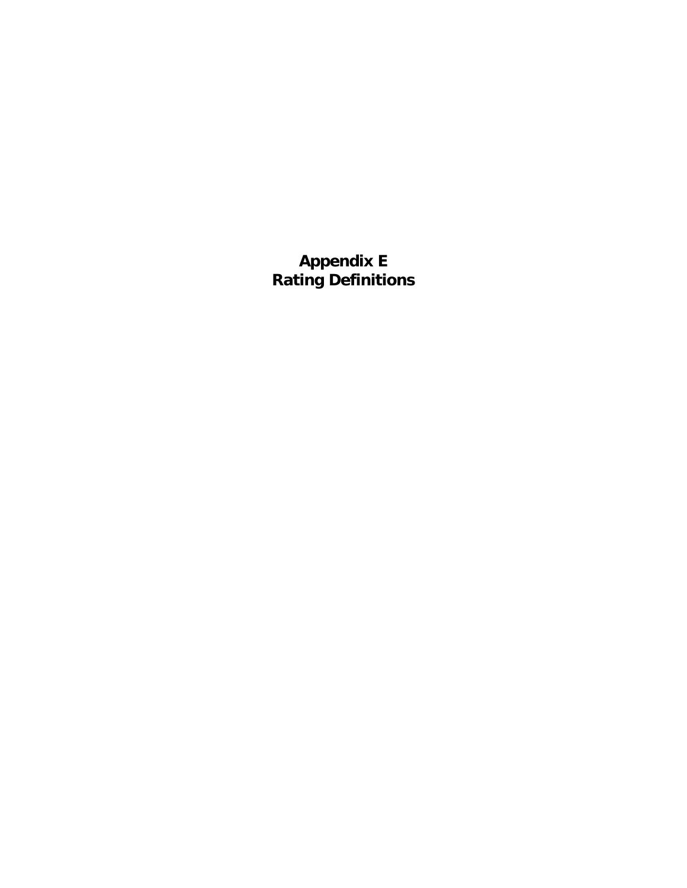# Appendix E
# Rating Definitions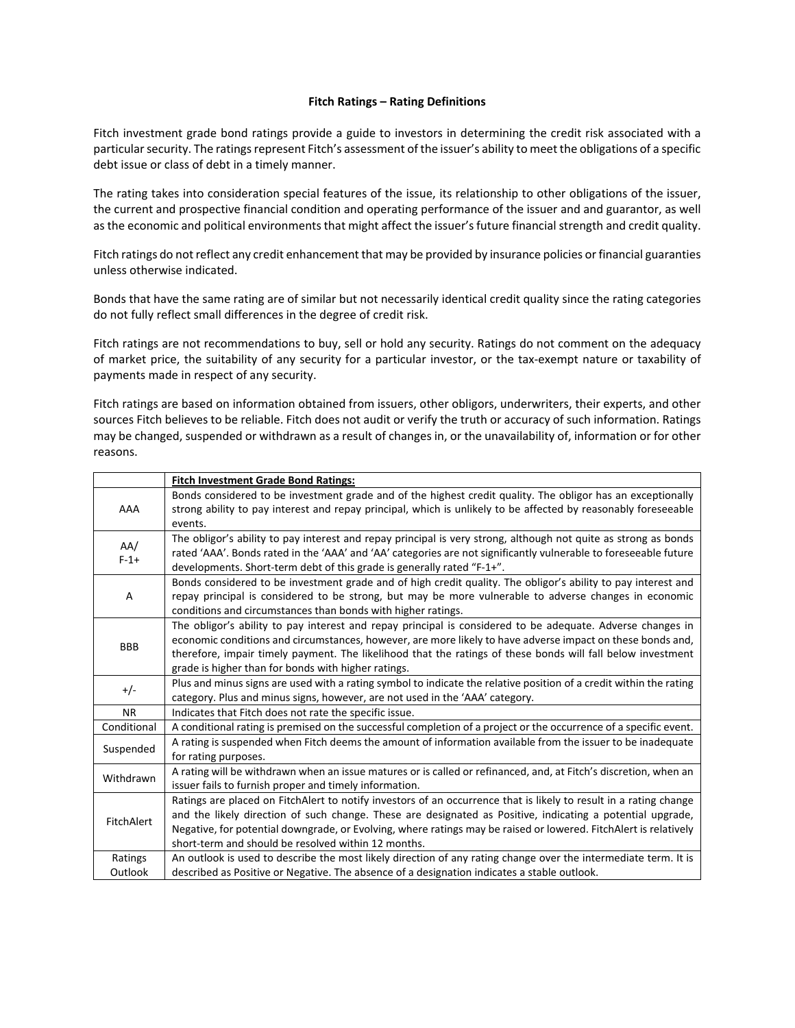**Fitch Ratings – Rating Definitions**

Fitch investment grade bond ratings provide a guide to investors in determining the credit risk associated with a particular security. The ratings represent Fitch's assessment of the issuer's ability to meet the obligations of a specific debt issue or class of debt in a timely manner.

The rating takes into consideration special features of the issue, its relationship to other obligations of the issuer, the current and prospective financial condition and operating performance of the issuer and and guarantor, as well as the economic and political environments that might affect the issuer's future financial strength and credit quality.

Fitch ratings do not reflect any credit enhancement that may be provided by insurance policies or financial guaranties unless otherwise indicated.

Bonds that have the same rating are of similar but not necessarily identical credit quality since the rating categories do not fully reflect small differences in the degree of credit risk.

Fitch ratings are not recommendations to buy, sell or hold any security. Ratings do not comment on the adequacy of market price, the suitability of any security for a particular investor, or the tax-exempt nature or taxability of payments made in respect of any security.

Fitch ratings are based on information obtained from issuers, other obligors, underwriters, their experts, and other sources Fitch believes to be reliable. Fitch does not audit or verify the truth or accuracy of such information. Ratings may be changed, suspended or withdrawn as a result of changes in, or the unavailability of, information or for other reasons.

| | **Fitch Investment Grade Bond Ratings:** |
|---|---|
| AAA | Bonds considered to be investment grade and of the highest credit quality. The obligor has an exceptionally strong ability to pay interest and repay principal, which is unlikely to be affected by reasonably foreseeable events. |
| AA/ F-1+ | The obligor's ability to pay interest and repay principal is very strong, although not quite as strong as bonds rated 'AAA'. Bonds rated in the 'AAA' and 'AA' categories are not significantly vulnerable to foreseeable future developments. Short-term debt of this grade is generally rated "F-1+". |
| A | Bonds considered to be investment grade and of high credit quality. The obligor's ability to pay interest and repay principal is considered to be strong, but may be more vulnerable to adverse changes in economic conditions and circumstances than bonds with higher ratings. |
| BBB | The obligor's ability to pay interest and repay principal is considered to be adequate. Adverse changes in economic conditions and circumstances, however, are more likely to have adverse impact on these bonds and, therefore, impair timely payment. The likelihood that the ratings of these bonds will fall below investment grade is higher than for bonds with higher ratings. |
| +/- | Plus and minus signs are used with a rating symbol to indicate the relative position of a credit within the rating category. Plus and minus signs, however, are not used in the 'AAA' category. |
| NR | Indicates that Fitch does not rate the specific issue. |
| Conditional | A conditional rating is premised on the successful completion of a project or the occurrence of a specific event. |
| Suspended | A rating is suspended when Fitch deems the amount of information available from the issuer to be inadequate for rating purposes. |
| Withdrawn | A rating will be withdrawn when an issue matures or is called or refinanced, and, at Fitch's discretion, when an issuer fails to furnish proper and timely information. |
| FitchAlert | Ratings are placed on FitchAlert to notify investors of an occurrence that is likely to result in a rating change and the likely direction of such change. These are designated as Positive, indicating a potential upgrade, Negative, for potential downgrade, or Evolving, where ratings may be raised or lowered. FitchAlert is relatively short-term and should be resolved within 12 months. |
| Ratings Outlook | An outlook is used to describe the most likely direction of any rating change over the intermediate term. It is described as Positive or Negative. The absence of a designation indicates a stable outlook. |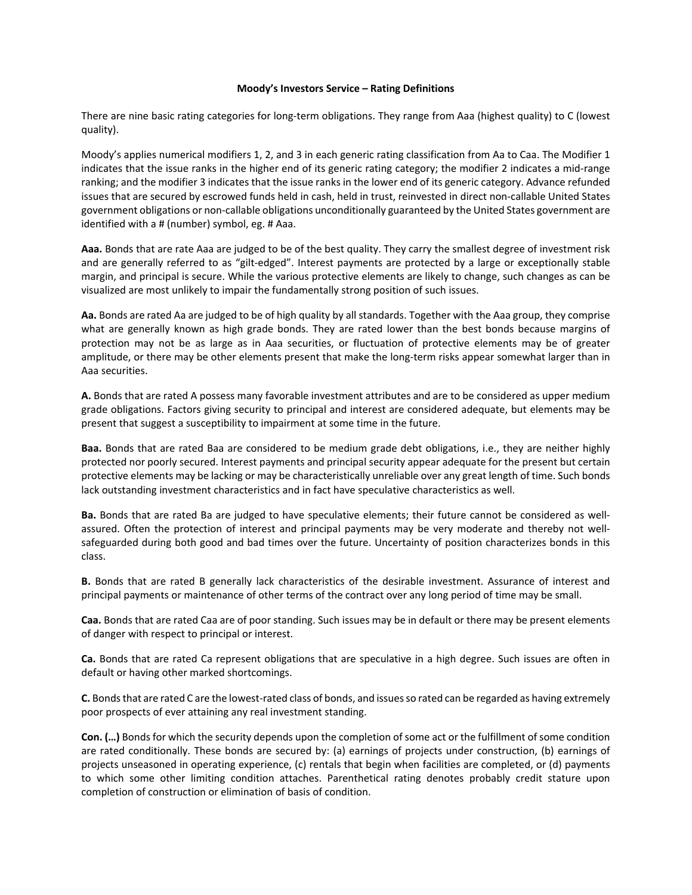**Moody's Investors Service – Rating Definitions**

There are nine basic rating categories for long-term obligations. They range from Aaa (highest quality) to C (lowest quality).

Moody's applies numerical modifiers 1, 2, and 3 in each generic rating classification from Aa to Caa. The Modifier 1 indicates that the issue ranks in the higher end of its generic rating category; the modifier 2 indicates a mid-range ranking; and the modifier 3 indicates that the issue ranks in the lower end of its generic category. Advance refunded issues that are secured by escrowed funds held in cash, held in trust, reinvested in direct non-callable United States government obligations or non-callable obligations unconditionally guaranteed by the United States government are identified with a # (number) symbol, eg. # Aaa.

**Aaa.** Bonds that are rate Aaa are judged to be of the best quality. They carry the smallest degree of investment risk and are generally referred to as "gilt-edged". Interest payments are protected by a large or exceptionally stable margin, and principal is secure. While the various protective elements are likely to change, such changes as can be visualized are most unlikely to impair the fundamentally strong position of such issues.

**Aa.** Bonds are rated Aa are judged to be of high quality by all standards. Together with the Aaa group, they comprise what are generally known as high grade bonds. They are rated lower than the best bonds because margins of protection may not be as large as in Aaa securities, or fluctuation of protective elements may be of greater amplitude, or there may be other elements present that make the long-term risks appear somewhat larger than in Aaa securities.

**A.** Bonds that are rated A possess many favorable investment attributes and are to be considered as upper medium grade obligations. Factors giving security to principal and interest are considered adequate, but elements may be present that suggest a susceptibility to impairment at some time in the future.

**Baa.** Bonds that are rated Baa are considered to be medium grade debt obligations, i.e., they are neither highly protected nor poorly secured. Interest payments and principal security appear adequate for the present but certain protective elements may be lacking or may be characteristically unreliable over any great length of time. Such bonds lack outstanding investment characteristics and in fact have speculative characteristics as well.

**Ba.** Bonds that are rated Ba are judged to have speculative elements; their future cannot be considered as well-assured. Often the protection of interest and principal payments may be very moderate and thereby not well-safeguarded during both good and bad times over the future. Uncertainty of position characterizes bonds in this class.

**B.** Bonds that are rated B generally lack characteristics of the desirable investment. Assurance of interest and principal payments or maintenance of other terms of the contract over any long period of time may be small.

**Caa.** Bonds that are rated Caa are of poor standing. Such issues may be in default or there may be present elements of danger with respect to principal or interest.

**Ca.** Bonds that are rated Ca represent obligations that are speculative in a high degree. Such issues are often in default or having other marked shortcomings.

**C.** Bonds that are rated C are the lowest-rated class of bonds, and issues so rated can be regarded as having extremely poor prospects of ever attaining any real investment standing.

**Con. (…)** Bonds for which the security depends upon the completion of some act or the fulfillment of some condition are rated conditionally. These bonds are secured by: (a) earnings of projects under construction, (b) earnings of projects unseasoned in operating experience, (c) rentals that begin when facilities are completed, or (d) payments to which some other limiting condition attaches. Parenthetical rating denotes probably credit stature upon completion of construction or elimination of basis of condition.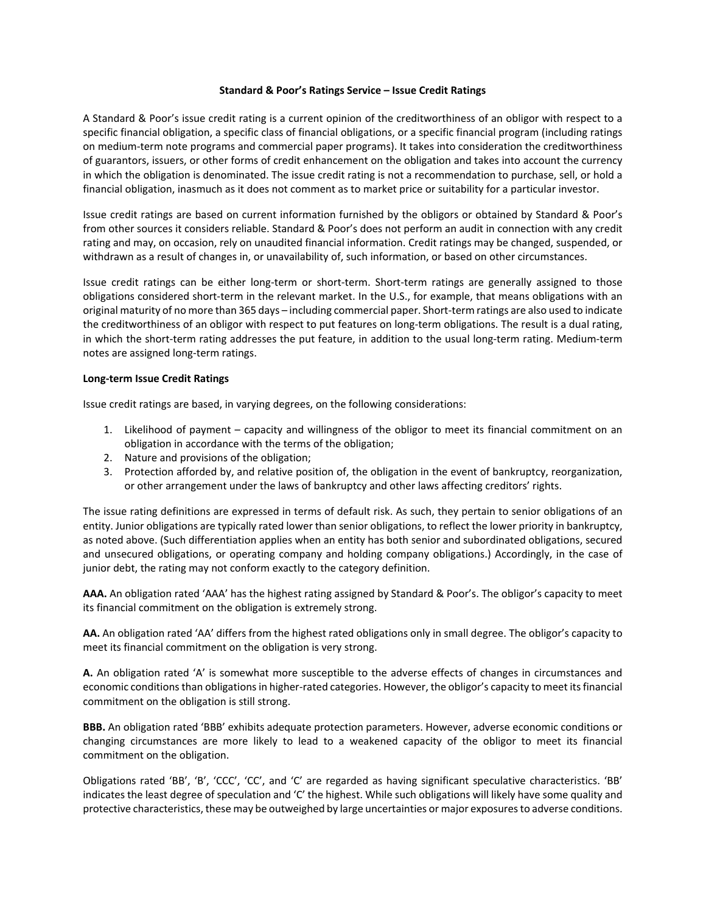## Standard & Poor's Ratings Service – Issue Credit Ratings

A Standard & Poor's issue credit rating is a current opinion of the creditworthiness of an obligor with respect to a specific financial obligation, a specific class of financial obligations, or a specific financial program (including ratings on medium-term note programs and commercial paper programs). It takes into consideration the creditworthiness of guarantors, issuers, or other forms of credit enhancement on the obligation and takes into account the currency in which the obligation is denominated. The issue credit rating is not a recommendation to purchase, sell, or hold a financial obligation, inasmuch as it does not comment as to market price or suitability for a particular investor.

Issue credit ratings are based on current information furnished by the obligors or obtained by Standard & Poor's from other sources it considers reliable. Standard & Poor's does not perform an audit in connection with any credit rating and may, on occasion, rely on unaudited financial information. Credit ratings may be changed, suspended, or withdrawn as a result of changes in, or unavailability of, such information, or based on other circumstances.

Issue credit ratings can be either long-term or short-term. Short-term ratings are generally assigned to those obligations considered short-term in the relevant market. In the U.S., for example, that means obligations with an original maturity of no more than 365 days – including commercial paper. Short-term ratings are also used to indicate the creditworthiness of an obligor with respect to put features on long-term obligations. The result is a dual rating, in which the short-term rating addresses the put feature, in addition to the usual long-term rating. Medium-term notes are assigned long-term ratings.

### Long-term Issue Credit Ratings

Issue credit ratings are based, in varying degrees, on the following considerations:

1. Likelihood of payment – capacity and willingness of the obligor to meet its financial commitment on an obligation in accordance with the terms of the obligation;
2. Nature and provisions of the obligation;
3. Protection afforded by, and relative position of, the obligation in the event of bankruptcy, reorganization, or other arrangement under the laws of bankruptcy and other laws affecting creditors' rights.

The issue rating definitions are expressed in terms of default risk. As such, they pertain to senior obligations of an entity. Junior obligations are typically rated lower than senior obligations, to reflect the lower priority in bankruptcy, as noted above. (Such differentiation applies when an entity has both senior and subordinated obligations, secured and unsecured obligations, or operating company and holding company obligations.) Accordingly, in the case of junior debt, the rating may not conform exactly to the category definition.

**AAA.** An obligation rated 'AAA' has the highest rating assigned by Standard & Poor's. The obligor's capacity to meet its financial commitment on the obligation is extremely strong.

**AA.** An obligation rated 'AA' differs from the highest rated obligations only in small degree. The obligor's capacity to meet its financial commitment on the obligation is very strong.

**A.** An obligation rated 'A' is somewhat more susceptible to the adverse effects of changes in circumstances and economic conditions than obligations in higher-rated categories. However, the obligor's capacity to meet its financial commitment on the obligation is still strong.

**BBB.** An obligation rated 'BBB' exhibits adequate protection parameters. However, adverse economic conditions or changing circumstances are more likely to lead to a weakened capacity of the obligor to meet its financial commitment on the obligation.

Obligations rated 'BB', 'B', 'CCC', 'CC', and 'C' are regarded as having significant speculative characteristics. 'BB' indicates the least degree of speculation and 'C' the highest. While such obligations will likely have some quality and protective characteristics, these may be outweighed by large uncertainties or major exposures to adverse conditions.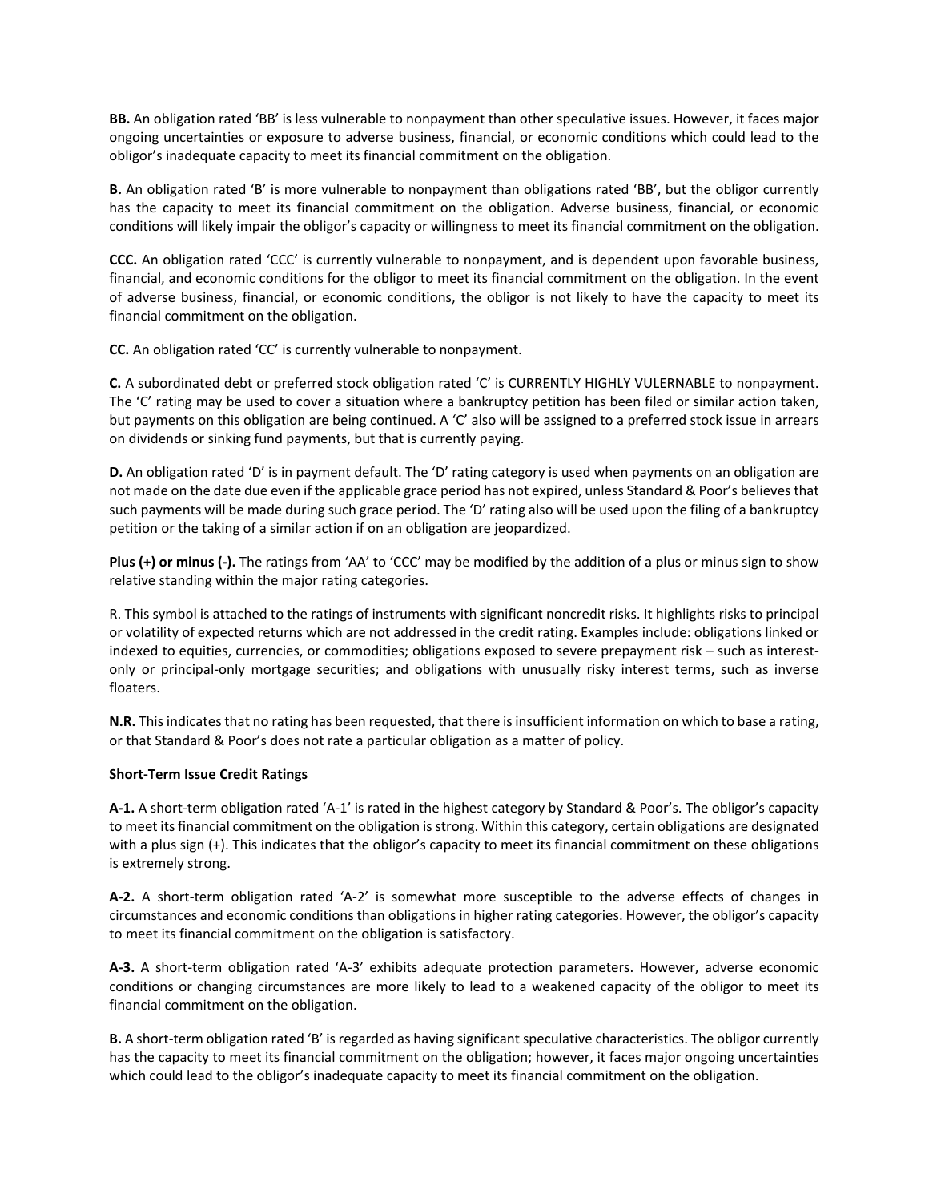**BB.** An obligation rated 'BB' is less vulnerable to nonpayment than other speculative issues. However, it faces major ongoing uncertainties or exposure to adverse business, financial, or economic conditions which could lead to the obligor's inadequate capacity to meet its financial commitment on the obligation.

**B.** An obligation rated 'B' is more vulnerable to nonpayment than obligations rated 'BB', but the obligor currently has the capacity to meet its financial commitment on the obligation. Adverse business, financial, or economic conditions will likely impair the obligor's capacity or willingness to meet its financial commitment on the obligation.

**CCC.** An obligation rated 'CCC' is currently vulnerable to nonpayment, and is dependent upon favorable business, financial, and economic conditions for the obligor to meet its financial commitment on the obligation. In the event of adverse business, financial, or economic conditions, the obligor is not likely to have the capacity to meet its financial commitment on the obligation.

**CC.** An obligation rated 'CC' is currently vulnerable to nonpayment.

**C.** A subordinated debt or preferred stock obligation rated 'C' is CURRENTLY HIGHLY VULERNABLE to nonpayment. The 'C' rating may be used to cover a situation where a bankruptcy petition has been filed or similar action taken, but payments on this obligation are being continued. A 'C' also will be assigned to a preferred stock issue in arrears on dividends or sinking fund payments, but that is currently paying.

**D.** An obligation rated 'D' is in payment default. The 'D' rating category is used when payments on an obligation are not made on the date due even if the applicable grace period has not expired, unless Standard & Poor's believes that such payments will be made during such grace period. The 'D' rating also will be used upon the filing of a bankruptcy petition or the taking of a similar action if on an obligation are jeopardized.

**Plus (+) or minus (-).** The ratings from 'AA' to 'CCC' may be modified by the addition of a plus or minus sign to show relative standing within the major rating categories.

R. This symbol is attached to the ratings of instruments with significant noncredit risks. It highlights risks to principal or volatility of expected returns which are not addressed in the credit rating. Examples include: obligations linked or indexed to equities, currencies, or commodities; obligations exposed to severe prepayment risk – such as interest-only or principal-only mortgage securities; and obligations with unusually risky interest terms, such as inverse floaters.

**N.R.** This indicates that no rating has been requested, that there is insufficient information on which to base a rating, or that Standard & Poor's does not rate a particular obligation as a matter of policy.

**Short-Term Issue Credit Ratings**

**A-1.** A short-term obligation rated 'A-1' is rated in the highest category by Standard & Poor's. The obligor's capacity to meet its financial commitment on the obligation is strong. Within this category, certain obligations are designated with a plus sign (+). This indicates that the obligor's capacity to meet its financial commitment on these obligations is extremely strong.

**A-2.** A short-term obligation rated 'A-2' is somewhat more susceptible to the adverse effects of changes in circumstances and economic conditions than obligations in higher rating categories. However, the obligor's capacity to meet its financial commitment on the obligation is satisfactory.

**A-3.** A short-term obligation rated 'A-3' exhibits adequate protection parameters. However, adverse economic conditions or changing circumstances are more likely to lead to a weakened capacity of the obligor to meet its financial commitment on the obligation.

**B.** A short-term obligation rated 'B' is regarded as having significant speculative characteristics. The obligor currently has the capacity to meet its financial commitment on the obligation; however, it faces major ongoing uncertainties which could lead to the obligor's inadequate capacity to meet its financial commitment on the obligation.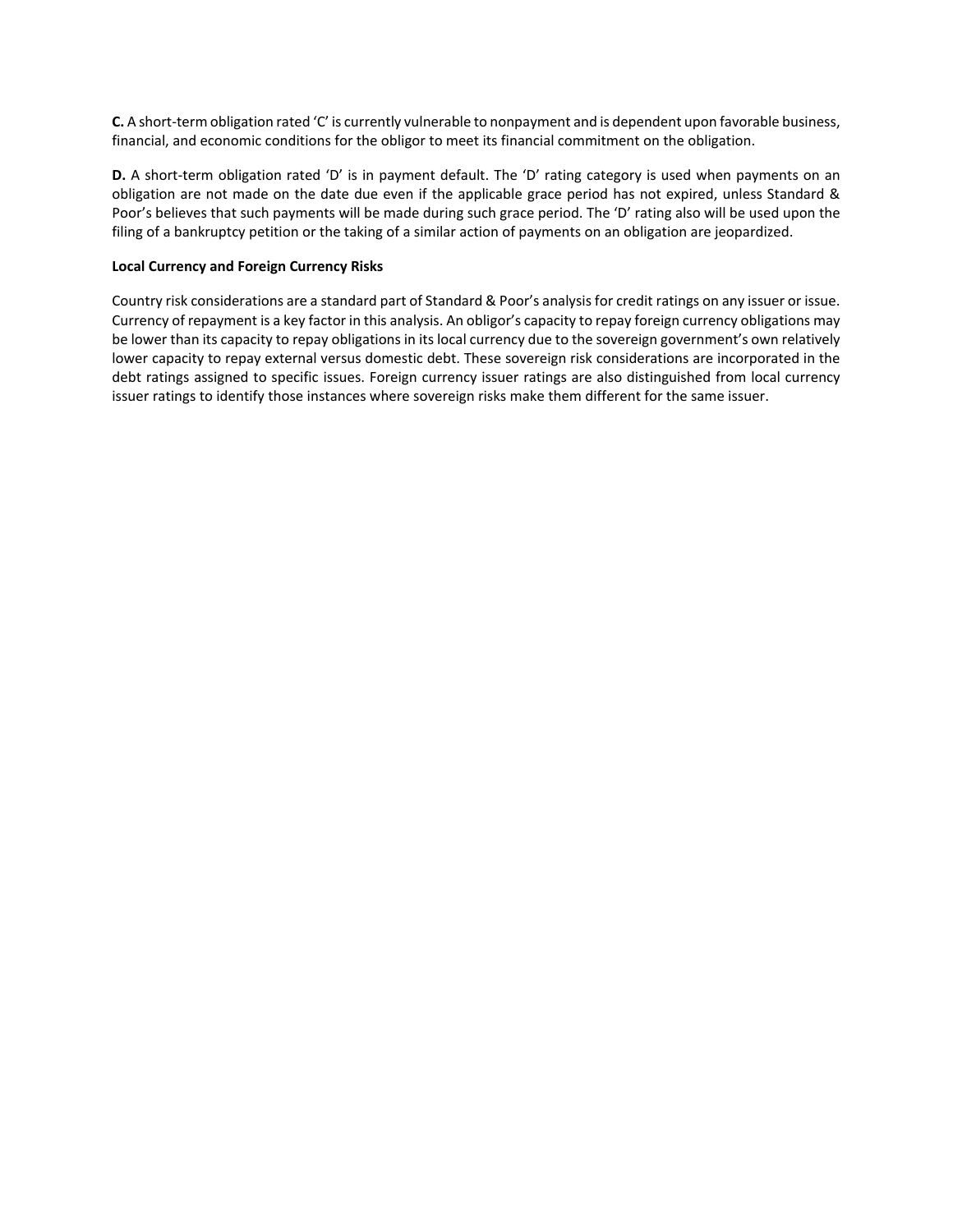**C.** A short-term obligation rated 'C' is currently vulnerable to nonpayment and is dependent upon favorable business, financial, and economic conditions for the obligor to meet its financial commitment on the obligation.

**D.** A short-term obligation rated 'D' is in payment default. The 'D' rating category is used when payments on an obligation are not made on the date due even if the applicable grace period has not expired, unless Standard & Poor's believes that such payments will be made during such grace period. The 'D' rating also will be used upon the filing of a bankruptcy petition or the taking of a similar action of payments on an obligation are jeopardized.

**Local Currency and Foreign Currency Risks**

Country risk considerations are a standard part of Standard & Poor's analysis for credit ratings on any issuer or issue. Currency of repayment is a key factor in this analysis. An obligor's capacity to repay foreign currency obligations may be lower than its capacity to repay obligations in its local currency due to the sovereign government's own relatively lower capacity to repay external versus domestic debt. These sovereign risk considerations are incorporated in the debt ratings assigned to specific issues. Foreign currency issuer ratings are also distinguished from local currency issuer ratings to identify those instances where sovereign risks make them different for the same issuer.